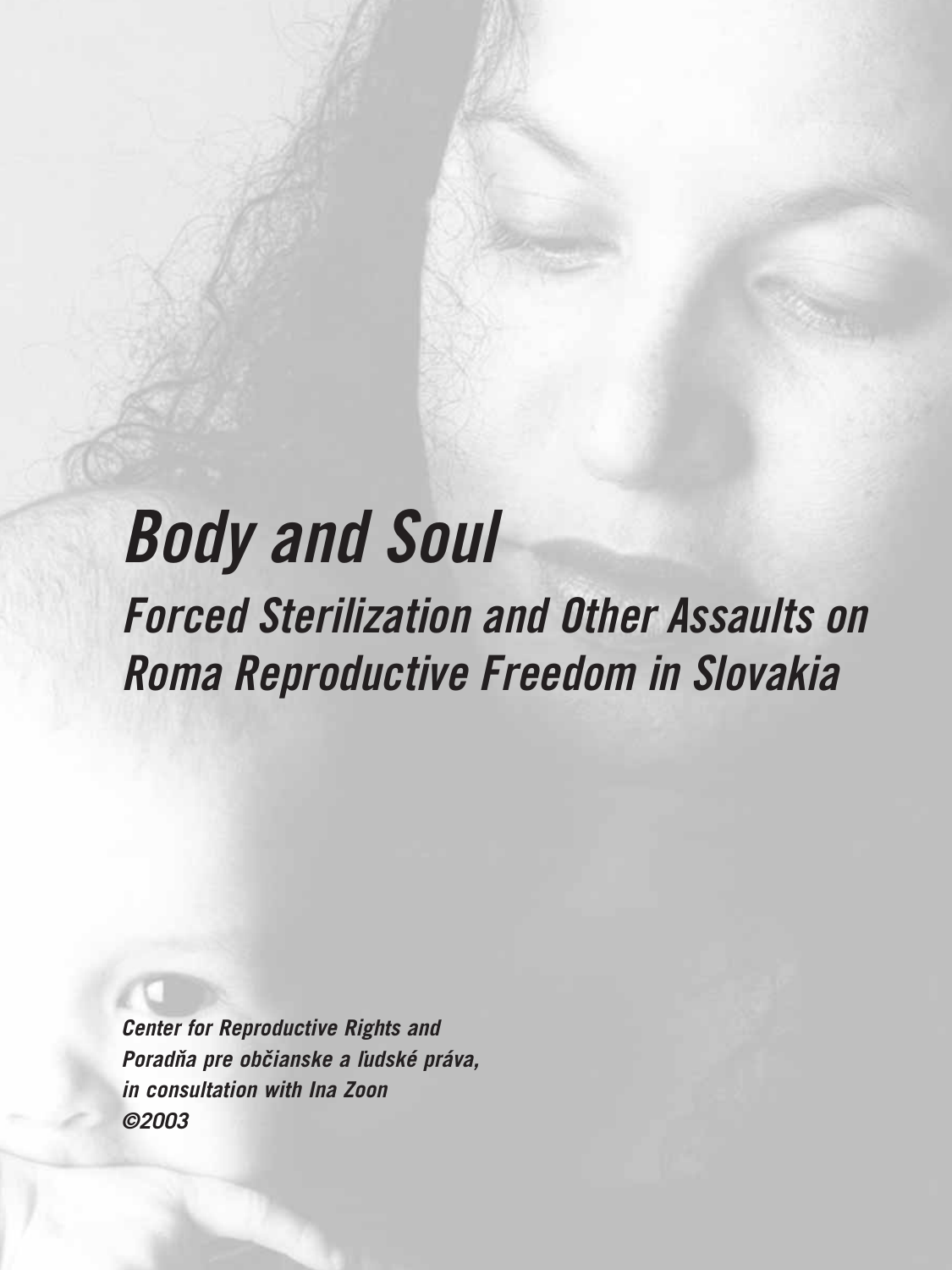# Body and Soul

## Forced Sterilization and Other Assaults on Roma Reproductive Freedom in Slovakia

***Center for Reproductive Rights and***
***Poradňa pre občianske a ľudské práva,***
***in consultation with Ina Zoon***
***©2003***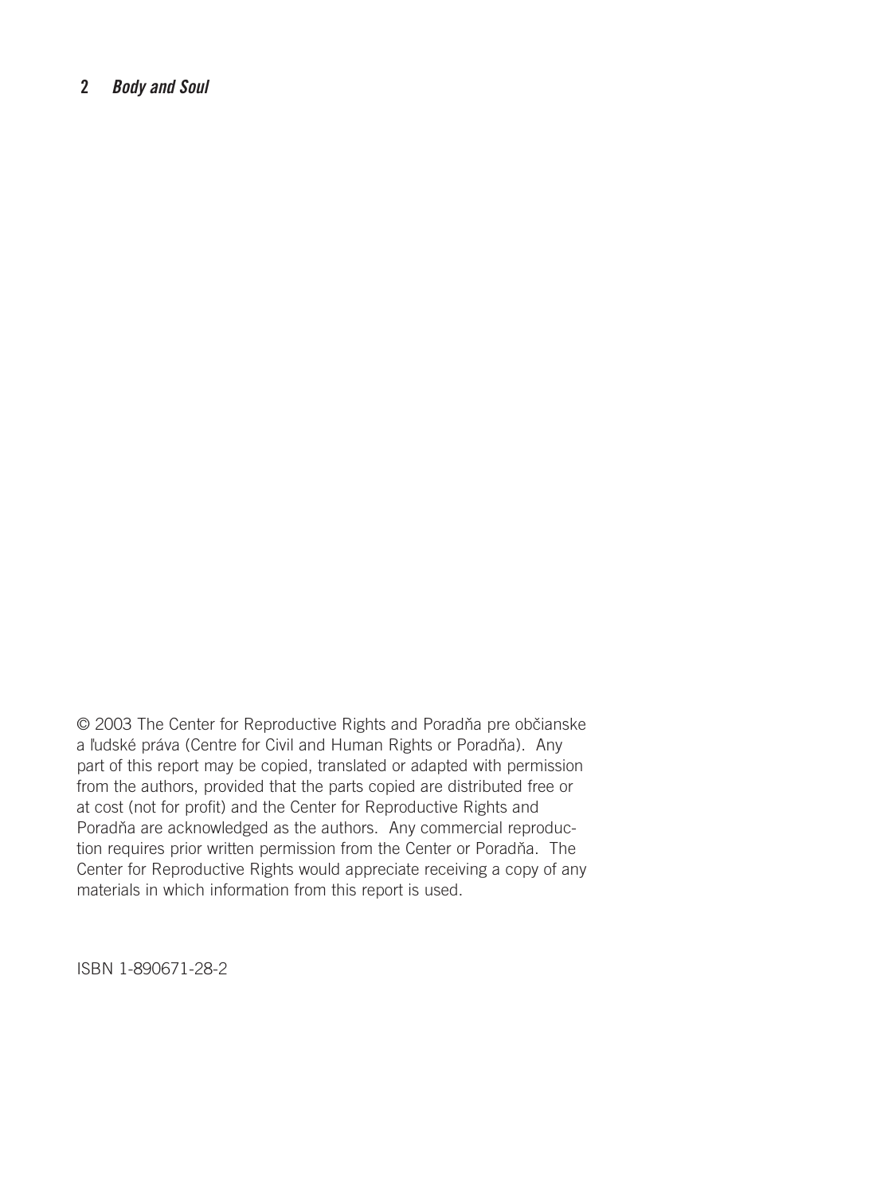© 2003 The Center for Reproductive Rights and Poradňa pre občianske a ľudské práva (Centre for Civil and Human Rights or Poradňa). Any part of this report may be copied, translated or adapted with permission from the authors, provided that the parts copied are distributed free or at cost (not for profit) and the Center for Reproductive Rights and Poradňa are acknowledged as the authors. Any commercial reproduction requires prior written permission from the Center or Poradňa. The Center for Reproductive Rights would appreciate receiving a copy of any materials in which information from this report is used.

ISBN 1-890671-28-2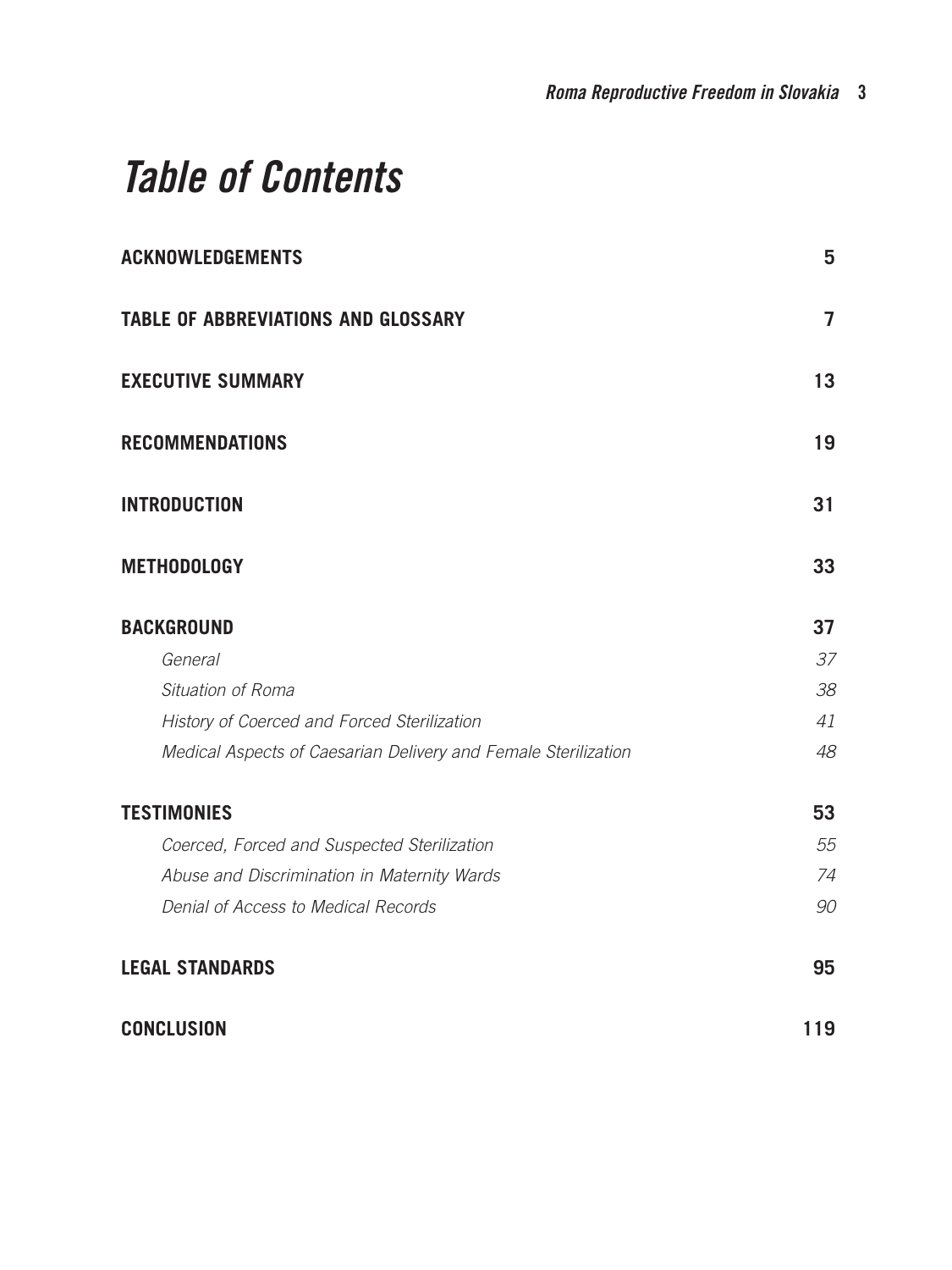# Table of Contents

**ACKNOWLEDGEMENTS** 5

**TABLE OF ABBREVIATIONS AND GLOSSARY** 7

**EXECUTIVE SUMMARY** 13

**RECOMMENDATIONS** 19

**INTRODUCTION** 31

**METHODOLOGY** 33

**BACKGROUND** 37

- *General* 37
- *Situation of Roma* 38
- *History of Coerced and Forced Sterilization* 41
- *Medical Aspects of Caesarian Delivery and Female Sterilization* 48

**TESTIMONIES** 53

- *Coerced, Forced and Suspected Sterilization* 55
- *Abuse and Discrimination in Maternity Wards* 74
- *Denial of Access to Medical Records* 90

**LEGAL STANDARDS** 95

**CONCLUSION** 119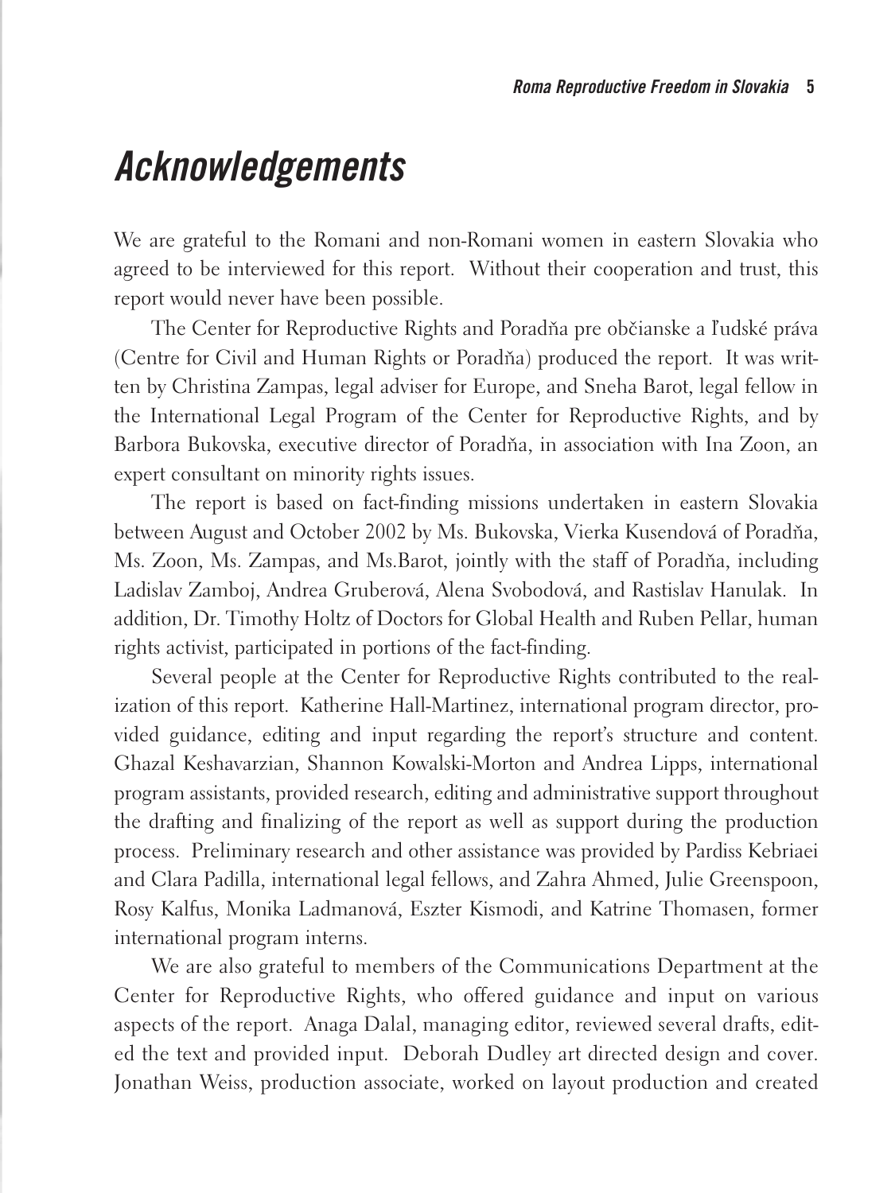# Acknowledgements

We are grateful to the Romani and non-Romani women in eastern Slovakia who agreed to be interviewed for this report. Without their cooperation and trust, this report would never have been possible.

The Center for Reproductive Rights and Poradňa pre občianske a ľudské práva (Centre for Civil and Human Rights or Poradňa) produced the report. It was written by Christina Zampas, legal adviser for Europe, and Sneha Barot, legal fellow in the International Legal Program of the Center for Reproductive Rights, and by Barbora Bukovska, executive director of Poradňa, in association with Ina Zoon, an expert consultant on minority rights issues.

The report is based on fact-finding missions undertaken in eastern Slovakia between August and October 2002 by Ms. Bukovska, Vierka Kusendová of Poradňa, Ms. Zoon, Ms. Zampas, and Ms.Barot, jointly with the staff of Poradňa, including Ladislav Zamboj, Andrea Gruberová, Alena Svobodová, and Rastislav Hanulak. In addition, Dr. Timothy Holtz of Doctors for Global Health and Ruben Pellar, human rights activist, participated in portions of the fact-finding.

Several people at the Center for Reproductive Rights contributed to the realization of this report. Katherine Hall-Martinez, international program director, provided guidance, editing and input regarding the report's structure and content. Ghazal Keshavarzian, Shannon Kowalski-Morton and Andrea Lipps, international program assistants, provided research, editing and administrative support throughout the drafting and finalizing of the report as well as support during the production process. Preliminary research and other assistance was provided by Pardiss Kebriaei and Clara Padilla, international legal fellows, and Zahra Ahmed, Julie Greenspoon, Rosy Kalfus, Monika Ladmanová, Eszter Kismodi, and Katrine Thomasen, former international program interns.

We are also grateful to members of the Communications Department at the Center for Reproductive Rights, who offered guidance and input on various aspects of the report. Anaga Dalal, managing editor, reviewed several drafts, edited the text and provided input. Deborah Dudley art directed design and cover. Jonathan Weiss, production associate, worked on layout production and created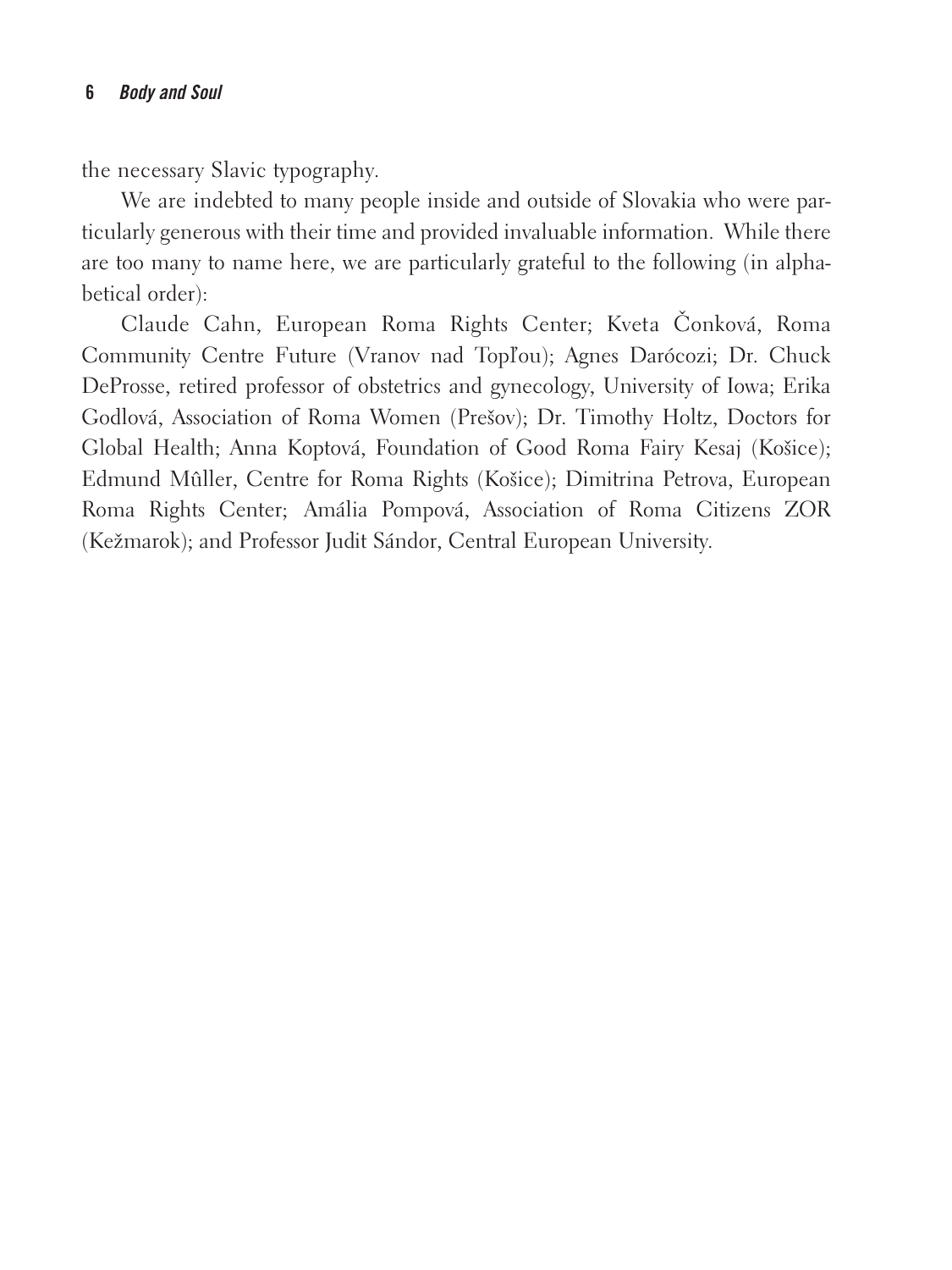the necessary Slavic typography.

We are indebted to many people inside and outside of Slovakia who were particularly generous with their time and provided invaluable information. While there are too many to name here, we are particularly grateful to the following (in alphabetical order):

Claude Cahn, European Roma Rights Center; Kveta Čonková, Roma Community Centre Future (Vranov nad Topľou); Agnes Darócozi; Dr. Chuck DeProsse, retired professor of obstetrics and gynecology, University of Iowa; Erika Godlová, Association of Roma Women (Prešov); Dr. Timothy Holtz, Doctors for Global Health; Anna Koptová, Foundation of Good Roma Fairy Kesaj (Košice); Edmund Mûller, Centre for Roma Rights (Košice); Dimitrina Petrova, European Roma Rights Center; Amália Pompová, Association of Roma Citizens ZOR (Kežmarok); and Professor Judit Sándor, Central European University.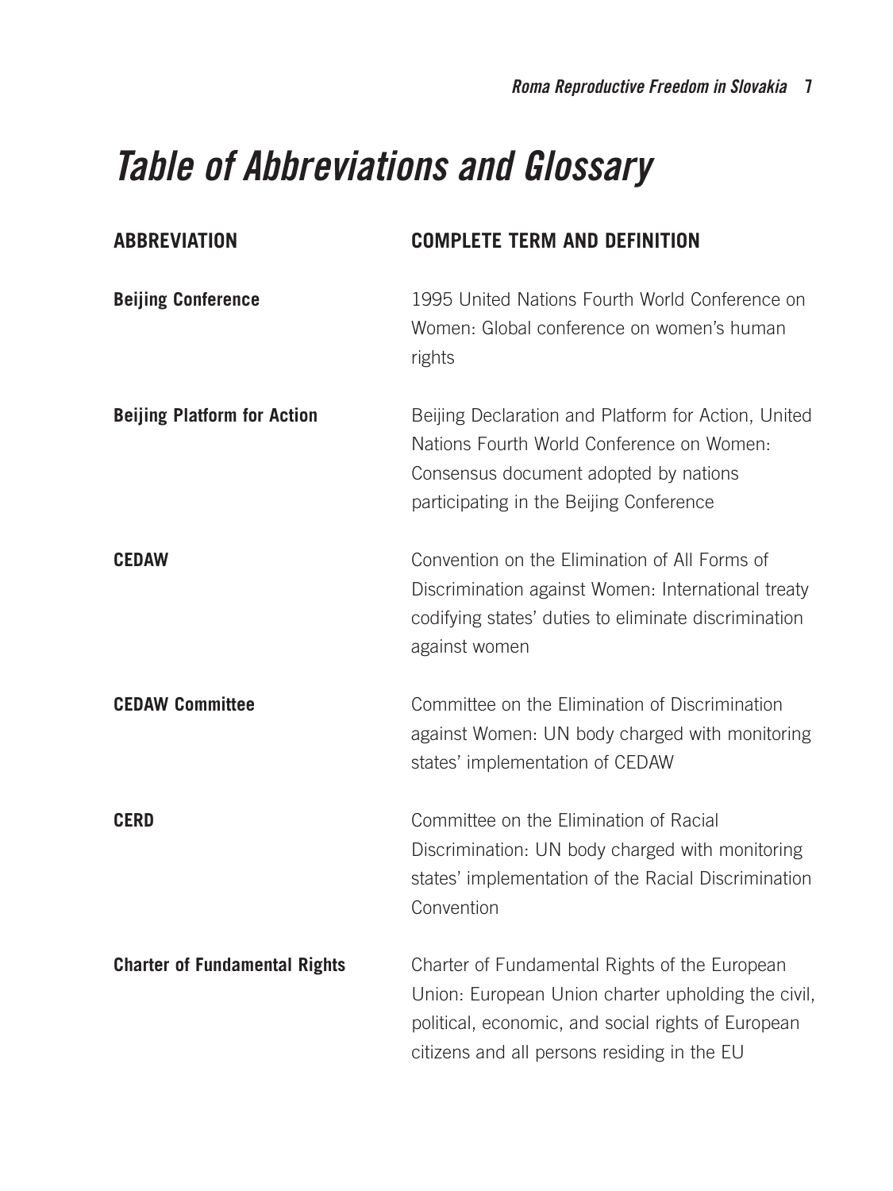# Table of Abbreviations and Glossary

| ABBREVIATION | COMPLETE TERM AND DEFINITION |
|---|---|
| **Beijing Conference** | 1995 United Nations Fourth World Conference on Women: Global conference on women's human rights |
| **Beijing Platform for Action** | Beijing Declaration and Platform for Action, United Nations Fourth World Conference on Women: Consensus document adopted by nations participating in the Beijing Conference |
| **CEDAW** | Convention on the Elimination of All Forms of Discrimination against Women: International treaty codifying states' duties to eliminate discrimination against women |
| **CEDAW Committee** | Committee on the Elimination of Discrimination against Women: UN body charged with monitoring states' implementation of CEDAW |
| **CERD** | Committee on the Elimination of Racial Discrimination: UN body charged with monitoring states' implementation of the Racial Discrimination Convention |
| **Charter of Fundamental Rights** | Charter of Fundamental Rights of the European Union: European Union charter upholding the civil, political, economic, and social rights of European citizens and all persons residing in the EU |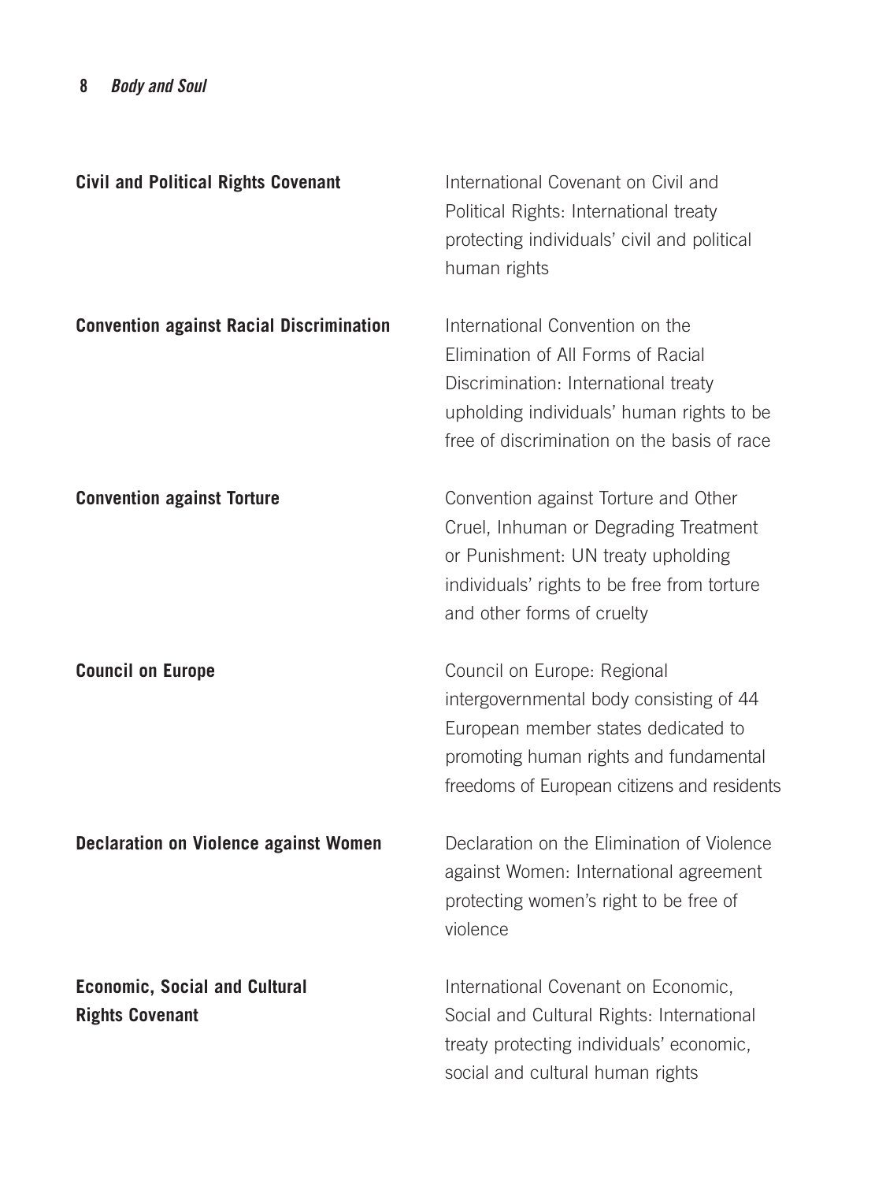| | |
|---|---|
| **Civil and Political Rights Covenant** | International Covenant on Civil and Political Rights: International treaty protecting individuals' civil and political human rights |
| **Convention against Racial Discrimination** | International Convention on the Elimination of All Forms of Racial Discrimination: International treaty upholding individuals' human rights to be free of discrimination on the basis of race |
| **Convention against Torture** | Convention against Torture and Other Cruel, Inhuman or Degrading Treatment or Punishment: UN treaty upholding individuals' rights to be free from torture and other forms of cruelty |
| **Council on Europe** | Council on Europe: Regional intergovernmental body consisting of 44 European member states dedicated to promoting human rights and fundamental freedoms of European citizens and residents |
| **Declaration on Violence against Women** | Declaration on the Elimination of Violence against Women: International agreement protecting women's right to be free of violence |
| **Economic, Social and Cultural Rights Covenant** | International Covenant on Economic, Social and Cultural Rights: International treaty protecting individuals' economic, social and cultural human rights |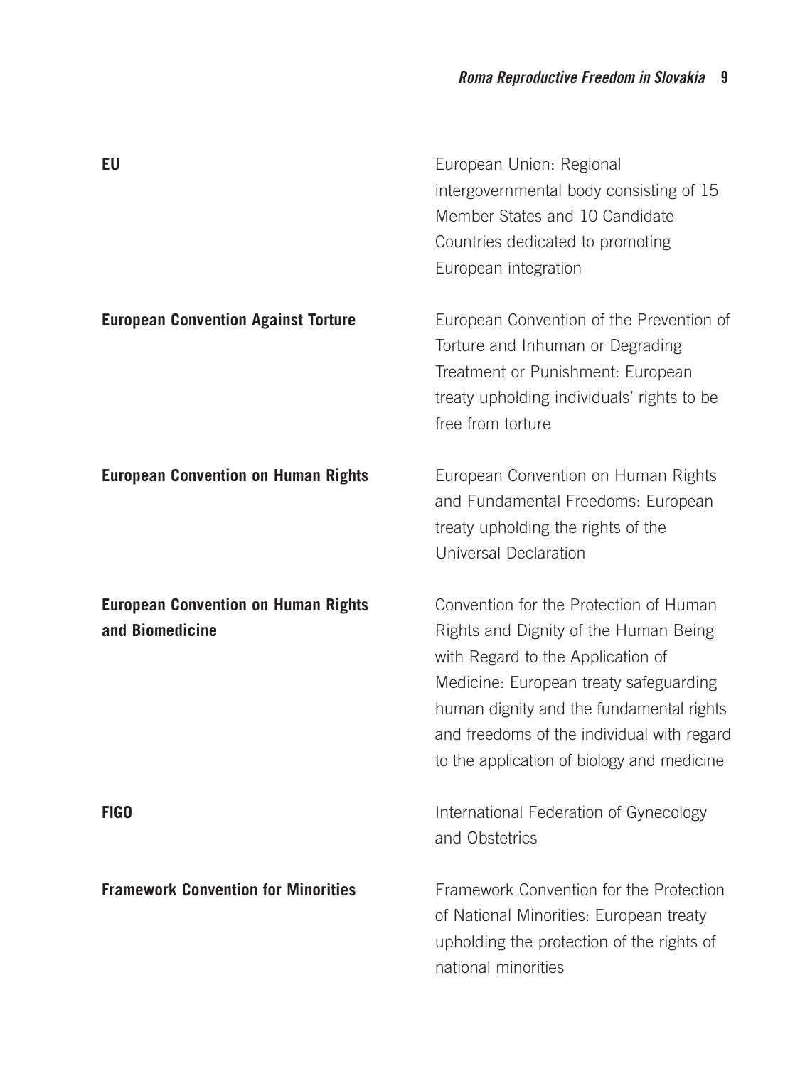| | |
|---|---|
| **EU** | European Union: Regional intergovernmental body consisting of 15 Member States and 10 Candidate Countries dedicated to promoting European integration |
| **European Convention Against Torture** | European Convention of the Prevention of Torture and Inhuman or Degrading Treatment or Punishment: European treaty upholding individuals' rights to be free from torture |
| **European Convention on Human Rights** | European Convention on Human Rights and Fundamental Freedoms: European treaty upholding the rights of the Universal Declaration |
| **European Convention on Human Rights and Biomedicine** | Convention for the Protection of Human Rights and Dignity of the Human Being with Regard to the Application of Medicine: European treaty safeguarding human dignity and the fundamental rights and freedoms of the individual with regard to the application of biology and medicine |
| **FIGO** | International Federation of Gynecology and Obstetrics |
| **Framework Convention for Minorities** | Framework Convention for the Protection of National Minorities: European treaty upholding the protection of the rights of national minorities |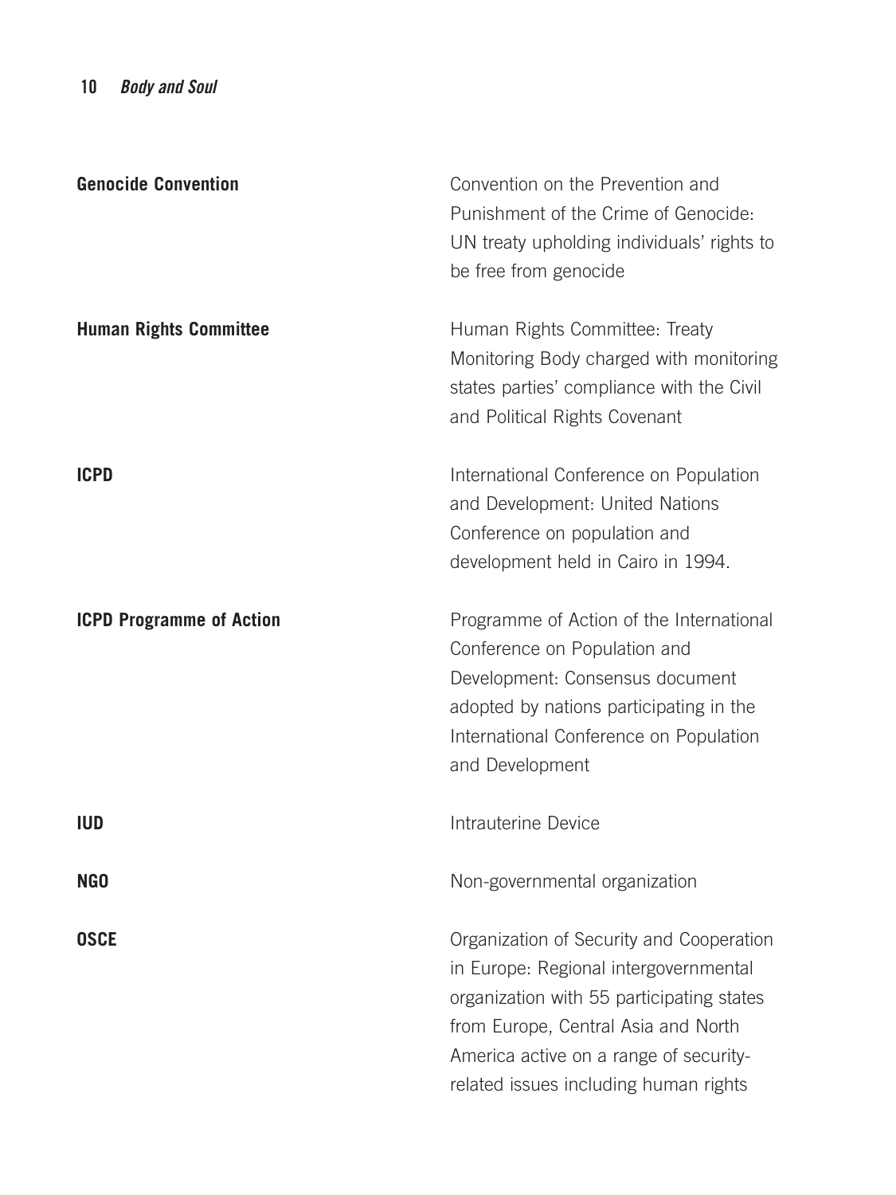| | |
|---|---|
| **Genocide Convention** | Convention on the Prevention and Punishment of the Crime of Genocide: UN treaty upholding individuals' rights to be free from genocide |
| **Human Rights Committee** | Human Rights Committee: Treaty Monitoring Body charged with monitoring states parties' compliance with the Civil and Political Rights Covenant |
| **ICPD** | International Conference on Population and Development: United Nations Conference on population and development held in Cairo in 1994. |
| **ICPD Programme of Action** | Programme of Action of the International Conference on Population and Development: Consensus document adopted by nations participating in the International Conference on Population and Development |
| **IUD** | Intrauterine Device |
| **NGO** | Non-governmental organization |
| **OSCE** | Organization of Security and Cooperation in Europe: Regional intergovernmental organization with 55 participating states from Europe, Central Asia and North America active on a range of security-related issues including human rights |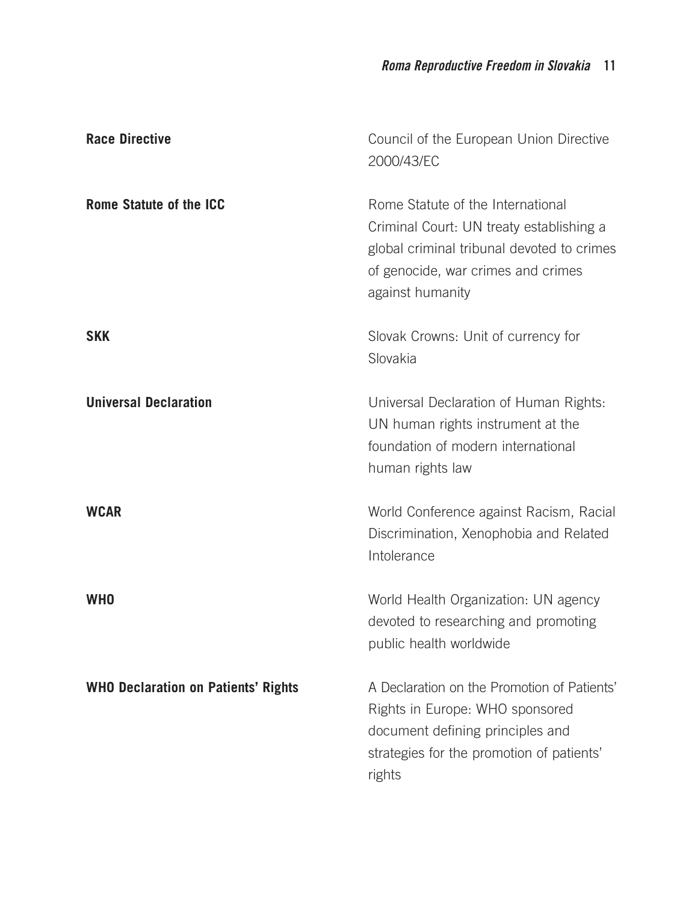| | |
|---|---|
| **Race Directive** | Council of the European Union Directive 2000/43/EC |
| **Rome Statute of the ICC** | Rome Statute of the International Criminal Court: UN treaty establishing a global criminal tribunal devoted to crimes of genocide, war crimes and crimes against humanity |
| **SKK** | Slovak Crowns: Unit of currency for Slovakia |
| **Universal Declaration** | Universal Declaration of Human Rights: UN human rights instrument at the foundation of modern international human rights law |
| **WCAR** | World Conference against Racism, Racial Discrimination, Xenophobia and Related Intolerance |
| **WHO** | World Health Organization: UN agency devoted to researching and promoting public health worldwide |
| **WHO Declaration on Patients' Rights** | A Declaration on the Promotion of Patients' Rights in Europe: WHO sponsored document defining principles and strategies for the promotion of patients' rights |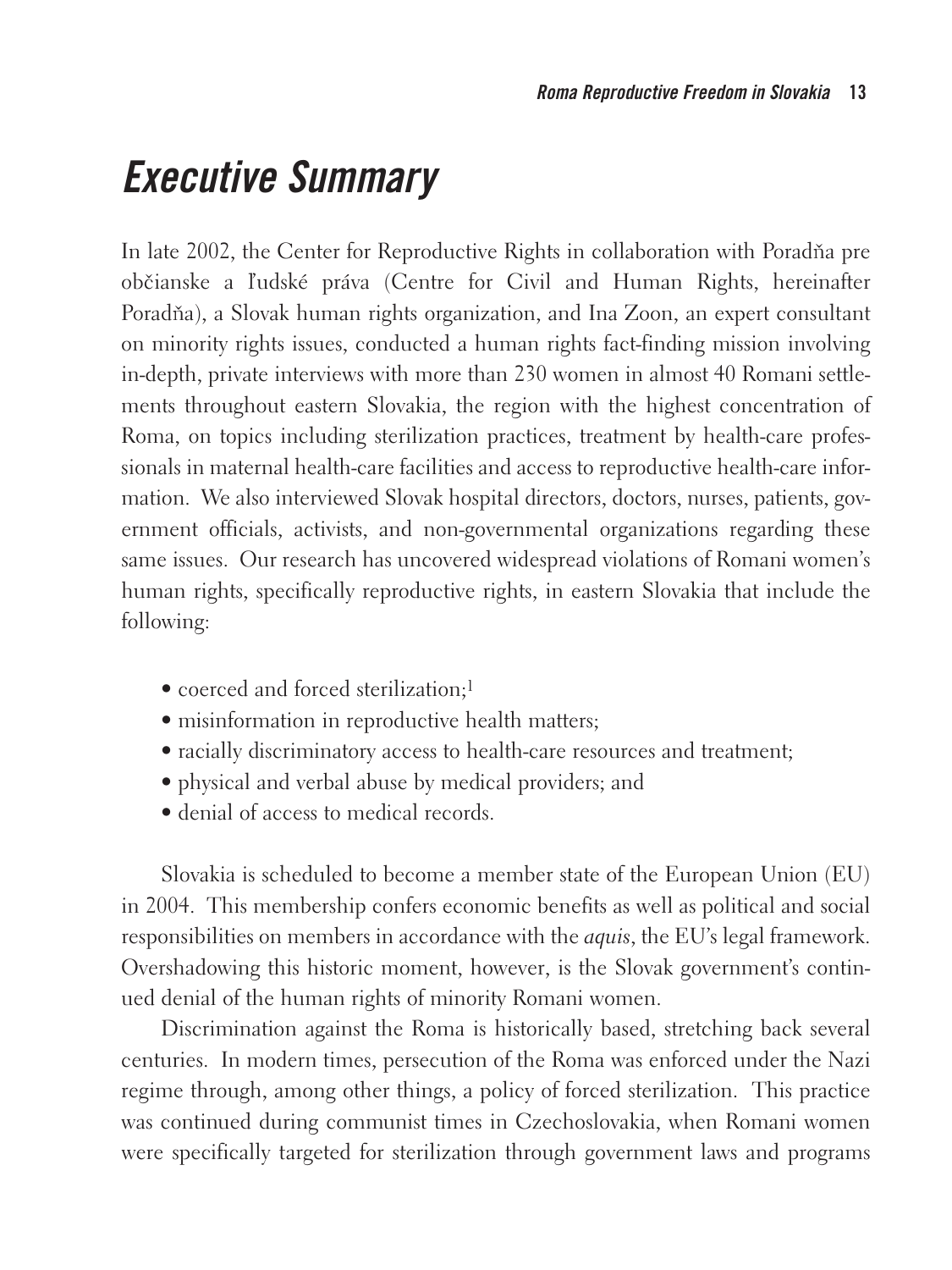# Executive Summary

In late 2002, the Center for Reproductive Rights in collaboration with Poradňa pre občianske a ľudské práva (Centre for Civil and Human Rights, hereinafter Poradňa), a Slovak human rights organization, and Ina Zoon, an expert consultant on minority rights issues, conducted a human rights fact-finding mission involving in-depth, private interviews with more than 230 women in almost 40 Romani settlements throughout eastern Slovakia, the region with the highest concentration of Roma, on topics including sterilization practices, treatment by health-care professionals in maternal health-care facilities and access to reproductive health-care information. We also interviewed Slovak hospital directors, doctors, nurses, patients, government officials, activists, and non-governmental organizations regarding these same issues. Our research has uncovered widespread violations of Romani women's human rights, specifically reproductive rights, in eastern Slovakia that include the following:

- coerced and forced sterilization;[1]
- misinformation in reproductive health matters;
- racially discriminatory access to health-care resources and treatment;
- physical and verbal abuse by medical providers; and
- denial of access to medical records.

Slovakia is scheduled to become a member state of the European Union (EU) in 2004. This membership confers economic benefits as well as political and social responsibilities on members in accordance with the *aquis*, the EU's legal framework. Overshadowing this historic moment, however, is the Slovak government's continued denial of the human rights of minority Romani women.

Discrimination against the Roma is historically based, stretching back several centuries. In modern times, persecution of the Roma was enforced under the Nazi regime through, among other things, a policy of forced sterilization. This practice was continued during communist times in Czechoslovakia, when Romani women were specifically targeted for sterilization through government laws and programs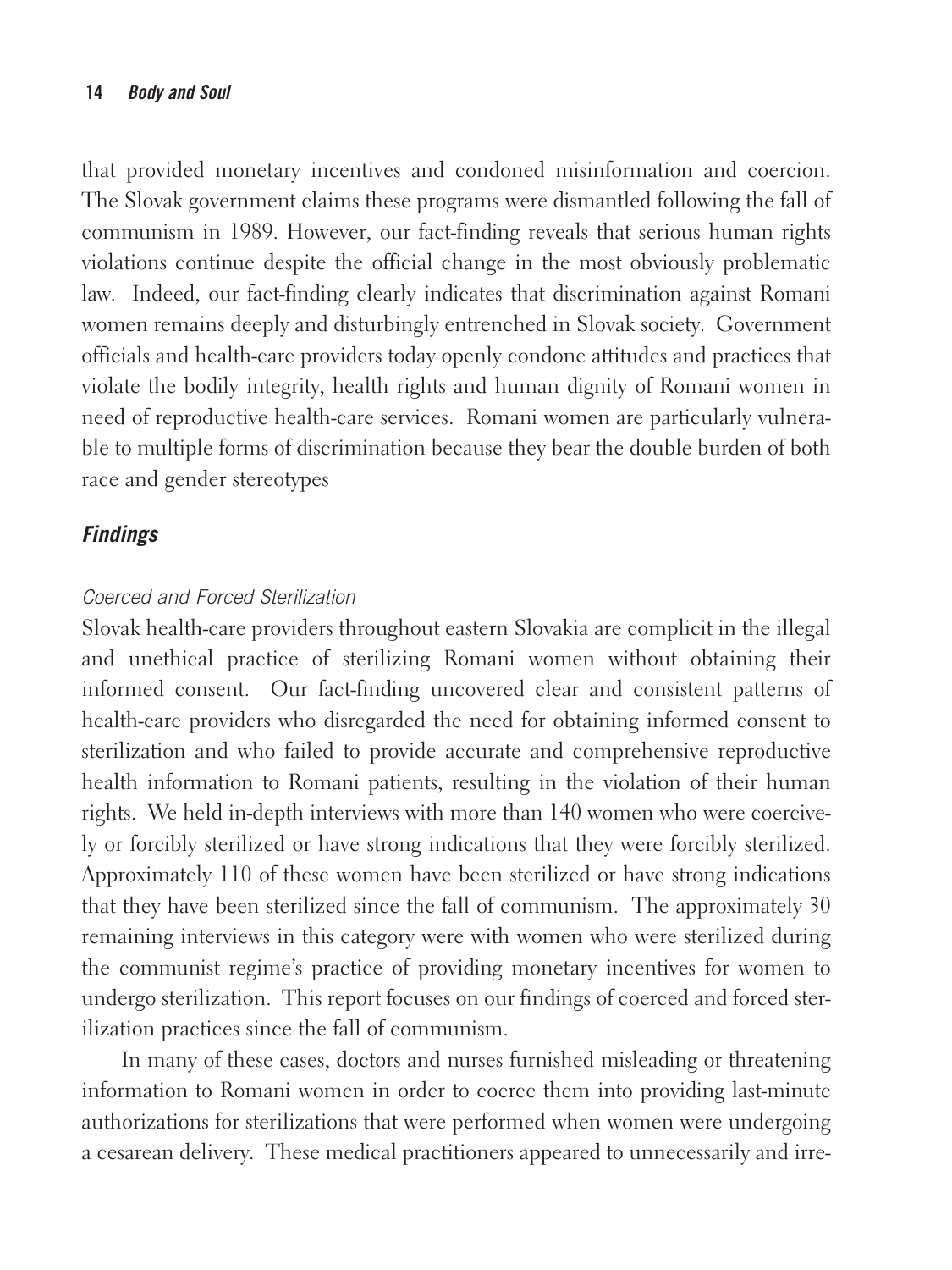that provided monetary incentives and condoned misinformation and coercion. The Slovak government claims these programs were dismantled following the fall of communism in 1989. However, our fact-finding reveals that serious human rights violations continue despite the official change in the most obviously problematic law. Indeed, our fact-finding clearly indicates that discrimination against Romani women remains deeply and disturbingly entrenched in Slovak society. Government officials and health-care providers today openly condone attitudes and practices that violate the bodily integrity, health rights and human dignity of Romani women in need of reproductive health-care services. Romani women are particularly vulnerable to multiple forms of discrimination because they bear the double burden of both race and gender stereotypes

### *Findings*

*Coerced and Forced Sterilization*

Slovak health-care providers throughout eastern Slovakia are complicit in the illegal and unethical practice of sterilizing Romani women without obtaining their informed consent. Our fact-finding uncovered clear and consistent patterns of health-care providers who disregarded the need for obtaining informed consent to sterilization and who failed to provide accurate and comprehensive reproductive health information to Romani patients, resulting in the violation of their human rights. We held in-depth interviews with more than 140 women who were coercively or forcibly sterilized or have strong indications that they were forcibly sterilized. Approximately 110 of these women have been sterilized or have strong indications that they have been sterilized since the fall of communism. The approximately 30 remaining interviews in this category were with women who were sterilized during the communist regime's practice of providing monetary incentives for women to undergo sterilization. This report focuses on our findings of coerced and forced sterilization practices since the fall of communism.

In many of these cases, doctors and nurses furnished misleading or threatening information to Romani women in order to coerce them into providing last-minute authorizations for sterilizations that were performed when women were undergoing a cesarean delivery. These medical practitioners appeared to unnecessarily and irre-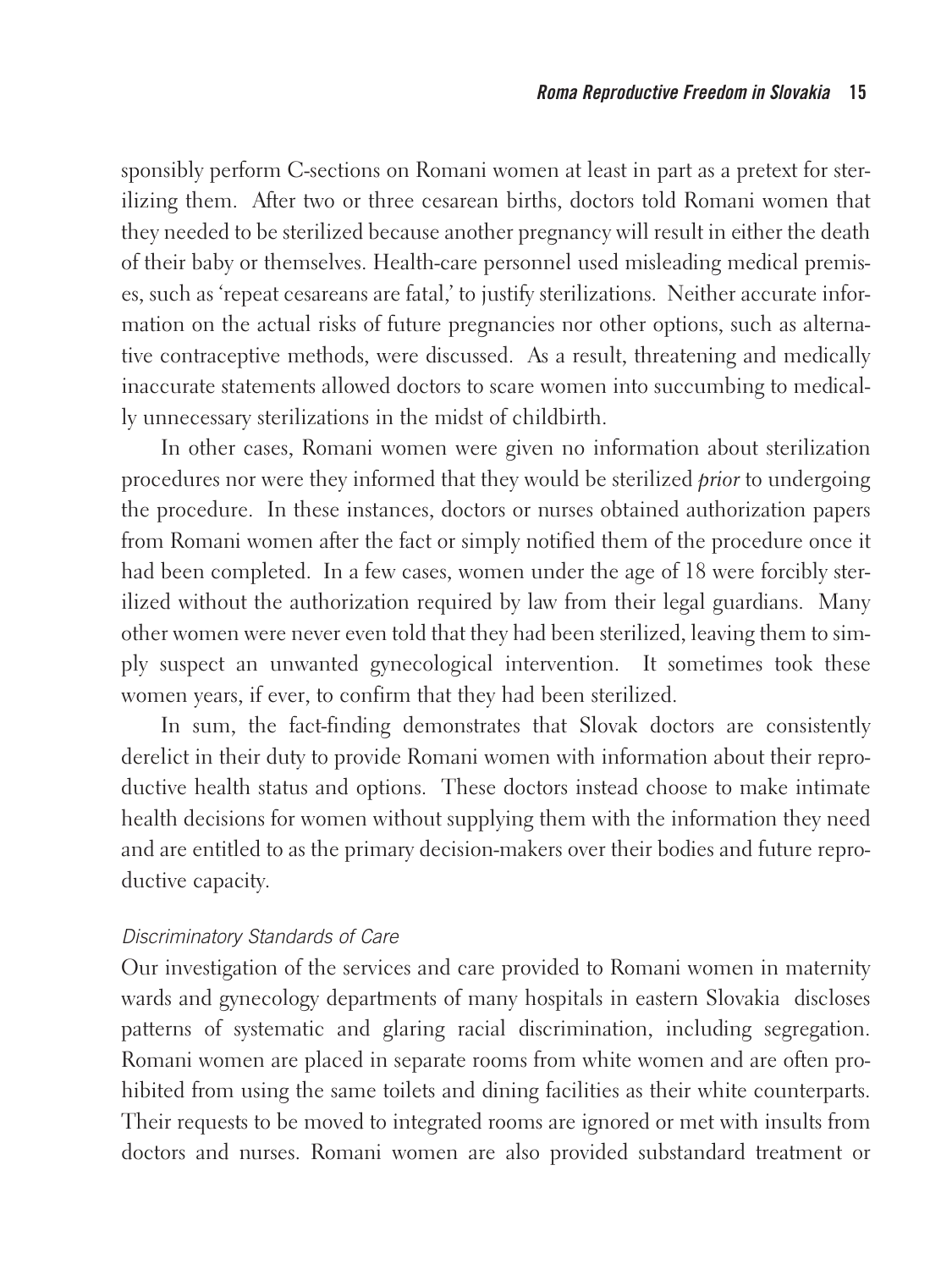sponsibly perform C-sections on Romani women at least in part as a pretext for sterilizing them. After two or three cesarean births, doctors told Romani women that they needed to be sterilized because another pregnancy will result in either the death of their baby or themselves. Health-care personnel used misleading medical premises, such as 'repeat cesareans are fatal,' to justify sterilizations. Neither accurate information on the actual risks of future pregnancies nor other options, such as alternative contraceptive methods, were discussed. As a result, threatening and medically inaccurate statements allowed doctors to scare women into succumbing to medically unnecessary sterilizations in the midst of childbirth.

In other cases, Romani women were given no information about sterilization procedures nor were they informed that they would be sterilized *prior* to undergoing the procedure. In these instances, doctors or nurses obtained authorization papers from Romani women after the fact or simply notified them of the procedure once it had been completed. In a few cases, women under the age of 18 were forcibly sterilized without the authorization required by law from their legal guardians. Many other women were never even told that they had been sterilized, leaving them to simply suspect an unwanted gynecological intervention. It sometimes took these women years, if ever, to confirm that they had been sterilized.

In sum, the fact-finding demonstrates that Slovak doctors are consistently derelict in their duty to provide Romani women with information about their reproductive health status and options. These doctors instead choose to make intimate health decisions for women without supplying them with the information they need and are entitled to as the primary decision-makers over their bodies and future reproductive capacity.

### *Discriminatory Standards of Care*

Our investigation of the services and care provided to Romani women in maternity wards and gynecology departments of many hospitals in eastern Slovakia discloses patterns of systematic and glaring racial discrimination, including segregation. Romani women are placed in separate rooms from white women and are often prohibited from using the same toilets and dining facilities as their white counterparts. Their requests to be moved to integrated rooms are ignored or met with insults from doctors and nurses. Romani women are also provided substandard treatment or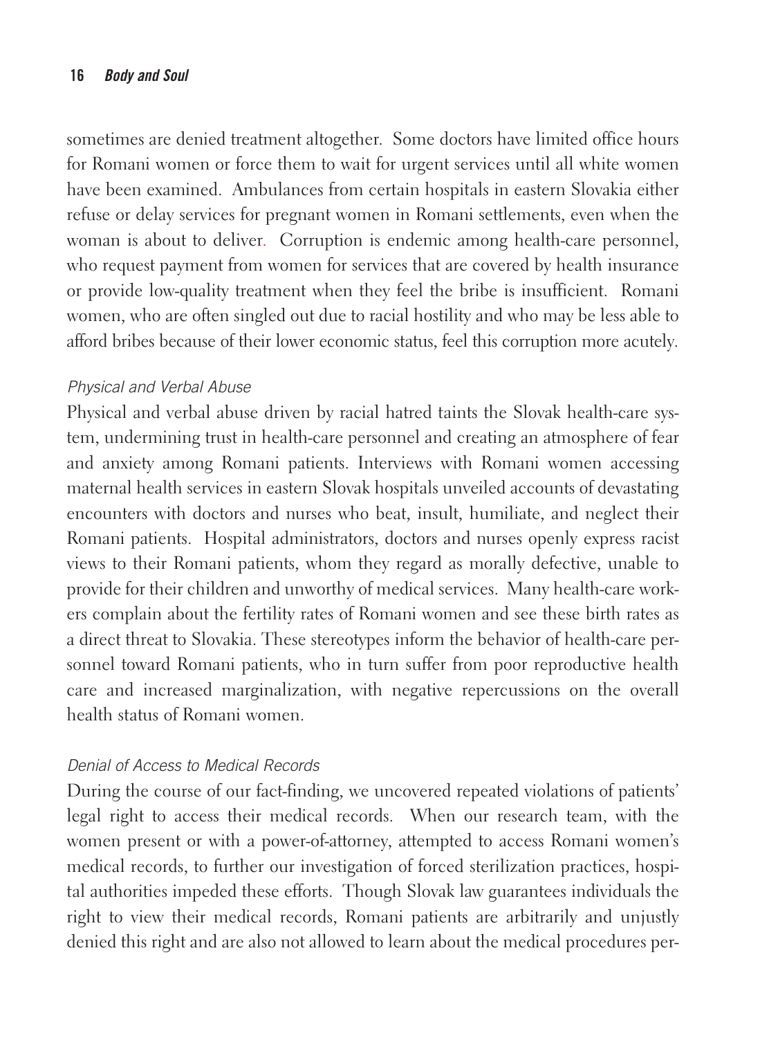sometimes are denied treatment altogether. Some doctors have limited office hours for Romani women or force them to wait for urgent services until all white women have been examined. Ambulances from certain hospitals in eastern Slovakia either refuse or delay services for pregnant women in Romani settlements, even when the woman is about to deliver. Corruption is endemic among health-care personnel, who request payment from women for services that are covered by health insurance or provide low-quality treatment when they feel the bribe is insufficient. Romani women, who are often singled out due to racial hostility and who may be less able to afford bribes because of their lower economic status, feel this corruption more acutely.

### *Physical and Verbal Abuse*

Physical and verbal abuse driven by racial hatred taints the Slovak health-care system, undermining trust in health-care personnel and creating an atmosphere of fear and anxiety among Romani patients. Interviews with Romani women accessing maternal health services in eastern Slovak hospitals unveiled accounts of devastating encounters with doctors and nurses who beat, insult, humiliate, and neglect their Romani patients. Hospital administrators, doctors and nurses openly express racist views to their Romani patients, whom they regard as morally defective, unable to provide for their children and unworthy of medical services. Many health-care workers complain about the fertility rates of Romani women and see these birth rates as a direct threat to Slovakia. These stereotypes inform the behavior of health-care personnel toward Romani patients, who in turn suffer from poor reproductive health care and increased marginalization, with negative repercussions on the overall health status of Romani women.

### *Denial of Access to Medical Records*

During the course of our fact-finding, we uncovered repeated violations of patients' legal right to access their medical records. When our research team, with the women present or with a power-of-attorney, attempted to access Romani women's medical records, to further our investigation of forced sterilization practices, hospital authorities impeded these efforts. Though Slovak law guarantees individuals the right to view their medical records, Romani patients are arbitrarily and unjustly denied this right and are also not allowed to learn about the medical procedures per-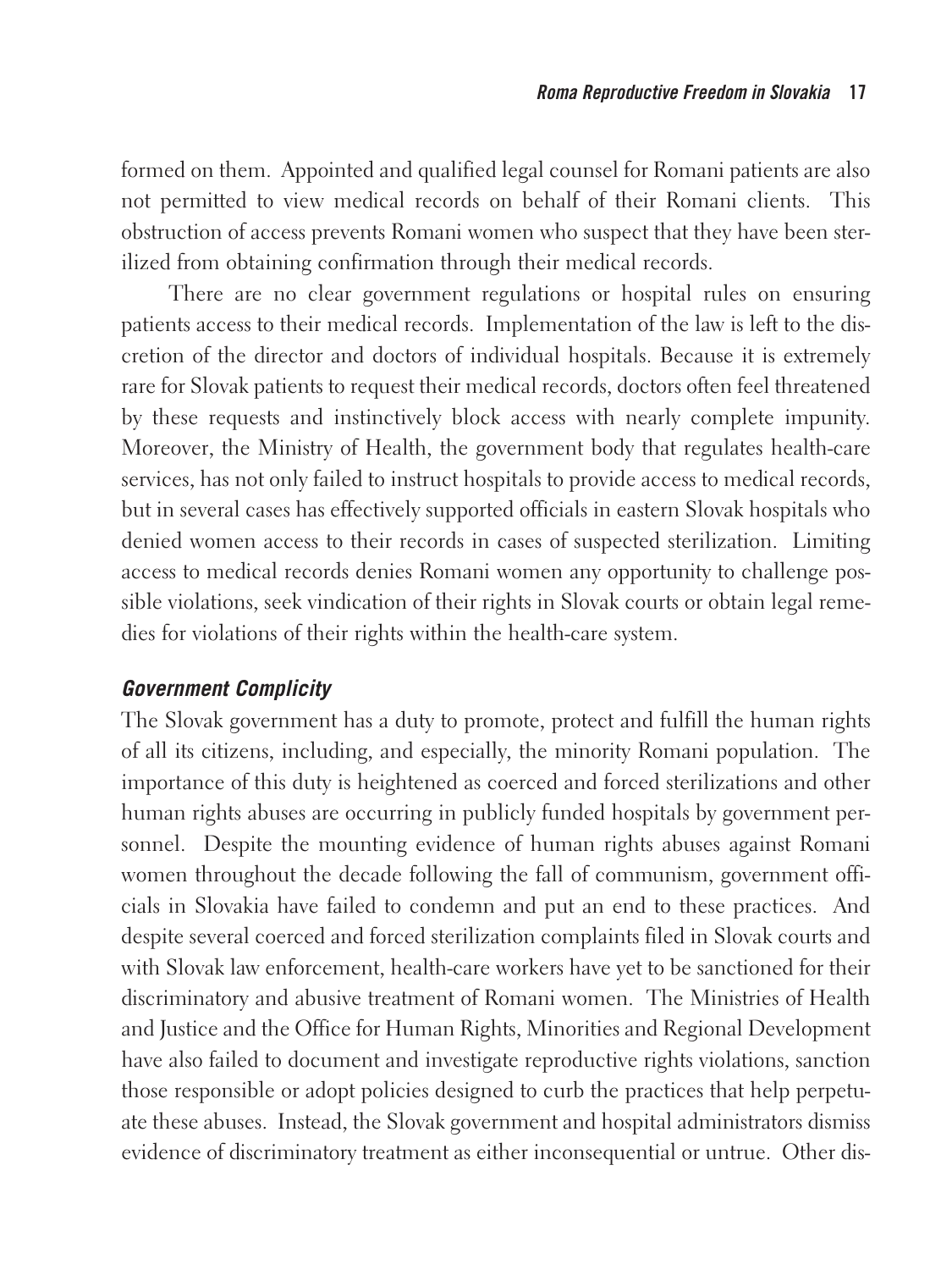formed on them. Appointed and qualified legal counsel for Romani patients are also not permitted to view medical records on behalf of their Romani clients. This obstruction of access prevents Romani women who suspect that they have been sterilized from obtaining confirmation through their medical records.

There are no clear government regulations or hospital rules on ensuring patients access to their medical records. Implementation of the law is left to the discretion of the director and doctors of individual hospitals. Because it is extremely rare for Slovak patients to request their medical records, doctors often feel threatened by these requests and instinctively block access with nearly complete impunity. Moreover, the Ministry of Health, the government body that regulates health-care services, has not only failed to instruct hospitals to provide access to medical records, but in several cases has effectively supported officials in eastern Slovak hospitals who denied women access to their records in cases of suspected sterilization. Limiting access to medical records denies Romani women any opportunity to challenge possible violations, seek vindication of their rights in Slovak courts or obtain legal remedies for violations of their rights within the health-care system.

### *Government Complicity*

The Slovak government has a duty to promote, protect and fulfill the human rights of all its citizens, including, and especially, the minority Romani population. The importance of this duty is heightened as coerced and forced sterilizations and other human rights abuses are occurring in publicly funded hospitals by government personnel. Despite the mounting evidence of human rights abuses against Romani women throughout the decade following the fall of communism, government officials in Slovakia have failed to condemn and put an end to these practices. And despite several coerced and forced sterilization complaints filed in Slovak courts and with Slovak law enforcement, health-care workers have yet to be sanctioned for their discriminatory and abusive treatment of Romani women. The Ministries of Health and Justice and the Office for Human Rights, Minorities and Regional Development have also failed to document and investigate reproductive rights violations, sanction those responsible or adopt policies designed to curb the practices that help perpetuate these abuses. Instead, the Slovak government and hospital administrators dismiss evidence of discriminatory treatment as either inconsequential or untrue. Other dis-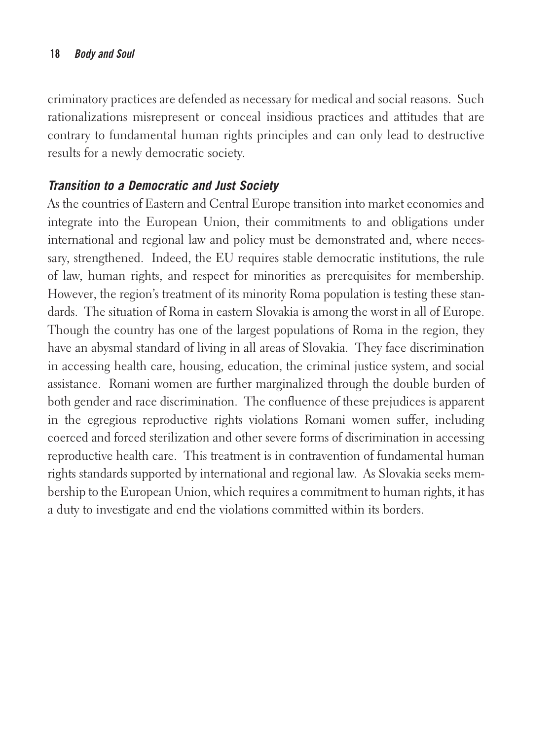criminatory practices are defended as necessary for medical and social reasons. Such rationalizations misrepresent or conceal insidious practices and attitudes that are contrary to fundamental human rights principles and can only lead to destructive results for a newly democratic society.

### *Transition to a Democratic and Just Society*

As the countries of Eastern and Central Europe transition into market economies and integrate into the European Union, their commitments to and obligations under international and regional law and policy must be demonstrated and, where necessary, strengthened. Indeed, the EU requires stable democratic institutions, the rule of law, human rights, and respect for minorities as prerequisites for membership. However, the region's treatment of its minority Roma population is testing these standards. The situation of Roma in eastern Slovakia is among the worst in all of Europe. Though the country has one of the largest populations of Roma in the region, they have an abysmal standard of living in all areas of Slovakia. They face discrimination in accessing health care, housing, education, the criminal justice system, and social assistance. Romani women are further marginalized through the double burden of both gender and race discrimination. The confluence of these prejudices is apparent in the egregious reproductive rights violations Romani women suffer, including coerced and forced sterilization and other severe forms of discrimination in accessing reproductive health care. This treatment is in contravention of fundamental human rights standards supported by international and regional law. As Slovakia seeks membership to the European Union, which requires a commitment to human rights, it has a duty to investigate and end the violations committed within its borders.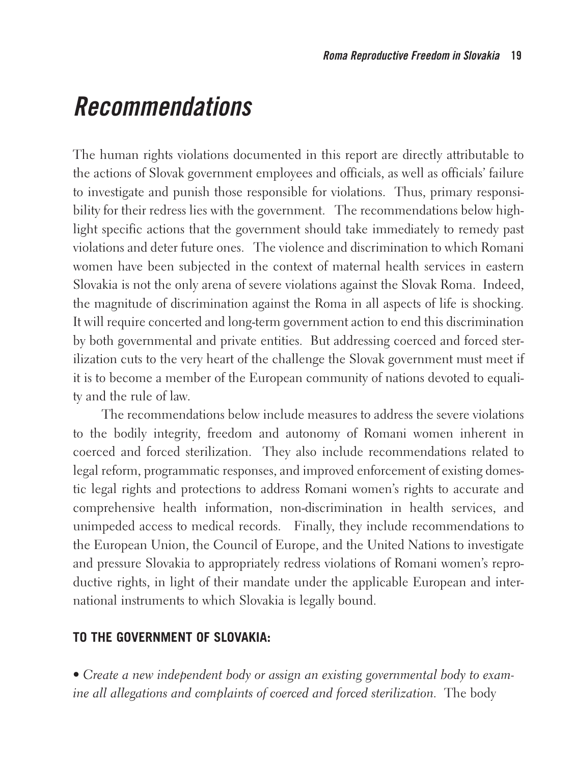# Recommendations

The human rights violations documented in this report are directly attributable to the actions of Slovak government employees and officials, as well as officials' failure to investigate and punish those responsible for violations. Thus, primary responsibility for their redress lies with the government. The recommendations below highlight specific actions that the government should take immediately to remedy past violations and deter future ones. The violence and discrimination to which Romani women have been subjected in the context of maternal health services in eastern Slovakia is not the only arena of severe violations against the Slovak Roma. Indeed, the magnitude of discrimination against the Roma in all aspects of life is shocking. It will require concerted and long-term government action to end this discrimination by both governmental and private entities. But addressing coerced and forced sterilization cuts to the very heart of the challenge the Slovak government must meet if it is to become a member of the European community of nations devoted to equality and the rule of law.

The recommendations below include measures to address the severe violations to the bodily integrity, freedom and autonomy of Romani women inherent in coerced and forced sterilization. They also include recommendations related to legal reform, programmatic responses, and improved enforcement of existing domestic legal rights and protections to address Romani women's rights to accurate and comprehensive health information, non-discrimination in health services, and unimpeded access to medical records. Finally, they include recommendations to the European Union, the Council of Europe, and the United Nations to investigate and pressure Slovakia to appropriately redress violations of Romani women's reproductive rights, in light of their mandate under the applicable European and international instruments to which Slovakia is legally bound.

### TO THE GOVERNMENT OF SLOVAKIA:

- *Create a new independent body or assign an existing governmental body to examine all allegations and complaints of coerced and forced sterilization.* The body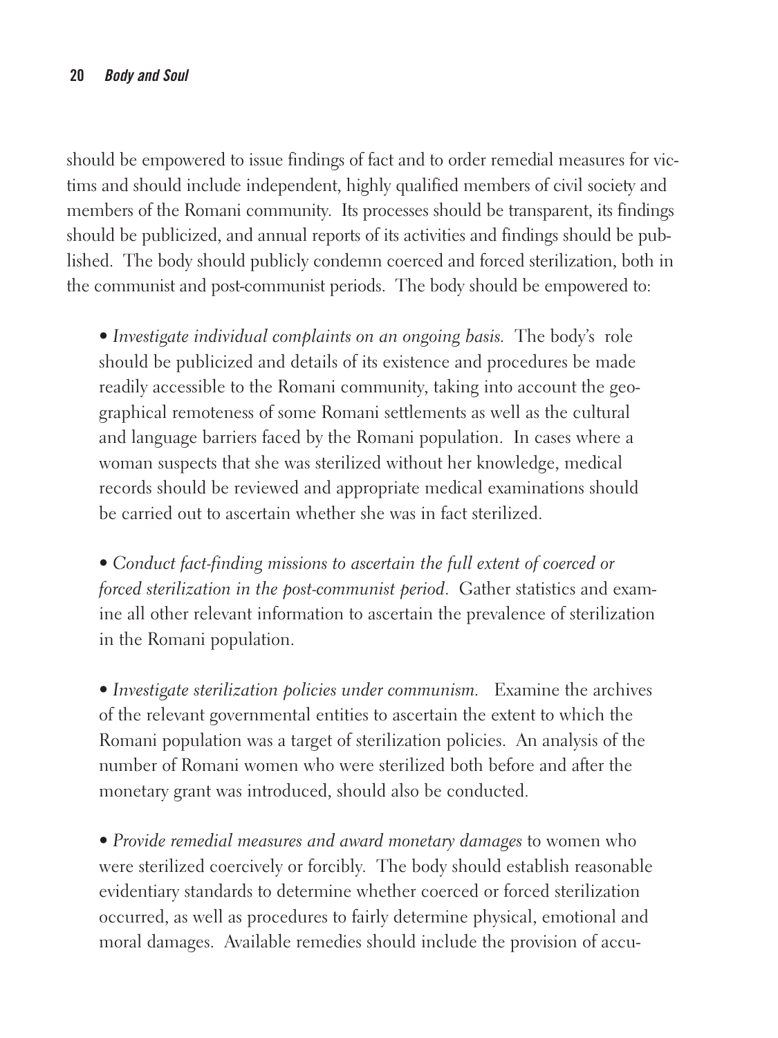should be empowered to issue findings of fact and to order remedial measures for victims and should include independent, highly qualified members of civil society and members of the Romani community. Its processes should be transparent, its findings should be publicized, and annual reports of its activities and findings should be published. The body should publicly condemn coerced and forced sterilization, both in the communist and post-communist periods. The body should be empowered to:

- *Investigate individual complaints on an ongoing basis.* The body's role should be publicized and details of its existence and procedures be made readily accessible to the Romani community, taking into account the geographical remoteness of some Romani settlements as well as the cultural and language barriers faced by the Romani population. In cases where a woman suspects that she was sterilized without her knowledge, medical records should be reviewed and appropriate medical examinations should be carried out to ascertain whether she was in fact sterilized.

- *Conduct fact-finding missions to ascertain the full extent of coerced or forced sterilization in the post-communist period.* Gather statistics and examine all other relevant information to ascertain the prevalence of sterilization in the Romani population.

- *Investigate sterilization policies under communism.* Examine the archives of the relevant governmental entities to ascertain the extent to which the Romani population was a target of sterilization policies. An analysis of the number of Romani women who were sterilized both before and after the monetary grant was introduced, should also be conducted.

- *Provide remedial measures and award monetary damages* to women who were sterilized coercively or forcibly. The body should establish reasonable evidentiary standards to determine whether coerced or forced sterilization occurred, as well as procedures to fairly determine physical, emotional and moral damages. Available remedies should include the provision of accu-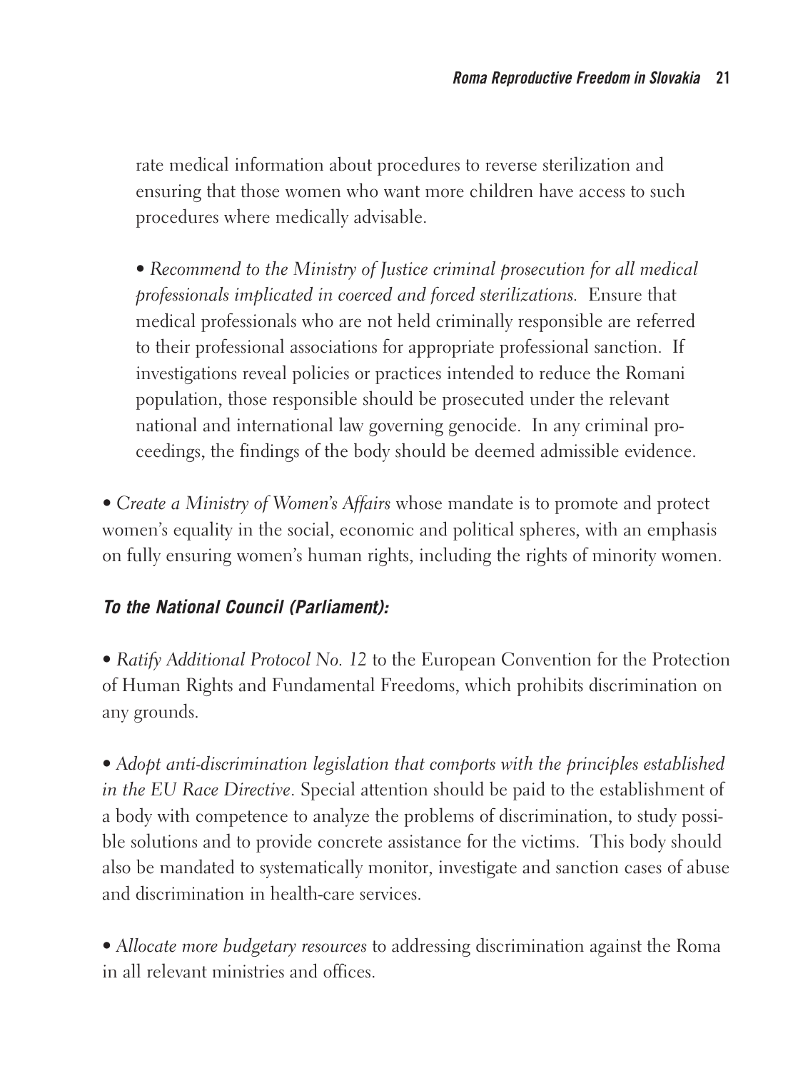rate medical information about procedures to reverse sterilization and ensuring that those women who want more children have access to such procedures where medically advisable.

- *Recommend to the Ministry of Justice criminal prosecution for all medical professionals implicated in coerced and forced sterilizations.* Ensure that medical professionals who are not held criminally responsible are referred to their professional associations for appropriate professional sanction. If investigations reveal policies or practices intended to reduce the Romani population, those responsible should be prosecuted under the relevant national and international law governing genocide. In any criminal proceedings, the findings of the body should be deemed admissible evidence.

- *Create a Ministry of Women's Affairs* whose mandate is to promote and protect women's equality in the social, economic and political spheres, with an emphasis on fully ensuring women's human rights, including the rights of minority women.

### *To the National Council (Parliament):*

- *Ratify Additional Protocol No. 12* to the European Convention for the Protection of Human Rights and Fundamental Freedoms, which prohibits discrimination on any grounds.

- *Adopt anti-discrimination legislation that comports with the principles established in the EU Race Directive.* Special attention should be paid to the establishment of a body with competence to analyze the problems of discrimination, to study possible solutions and to provide concrete assistance for the victims. This body should also be mandated to systematically monitor, investigate and sanction cases of abuse and discrimination in health-care services.

- *Allocate more budgetary resources* to addressing discrimination against the Roma in all relevant ministries and offices.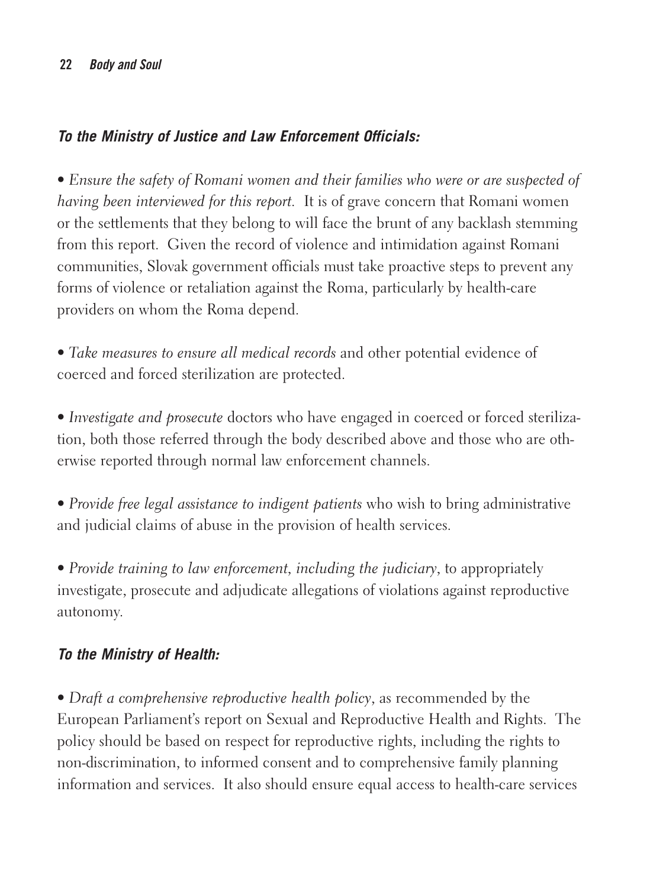### *To the Ministry of Justice and Law Enforcement Officials:*

- *Ensure the safety of Romani women and their families who were or are suspected of having been interviewed for this report.* It is of grave concern that Romani women or the settlements that they belong to will face the brunt of any backlash stemming from this report. Given the record of violence and intimidation against Romani communities, Slovak government officials must take proactive steps to prevent any forms of violence or retaliation against the Roma, particularly by health-care providers on whom the Roma depend.

- *Take measures to ensure all medical records* and other potential evidence of coerced and forced sterilization are protected.

- *Investigate and prosecute* doctors who have engaged in coerced or forced sterilization, both those referred through the body described above and those who are otherwise reported through normal law enforcement channels.

- *Provide free legal assistance to indigent patients* who wish to bring administrative and judicial claims of abuse in the provision of health services.

- *Provide training to law enforcement, including the judiciary*, to appropriately investigate, prosecute and adjudicate allegations of violations against reproductive autonomy.

### *To the Ministry of Health:*

- *Draft a comprehensive reproductive health policy*, as recommended by the European Parliament's report on Sexual and Reproductive Health and Rights. The policy should be based on respect for reproductive rights, including the rights to non-discrimination, to informed consent and to comprehensive family planning information and services. It also should ensure equal access to health-care services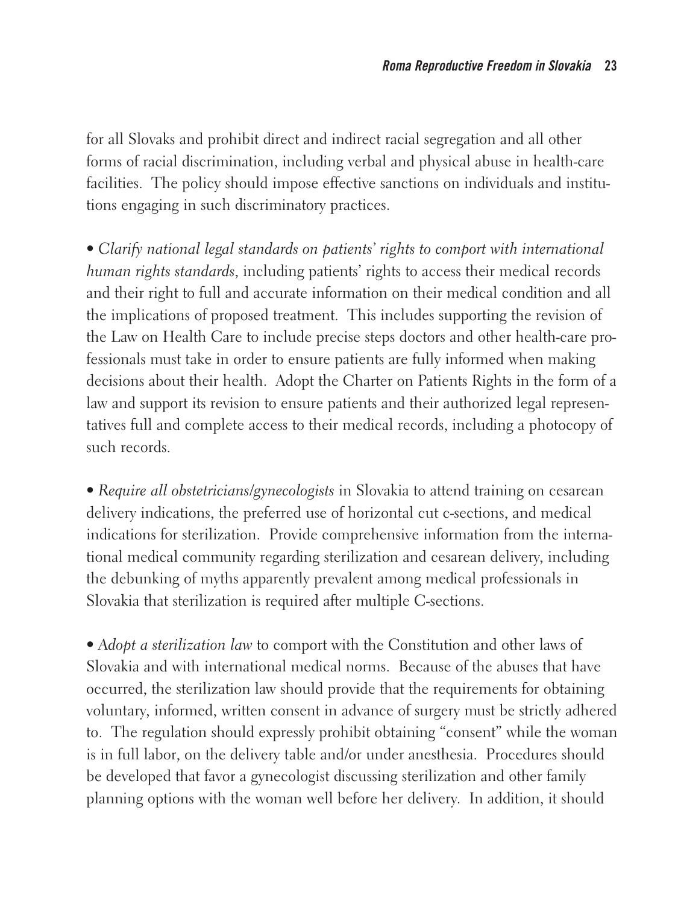for all Slovaks and prohibit direct and indirect racial segregation and all other forms of racial discrimination, including verbal and physical abuse in health-care facilities. The policy should impose effective sanctions on individuals and institutions engaging in such discriminatory practices.

• *Clarify national legal standards on patients' rights to comport with international human rights standards*, including patients' rights to access their medical records and their right to full and accurate information on their medical condition and all the implications of proposed treatment. This includes supporting the revision of the Law on Health Care to include precise steps doctors and other health-care professionals must take in order to ensure patients are fully informed when making decisions about their health. Adopt the Charter on Patients Rights in the form of a law and support its revision to ensure patients and their authorized legal representatives full and complete access to their medical records, including a photocopy of such records.

• *Require all obstetricians/gynecologists* in Slovakia to attend training on cesarean delivery indications, the preferred use of horizontal cut c-sections, and medical indications for sterilization. Provide comprehensive information from the international medical community regarding sterilization and cesarean delivery, including the debunking of myths apparently prevalent among medical professionals in Slovakia that sterilization is required after multiple C-sections.

• *Adopt a sterilization law* to comport with the Constitution and other laws of Slovakia and with international medical norms. Because of the abuses that have occurred, the sterilization law should provide that the requirements for obtaining voluntary, informed, written consent in advance of surgery must be strictly adhered to. The regulation should expressly prohibit obtaining "consent" while the woman is in full labor, on the delivery table and/or under anesthesia. Procedures should be developed that favor a gynecologist discussing sterilization and other family planning options with the woman well before her delivery. In addition, it should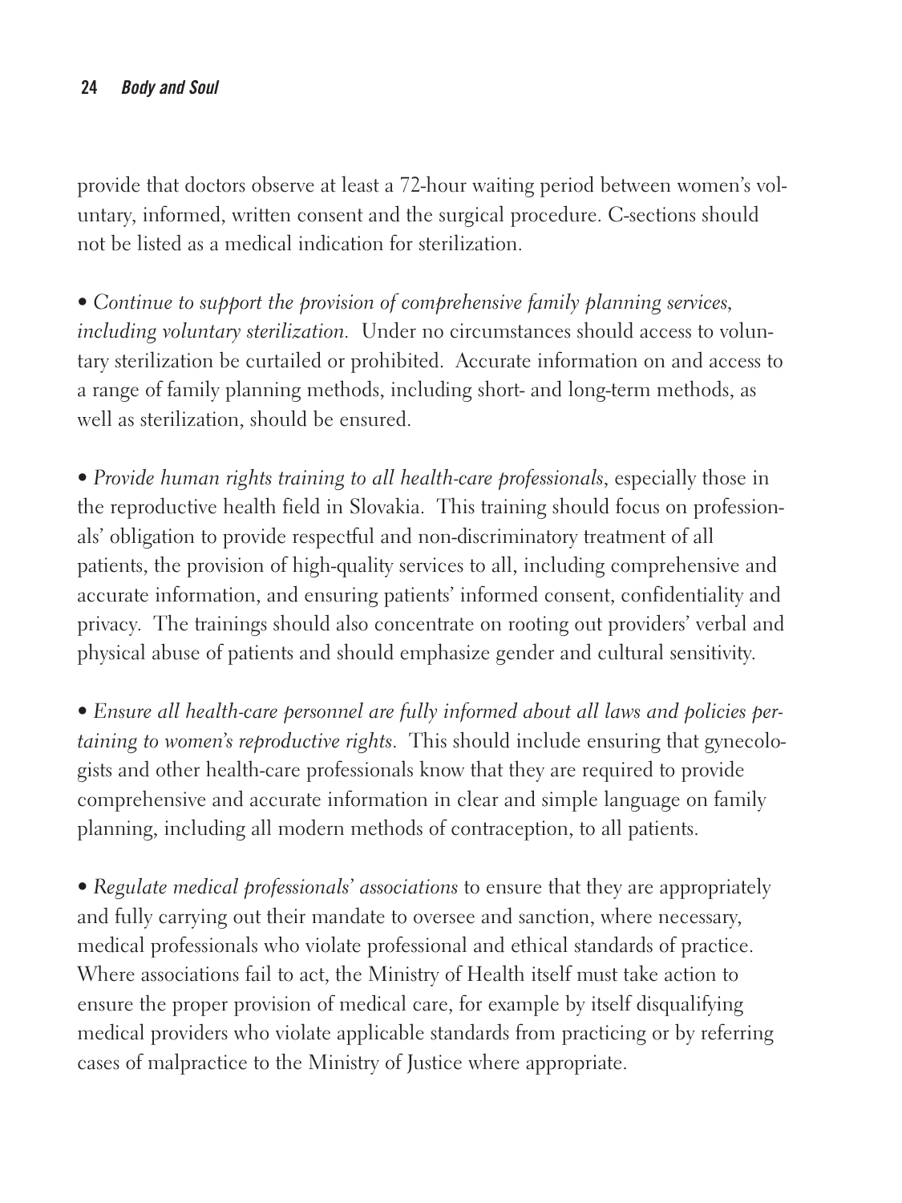provide that doctors observe at least a 72-hour waiting period between women's voluntary, informed, written consent and the surgical procedure. C-sections should not be listed as a medical indication for sterilization.

- *Continue to support the provision of comprehensive family planning services, including voluntary sterilization.* Under no circumstances should access to voluntary sterilization be curtailed or prohibited. Accurate information on and access to a range of family planning methods, including short- and long-term methods, as well as sterilization, should be ensured.

- *Provide human rights training to all health-care professionals*, especially those in the reproductive health field in Slovakia. This training should focus on professionals' obligation to provide respectful and non-discriminatory treatment of all patients, the provision of high-quality services to all, including comprehensive and accurate information, and ensuring patients' informed consent, confidentiality and privacy. The trainings should also concentrate on rooting out providers' verbal and physical abuse of patients and should emphasize gender and cultural sensitivity.

- *Ensure all health-care personnel are fully informed about all laws and policies pertaining to women's reproductive rights*. This should include ensuring that gynecologists and other health-care professionals know that they are required to provide comprehensive and accurate information in clear and simple language on family planning, including all modern methods of contraception, to all patients.

- *Regulate medical professionals' associations* to ensure that they are appropriately and fully carrying out their mandate to oversee and sanction, where necessary, medical professionals who violate professional and ethical standards of practice. Where associations fail to act, the Ministry of Health itself must take action to ensure the proper provision of medical care, for example by itself disqualifying medical providers who violate applicable standards from practicing or by referring cases of malpractice to the Ministry of Justice where appropriate.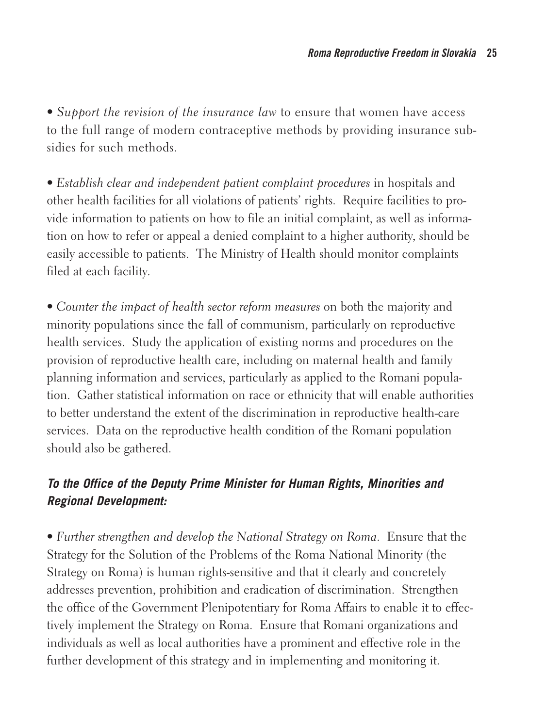• *Support the revision of the insurance law* to ensure that women have access to the full range of modern contraceptive methods by providing insurance subsidies for such methods.

• *Establish clear and independent patient complaint procedures* in hospitals and other health facilities for all violations of patients' rights. Require facilities to provide information to patients on how to file an initial complaint, as well as information on how to refer or appeal a denied complaint to a higher authority, should be easily accessible to patients. The Ministry of Health should monitor complaints filed at each facility.

• *Counter the impact of health sector reform measures* on both the majority and minority populations since the fall of communism, particularly on reproductive health services. Study the application of existing norms and procedures on the provision of reproductive health care, including on maternal health and family planning information and services, particularly as applied to the Romani population. Gather statistical information on race or ethnicity that will enable authorities to better understand the extent of the discrimination in reproductive health-care services. Data on the reproductive health condition of the Romani population should also be gathered.

### *To the Office of the Deputy Prime Minister for Human Rights, Minorities and Regional Development:*

• *Further strengthen and develop the National Strategy on Roma.* Ensure that the Strategy for the Solution of the Problems of the Roma National Minority (the Strategy on Roma) is human rights-sensitive and that it clearly and concretely addresses prevention, prohibition and eradication of discrimination. Strengthen the office of the Government Plenipotentiary for Roma Affairs to enable it to effectively implement the Strategy on Roma. Ensure that Romani organizations and individuals as well as local authorities have a prominent and effective role in the further development of this strategy and in implementing and monitoring it.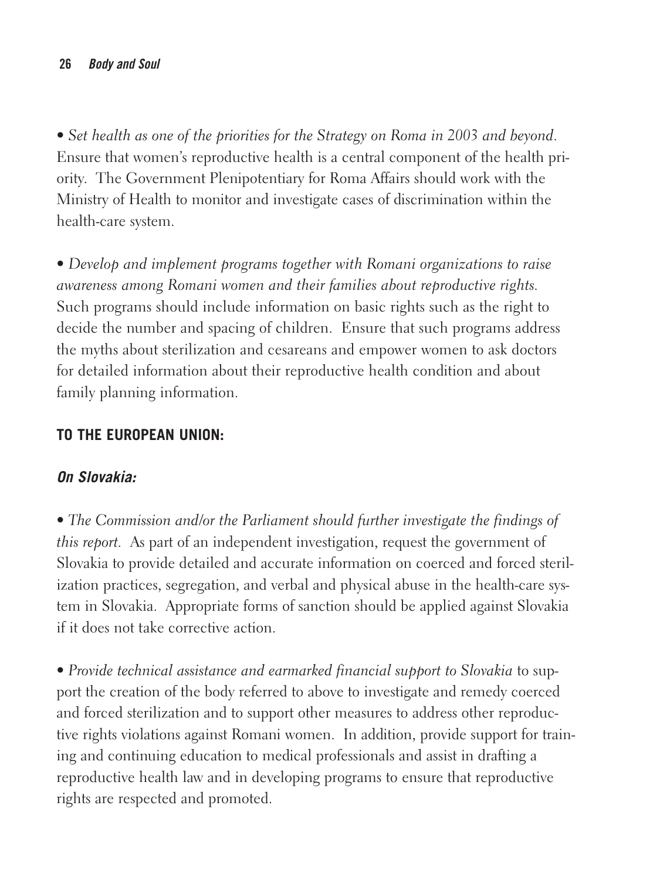• *Set health as one of the priorities for the Strategy on Roma in 2003 and beyond.* Ensure that women's reproductive health is a central component of the health priority. The Government Plenipotentiary for Roma Affairs should work with the Ministry of Health to monitor and investigate cases of discrimination within the health-care system.

• *Develop and implement programs together with Romani organizations to raise awareness among Romani women and their families about reproductive rights.* Such programs should include information on basic rights such as the right to decide the number and spacing of children. Ensure that such programs address the myths about sterilization and cesareans and empower women to ask doctors for detailed information about their reproductive health condition and about family planning information.

## TO THE EUROPEAN UNION:

### *On Slovakia:*

• *The Commission and/or the Parliament should further investigate the findings of this report.* As part of an independent investigation, request the government of Slovakia to provide detailed and accurate information on coerced and forced sterilization practices, segregation, and verbal and physical abuse in the health-care system in Slovakia. Appropriate forms of sanction should be applied against Slovakia if it does not take corrective action.

• *Provide technical assistance and earmarked financial support to Slovakia* to support the creation of the body referred to above to investigate and remedy coerced and forced sterilization and to support other measures to address other reproductive rights violations against Romani women. In addition, provide support for training and continuing education to medical professionals and assist in drafting a reproductive health law and in developing programs to ensure that reproductive rights are respected and promoted.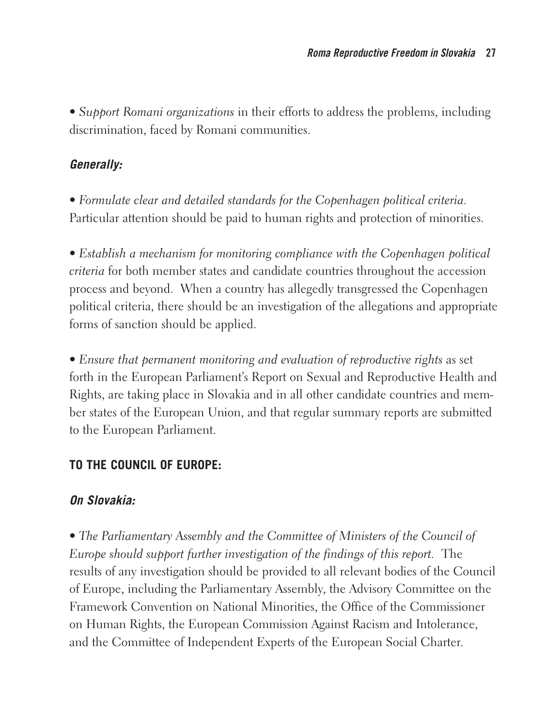• *Support Romani organizations* in their efforts to address the problems, including discrimination, faced by Romani communities.

### *Generally:*

• *Formulate clear and detailed standards for the Copenhagen political criteria.* Particular attention should be paid to human rights and protection of minorities.

• *Establish a mechanism for monitoring compliance with the Copenhagen political criteria* for both member states and candidate countries throughout the accession process and beyond. When a country has allegedly transgressed the Copenhagen political criteria, there should be an investigation of the allegations and appropriate forms of sanction should be applied.

• *Ensure that permanent monitoring and evaluation of reproductive rights* as set forth in the European Parliament's Report on Sexual and Reproductive Health and Rights, are taking place in Slovakia and in all other candidate countries and member states of the European Union, and that regular summary reports are submitted to the European Parliament.

## TO THE COUNCIL OF EUROPE:

### *On Slovakia:*

• *The Parliamentary Assembly and the Committee of Ministers of the Council of Europe should support further investigation of the findings of this report.* The results of any investigation should be provided to all relevant bodies of the Council of Europe, including the Parliamentary Assembly, the Advisory Committee on the Framework Convention on National Minorities, the Office of the Commissioner on Human Rights, the European Commission Against Racism and Intolerance, and the Committee of Independent Experts of the European Social Charter.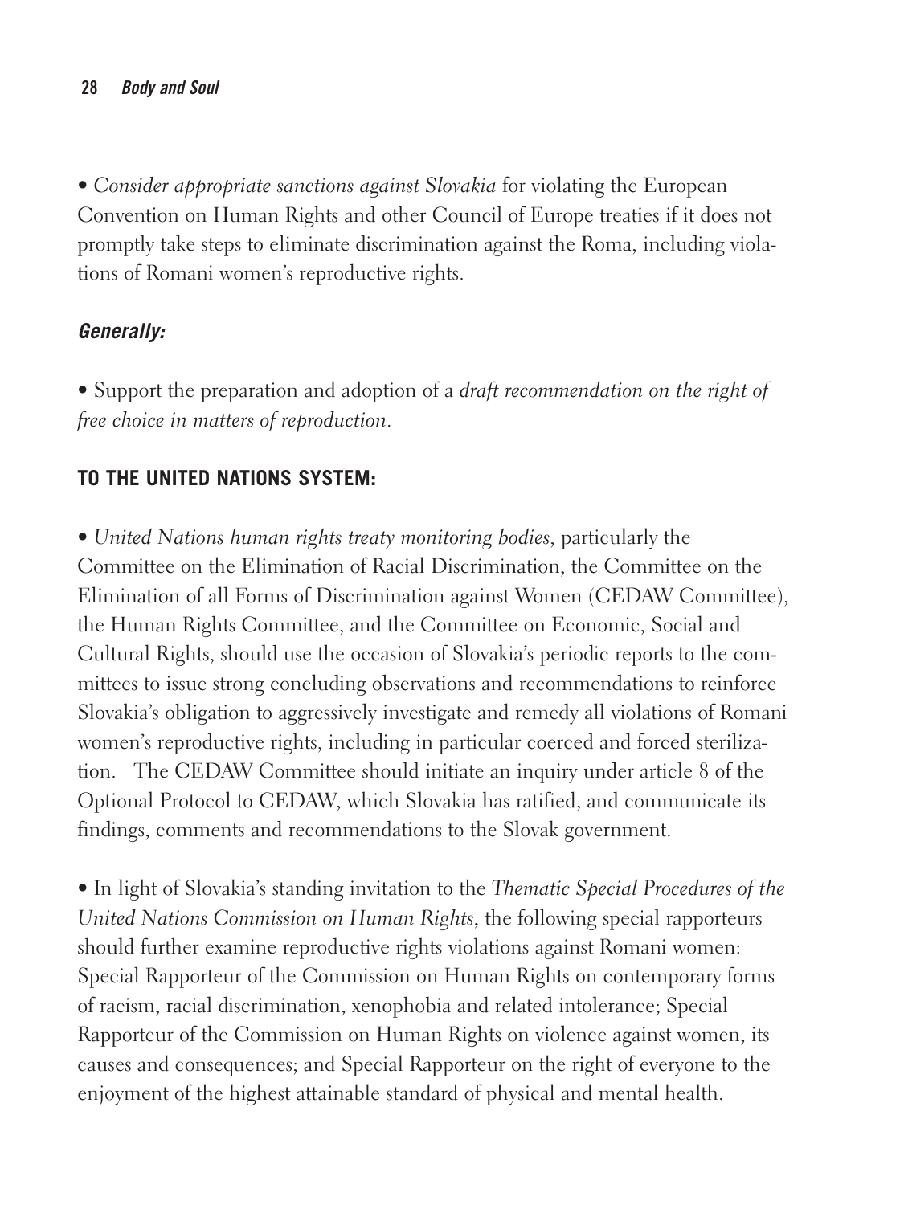• *Consider appropriate sanctions against Slovakia* for violating the European Convention on Human Rights and other Council of Europe treaties if it does not promptly take steps to eliminate discrimination against the Roma, including violations of Romani women's reproductive rights.

### *Generally:*

• Support the preparation and adoption of a *draft recommendation on the right of free choice in matters of reproduction.*

### TO THE UNITED NATIONS SYSTEM:

• *United Nations human rights treaty monitoring bodies*, particularly the Committee on the Elimination of Racial Discrimination, the Committee on the Elimination of all Forms of Discrimination against Women (CEDAW Committee), the Human Rights Committee, and the Committee on Economic, Social and Cultural Rights, should use the occasion of Slovakia's periodic reports to the committees to issue strong concluding observations and recommendations to reinforce Slovakia's obligation to aggressively investigate and remedy all violations of Romani women's reproductive rights, including in particular coerced and forced sterilization. The CEDAW Committee should initiate an inquiry under article 8 of the Optional Protocol to CEDAW, which Slovakia has ratified, and communicate its findings, comments and recommendations to the Slovak government.

• In light of Slovakia's standing invitation to the *Thematic Special Procedures of the United Nations Commission on Human Rights*, the following special rapporteurs should further examine reproductive rights violations against Romani women: Special Rapporteur of the Commission on Human Rights on contemporary forms of racism, racial discrimination, xenophobia and related intolerance; Special Rapporteur of the Commission on Human Rights on violence against women, its causes and consequences; and Special Rapporteur on the right of everyone to the enjoyment of the highest attainable standard of physical and mental health.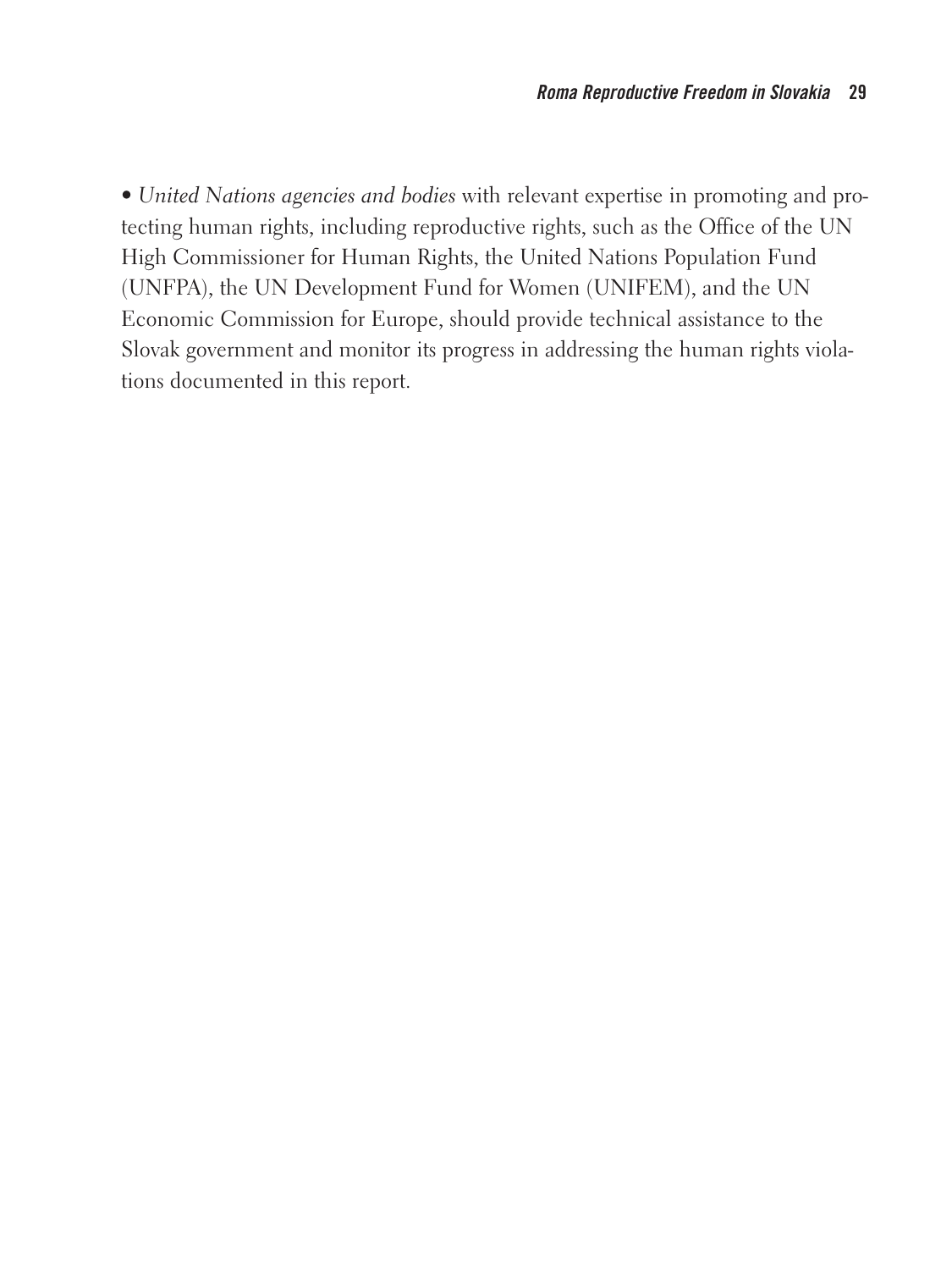- *United Nations agencies and bodies* with relevant expertise in promoting and protecting human rights, including reproductive rights, such as the Office of the UN High Commissioner for Human Rights, the United Nations Population Fund (UNFPA), the UN Development Fund for Women (UNIFEM), and the UN Economic Commission for Europe, should provide technical assistance to the Slovak government and monitor its progress in addressing the human rights violations documented in this report.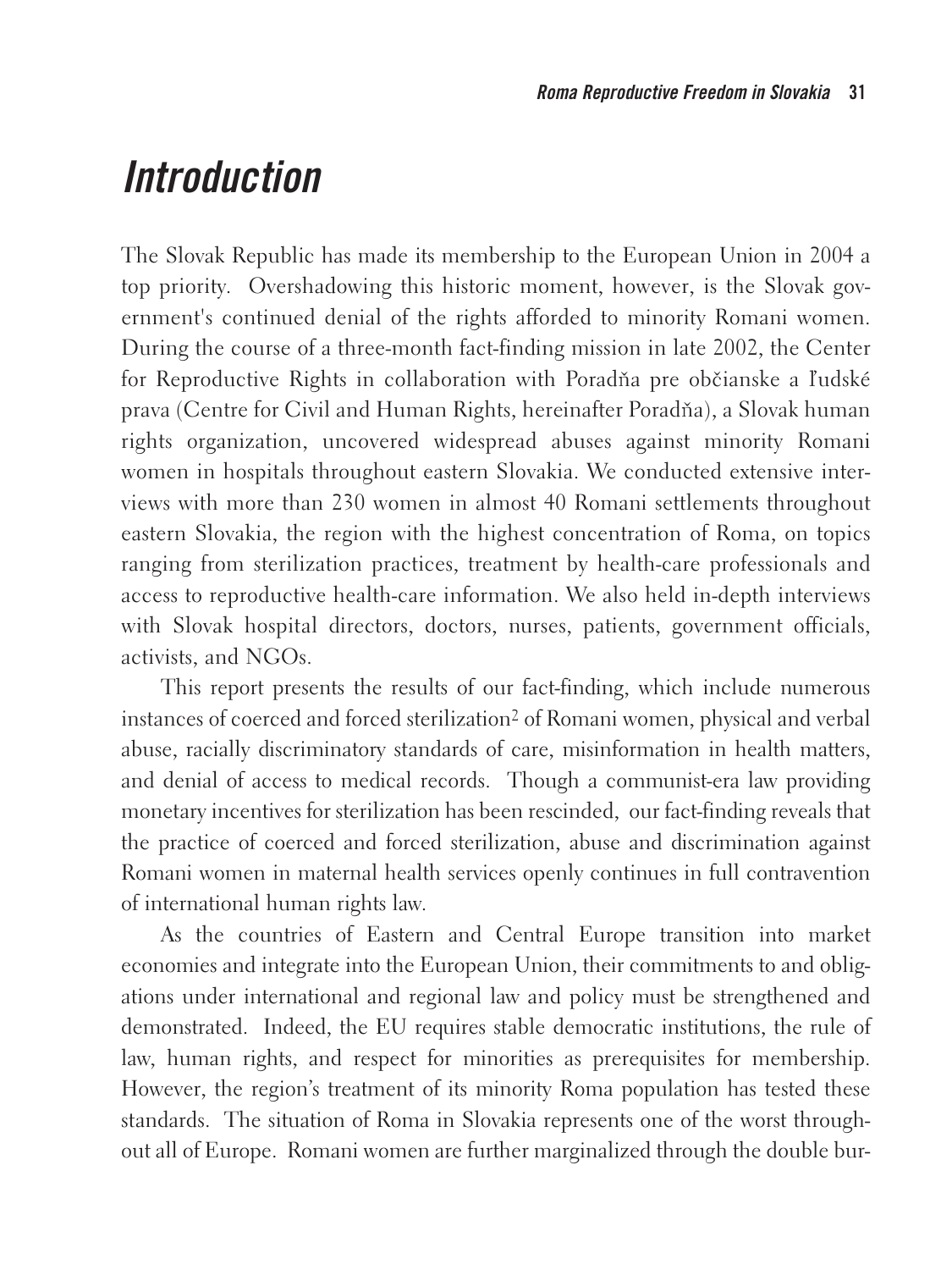# Introduction

The Slovak Republic has made its membership to the European Union in 2004 a top priority. Overshadowing this historic moment, however, is the Slovak government's continued denial of the rights afforded to minority Romani women. During the course of a three-month fact-finding mission in late 2002, the Center for Reproductive Rights in collaboration with Poradňa pre občianske a ľudské prava (Centre for Civil and Human Rights, hereinafter Poradňa), a Slovak human rights organization, uncovered widespread abuses against minority Romani women in hospitals throughout eastern Slovakia. We conducted extensive interviews with more than 230 women in almost 40 Romani settlements throughout eastern Slovakia, the region with the highest concentration of Roma, on topics ranging from sterilization practices, treatment by health-care professionals and access to reproductive health-care information. We also held in-depth interviews with Slovak hospital directors, doctors, nurses, patients, government officials, activists, and NGOs.

This report presents the results of our fact-finding, which include numerous instances of coerced and forced sterilization[2] of Romani women, physical and verbal abuse, racially discriminatory standards of care, misinformation in health matters, and denial of access to medical records. Though a communist-era law providing monetary incentives for sterilization has been rescinded, our fact-finding reveals that the practice of coerced and forced sterilization, abuse and discrimination against Romani women in maternal health services openly continues in full contravention of international human rights law.

As the countries of Eastern and Central Europe transition into market economies and integrate into the European Union, their commitments to and obligations under international and regional law and policy must be strengthened and demonstrated. Indeed, the EU requires stable democratic institutions, the rule of law, human rights, and respect for minorities as prerequisites for membership. However, the region's treatment of its minority Roma population has tested these standards. The situation of Roma in Slovakia represents one of the worst throughout all of Europe. Romani women are further marginalized through the double bur-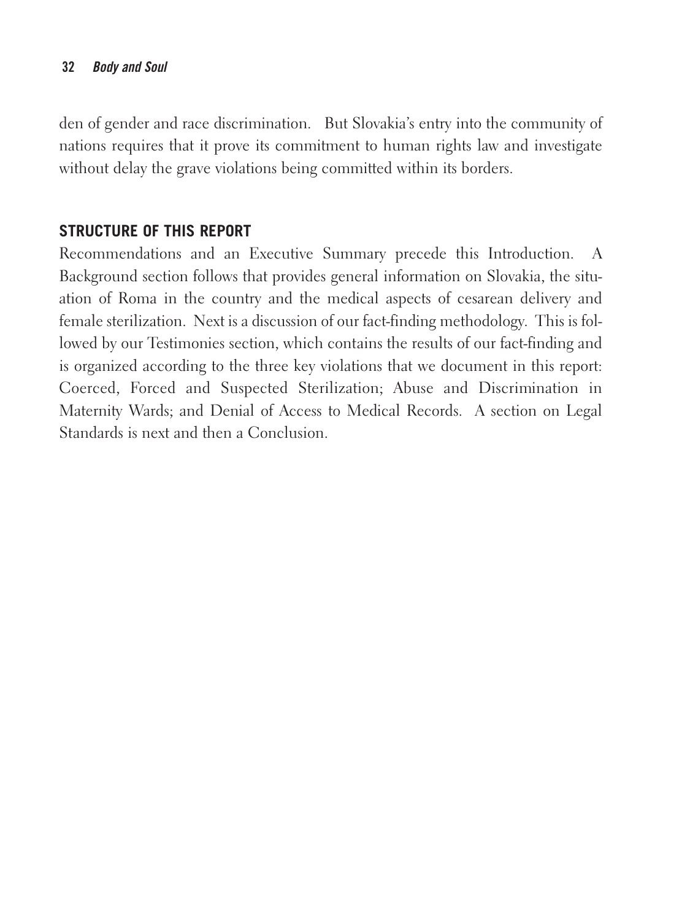den of gender and race discrimination. But Slovakia's entry into the community of nations requires that it prove its commitment to human rights law and investigate without delay the grave violations being committed within its borders.

## STRUCTURE OF THIS REPORT

Recommendations and an Executive Summary precede this Introduction. A Background section follows that provides general information on Slovakia, the situation of Roma in the country and the medical aspects of cesarean delivery and female sterilization. Next is a discussion of our fact-finding methodology. This is followed by our Testimonies section, which contains the results of our fact-finding and is organized according to the three key violations that we document in this report: Coerced, Forced and Suspected Sterilization; Abuse and Discrimination in Maternity Wards; and Denial of Access to Medical Records. A section on Legal Standards is next and then a Conclusion.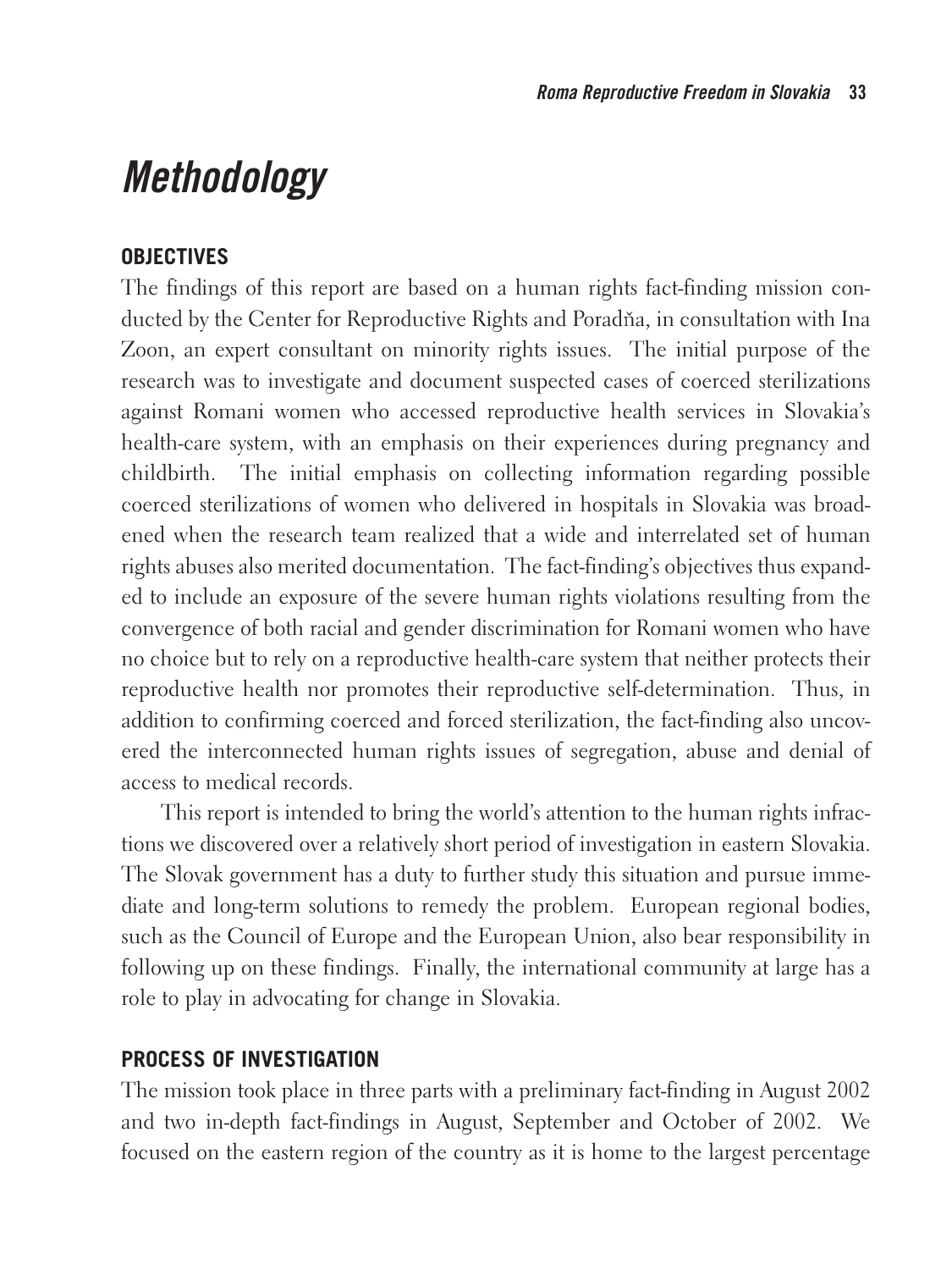# Methodology

### OBJECTIVES

The findings of this report are based on a human rights fact-finding mission conducted by the Center for Reproductive Rights and Poradňa, in consultation with Ina Zoon, an expert consultant on minority rights issues. The initial purpose of the research was to investigate and document suspected cases of coerced sterilizations against Romani women who accessed reproductive health services in Slovakia's health-care system, with an emphasis on their experiences during pregnancy and childbirth. The initial emphasis on collecting information regarding possible coerced sterilizations of women who delivered in hospitals in Slovakia was broadened when the research team realized that a wide and interrelated set of human rights abuses also merited documentation. The fact-finding's objectives thus expanded to include an exposure of the severe human rights violations resulting from the convergence of both racial and gender discrimination for Romani women who have no choice but to rely on a reproductive health-care system that neither protects their reproductive health nor promotes their reproductive self-determination. Thus, in addition to confirming coerced and forced sterilization, the fact-finding also uncovered the interconnected human rights issues of segregation, abuse and denial of access to medical records.

This report is intended to bring the world's attention to the human rights infractions we discovered over a relatively short period of investigation in eastern Slovakia. The Slovak government has a duty to further study this situation and pursue immediate and long-term solutions to remedy the problem. European regional bodies, such as the Council of Europe and the European Union, also bear responsibility in following up on these findings. Finally, the international community at large has a role to play in advocating for change in Slovakia.

### PROCESS OF INVESTIGATION

The mission took place in three parts with a preliminary fact-finding in August 2002 and two in-depth fact-findings in August, September and October of 2002. We focused on the eastern region of the country as it is home to the largest percentage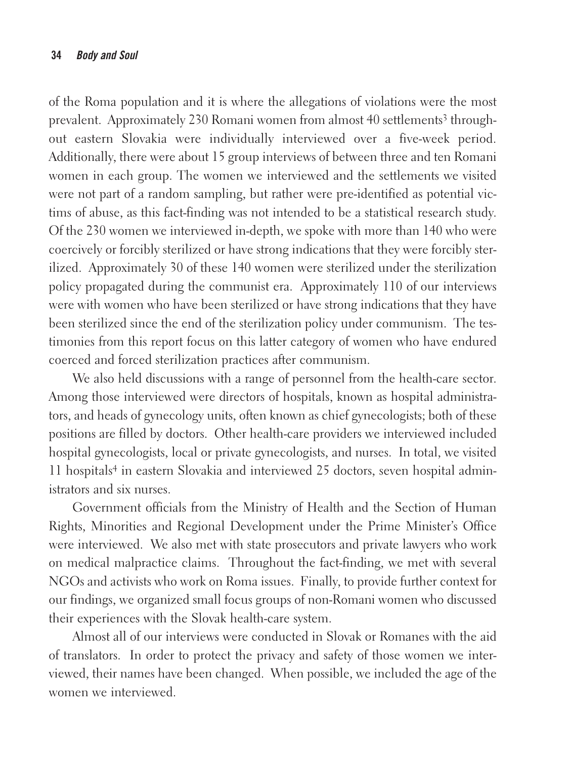of the Roma population and it is where the allegations of violations were the most prevalent. Approximately 230 Romani women from almost 40 settlements[3] throughout eastern Slovakia were individually interviewed over a five-week period. Additionally, there were about 15 group interviews of between three and ten Romani women in each group. The women we interviewed and the settlements we visited were not part of a random sampling, but rather were pre-identified as potential victims of abuse, as this fact-finding was not intended to be a statistical research study. Of the 230 women we interviewed in-depth, we spoke with more than 140 who were coercively or forcibly sterilized or have strong indications that they were forcibly sterilized. Approximately 30 of these 140 women were sterilized under the sterilization policy propagated during the communist era. Approximately 110 of our interviews were with women who have been sterilized or have strong indications that they have been sterilized since the end of the sterilization policy under communism. The testimonies from this report focus on this latter category of women who have endured coerced and forced sterilization practices after communism.

We also held discussions with a range of personnel from the health-care sector. Among those interviewed were directors of hospitals, known as hospital administrators, and heads of gynecology units, often known as chief gynecologists; both of these positions are filled by doctors. Other health-care providers we interviewed included hospital gynecologists, local or private gynecologists, and nurses. In total, we visited 11 hospitals[4] in eastern Slovakia and interviewed 25 doctors, seven hospital administrators and six nurses.

Government officials from the Ministry of Health and the Section of Human Rights, Minorities and Regional Development under the Prime Minister's Office were interviewed. We also met with state prosecutors and private lawyers who work on medical malpractice claims. Throughout the fact-finding, we met with several NGOs and activists who work on Roma issues. Finally, to provide further context for our findings, we organized small focus groups of non-Romani women who discussed their experiences with the Slovak health-care system.

Almost all of our interviews were conducted in Slovak or Romanes with the aid of translators. In order to protect the privacy and safety of those women we interviewed, their names have been changed. When possible, we included the age of the women we interviewed.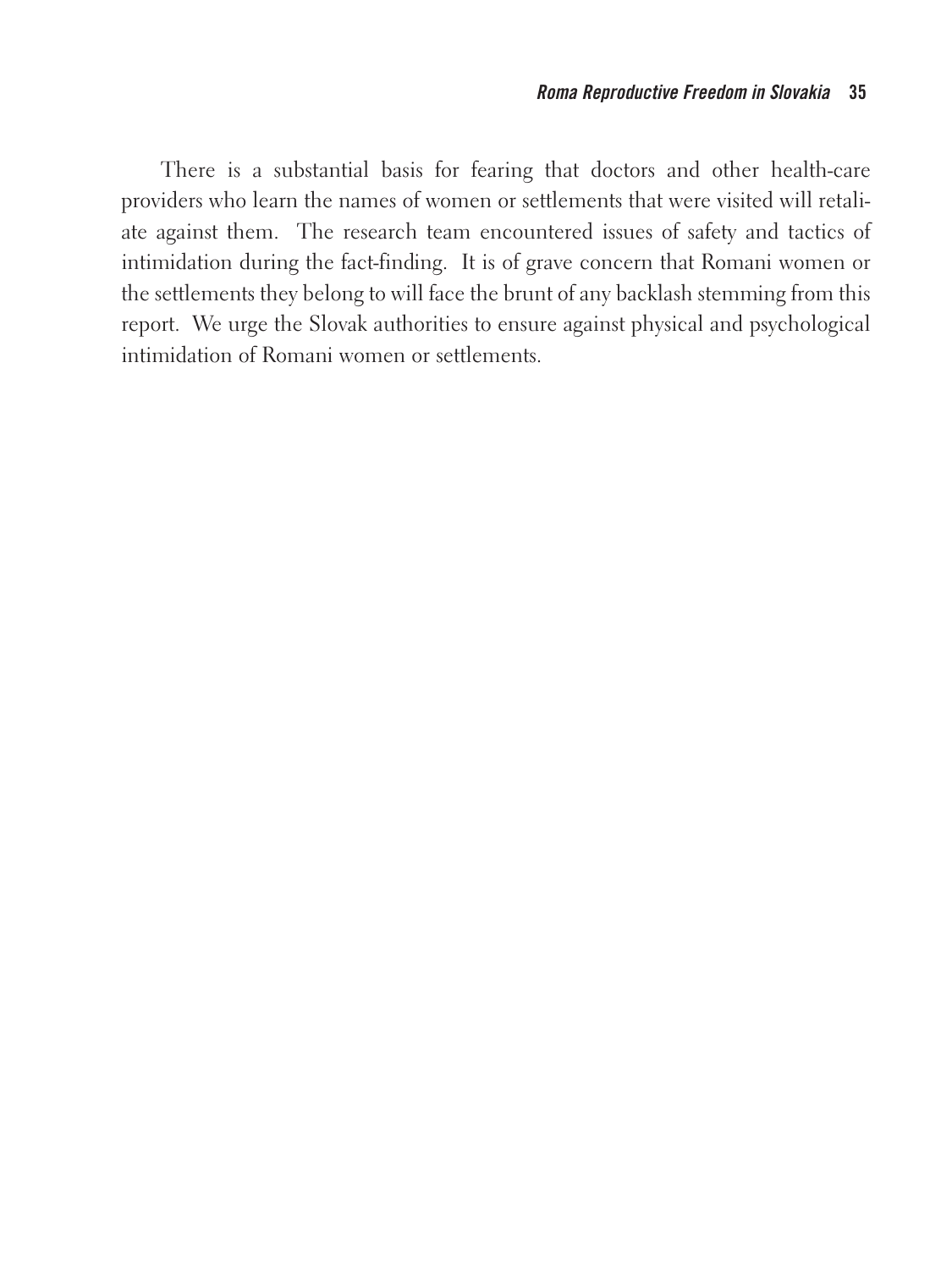There is a substantial basis for fearing that doctors and other health-care providers who learn the names of women or settlements that were visited will retaliate against them. The research team encountered issues of safety and tactics of intimidation during the fact-finding. It is of grave concern that Romani women or the settlements they belong to will face the brunt of any backlash stemming from this report. We urge the Slovak authorities to ensure against physical and psychological intimidation of Romani women or settlements.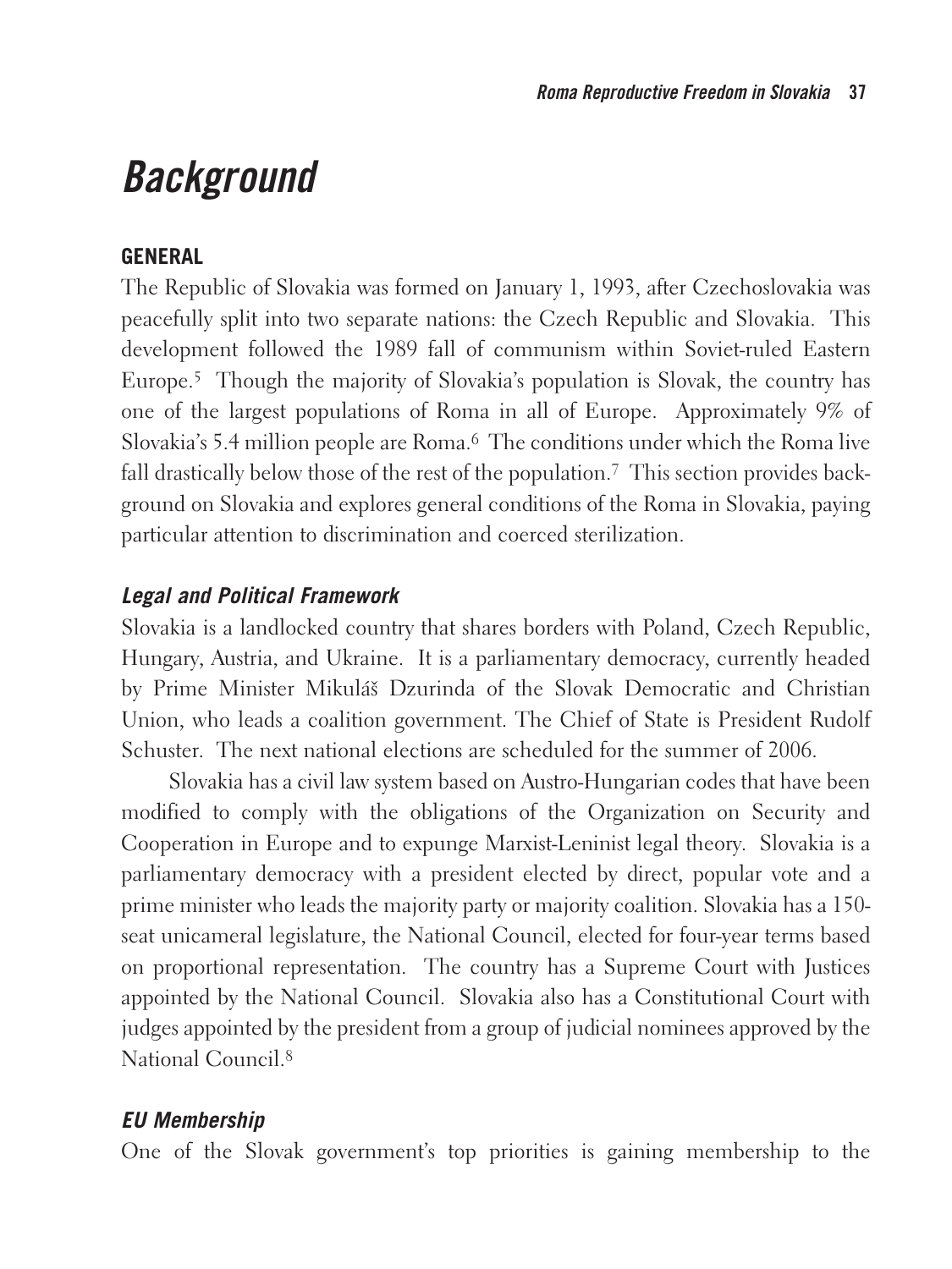# Background

## GENERAL

The Republic of Slovakia was formed on January 1, 1993, after Czechoslovakia was peacefully split into two separate nations: the Czech Republic and Slovakia. This development followed the 1989 fall of communism within Soviet-ruled Eastern Europe.[5] Though the majority of Slovakia's population is Slovak, the country has one of the largest populations of Roma in all of Europe. Approximately 9% of Slovakia's 5.4 million people are Roma.[6] The conditions under which the Roma live fall drastically below those of the rest of the population.[7] This section provides background on Slovakia and explores general conditions of the Roma in Slovakia, paying particular attention to discrimination and coerced sterilization.

### *Legal and Political Framework*

Slovakia is a landlocked country that shares borders with Poland, Czech Republic, Hungary, Austria, and Ukraine. It is a parliamentary democracy, currently headed by Prime Minister Mikuláš Dzurinda of the Slovak Democratic and Christian Union, who leads a coalition government. The Chief of State is President Rudolf Schuster. The next national elections are scheduled for the summer of 2006.

Slovakia has a civil law system based on Austro-Hungarian codes that have been modified to comply with the obligations of the Organization on Security and Cooperation in Europe and to expunge Marxist-Leninist legal theory. Slovakia is a parliamentary democracy with a president elected by direct, popular vote and a prime minister who leads the majority party or majority coalition. Slovakia has a 150-seat unicameral legislature, the National Council, elected for four-year terms based on proportional representation. The country has a Supreme Court with Justices appointed by the National Council. Slovakia also has a Constitutional Court with judges appointed by the president from a group of judicial nominees approved by the National Council.[8]

### *EU Membership*

One of the Slovak government's top priorities is gaining membership to the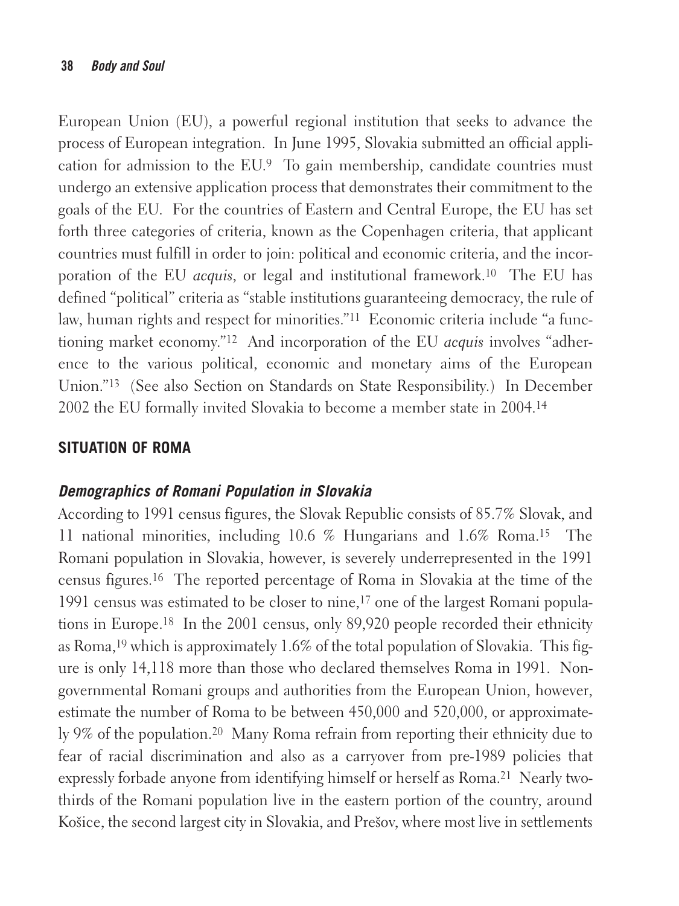European Union (EU), a powerful regional institution that seeks to advance the process of European integration. In June 1995, Slovakia submitted an official application for admission to the EU.[9] To gain membership, candidate countries must undergo an extensive application process that demonstrates their commitment to the goals of the EU. For the countries of Eastern and Central Europe, the EU has set forth three categories of criteria, known as the Copenhagen criteria, that applicant countries must fulfill in order to join: political and economic criteria, and the incorporation of the EU *acquis*, or legal and institutional framework.[10] The EU has defined "political" criteria as "stable institutions guaranteeing democracy, the rule of law, human rights and respect for minorities."[11] Economic criteria include "a functioning market economy."[12] And incorporation of the EU *acquis* involves "adherence to the various political, economic and monetary aims of the European Union."[13] (See also Section on Standards on State Responsibility.) In December 2002 the EU formally invited Slovakia to become a member state in 2004.[14]

## SITUATION OF ROMA

### *Demographics of Romani Population in Slovakia*

According to 1991 census figures, the Slovak Republic consists of 85.7% Slovak, and 11 national minorities, including 10.6 % Hungarians and 1.6% Roma.[15] The Romani population in Slovakia, however, is severely underrepresented in the 1991 census figures.[16] The reported percentage of Roma in Slovakia at the time of the 1991 census was estimated to be closer to nine,[17] one of the largest Romani populations in Europe.[18] In the 2001 census, only 89,920 people recorded their ethnicity as Roma,[19] which is approximately 1.6% of the total population of Slovakia. This figure is only 14,118 more than those who declared themselves Roma in 1991. Nongovernmental Romani groups and authorities from the European Union, however, estimate the number of Roma to be between 450,000 and 520,000, or approximately 9% of the population.[20] Many Roma refrain from reporting their ethnicity due to fear of racial discrimination and also as a carryover from pre-1989 policies that expressly forbade anyone from identifying himself or herself as Roma.[21] Nearly two-thirds of the Romani population live in the eastern portion of the country, around Košice, the second largest city in Slovakia, and Prešov, where most live in settlements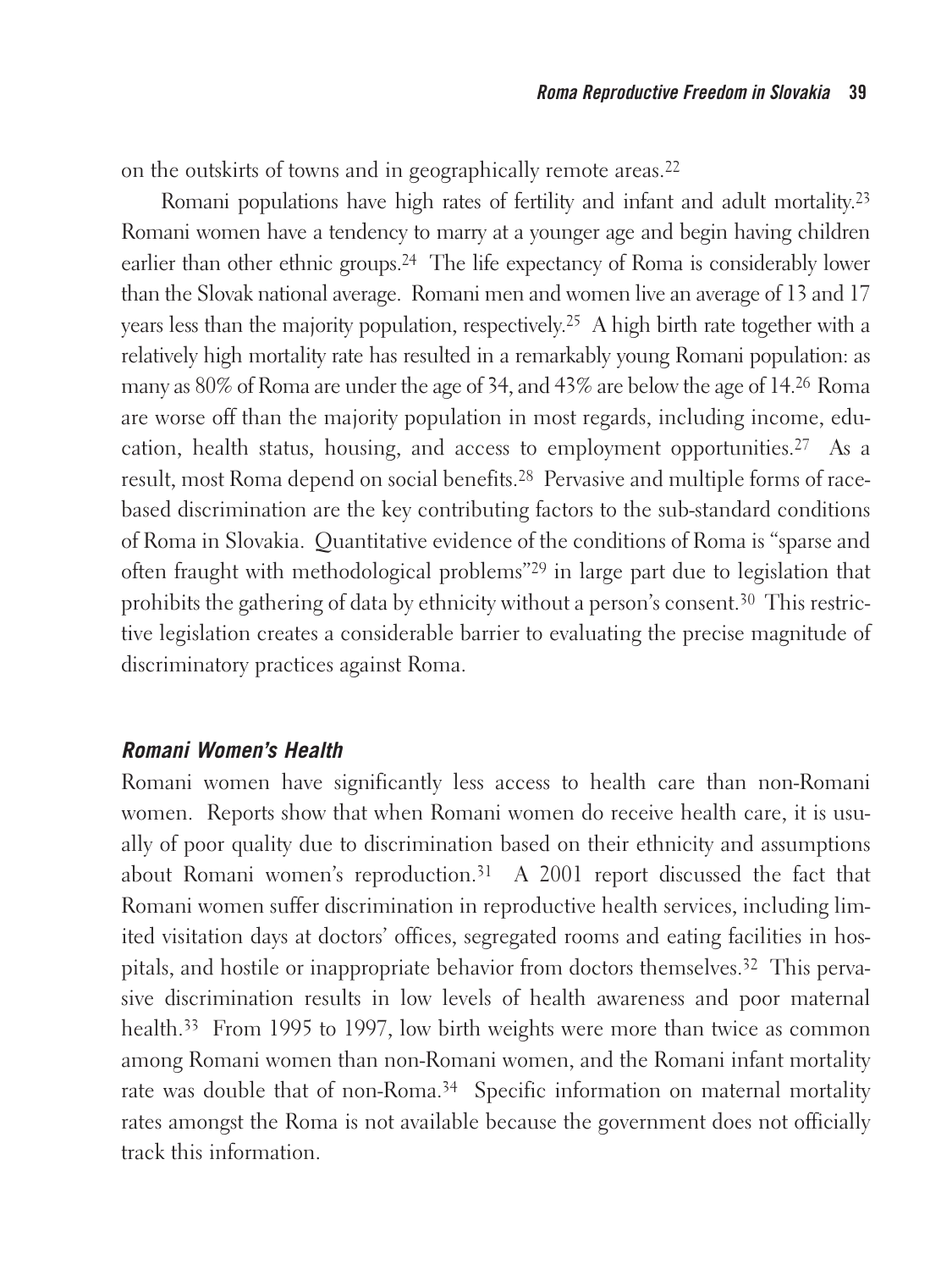on the outskirts of towns and in geographically remote areas.[22]

Romani populations have high rates of fertility and infant and adult mortality.[23] Romani women have a tendency to marry at a younger age and begin having children earlier than other ethnic groups.[24] The life expectancy of Roma is considerably lower than the Slovak national average. Romani men and women live an average of 13 and 17 years less than the majority population, respectively.[25] A high birth rate together with a relatively high mortality rate has resulted in a remarkably young Romani population: as many as 80% of Roma are under the age of 34, and 43% are below the age of 14.[26] Roma are worse off than the majority population in most regards, including income, education, health status, housing, and access to employment opportunities.[27] As a result, most Roma depend on social benefits.[28] Pervasive and multiple forms of race-based discrimination are the key contributing factors to the sub-standard conditions of Roma in Slovakia. Quantitative evidence of the conditions of Roma is "sparse and often fraught with methodological problems"[29] in large part due to legislation that prohibits the gathering of data by ethnicity without a person's consent.[30] This restrictive legislation creates a considerable barrier to evaluating the precise magnitude of discriminatory practices against Roma.

### *Romani Women's Health*

Romani women have significantly less access to health care than non-Romani women. Reports show that when Romani women do receive health care, it is usually of poor quality due to discrimination based on their ethnicity and assumptions about Romani women's reproduction.[31] A 2001 report discussed the fact that Romani women suffer discrimination in reproductive health services, including limited visitation days at doctors' offices, segregated rooms and eating facilities in hospitals, and hostile or inappropriate behavior from doctors themselves.[32] This pervasive discrimination results in low levels of health awareness and poor maternal health.[33] From 1995 to 1997, low birth weights were more than twice as common among Romani women than non-Romani women, and the Romani infant mortality rate was double that of non-Roma.[34] Specific information on maternal mortality rates amongst the Roma is not available because the government does not officially track this information.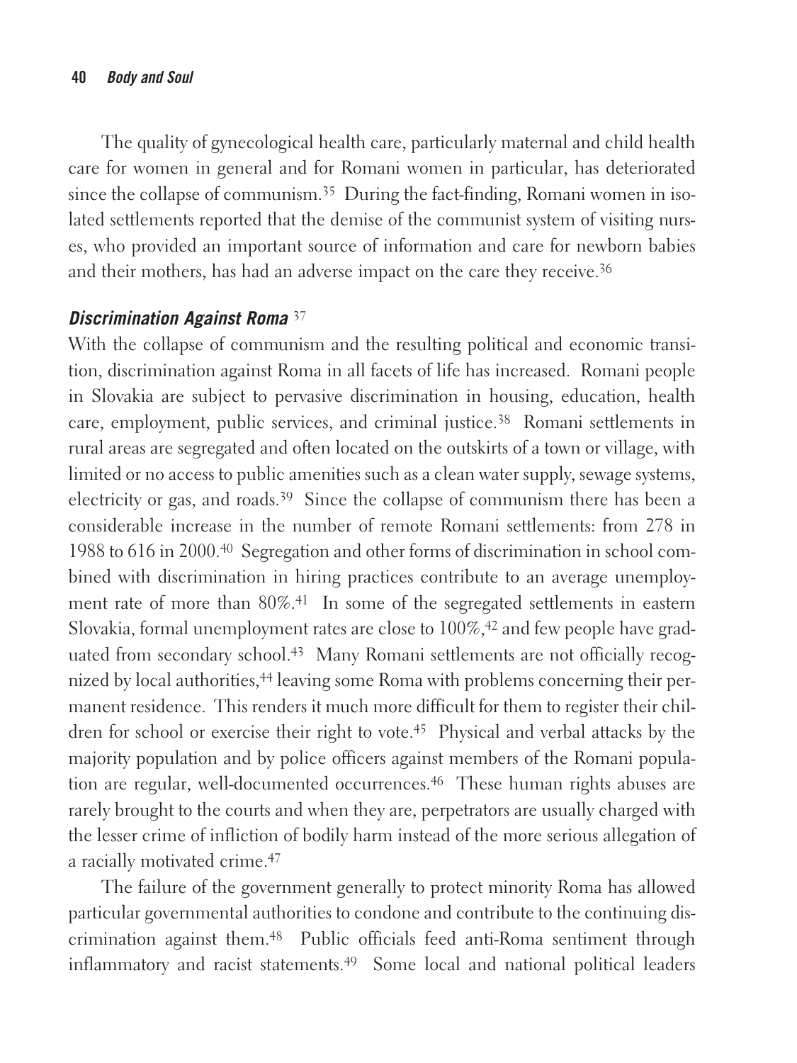The quality of gynecological health care, particularly maternal and child health care for women in general and for Romani women in particular, has deteriorated since the collapse of communism.[35] During the fact-finding, Romani women in isolated settlements reported that the demise of the communist system of visiting nurses, who provided an important source of information and care for newborn babies and their mothers, has had an adverse impact on the care they receive.[36]

### *Discrimination Against Roma* [37]

With the collapse of communism and the resulting political and economic transition, discrimination against Roma in all facets of life has increased. Romani people in Slovakia are subject to pervasive discrimination in housing, education, health care, employment, public services, and criminal justice.[38] Romani settlements in rural areas are segregated and often located on the outskirts of a town or village, with limited or no access to public amenities such as a clean water supply, sewage systems, electricity or gas, and roads.[39] Since the collapse of communism there has been a considerable increase in the number of remote Romani settlements: from 278 in 1988 to 616 in 2000.[40] Segregation and other forms of discrimination in school combined with discrimination in hiring practices contribute to an average unemployment rate of more than 80%.[41] In some of the segregated settlements in eastern Slovakia, formal unemployment rates are close to 100%,[42] and few people have graduated from secondary school.[43] Many Romani settlements are not officially recognized by local authorities,[44] leaving some Roma with problems concerning their permanent residence. This renders it much more difficult for them to register their children for school or exercise their right to vote.[45] Physical and verbal attacks by the majority population and by police officers against members of the Romani population are regular, well-documented occurrences.[46] These human rights abuses are rarely brought to the courts and when they are, perpetrators are usually charged with the lesser crime of infliction of bodily harm instead of the more serious allegation of a racially motivated crime.[47]

The failure of the government generally to protect minority Roma has allowed particular governmental authorities to condone and contribute to the continuing discrimination against them.[48] Public officials feed anti-Roma sentiment through inflammatory and racist statements.[49] Some local and national political leaders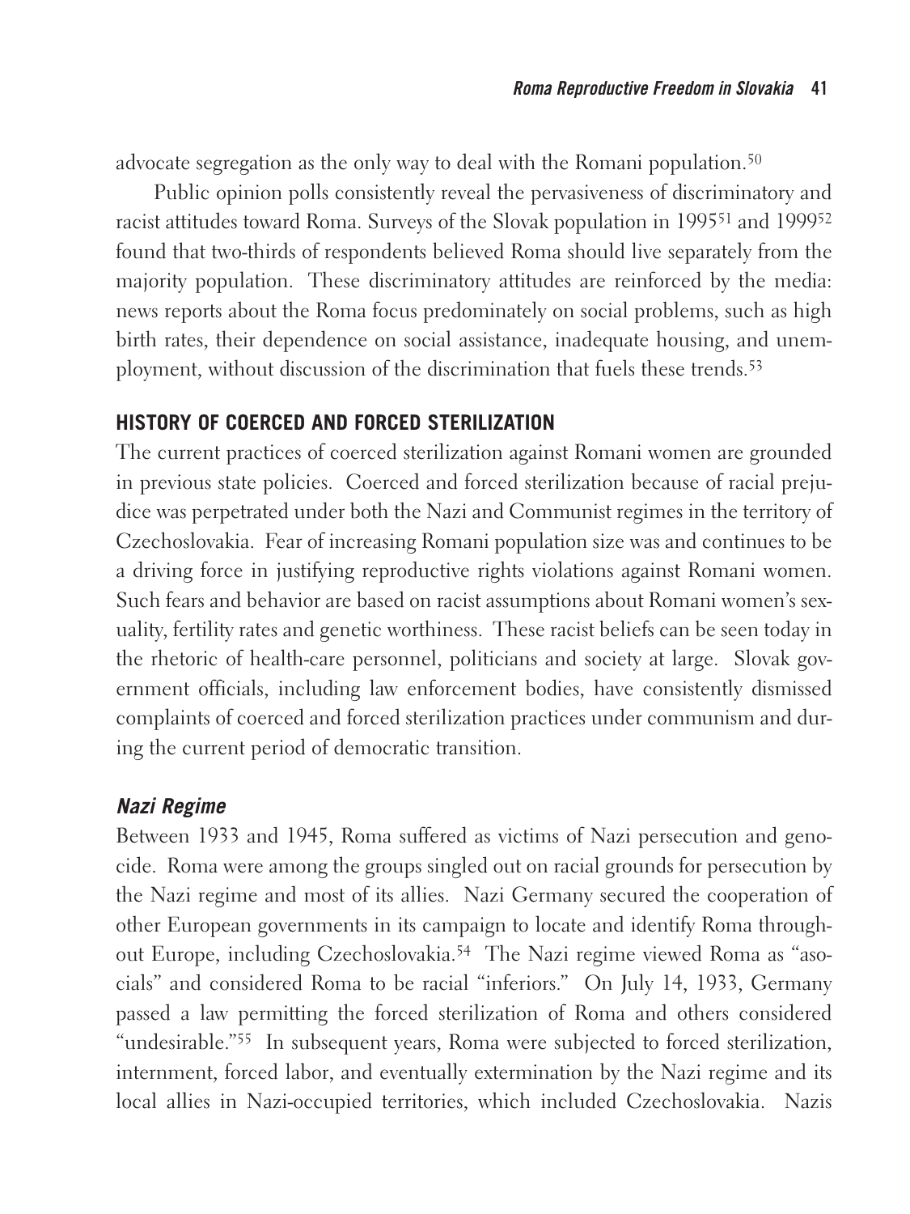advocate segregation as the only way to deal with the Romani population.[50]

Public opinion polls consistently reveal the pervasiveness of discriminatory and racist attitudes toward Roma. Surveys of the Slovak population in 1995[51] and 1999[52] found that two-thirds of respondents believed Roma should live separately from the majority population. These discriminatory attitudes are reinforced by the media: news reports about the Roma focus predominately on social problems, such as high birth rates, their dependence on social assistance, inadequate housing, and unemployment, without discussion of the discrimination that fuels these trends.[53]

## HISTORY OF COERCED AND FORCED STERILIZATION

The current practices of coerced sterilization against Romani women are grounded in previous state policies. Coerced and forced sterilization because of racial prejudice was perpetrated under both the Nazi and Communist regimes in the territory of Czechoslovakia. Fear of increasing Romani population size was and continues to be a driving force in justifying reproductive rights violations against Romani women. Such fears and behavior are based on racist assumptions about Romani women's sexuality, fertility rates and genetic worthiness. These racist beliefs can be seen today in the rhetoric of health-care personnel, politicians and society at large. Slovak government officials, including law enforcement bodies, have consistently dismissed complaints of coerced and forced sterilization practices under communism and during the current period of democratic transition.

### *Nazi Regime*

Between 1933 and 1945, Roma suffered as victims of Nazi persecution and genocide. Roma were among the groups singled out on racial grounds for persecution by the Nazi regime and most of its allies. Nazi Germany secured the cooperation of other European governments in its campaign to locate and identify Roma throughout Europe, including Czechoslovakia.[54] The Nazi regime viewed Roma as "asocials" and considered Roma to be racial "inferiors." On July 14, 1933, Germany passed a law permitting the forced sterilization of Roma and others considered "undesirable."[55] In subsequent years, Roma were subjected to forced sterilization, internment, forced labor, and eventually extermination by the Nazi regime and its local allies in Nazi-occupied territories, which included Czechoslovakia. Nazis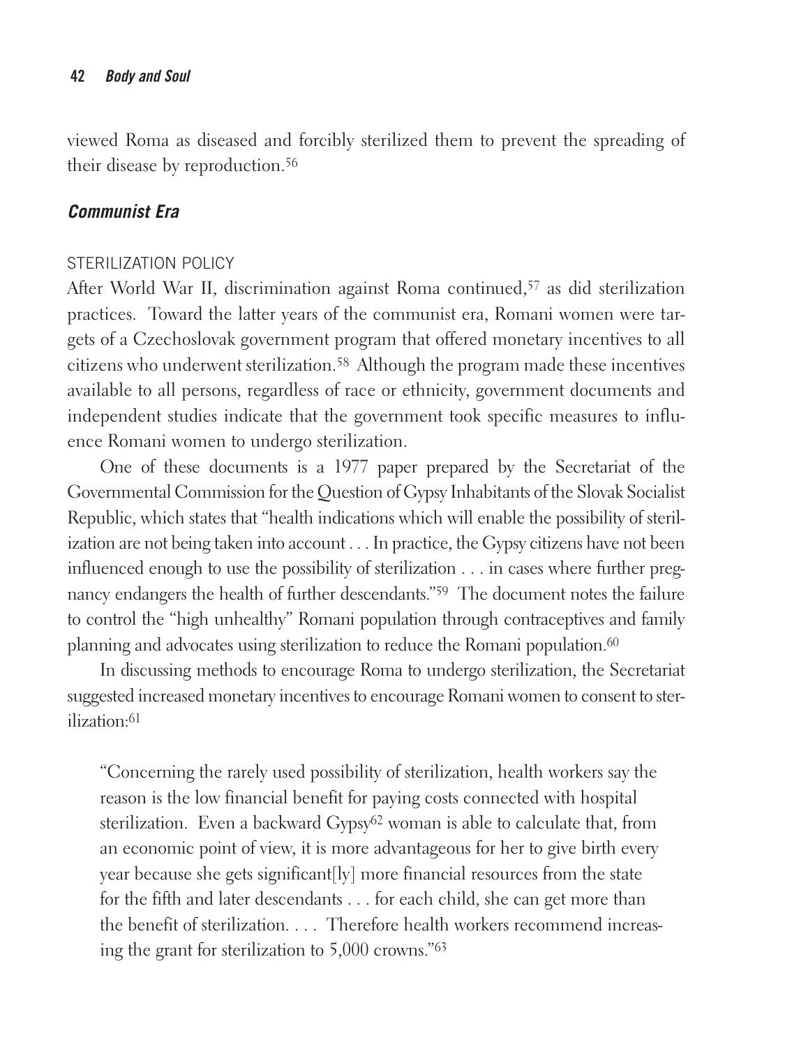viewed Roma as diseased and forcibly sterilized them to prevent the spreading of their disease by reproduction.[56]

### *Communist Era*

#### STERILIZATION POLICY

After World War II, discrimination against Roma continued,[57] as did sterilization practices. Toward the latter years of the communist era, Romani women were targets of a Czechoslovak government program that offered monetary incentives to all citizens who underwent sterilization.[58] Although the program made these incentives available to all persons, regardless of race or ethnicity, government documents and independent studies indicate that the government took specific measures to influence Romani women to undergo sterilization.

One of these documents is a 1977 paper prepared by the Secretariat of the Governmental Commission for the Question of Gypsy Inhabitants of the Slovak Socialist Republic, which states that "health indications which will enable the possibility of sterilization are not being taken into account . . . In practice, the Gypsy citizens have not been influenced enough to use the possibility of sterilization . . . in cases where further pregnancy endangers the health of further descendants."[59] The document notes the failure to control the "high unhealthy" Romani population through contraceptives and family planning and advocates using sterilization to reduce the Romani population.[60]

In discussing methods to encourage Roma to undergo sterilization, the Secretariat suggested increased monetary incentives to encourage Romani women to consent to sterilization:[61]

> "Concerning the rarely used possibility of sterilization, health workers say the reason is the low financial benefit for paying costs connected with hospital sterilization. Even a backward Gypsy[62] woman is able to calculate that, from an economic point of view, it is more advantageous for her to give birth every year because she gets significant[ly] more financial resources from the state for the fifth and later descendants . . . for each child, she can get more than the benefit of sterilization. . . . Therefore health workers recommend increasing the grant for sterilization to 5,000 crowns."[63]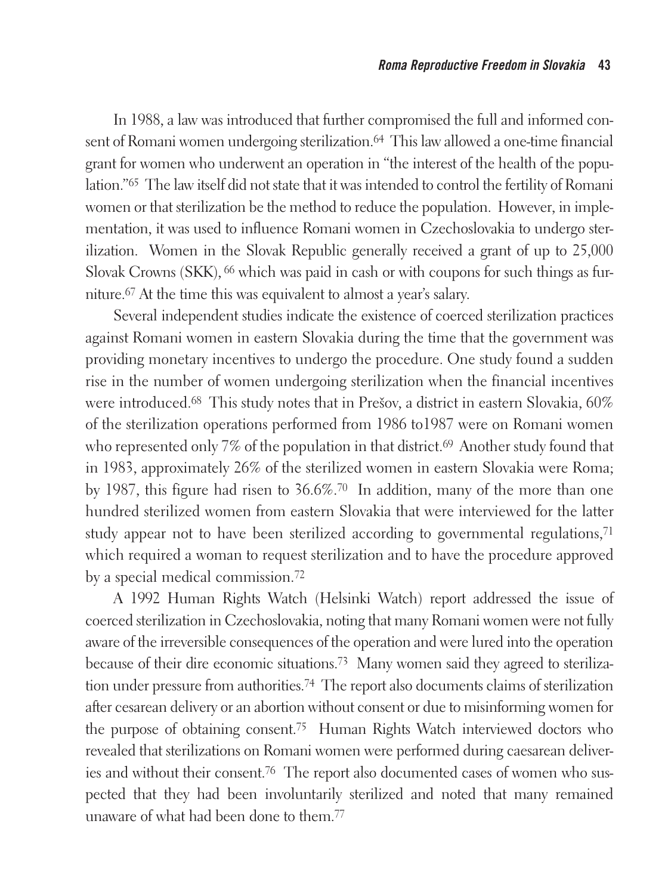In 1988, a law was introduced that further compromised the full and informed consent of Romani women undergoing sterilization.[64] This law allowed a one-time financial grant for women who underwent an operation in "the interest of the health of the population."[65] The law itself did not state that it was intended to control the fertility of Romani women or that sterilization be the method to reduce the population. However, in implementation, it was used to influence Romani women in Czechoslovakia to undergo sterilization. Women in the Slovak Republic generally received a grant of up to 25,000 Slovak Crowns (SKK),[66] which was paid in cash or with coupons for such things as furniture.[67] At the time this was equivalent to almost a year's salary.

Several independent studies indicate the existence of coerced sterilization practices against Romani women in eastern Slovakia during the time that the government was providing monetary incentives to undergo the procedure. One study found a sudden rise in the number of women undergoing sterilization when the financial incentives were introduced.[68] This study notes that in Prešov, a district in eastern Slovakia, 60% of the sterilization operations performed from 1986 to1987 were on Romani women who represented only 7% of the population in that district.[69] Another study found that in 1983, approximately 26% of the sterilized women in eastern Slovakia were Roma; by 1987, this figure had risen to 36.6%.[70] In addition, many of the more than one hundred sterilized women from eastern Slovakia that were interviewed for the latter study appear not to have been sterilized according to governmental regulations,[71] which required a woman to request sterilization and to have the procedure approved by a special medical commission.[72]

A 1992 Human Rights Watch (Helsinki Watch) report addressed the issue of coerced sterilization in Czechoslovakia, noting that many Romani women were not fully aware of the irreversible consequences of the operation and were lured into the operation because of their dire economic situations.[73] Many women said they agreed to sterilization under pressure from authorities.[74] The report also documents claims of sterilization after cesarean delivery or an abortion without consent or due to misinforming women for the purpose of obtaining consent.[75] Human Rights Watch interviewed doctors who revealed that sterilizations on Romani women were performed during caesarean deliveries and without their consent.[76] The report also documented cases of women who suspected that they had been involuntarily sterilized and noted that many remained unaware of what had been done to them.[77]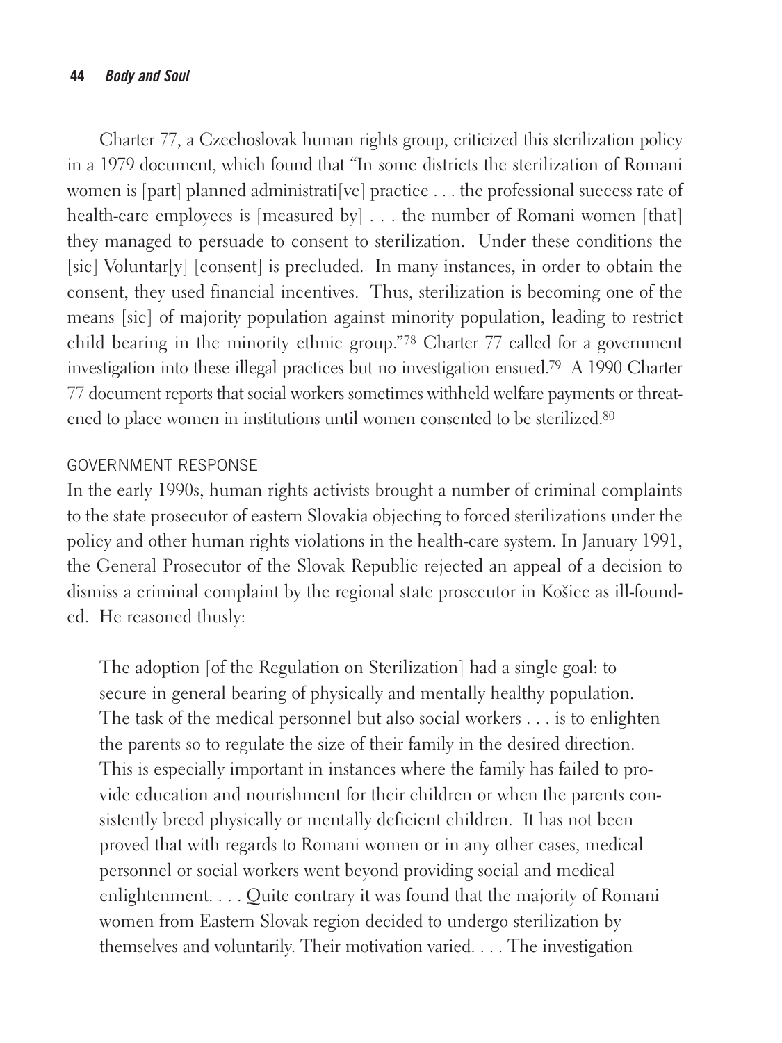Charter 77, a Czechoslovak human rights group, criticized this sterilization policy in a 1979 document, which found that "In some districts the sterilization of Romani women is [part] planned administrati[ve] practice . . . the professional success rate of health-care employees is [measured by] . . . the number of Romani women [that] they managed to persuade to consent to sterilization. Under these conditions the [sic] Voluntar[y] [consent] is precluded. In many instances, in order to obtain the consent, they used financial incentives. Thus, sterilization is becoming one of the means [sic] of majority population against minority population, leading to restrict child bearing in the minority ethnic group."[78] Charter 77 called for a government investigation into these illegal practices but no investigation ensued.[79] A 1990 Charter 77 document reports that social workers sometimes withheld welfare payments or threatened to place women in institutions until women consented to be sterilized.[80]

## GOVERNMENT RESPONSE

In the early 1990s, human rights activists brought a number of criminal complaints to the state prosecutor of eastern Slovakia objecting to forced sterilizations under the policy and other human rights violations in the health-care system. In January 1991, the General Prosecutor of the Slovak Republic rejected an appeal of a decision to dismiss a criminal complaint by the regional state prosecutor in Košice as ill-founded. He reasoned thusly:

> The adoption [of the Regulation on Sterilization] had a single goal: to secure in general bearing of physically and mentally healthy population. The task of the medical personnel but also social workers . . . is to enlighten the parents so to regulate the size of their family in the desired direction. This is especially important in instances where the family has failed to provide education and nourishment for their children or when the parents consistently breed physically or mentally deficient children. It has not been proved that with regards to Romani women or in any other cases, medical personnel or social workers went beyond providing social and medical enlightenment. . . . Quite contrary it was found that the majority of Romani women from Eastern Slovak region decided to undergo sterilization by themselves and voluntarily. Their motivation varied. . . . The investigation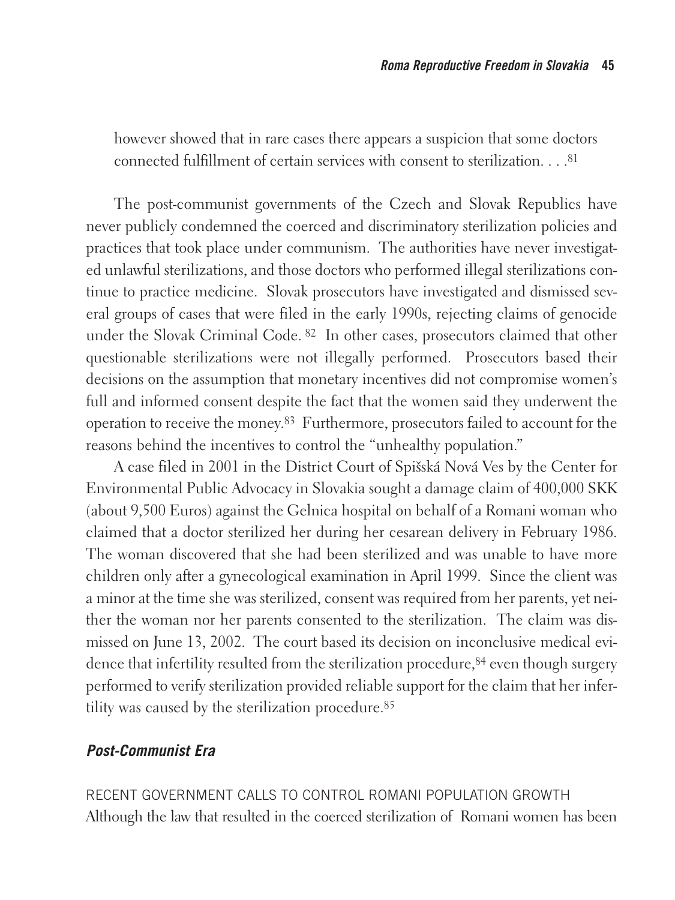however showed that in rare cases there appears a suspicion that some doctors connected fulfillment of certain services with consent to sterilization. . . .[81]

The post-communist governments of the Czech and Slovak Republics have never publicly condemned the coerced and discriminatory sterilization policies and practices that took place under communism. The authorities have never investigated unlawful sterilizations, and those doctors who performed illegal sterilizations continue to practice medicine. Slovak prosecutors have investigated and dismissed several groups of cases that were filed in the early 1990s, rejecting claims of genocide under the Slovak Criminal Code.[82] In other cases, prosecutors claimed that other questionable sterilizations were not illegally performed. Prosecutors based their decisions on the assumption that monetary incentives did not compromise women's full and informed consent despite the fact that the women said they underwent the operation to receive the money.[83] Furthermore, prosecutors failed to account for the reasons behind the incentives to control the "unhealthy population."

A case filed in 2001 in the District Court of Spišská Nová Ves by the Center for Environmental Public Advocacy in Slovakia sought a damage claim of 400,000 SKK (about 9,500 Euros) against the Gelnica hospital on behalf of a Romani woman who claimed that a doctor sterilized her during her cesarean delivery in February 1986. The woman discovered that she had been sterilized and was unable to have more children only after a gynecological examination in April 1999. Since the client was a minor at the time she was sterilized, consent was required from her parents, yet neither the woman nor her parents consented to the sterilization. The claim was dismissed on June 13, 2002. The court based its decision on inconclusive medical evidence that infertility resulted from the sterilization procedure,[84] even though surgery performed to verify sterilization provided reliable support for the claim that her infertility was caused by the sterilization procedure.[85]

## *Post-Communist Era*

### RECENT GOVERNMENT CALLS TO CONTROL ROMANI POPULATION GROWTH

Although the law that resulted in the coerced sterilization of Romani women has been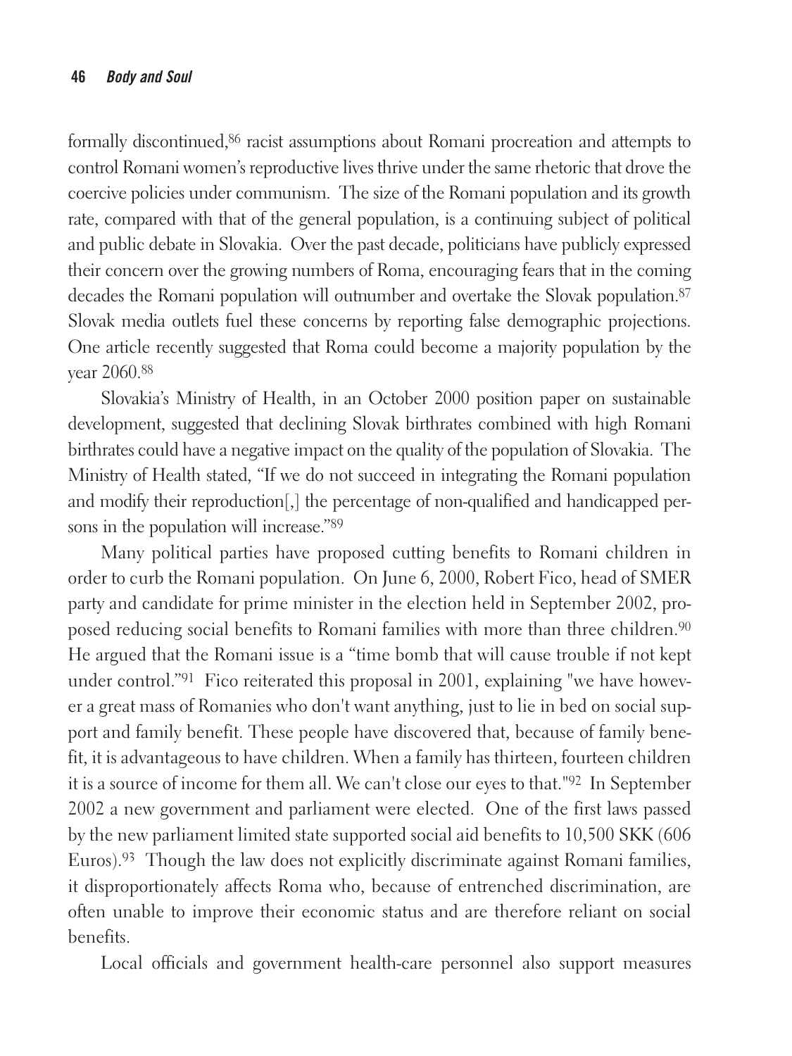formally discontinued,[86] racist assumptions about Romani procreation and attempts to control Romani women's reproductive lives thrive under the same rhetoric that drove the coercive policies under communism. The size of the Romani population and its growth rate, compared with that of the general population, is a continuing subject of political and public debate in Slovakia. Over the past decade, politicians have publicly expressed their concern over the growing numbers of Roma, encouraging fears that in the coming decades the Romani population will outnumber and overtake the Slovak population.[87] Slovak media outlets fuel these concerns by reporting false demographic projections. One article recently suggested that Roma could become a majority population by the year 2060.[88]

Slovakia's Ministry of Health, in an October 2000 position paper on sustainable development, suggested that declining Slovak birthrates combined with high Romani birthrates could have a negative impact on the quality of the population of Slovakia. The Ministry of Health stated, "If we do not succeed in integrating the Romani population and modify their reproduction[,] the percentage of non-qualified and handicapped persons in the population will increase."[89]

Many political parties have proposed cutting benefits to Romani children in order to curb the Romani population. On June 6, 2000, Robert Fico, head of SMER party and candidate for prime minister in the election held in September 2002, proposed reducing social benefits to Romani families with more than three children.[90] He argued that the Romani issue is a "time bomb that will cause trouble if not kept under control."[91] Fico reiterated this proposal in 2001, explaining "we have however a great mass of Romanies who don't want anything, just to lie in bed on social support and family benefit. These people have discovered that, because of family benefit, it is advantageous to have children. When a family has thirteen, fourteen children it is a source of income for them all. We can't close our eyes to that."[92] In September 2002 a new government and parliament were elected. One of the first laws passed by the new parliament limited state supported social aid benefits to 10,500 SKK (606 Euros).[93] Though the law does not explicitly discriminate against Romani families, it disproportionately affects Roma who, because of entrenched discrimination, are often unable to improve their economic status and are therefore reliant on social benefits.

Local officials and government health-care personnel also support measures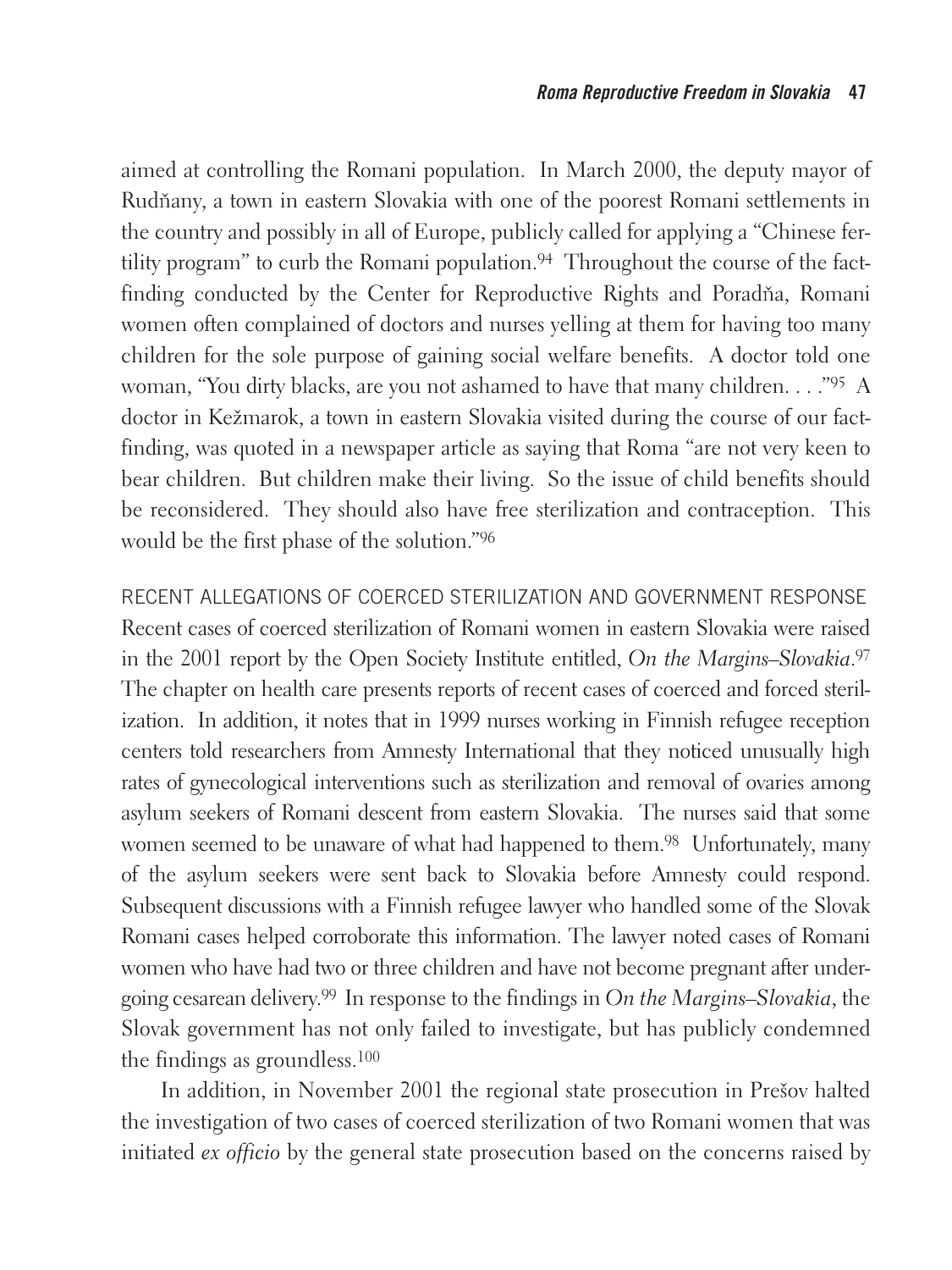aimed at controlling the Romani population. In March 2000, the deputy mayor of Rudňany, a town in eastern Slovakia with one of the poorest Romani settlements in the country and possibly in all of Europe, publicly called for applying a "Chinese fertility program" to curb the Romani population.[94] Throughout the course of the fact-finding conducted by the Center for Reproductive Rights and Poradňa, Romani women often complained of doctors and nurses yelling at them for having too many children for the sole purpose of gaining social welfare benefits. A doctor told one woman, "You dirty blacks, are you not ashamed to have that many children. . . ."[95] A doctor in Kežmarok, a town in eastern Slovakia visited during the course of our fact-finding, was quoted in a newspaper article as saying that Roma "are not very keen to bear children. But children make their living. So the issue of child benefits should be reconsidered. They should also have free sterilization and contraception. This would be the first phase of the solution."[96]

## RECENT ALLEGATIONS OF COERCED STERILIZATION AND GOVERNMENT RESPONSE

Recent cases of coerced sterilization of Romani women in eastern Slovakia were raised in the 2001 report by the Open Society Institute entitled, *On the Margins–Slovakia*.[97] The chapter on health care presents reports of recent cases of coerced and forced sterilization. In addition, it notes that in 1999 nurses working in Finnish refugee reception centers told researchers from Amnesty International that they noticed unusually high rates of gynecological interventions such as sterilization and removal of ovaries among asylum seekers of Romani descent from eastern Slovakia. The nurses said that some women seemed to be unaware of what had happened to them.[98] Unfortunately, many of the asylum seekers were sent back to Slovakia before Amnesty could respond. Subsequent discussions with a Finnish refugee lawyer who handled some of the Slovak Romani cases helped corroborate this information. The lawyer noted cases of Romani women who have had two or three children and have not become pregnant after undergoing cesarean delivery.[99] In response to the findings in *On the Margins–Slovakia*, the Slovak government has not only failed to investigate, but has publicly condemned the findings as groundless.[100]

In addition, in November 2001 the regional state prosecution in Prešov halted the investigation of two cases of coerced sterilization of two Romani women that was initiated *ex officio* by the general state prosecution based on the concerns raised by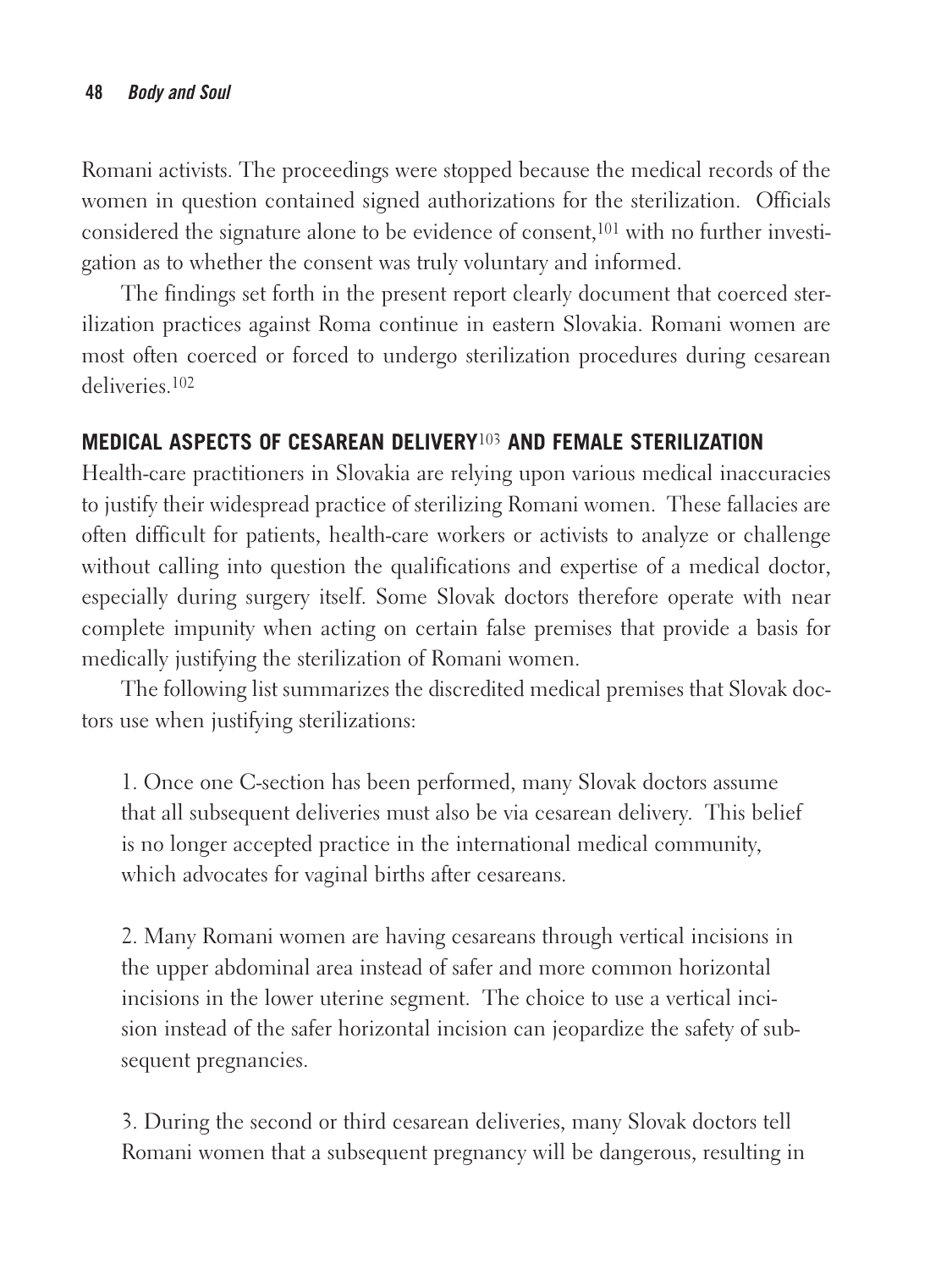Romani activists. The proceedings were stopped because the medical records of the women in question contained signed authorizations for the sterilization. Officials considered the signature alone to be evidence of consent,[101] with no further investigation as to whether the consent was truly voluntary and informed.

The findings set forth in the present report clearly document that coerced sterilization practices against Roma continue in eastern Slovakia. Romani women are most often coerced or forced to undergo sterilization procedures during cesarean deliveries.[102]

## MEDICAL ASPECTS OF CESAREAN DELIVERY[103] AND FEMALE STERILIZATION

Health-care practitioners in Slovakia are relying upon various medical inaccuracies to justify their widespread practice of sterilizing Romani women. These fallacies are often difficult for patients, health-care workers or activists to analyze or challenge without calling into question the qualifications and expertise of a medical doctor, especially during surgery itself. Some Slovak doctors therefore operate with near complete impunity when acting on certain false premises that provide a basis for medically justifying the sterilization of Romani women.

The following list summarizes the discredited medical premises that Slovak doctors use when justifying sterilizations:

1. Once one C-section has been performed, many Slovak doctors assume that all subsequent deliveries must also be via cesarean delivery. This belief is no longer accepted practice in the international medical community, which advocates for vaginal births after cesareans.

2. Many Romani women are having cesareans through vertical incisions in the upper abdominal area instead of safer and more common horizontal incisions in the lower uterine segment. The choice to use a vertical incision instead of the safer horizontal incision can jeopardize the safety of subsequent pregnancies.

3. During the second or third cesarean deliveries, many Slovak doctors tell Romani women that a subsequent pregnancy will be dangerous, resulting in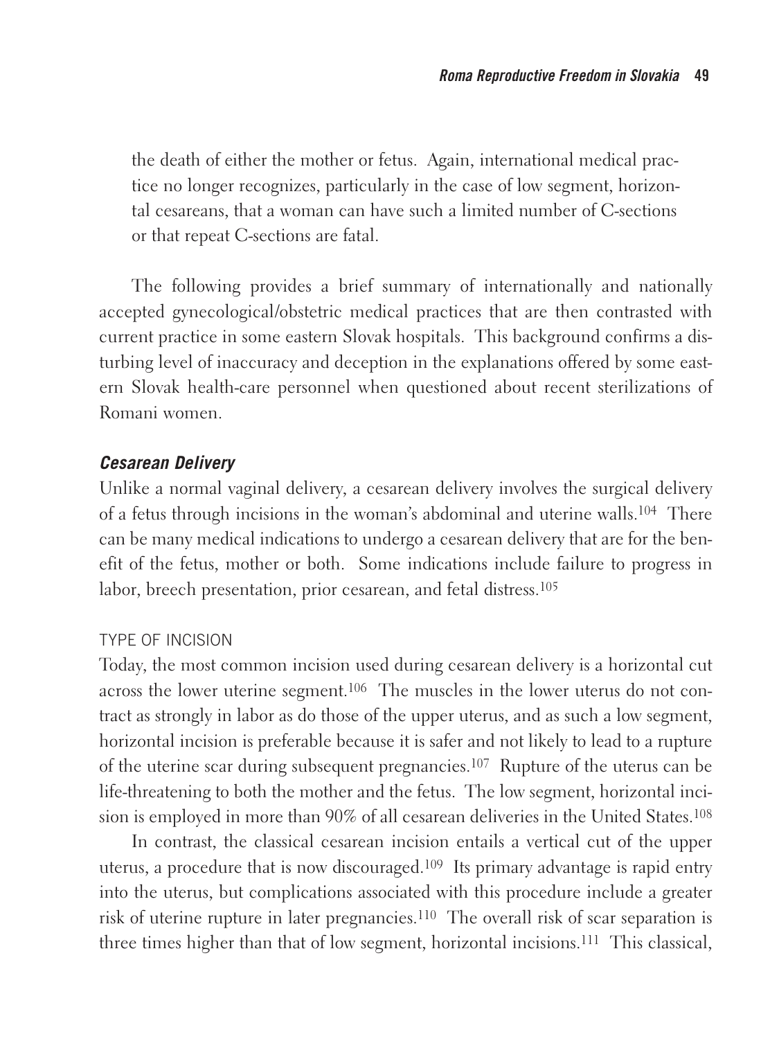the death of either the mother or fetus. Again, international medical practice no longer recognizes, particularly in the case of low segment, horizontal cesareans, that a woman can have such a limited number of C-sections or that repeat C-sections are fatal.

The following provides a brief summary of internationally and nationally accepted gynecological/obstetric medical practices that are then contrasted with current practice in some eastern Slovak hospitals. This background confirms a disturbing level of inaccuracy and deception in the explanations offered by some eastern Slovak health-care personnel when questioned about recent sterilizations of Romani women.

### *Cesarean Delivery*

Unlike a normal vaginal delivery, a cesarean delivery involves the surgical delivery of a fetus through incisions in the woman's abdominal and uterine walls.[104] There can be many medical indications to undergo a cesarean delivery that are for the benefit of the fetus, mother or both. Some indications include failure to progress in labor, breech presentation, prior cesarean, and fetal distress.[105]

#### TYPE OF INCISION

Today, the most common incision used during cesarean delivery is a horizontal cut across the lower uterine segment.[106] The muscles in the lower uterus do not contract as strongly in labor as do those of the upper uterus, and as such a low segment, horizontal incision is preferable because it is safer and not likely to lead to a rupture of the uterine scar during subsequent pregnancies.[107] Rupture of the uterus can be life-threatening to both the mother and the fetus. The low segment, horizontal incision is employed in more than 90% of all cesarean deliveries in the United States.[108]

In contrast, the classical cesarean incision entails a vertical cut of the upper uterus, a procedure that is now discouraged.[109] Its primary advantage is rapid entry into the uterus, but complications associated with this procedure include a greater risk of uterine rupture in later pregnancies.[110] The overall risk of scar separation is three times higher than that of low segment, horizontal incisions.[111] This classical,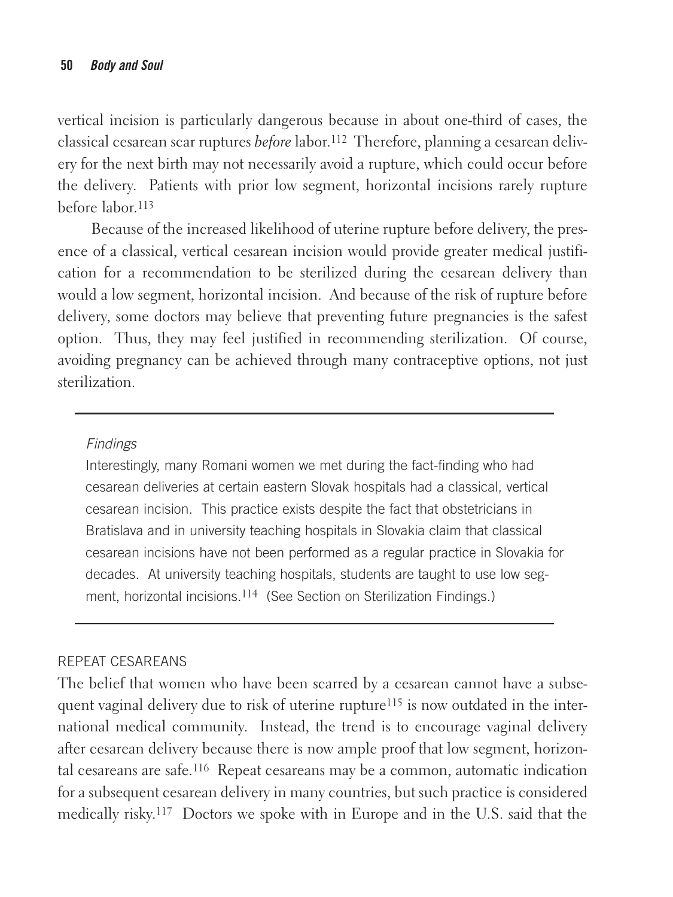vertical incision is particularly dangerous because in about one-third of cases, the classical cesarean scar ruptures *before* labor.[112] Therefore, planning a cesarean delivery for the next birth may not necessarily avoid a rupture, which could occur before the delivery. Patients with prior low segment, horizontal incisions rarely rupture before labor.[113]

Because of the increased likelihood of uterine rupture before delivery, the presence of a classical, vertical cesarean incision would provide greater medical justification for a recommendation to be sterilized during the cesarean delivery than would a low segment, horizontal incision. And because of the risk of rupture before delivery, some doctors may believe that preventing future pregnancies is the safest option. Thus, they may feel justified in recommending sterilization. Of course, avoiding pregnancy can be achieved through many contraceptive options, not just sterilization.

---

*Findings*

Interestingly, many Romani women we met during the fact-finding who had cesarean deliveries at certain eastern Slovak hospitals had a classical, vertical cesarean incision. This practice exists despite the fact that obstetricians in Bratislava and in university teaching hospitals in Slovakia claim that classical cesarean incisions have not been performed as a regular practice in Slovakia for decades. At university teaching hospitals, students are taught to use low segment, horizontal incisions.[114] (See Section on Sterilization Findings.)

---

### REPEAT CESAREANS

The belief that women who have been scarred by a cesarean cannot have a subsequent vaginal delivery due to risk of uterine rupture[115] is now outdated in the international medical community. Instead, the trend is to encourage vaginal delivery after cesarean delivery because there is now ample proof that low segment, horizontal cesareans are safe.[116] Repeat cesareans may be a common, automatic indication for a subsequent cesarean delivery in many countries, but such practice is considered medically risky.[117] Doctors we spoke with in Europe and in the U.S. said that the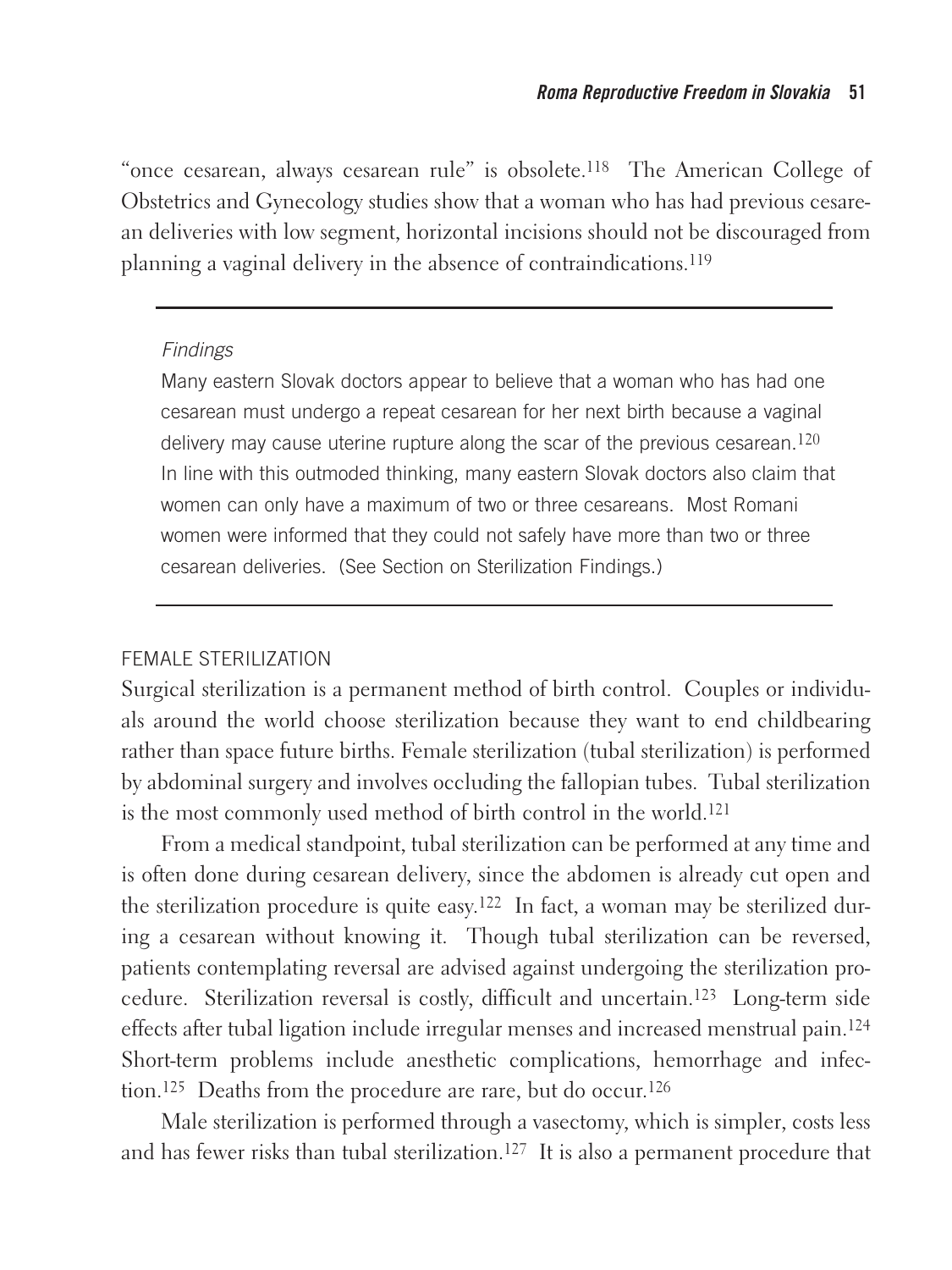"once cesarean, always cesarean rule" is obsolete.[118] The American College of Obstetrics and Gynecology studies show that a woman who has had previous cesarean deliveries with low segment, horizontal incisions should not be discouraged from planning a vaginal delivery in the absence of contraindications.[119]

---

*Findings*

Many eastern Slovak doctors appear to believe that a woman who has had one cesarean must undergo a repeat cesarean for her next birth because a vaginal delivery may cause uterine rupture along the scar of the previous cesarean.[120] In line with this outmoded thinking, many eastern Slovak doctors also claim that women can only have a maximum of two or three cesareans. Most Romani women were informed that they could not safely have more than two or three cesarean deliveries. (See Section on Sterilization Findings.)

---

## FEMALE STERILIZATION

Surgical sterilization is a permanent method of birth control. Couples or individuals around the world choose sterilization because they want to end childbearing rather than space future births. Female sterilization (tubal sterilization) is performed by abdominal surgery and involves occluding the fallopian tubes. Tubal sterilization is the most commonly used method of birth control in the world.[121]

From a medical standpoint, tubal sterilization can be performed at any time and is often done during cesarean delivery, since the abdomen is already cut open and the sterilization procedure is quite easy.[122] In fact, a woman may be sterilized during a cesarean without knowing it. Though tubal sterilization can be reversed, patients contemplating reversal are advised against undergoing the sterilization procedure. Sterilization reversal is costly, difficult and uncertain.[123] Long-term side effects after tubal ligation include irregular menses and increased menstrual pain.[124] Short-term problems include anesthetic complications, hemorrhage and infection.[125] Deaths from the procedure are rare, but do occur.[126]

Male sterilization is performed through a vasectomy, which is simpler, costs less and has fewer risks than tubal sterilization.[127] It is also a permanent procedure that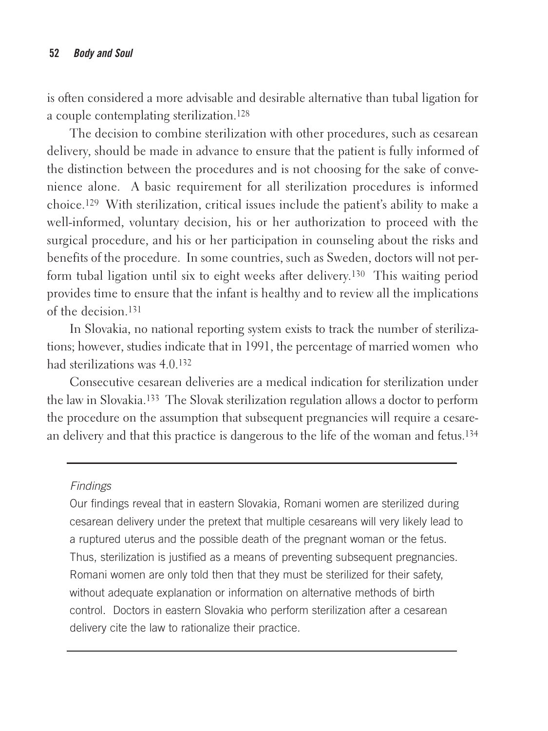is often considered a more advisable and desirable alternative than tubal ligation for a couple contemplating sterilization.[128]

The decision to combine sterilization with other procedures, such as cesarean delivery, should be made in advance to ensure that the patient is fully informed of the distinction between the procedures and is not choosing for the sake of convenience alone. A basic requirement for all sterilization procedures is informed choice.[129] With sterilization, critical issues include the patient's ability to make a well-informed, voluntary decision, his or her authorization to proceed with the surgical procedure, and his or her participation in counseling about the risks and benefits of the procedure. In some countries, such as Sweden, doctors will not perform tubal ligation until six to eight weeks after delivery.[130] This waiting period provides time to ensure that the infant is healthy and to review all the implications of the decision.[131]

In Slovakia, no national reporting system exists to track the number of sterilizations; however, studies indicate that in 1991, the percentage of married women who had sterilizations was 4.0.[132]

Consecutive cesarean deliveries are a medical indication for sterilization under the law in Slovakia.[133] The Slovak sterilization regulation allows a doctor to perform the procedure on the assumption that subsequent pregnancies will require a cesarean delivery and that this practice is dangerous to the life of the woman and fetus.[134]

---

*Findings*

Our findings reveal that in eastern Slovakia, Romani women are sterilized during cesarean delivery under the pretext that multiple cesareans will very likely lead to a ruptured uterus and the possible death of the pregnant woman or the fetus. Thus, sterilization is justified as a means of preventing subsequent pregnancies. Romani women are only told then that they must be sterilized for their safety, without adequate explanation or information on alternative methods of birth control. Doctors in eastern Slovakia who perform sterilization after a cesarean delivery cite the law to rationalize their practice.

---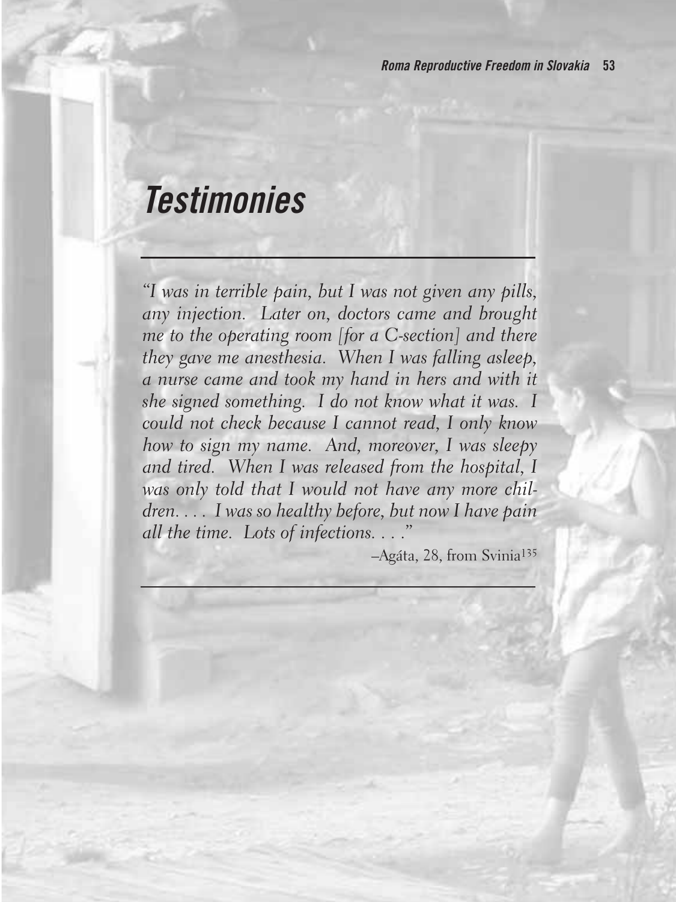# Testimonies

---

*"I was in terrible pain, but I was not given any pills, any injection. Later on, doctors came and brought me to the operating room [for a C-section] and there they gave me anesthesia. When I was falling asleep, a nurse came and took my hand in hers and with it she signed something. I do not know what it was. I could not check because I cannot read, I only know how to sign my name. And, moreover, I was sleepy and tired. When I was released from the hospital, I was only told that I would not have any more children. . . . I was so healthy before, but now I have pain all the time. Lots of infections. . . ."*

–Agáta, 28, from Svinia[135]

---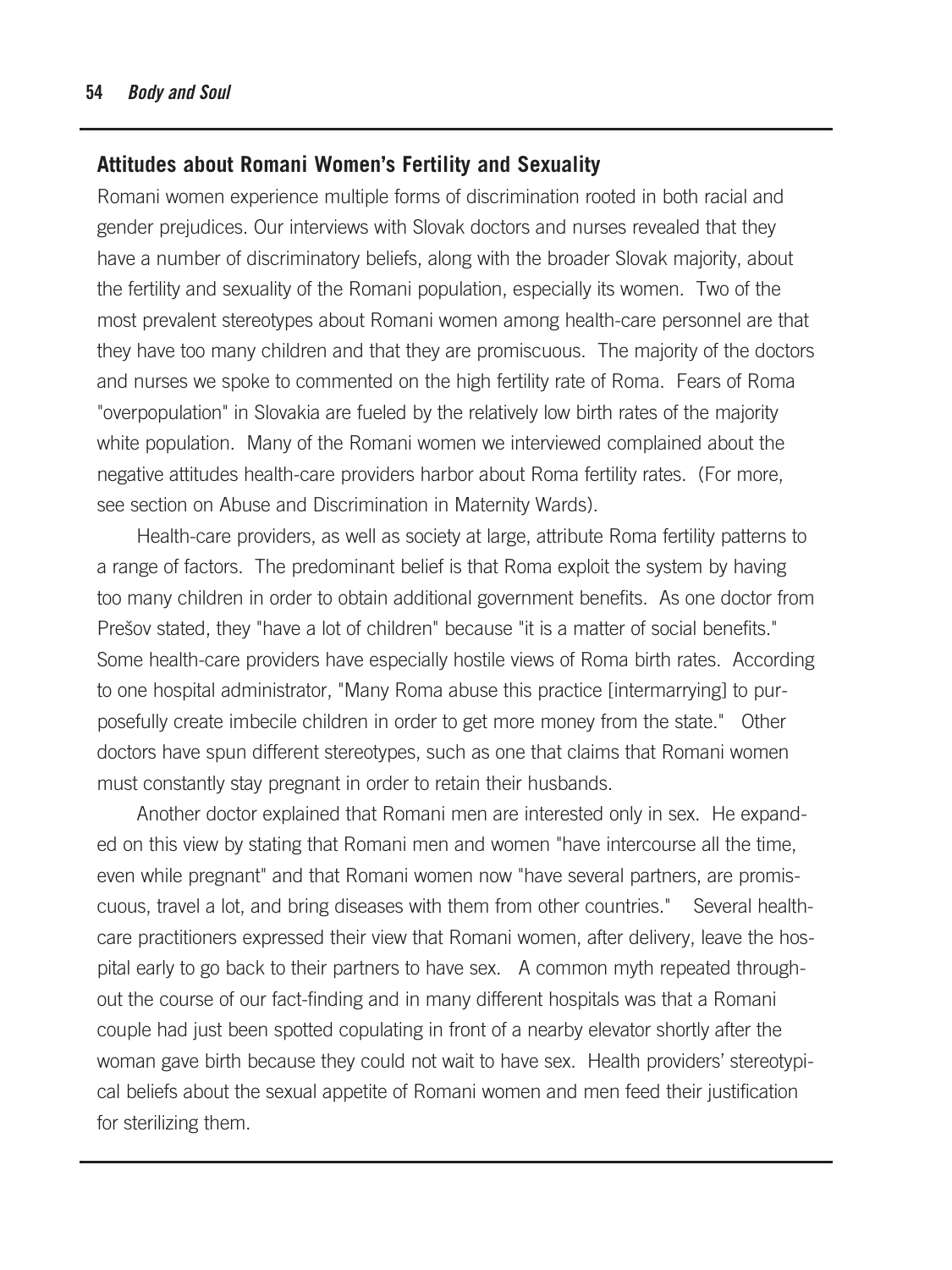## Attitudes about Romani Women's Fertility and Sexuality

Romani women experience multiple forms of discrimination rooted in both racial and gender prejudices. Our interviews with Slovak doctors and nurses revealed that they have a number of discriminatory beliefs, along with the broader Slovak majority, about the fertility and sexuality of the Romani population, especially its women. Two of the most prevalent stereotypes about Romani women among health-care personnel are that they have too many children and that they are promiscuous. The majority of the doctors and nurses we spoke to commented on the high fertility rate of Roma. Fears of Roma "overpopulation" in Slovakia are fueled by the relatively low birth rates of the majority white population. Many of the Romani women we interviewed complained about the negative attitudes health-care providers harbor about Roma fertility rates. (For more, see section on Abuse and Discrimination in Maternity Wards).

Health-care providers, as well as society at large, attribute Roma fertility patterns to a range of factors. The predominant belief is that Roma exploit the system by having too many children in order to obtain additional government benefits. As one doctor from Prešov stated, they "have a lot of children" because "it is a matter of social benefits." Some health-care providers have especially hostile views of Roma birth rates. According to one hospital administrator, "Many Roma abuse this practice [intermarrying] to purposefully create imbecile children in order to get more money from the state." Other doctors have spun different stereotypes, such as one that claims that Romani women must constantly stay pregnant in order to retain their husbands.

Another doctor explained that Romani men are interested only in sex. He expanded on this view by stating that Romani men and women "have intercourse all the time, even while pregnant" and that Romani women now "have several partners, are promiscuous, travel a lot, and bring diseases with them from other countries." Several health-care practitioners expressed their view that Romani women, after delivery, leave the hospital early to go back to their partners to have sex. A common myth repeated throughout the course of our fact-finding and in many different hospitals was that a Romani couple had just been spotted copulating in front of a nearby elevator shortly after the woman gave birth because they could not wait to have sex. Health providers' stereotypical beliefs about the sexual appetite of Romani women and men feed their justification for sterilizing them.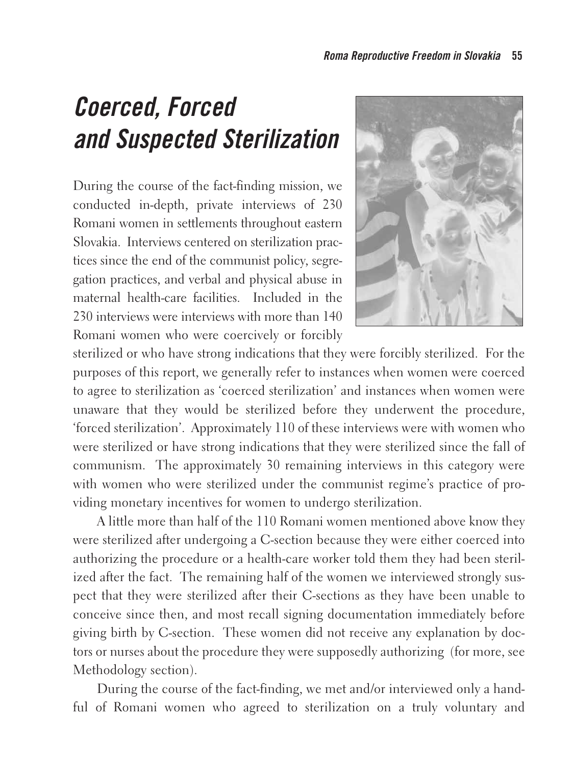# Coerced, Forced and Suspected Sterilization

During the course of the fact-finding mission, we conducted in-depth, private interviews of 230 Romani women in settlements throughout eastern Slovakia. Interviews centered on sterilization practices since the end of the communist policy, segregation practices, and verbal and physical abuse in maternal health-care facilities. Included in the 230 interviews were interviews with more than 140 Romani women who were coercively or forcibly sterilized or who have strong indications that they were forcibly sterilized. For the purposes of this report, we generally refer to instances when women were coerced to agree to sterilization as 'coerced sterilization' and instances when women were unaware that they would be sterilized before they underwent the procedure, 'forced sterilization'. Approximately 110 of these interviews were with women who were sterilized or have strong indications that they were sterilized since the fall of communism. The approximately 30 remaining interviews in this category were with women who were sterilized under the communist regime's practice of providing monetary incentives for women to undergo sterilization.

A little more than half of the 110 Romani women mentioned above know they were sterilized after undergoing a C-section because they were either coerced into authorizing the procedure or a health-care worker told them they had been sterilized after the fact. The remaining half of the women we interviewed strongly suspect that they were sterilized after their C-sections as they have been unable to conceive since then, and most recall signing documentation immediately before giving birth by C-section. These women did not receive any explanation by doctors or nurses about the procedure they were supposedly authorizing (for more, see Methodology section).

During the course of the fact-finding, we met and/or interviewed only a handful of Romani women who agreed to sterilization on a truly voluntary and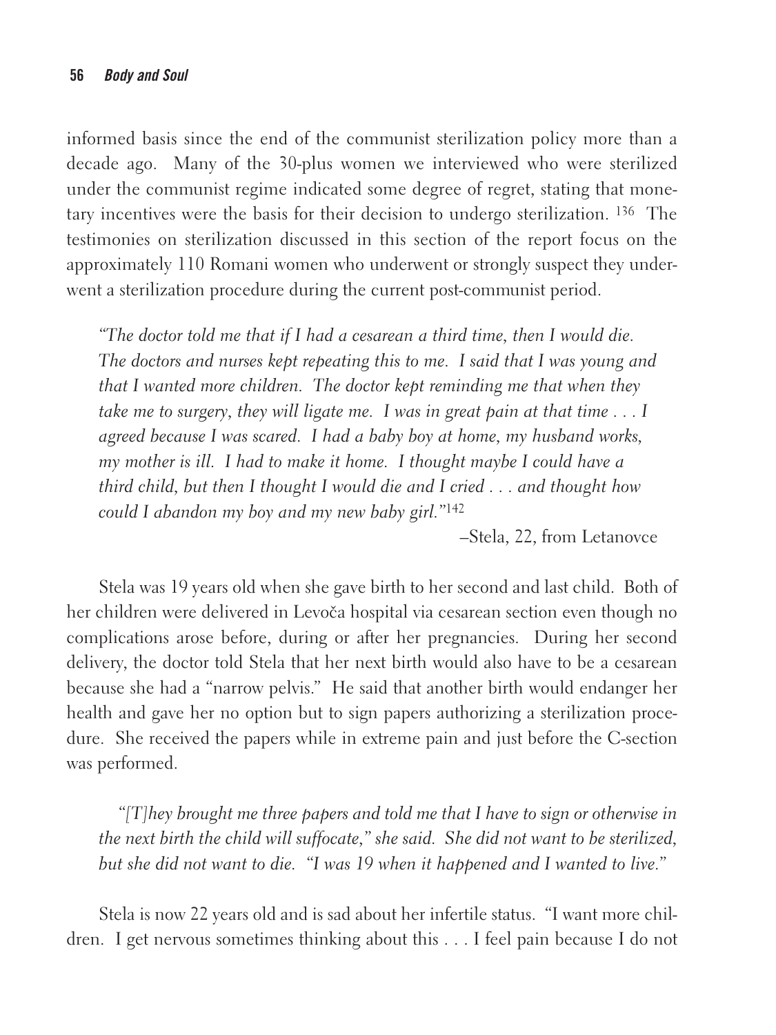informed basis since the end of the communist sterilization policy more than a decade ago. Many of the 30-plus women we interviewed who were sterilized under the communist regime indicated some degree of regret, stating that monetary incentives were the basis for their decision to undergo sterilization. [136] The testimonies on sterilization discussed in this section of the report focus on the approximately 110 Romani women who underwent or strongly suspect they underwent a sterilization procedure during the current post-communist period.

> *"The doctor told me that if I had a cesarean a third time, then I would die. The doctors and nurses kept repeating this to me. I said that I was young and that I wanted more children. The doctor kept reminding me that when they take me to surgery, they will ligate me. I was in great pain at that time . . . I agreed because I was scared. I had a baby boy at home, my husband works, my mother is ill. I had to make it home. I thought maybe I could have a third child, but then I thought I would die and I cried . . . and thought how could I abandon my boy and my new baby girl."*[142]
>
> –Stela, 22, from Letanovce

Stela was 19 years old when she gave birth to her second and last child. Both of her children were delivered in Levoča hospital via cesarean section even though no complications arose before, during or after her pregnancies. During her second delivery, the doctor told Stela that her next birth would also have to be a cesarean because she had a "narrow pelvis." He said that another birth would endanger her health and gave her no option but to sign papers authorizing a sterilization procedure. She received the papers while in extreme pain and just before the C-section was performed.

> *"[T]hey brought me three papers and told me that I have to sign or otherwise in the next birth the child will suffocate," she said. She did not want to be sterilized, but she did not want to die. "I was 19 when it happened and I wanted to live."*

Stela is now 22 years old and is sad about her infertile status. "I want more children. I get nervous sometimes thinking about this . . . I feel pain because I do not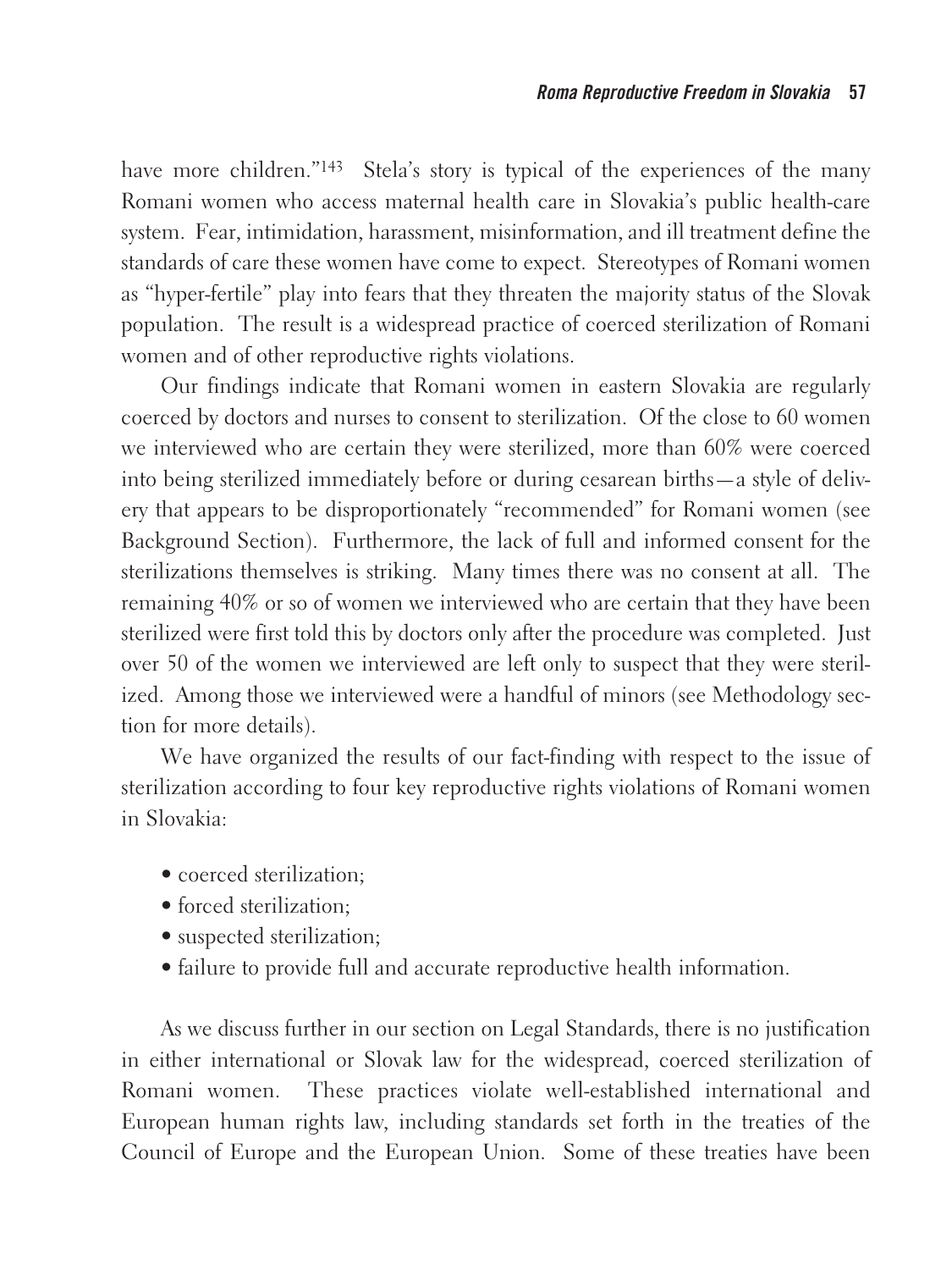have more children."[143] Stela's story is typical of the experiences of the many Romani women who access maternal health care in Slovakia's public health-care system. Fear, intimidation, harassment, misinformation, and ill treatment define the standards of care these women have come to expect. Stereotypes of Romani women as "hyper-fertile" play into fears that they threaten the majority status of the Slovak population. The result is a widespread practice of coerced sterilization of Romani women and of other reproductive rights violations.

Our findings indicate that Romani women in eastern Slovakia are regularly coerced by doctors and nurses to consent to sterilization. Of the close to 60 women we interviewed who are certain they were sterilized, more than 60% were coerced into being sterilized immediately before or during cesarean births—a style of delivery that appears to be disproportionately "recommended" for Romani women (see Background Section). Furthermore, the lack of full and informed consent for the sterilizations themselves is striking. Many times there was no consent at all. The remaining 40% or so of women we interviewed who are certain that they have been sterilized were first told this by doctors only after the procedure was completed. Just over 50 of the women we interviewed are left only to suspect that they were sterilized. Among those we interviewed were a handful of minors (see Methodology section for more details).

We have organized the results of our fact-finding with respect to the issue of sterilization according to four key reproductive rights violations of Romani women in Slovakia:

- coerced sterilization;
- forced sterilization;
- suspected sterilization;
- failure to provide full and accurate reproductive health information.

As we discuss further in our section on Legal Standards, there is no justification in either international or Slovak law for the widespread, coerced sterilization of Romani women. These practices violate well-established international and European human rights law, including standards set forth in the treaties of the Council of Europe and the European Union. Some of these treaties have been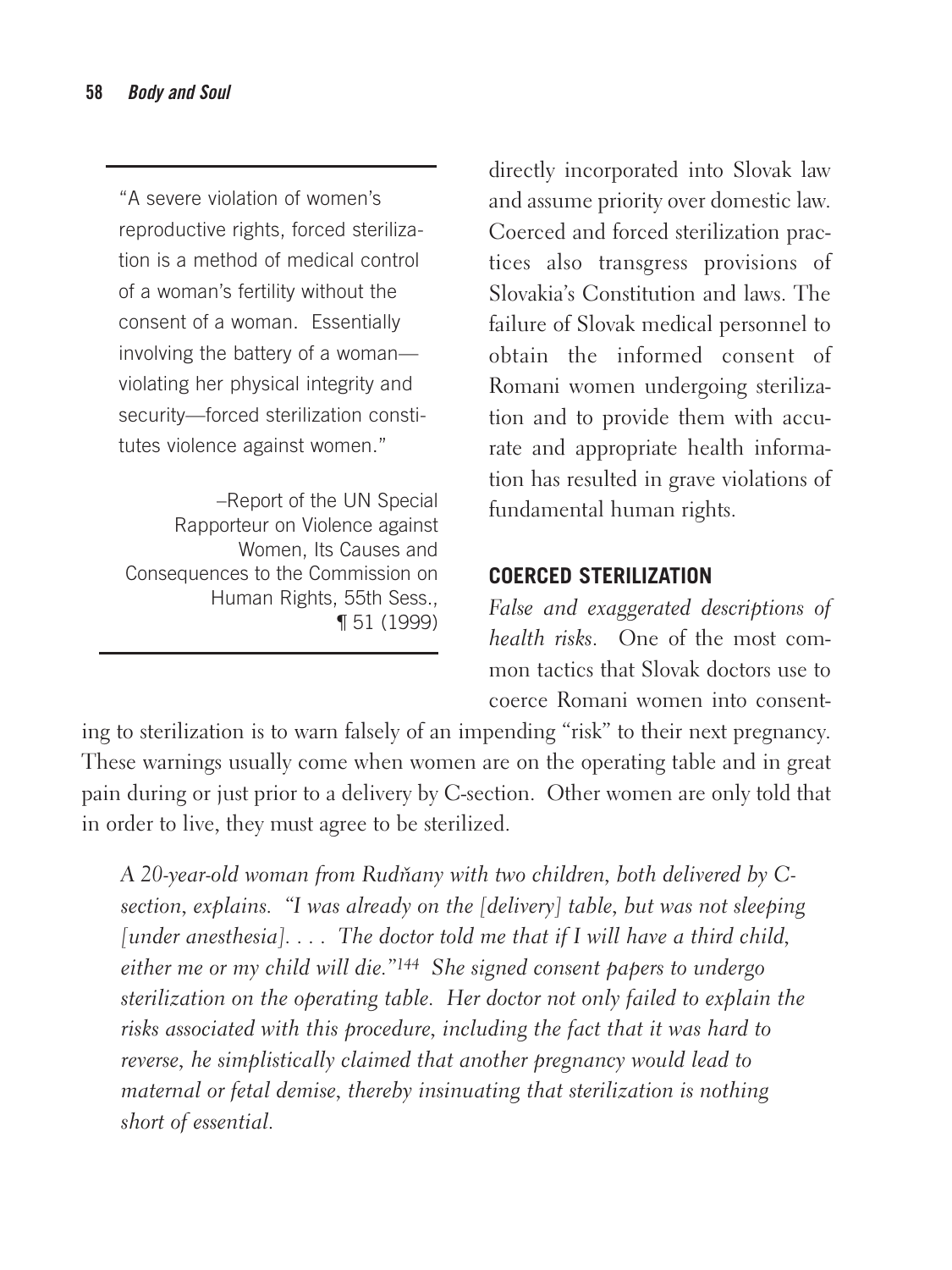> "A severe violation of women's reproductive rights, forced sterilization is a method of medical control of a woman's fertility without the consent of a woman. Essentially involving the battery of a woman—violating her physical integrity and security—forced sterilization constitutes violence against women."
>
> –Report of the UN Special Rapporteur on Violence against Women, Its Causes and Consequences to the Commission on Human Rights, 55th Sess., ¶ 51 (1999)

directly incorporated into Slovak law and assume priority over domestic law. Coerced and forced sterilization practices also transgress provisions of Slovakia's Constitution and laws. The failure of Slovak medical personnel to obtain the informed consent of Romani women undergoing sterilization and to provide them with accurate and appropriate health information has resulted in grave violations of fundamental human rights.

## COERCED STERILIZATION

*False and exaggerated descriptions of health risks.* One of the most common tactics that Slovak doctors use to coerce Romani women into consenting to sterilization is to warn falsely of an impending "risk" to their next pregnancy. These warnings usually come when women are on the operating table and in great pain during or just prior to a delivery by C-section. Other women are only told that in order to live, they must agree to be sterilized.

*A 20-year-old woman from Rudňany with two children, both delivered by C-section, explains. "I was already on the [delivery] table, but was not sleeping [under anesthesia]. . . . The doctor told me that if I will have a third child, either me or my child will die."[144] She signed consent papers to undergo sterilization on the operating table. Her doctor not only failed to explain the risks associated with this procedure, including the fact that it was hard to reverse, he simplistically claimed that another pregnancy would lead to maternal or fetal demise, thereby insinuating that sterilization is nothing short of essential.*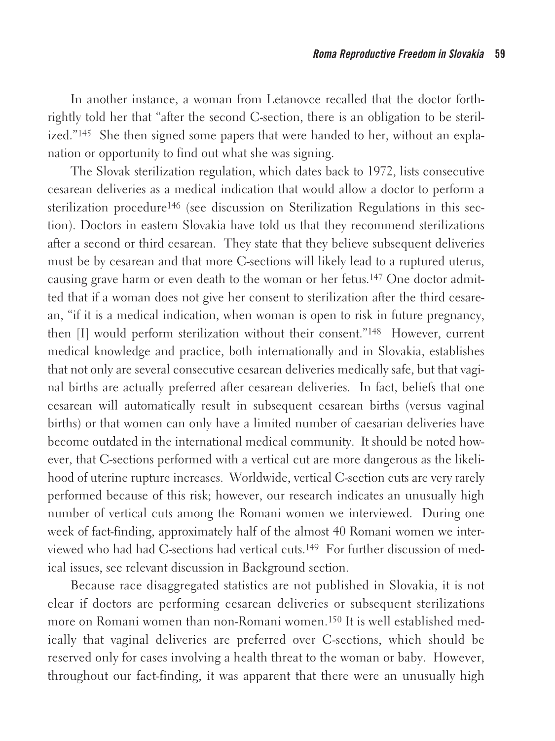In another instance, a woman from Letanovce recalled that the doctor forthrightly told her that "after the second C-section, there is an obligation to be sterilized."[145] She then signed some papers that were handed to her, without an explanation or opportunity to find out what she was signing.

The Slovak sterilization regulation, which dates back to 1972, lists consecutive cesarean deliveries as a medical indication that would allow a doctor to perform a sterilization procedure[146] (see discussion on Sterilization Regulations in this section). Doctors in eastern Slovakia have told us that they recommend sterilizations after a second or third cesarean. They state that they believe subsequent deliveries must be by cesarean and that more C-sections will likely lead to a ruptured uterus, causing grave harm or even death to the woman or her fetus.[147] One doctor admitted that if a woman does not give her consent to sterilization after the third cesarean, "if it is a medical indication, when woman is open to risk in future pregnancy, then [I] would perform sterilization without their consent."[148] However, current medical knowledge and practice, both internationally and in Slovakia, establishes that not only are several consecutive cesarean deliveries medically safe, but that vaginal births are actually preferred after cesarean deliveries. In fact, beliefs that one cesarean will automatically result in subsequent cesarean births (versus vaginal births) or that women can only have a limited number of caesarian deliveries have become outdated in the international medical community. It should be noted however, that C-sections performed with a vertical cut are more dangerous as the likelihood of uterine rupture increases. Worldwide, vertical C-section cuts are very rarely performed because of this risk; however, our research indicates an unusually high number of vertical cuts among the Romani women we interviewed. During one week of fact-finding, approximately half of the almost 40 Romani women we interviewed who had had C-sections had vertical cuts.[149] For further discussion of medical issues, see relevant discussion in Background section.

Because race disaggregated statistics are not published in Slovakia, it is not clear if doctors are performing cesarean deliveries or subsequent sterilizations more on Romani women than non-Romani women.[150] It is well established medically that vaginal deliveries are preferred over C-sections, which should be reserved only for cases involving a health threat to the woman or baby. However, throughout our fact-finding, it was apparent that there were an unusually high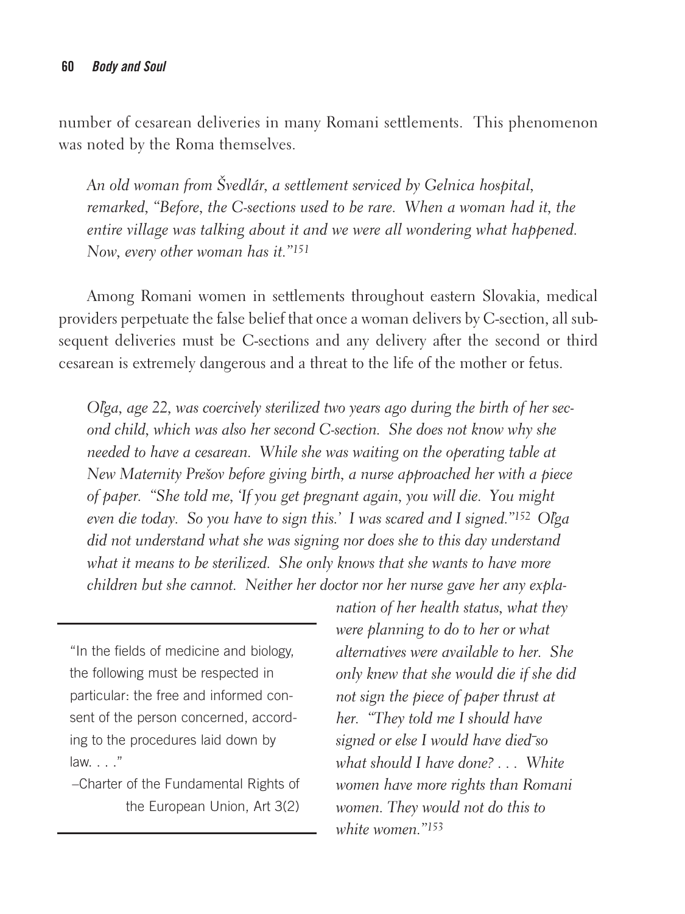number of cesarean deliveries in many Romani settlements. This phenomenon was noted by the Roma themselves.

*An old woman from Švedlár, a settlement serviced by Gelnica hospital, remarked, "Before, the C-sections used to be rare. When a woman had it, the entire village was talking about it and we were all wondering what happened. Now, every other woman has it."[151]*

Among Romani women in settlements throughout eastern Slovakia, medical providers perpetuate the false belief that once a woman delivers by C-section, all subsequent deliveries must be C-sections and any delivery after the second or third cesarean is extremely dangerous and a threat to the life of the mother or fetus.

*Oľga, age 22, was coercively sterilized two years ago during the birth of her second child, which was also her second C-section. She does not know why she needed to have a cesarean. While she was waiting on the operating table at New Maternity Prešov before giving birth, a nurse approached her with a piece of paper. "She told me, 'If you get pregnant again, you will die. You might even die today. So you have to sign this.' I was scared and I signed."[152] Oľga did not understand what she was signing nor does she to this day understand what it means to be sterilized. She only knows that she wants to have more children but she cannot. Neither her doctor nor her nurse gave her any explanation of her health status, what they were planning to do to her or what alternatives were available to her. She only knew that she would die if she did not sign the piece of paper thrust at her. "They told me I should have signed or else I would have died—so what should I have done? . . . White women have more rights than Romani women. They would not do this to white women."[153]*

> "In the fields of medicine and biology, the following must be respected in particular: the free and informed consent of the person concerned, according to the procedures laid down by law. . . ."
>
> –Charter of the Fundamental Rights of the European Union, Art 3(2)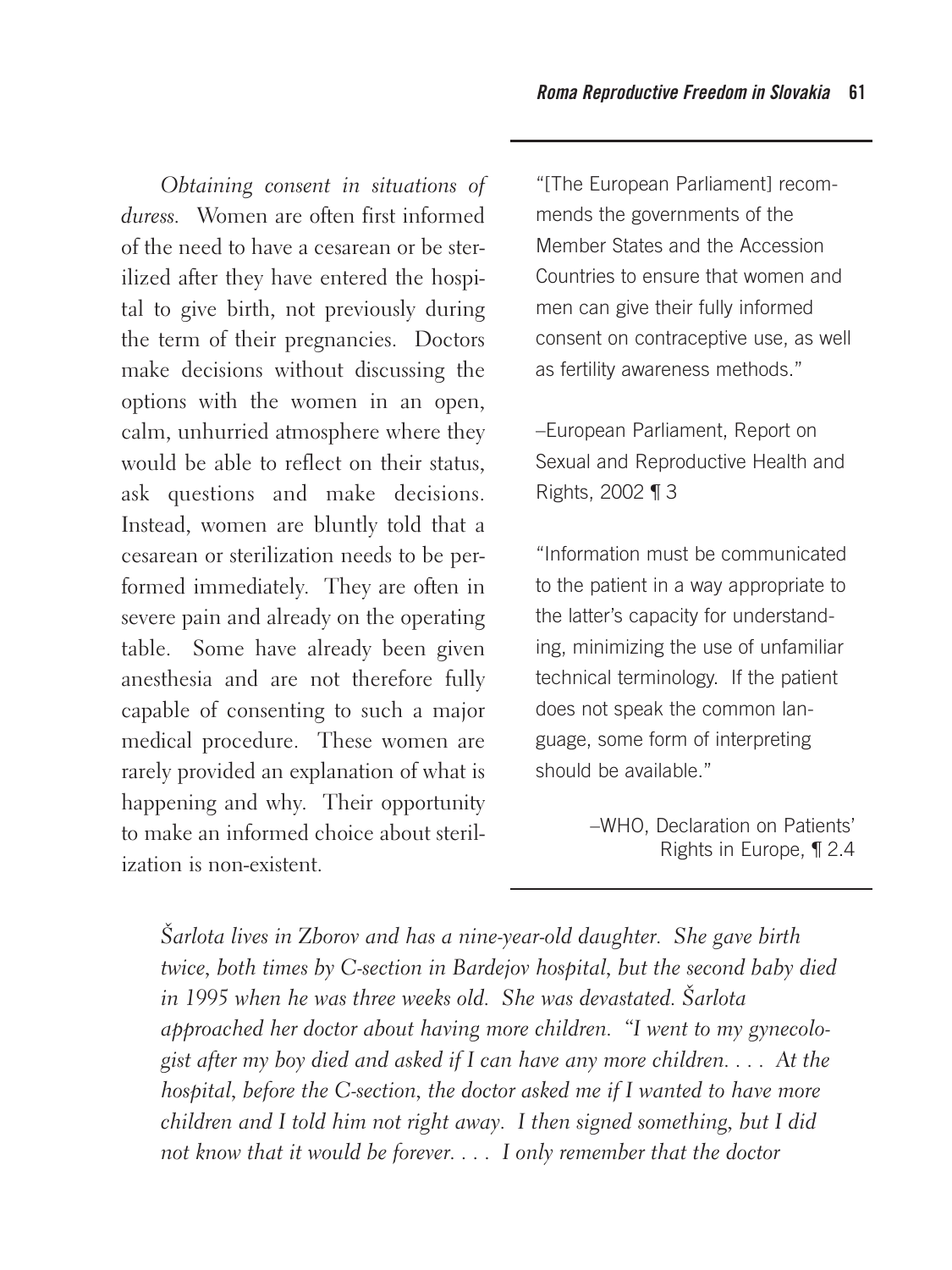*Obtaining consent in situations of duress.* Women are often first informed of the need to have a cesarean or be sterilized after they have entered the hospital to give birth, not previously during the term of their pregnancies. Doctors make decisions without discussing the options with the women in an open, calm, unhurried atmosphere where they would be able to reflect on their status, ask questions and make decisions. Instead, women are bluntly told that a cesarean or sterilization needs to be performed immediately. They are often in severe pain and already on the operating table. Some have already been given anesthesia and are not therefore fully capable of consenting to such a major medical procedure. These women are rarely provided an explanation of what is happening and why. Their opportunity to make an informed choice about sterilization is non-existent.

> "[The European Parliament] recommends the governments of the Member States and the Accession Countries to ensure that women and men can give their fully informed consent on contraceptive use, as well as fertility awareness methods."
>
> –European Parliament, Report on Sexual and Reproductive Health and Rights, 2002 ¶ 3
>
> "Information must be communicated to the patient in a way appropriate to the latter's capacity for understanding, minimizing the use of unfamiliar technical terminology. If the patient does not speak the common language, some form of interpreting should be available."
>
> –WHO, Declaration on Patients' Rights in Europe, ¶ 2.4

*Šarlota lives in Zborov and has a nine-year-old daughter. She gave birth twice, both times by C-section in Bardejov hospital, but the second baby died in 1995 when he was three weeks old. She was devastated. Šarlota approached her doctor about having more children. "I went to my gynecologist after my boy died and asked if I can have any more children. . . . At the hospital, before the C-section, the doctor asked me if I wanted to have more children and I told him not right away. I then signed something, but I did not know that it would be forever. . . . I only remember that the doctor*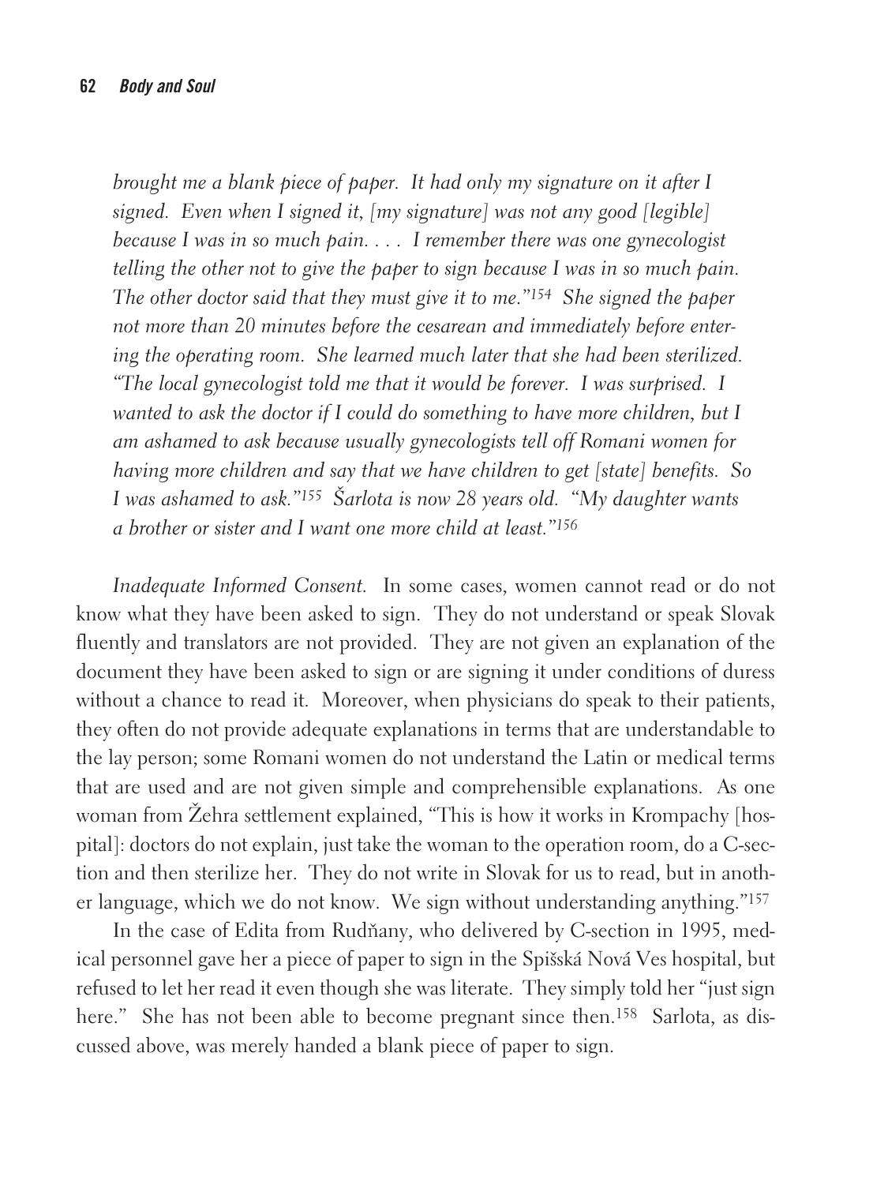*brought me a blank piece of paper. It had only my signature on it after I signed. Even when I signed it, [my signature] was not any good [legible] because I was in so much pain. . . . I remember there was one gynecologist telling the other not to give the paper to sign because I was in so much pain. The other doctor said that they must give it to me."[154] She signed the paper not more than 20 minutes before the cesarean and immediately before entering the operating room. She learned much later that she had been sterilized. "The local gynecologist told me that it would be forever. I was surprised. I wanted to ask the doctor if I could do something to have more children, but I am ashamed to ask because usually gynecologists tell off Romani women for having more children and say that we have children to get [state] benefits. So I was ashamed to ask."[155] Šarlota is now 28 years old. "My daughter wants a brother or sister and I want one more child at least."[156]*

*Inadequate Informed Consent.* In some cases, women cannot read or do not know what they have been asked to sign. They do not understand or speak Slovak fluently and translators are not provided. They are not given an explanation of the document they have been asked to sign or are signing it under conditions of duress without a chance to read it. Moreover, when physicians do speak to their patients, they often do not provide adequate explanations in terms that are understandable to the lay person; some Romani women do not understand the Latin or medical terms that are used and are not given simple and comprehensible explanations. As one woman from Žehra settlement explained, "This is how it works in Krompachy [hospital]: doctors do not explain, just take the woman to the operation room, do a C-section and then sterilize her. They do not write in Slovak for us to read, but in another language, which we do not know. We sign without understanding anything."[157]

In the case of Edita from Rudňany, who delivered by C-section in 1995, medical personnel gave her a piece of paper to sign in the Spišská Nová Ves hospital, but refused to let her read it even though she was literate. They simply told her "just sign here." She has not been able to become pregnant since then.[158] Sarlota, as discussed above, was merely handed a blank piece of paper to sign.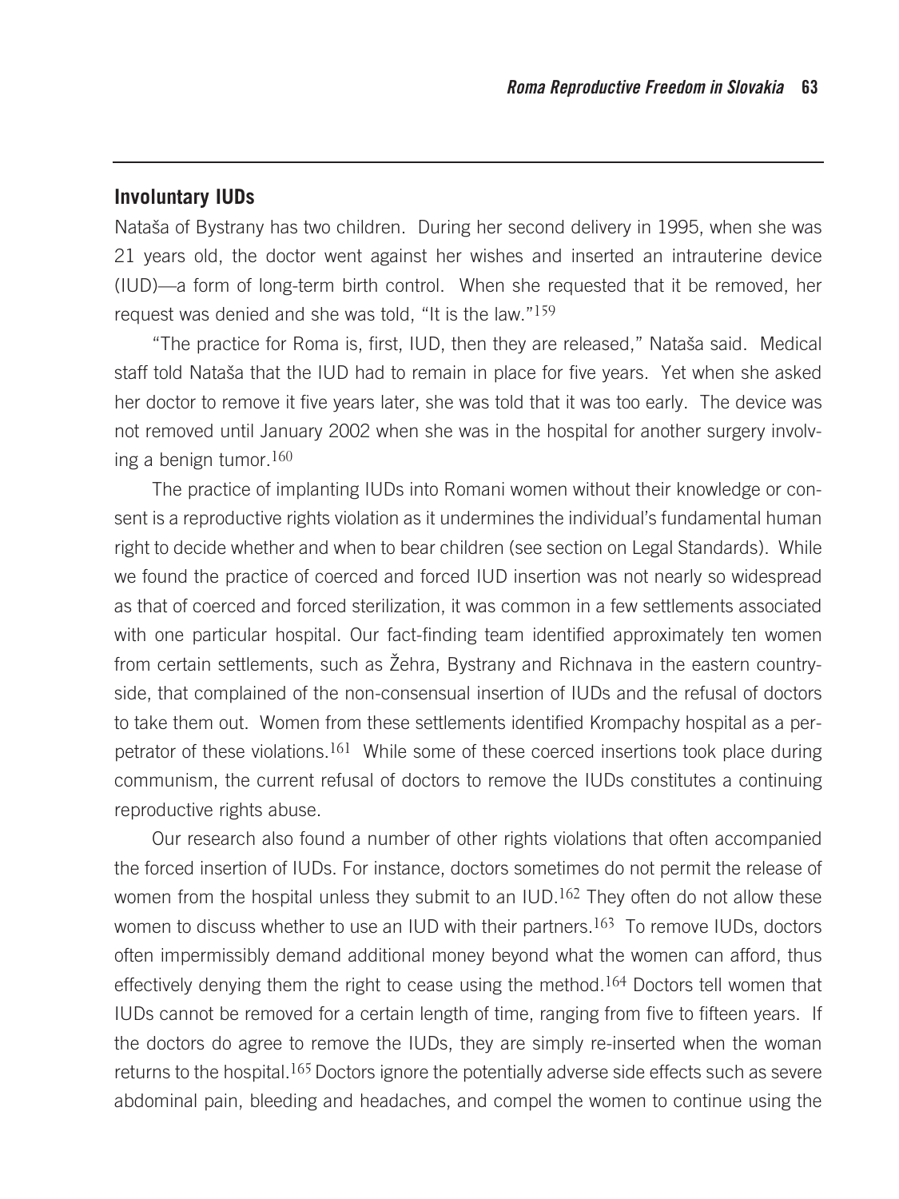## Involuntary IUDs

Nataša of Bystrany has two children. During her second delivery in 1995, when she was 21 years old, the doctor went against her wishes and inserted an intrauterine device (IUD)—a form of long-term birth control. When she requested that it be removed, her request was denied and she was told, "It is the law."[159]

"The practice for Roma is, first, IUD, then they are released," Nataša said. Medical staff told Nataša that the IUD had to remain in place for five years. Yet when she asked her doctor to remove it five years later, she was told that it was too early. The device was not removed until January 2002 when she was in the hospital for another surgery involving a benign tumor.[160]

The practice of implanting IUDs into Romani women without their knowledge or consent is a reproductive rights violation as it undermines the individual's fundamental human right to decide whether and when to bear children (see section on Legal Standards). While we found the practice of coerced and forced IUD insertion was not nearly so widespread as that of coerced and forced sterilization, it was common in a few settlements associated with one particular hospital. Our fact-finding team identified approximately ten women from certain settlements, such as Žehra, Bystrany and Richnava in the eastern countryside, that complained of the non-consensual insertion of IUDs and the refusal of doctors to take them out. Women from these settlements identified Krompachy hospital as a perpetrator of these violations.[161] While some of these coerced insertions took place during communism, the current refusal of doctors to remove the IUDs constitutes a continuing reproductive rights abuse.

Our research also found a number of other rights violations that often accompanied the forced insertion of IUDs. For instance, doctors sometimes do not permit the release of women from the hospital unless they submit to an IUD.[162] They often do not allow these women to discuss whether to use an IUD with their partners.[163] To remove IUDs, doctors often impermissibly demand additional money beyond what the women can afford, thus effectively denying them the right to cease using the method.[164] Doctors tell women that IUDs cannot be removed for a certain length of time, ranging from five to fifteen years. If the doctors do agree to remove the IUDs, they are simply re-inserted when the woman returns to the hospital.[165] Doctors ignore the potentially adverse side effects such as severe abdominal pain, bleeding and headaches, and compel the women to continue using the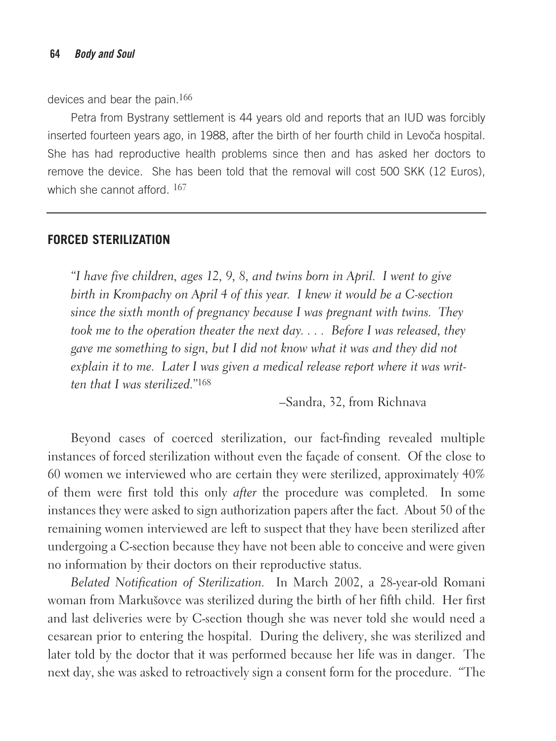devices and bear the pain.[166]

Petra from Bystrany settlement is 44 years old and reports that an IUD was forcibly inserted fourteen years ago, in 1988, after the birth of her fourth child in Levoča hospital. She has had reproductive health problems since then and has asked her doctors to remove the device. She has been told that the removal will cost 500 SKK (12 Euros), which she cannot afford. [167]

---

## FORCED STERILIZATION

> *"I have five children, ages 12, 9, 8, and twins born in April. I went to give birth in Krompachy on April 4 of this year. I knew it would be a C-section since the sixth month of pregnancy because I was pregnant with twins. They took me to the operation theater the next day. . . . Before I was released, they gave me something to sign, but I did not know what it was and they did not explain it to me. Later I was given a medical release report where it was written that I was sterilized."*[168]
>
> –Sandra, 32, from Richnava

Beyond cases of coerced sterilization, our fact-finding revealed multiple instances of forced sterilization without even the façade of consent. Of the close to 60 women we interviewed who are certain they were sterilized, approximately 40% of them were first told this only *after* the procedure was completed. In some instances they were asked to sign authorization papers after the fact. About 50 of the remaining women interviewed are left to suspect that they have been sterilized after undergoing a C-section because they have not been able to conceive and were given no information by their doctors on their reproductive status.

*Belated Notification of Sterilization.* In March 2002, a 28-year-old Romani woman from Markušovce was sterilized during the birth of her fifth child. Her first and last deliveries were by C-section though she was never told she would need a cesarean prior to entering the hospital. During the delivery, she was sterilized and later told by the doctor that it was performed because her life was in danger. The next day, she was asked to retroactively sign a consent form for the procedure. "The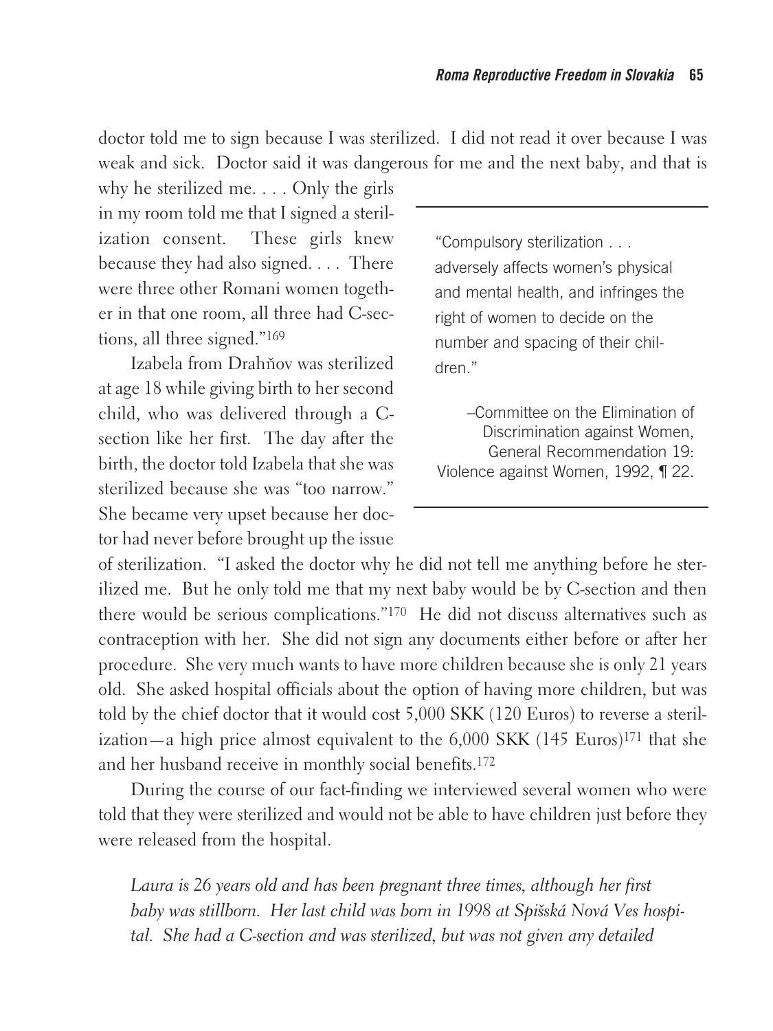doctor told me to sign because I was sterilized. I did not read it over because I was weak and sick. Doctor said it was dangerous for me and the next baby, and that is why he sterilized me. . . . Only the girls in my room told me that I signed a sterilization consent. These girls knew because they had also signed. . . . There were three other Romani women together in that one room, all three had C-sections, all three signed."[169]

> "Compulsory sterilization . . . adversely affects women's physical and mental health, and infringes the right of women to decide on the number and spacing of their children."
>
> –Committee on the Elimination of Discrimination against Women, General Recommendation 19: Violence against Women, 1992, ¶ 22.

Izabela from Drahňov was sterilized at age 18 while giving birth to her second child, who was delivered through a C-section like her first. The day after the birth, the doctor told Izabela that she was sterilized because she was "too narrow." She became very upset because her doctor had never before brought up the issue of sterilization. "I asked the doctor why he did not tell me anything before he sterilized me. But he only told me that my next baby would be by C-section and then there would be serious complications."[170] He did not discuss alternatives such as contraception with her. She did not sign any documents either before or after her procedure. She very much wants to have more children because she is only 21 years old. She asked hospital officials about the option of having more children, but was told by the chief doctor that it would cost 5,000 SKK (120 Euros) to reverse a sterilization—a high price almost equivalent to the 6,000 SKK (145 Euros)[171] that she and her husband receive in monthly social benefits.[172]

During the course of our fact-finding we interviewed several women who were told that they were sterilized and would not be able to have children just before they were released from the hospital.

*Laura is 26 years old and has been pregnant three times, although her first baby was stillborn. Her last child was born in 1998 at Spišská Nová Ves hospital. She had a C-section and was sterilized, but was not given any detailed*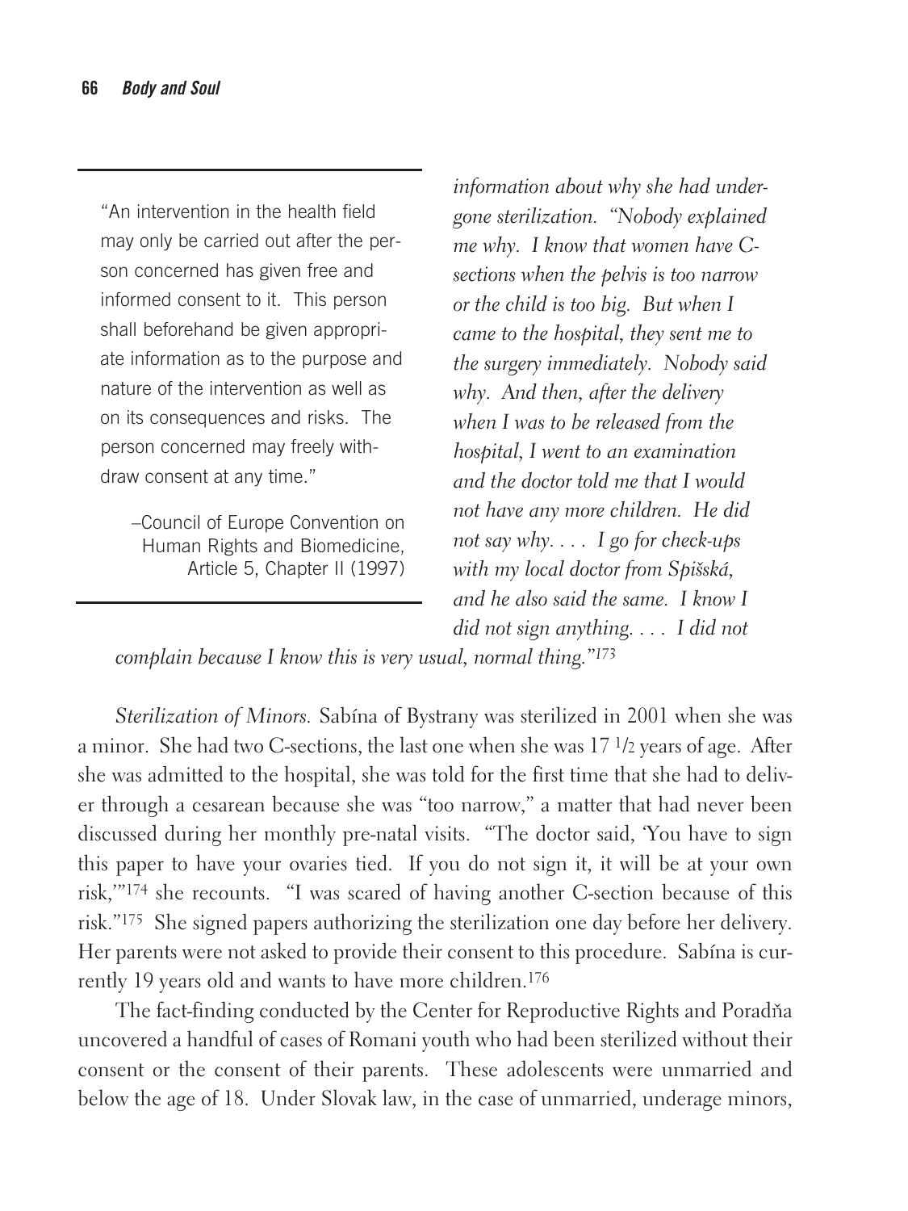> "An intervention in the health field may only be carried out after the person concerned has given free and informed consent to it. This person shall beforehand be given appropriate information as to the purpose and nature of the intervention as well as on its consequences and risks. The person concerned may freely withdraw consent at any time."
>
> –Council of Europe Convention on Human Rights and Biomedicine, Article 5, Chapter II (1997)

*information about why she had undergone sterilization. "Nobody explained me why. I know that women have C-sections when the pelvis is too narrow or the child is too big. But when I came to the hospital, they sent me to the surgery immediately. Nobody said why. And then, after the delivery when I was to be released from the hospital, I went to an examination and the doctor told me that I would not have any more children. He did not say why. . . . I go for check-ups with my local doctor from Spišská, and he also said the same. I know I did not sign anything. . . . I did not complain because I know this is very usual, normal thing."*[173]

*Sterilization of Minors.* Sabína of Bystrany was sterilized in 2001 when she was a minor. She had two C-sections, the last one when she was 17 1/2 years of age. After she was admitted to the hospital, she was told for the first time that she had to deliver through a cesarean because she was "too narrow," a matter that had never been discussed during her monthly pre-natal visits. "The doctor said, 'You have to sign this paper to have your ovaries tied. If you do not sign it, it will be at your own risk,'"[174] she recounts. "I was scared of having another C-section because of this risk."[175] She signed papers authorizing the sterilization one day before her delivery. Her parents were not asked to provide their consent to this procedure. Sabína is currently 19 years old and wants to have more children.[176]

The fact-finding conducted by the Center for Reproductive Rights and Poradňa uncovered a handful of cases of Romani youth who had been sterilized without their consent or the consent of their parents. These adolescents were unmarried and below the age of 18. Under Slovak law, in the case of unmarried, underage minors,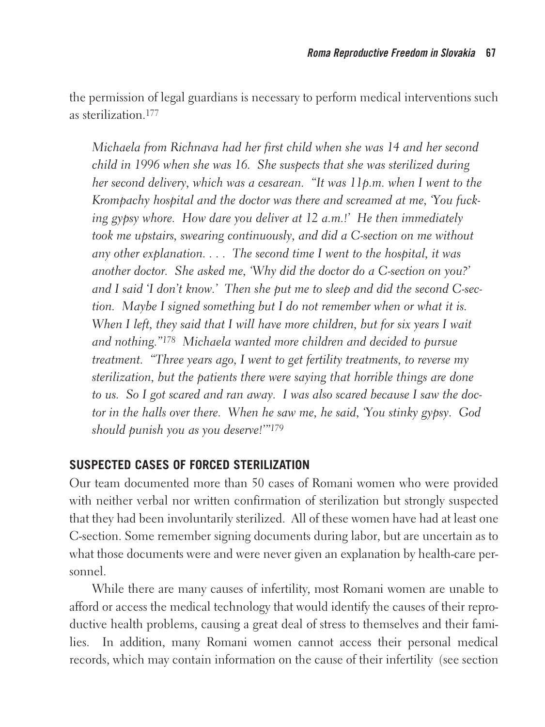the permission of legal guardians is necessary to perform medical interventions such as sterilization.[177]

> *Michaela from Richnava had her first child when she was 14 and her second child in 1996 when she was 16. She suspects that she was sterilized during her second delivery, which was a cesarean. "It was 11p.m. when I went to the Krompachy hospital and the doctor was there and screamed at me, 'You fucking gypsy whore. How dare you deliver at 12 a.m.!' He then immediately took me upstairs, swearing continuously, and did a C-section on me without any other explanation. . . . The second time I went to the hospital, it was another doctor. She asked me, 'Why did the doctor do a C-section on you?' and I said 'I don't know.' Then she put me to sleep and did the second C-section. Maybe I signed something but I do not remember when or what it is. When I left, they said that I will have more children, but for six years I wait and nothing."[178] Michaela wanted more children and decided to pursue treatment. "Three years ago, I went to get fertility treatments, to reverse my sterilization, but the patients there were saying that horrible things are done to us. So I got scared and ran away. I was also scared because I saw the doctor in the halls over there. When he saw me, he said, 'You stinky gypsy. God should punish you as you deserve!'"[179]*

## SUSPECTED CASES OF FORCED STERILIZATION

Our team documented more than 50 cases of Romani women who were provided with neither verbal nor written confirmation of sterilization but strongly suspected that they had been involuntarily sterilized. All of these women have had at least one C-section. Some remember signing documents during labor, but are uncertain as to what those documents were and were never given an explanation by health-care personnel.

While there are many causes of infertility, most Romani women are unable to afford or access the medical technology that would identify the causes of their reproductive health problems, causing a great deal of stress to themselves and their families. In addition, many Romani women cannot access their personal medical records, which may contain information on the cause of their infertility (see section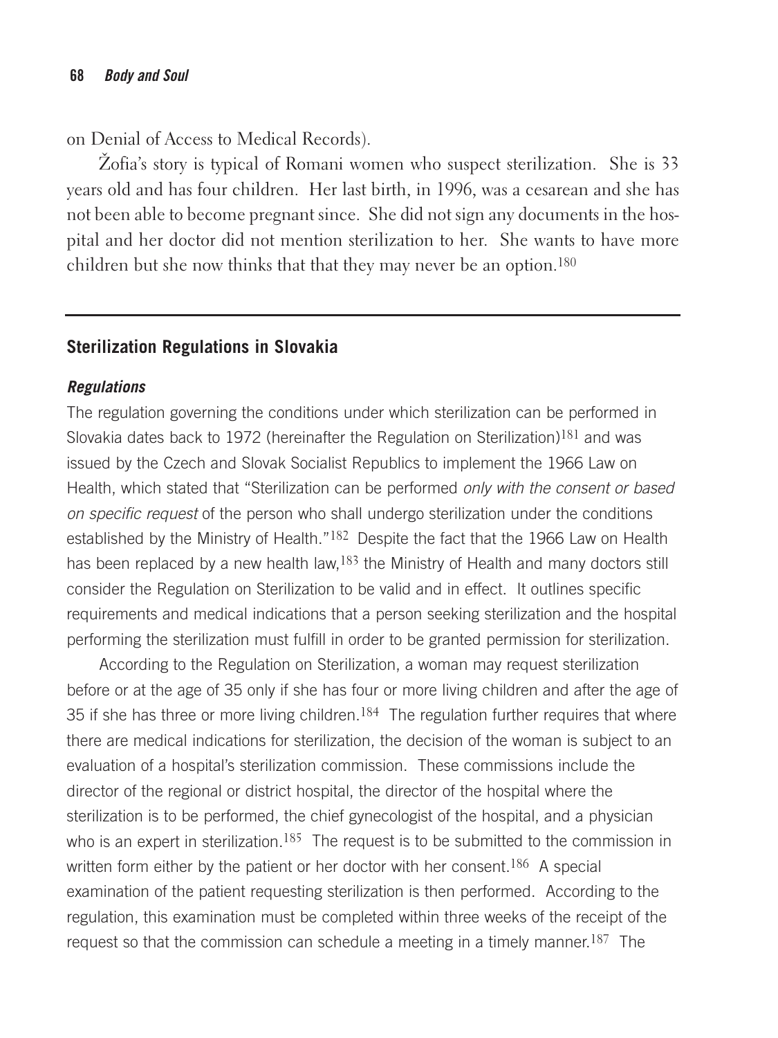on Denial of Access to Medical Records).

Žofia's story is typical of Romani women who suspect sterilization. She is 33 years old and has four children. Her last birth, in 1996, was a cesarean and she has not been able to become pregnant since. She did not sign any documents in the hospital and her doctor did not mention sterilization to her. She wants to have more children but she now thinks that that they may never be an option.[180]

---

## Sterilization Regulations in Slovakia

### *Regulations*

The regulation governing the conditions under which sterilization can be performed in Slovakia dates back to 1972 (hereinafter the Regulation on Sterilization)[181] and was issued by the Czech and Slovak Socialist Republics to implement the 1966 Law on Health, which stated that "Sterilization can be performed *only with the consent or based on specific request* of the person who shall undergo sterilization under the conditions established by the Ministry of Health."[182] Despite the fact that the 1966 Law on Health has been replaced by a new health law,[183] the Ministry of Health and many doctors still consider the Regulation on Sterilization to be valid and in effect. It outlines specific requirements and medical indications that a person seeking sterilization and the hospital performing the sterilization must fulfill in order to be granted permission for sterilization.

According to the Regulation on Sterilization, a woman may request sterilization before or at the age of 35 only if she has four or more living children and after the age of 35 if she has three or more living children.[184] The regulation further requires that where there are medical indications for sterilization, the decision of the woman is subject to an evaluation of a hospital's sterilization commission. These commissions include the director of the regional or district hospital, the director of the hospital where the sterilization is to be performed, the chief gynecologist of the hospital, and a physician who is an expert in sterilization.[185] The request is to be submitted to the commission in written form either by the patient or her doctor with her consent.[186] A special examination of the patient requesting sterilization is then performed. According to the regulation, this examination must be completed within three weeks of the receipt of the request so that the commission can schedule a meeting in a timely manner.[187] The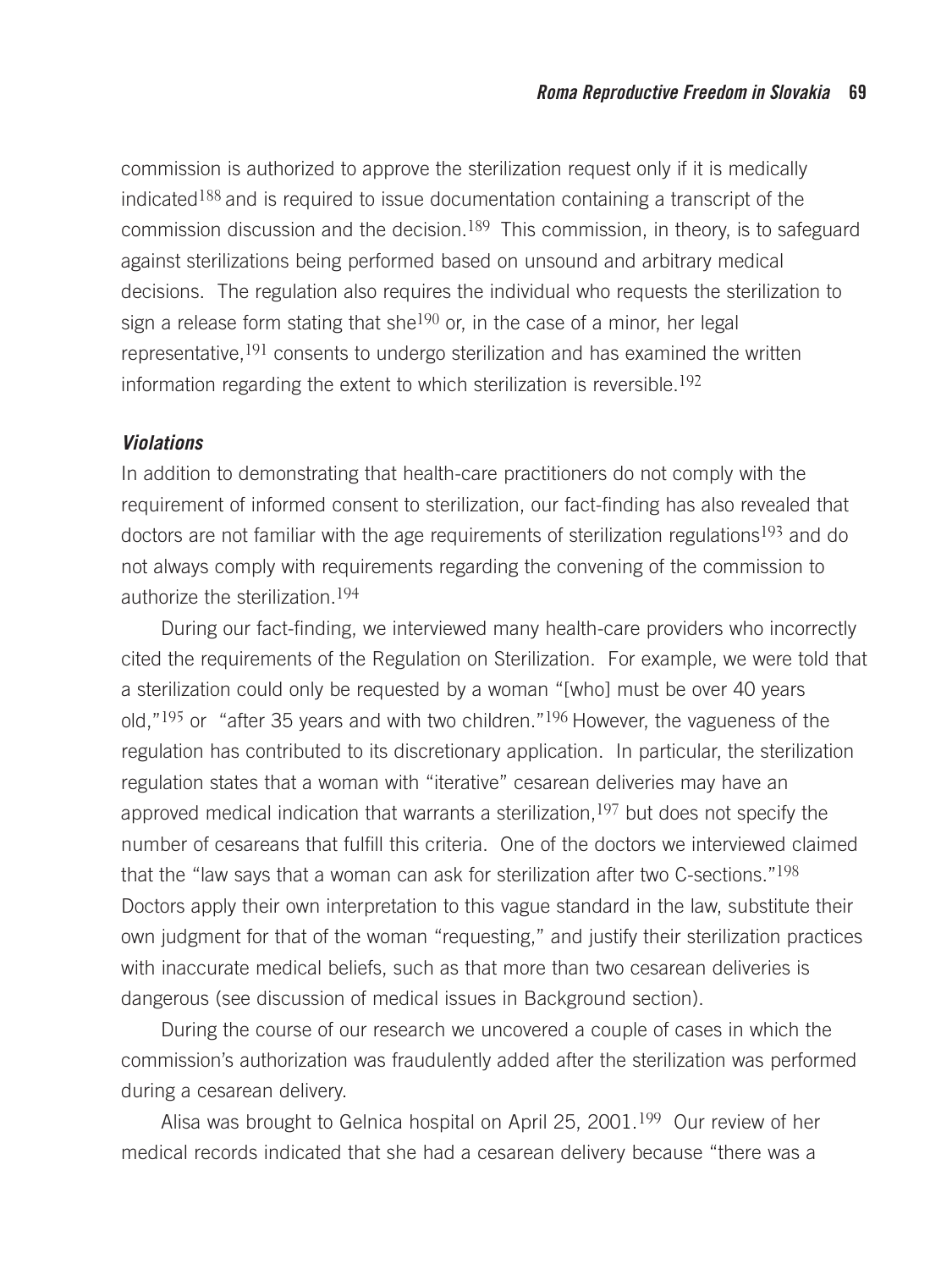commission is authorized to approve the sterilization request only if it is medically indicated[188] and is required to issue documentation containing a transcript of the commission discussion and the decision.[189] This commission, in theory, is to safeguard against sterilizations being performed based on unsound and arbitrary medical decisions. The regulation also requires the individual who requests the sterilization to sign a release form stating that she[190] or, in the case of a minor, her legal representative,[191] consents to undergo sterilization and has examined the written information regarding the extent to which sterilization is reversible.[192]

### *Violations*

In addition to demonstrating that health-care practitioners do not comply with the requirement of informed consent to sterilization, our fact-finding has also revealed that doctors are not familiar with the age requirements of sterilization regulations[193] and do not always comply with requirements regarding the convening of the commission to authorize the sterilization.[194]

During our fact-finding, we interviewed many health-care providers who incorrectly cited the requirements of the Regulation on Sterilization. For example, we were told that a sterilization could only be requested by a woman "[who] must be over 40 years old,"[195] or "after 35 years and with two children."[196] However, the vagueness of the regulation has contributed to its discretionary application. In particular, the sterilization regulation states that a woman with "iterative" cesarean deliveries may have an approved medical indication that warrants a sterilization,[197] but does not specify the number of cesareans that fulfill this criteria. One of the doctors we interviewed claimed that the "law says that a woman can ask for sterilization after two C-sections."[198] Doctors apply their own interpretation to this vague standard in the law, substitute their own judgment for that of the woman "requesting," and justify their sterilization practices with inaccurate medical beliefs, such as that more than two cesarean deliveries is dangerous (see discussion of medical issues in Background section).

During the course of our research we uncovered a couple of cases in which the commission's authorization was fraudulently added after the sterilization was performed during a cesarean delivery.

Alisa was brought to Gelnica hospital on April 25, 2001.[199] Our review of her medical records indicated that she had a cesarean delivery because "there was a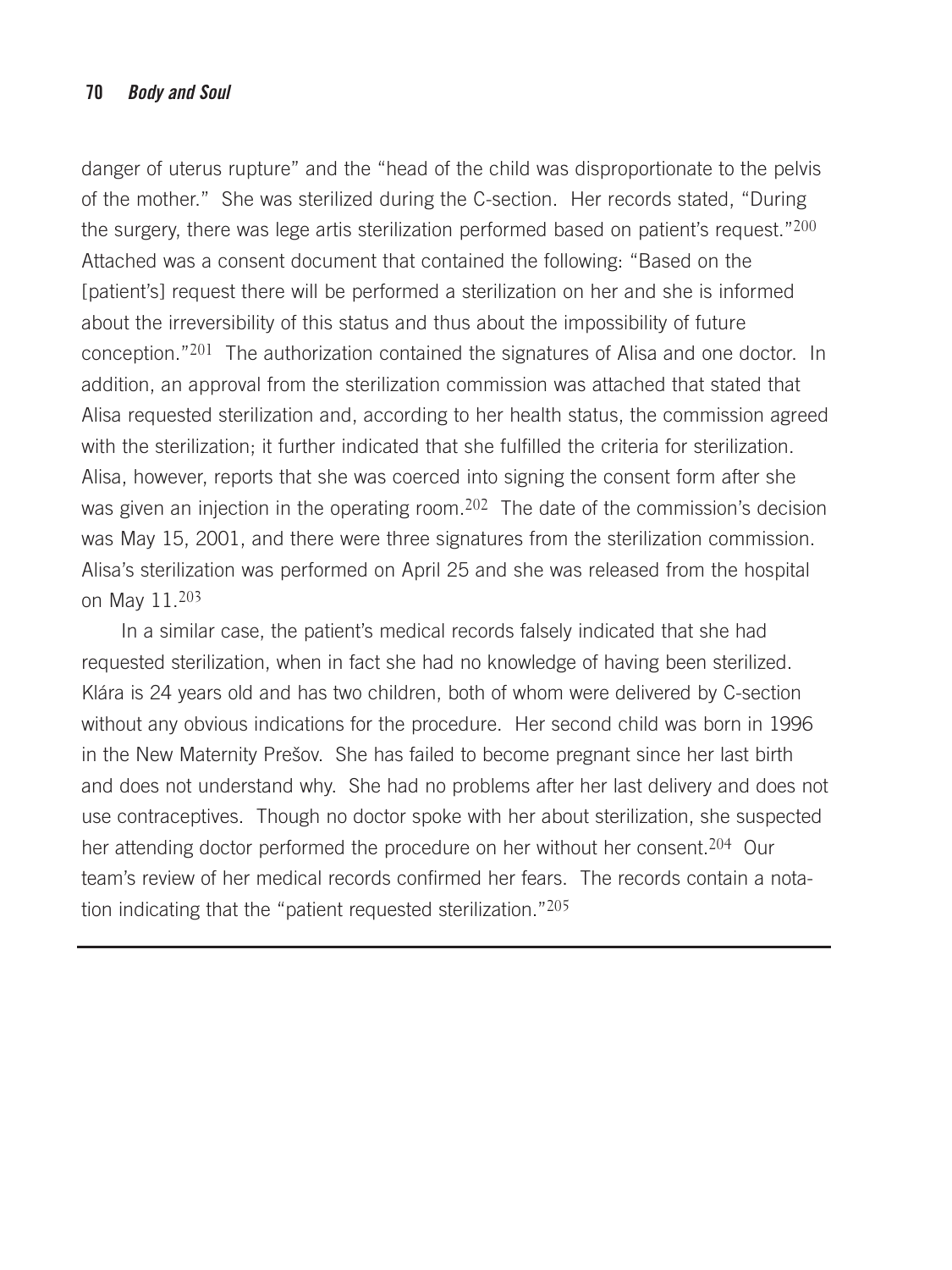danger of uterus rupture" and the "head of the child was disproportionate to the pelvis of the mother." She was sterilized during the C-section. Her records stated, "During the surgery, there was lege artis sterilization performed based on patient's request."[200] Attached was a consent document that contained the following: "Based on the [patient's] request there will be performed a sterilization on her and she is informed about the irreversibility of this status and thus about the impossibility of future conception."[201] The authorization contained the signatures of Alisa and one doctor. In addition, an approval from the sterilization commission was attached that stated that Alisa requested sterilization and, according to her health status, the commission agreed with the sterilization; it further indicated that she fulfilled the criteria for sterilization. Alisa, however, reports that she was coerced into signing the consent form after she was given an injection in the operating room.[202] The date of the commission's decision was May 15, 2001, and there were three signatures from the sterilization commission. Alisa's sterilization was performed on April 25 and she was released from the hospital on May 11.[203]

In a similar case, the patient's medical records falsely indicated that she had requested sterilization, when in fact she had no knowledge of having been sterilized. Klára is 24 years old and has two children, both of whom were delivered by C-section without any obvious indications for the procedure. Her second child was born in 1996 in the New Maternity Prešov. She has failed to become pregnant since her last birth and does not understand why. She had no problems after her last delivery and does not use contraceptives. Though no doctor spoke with her about sterilization, she suspected her attending doctor performed the procedure on her without her consent.[204] Our team's review of her medical records confirmed her fears. The records contain a notation indicating that the "patient requested sterilization."[205]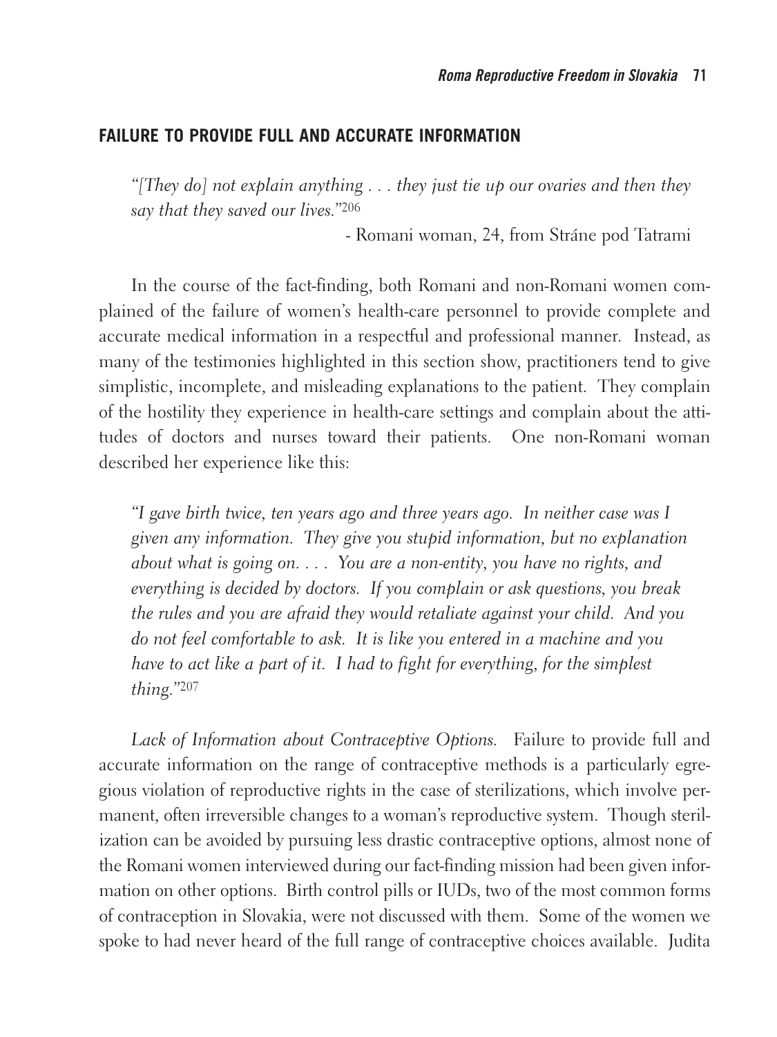## FAILURE TO PROVIDE FULL AND ACCURATE INFORMATION

> *"[They do] not explain anything . . . they just tie up our ovaries and then they say that they saved our lives."*[206]
>
> - Romani woman, 24, from Stráne pod Tatrami

In the course of the fact-finding, both Romani and non-Romani women complained of the failure of women's health-care personnel to provide complete and accurate medical information in a respectful and professional manner. Instead, as many of the testimonies highlighted in this section show, practitioners tend to give simplistic, incomplete, and misleading explanations to the patient. They complain of the hostility they experience in health-care settings and complain about the attitudes of doctors and nurses toward their patients. One non-Romani woman described her experience like this:

> *"I gave birth twice, ten years ago and three years ago. In neither case was I given any information. They give you stupid information, but no explanation about what is going on. . . . You are a non-entity, you have no rights, and everything is decided by doctors. If you complain or ask questions, you break the rules and you are afraid they would retaliate against your child. And you do not feel comfortable to ask. It is like you entered in a machine and you have to act like a part of it. I had to fight for everything, for the simplest thing."*[207]

*Lack of Information about Contraceptive Options.* Failure to provide full and accurate information on the range of contraceptive methods is a particularly egregious violation of reproductive rights in the case of sterilizations, which involve permanent, often irreversible changes to a woman's reproductive system. Though sterilization can be avoided by pursuing less drastic contraceptive options, almost none of the Romani women interviewed during our fact-finding mission had been given information on other options. Birth control pills or IUDs, two of the most common forms of contraception in Slovakia, were not discussed with them. Some of the women we spoke to had never heard of the full range of contraceptive choices available. Judita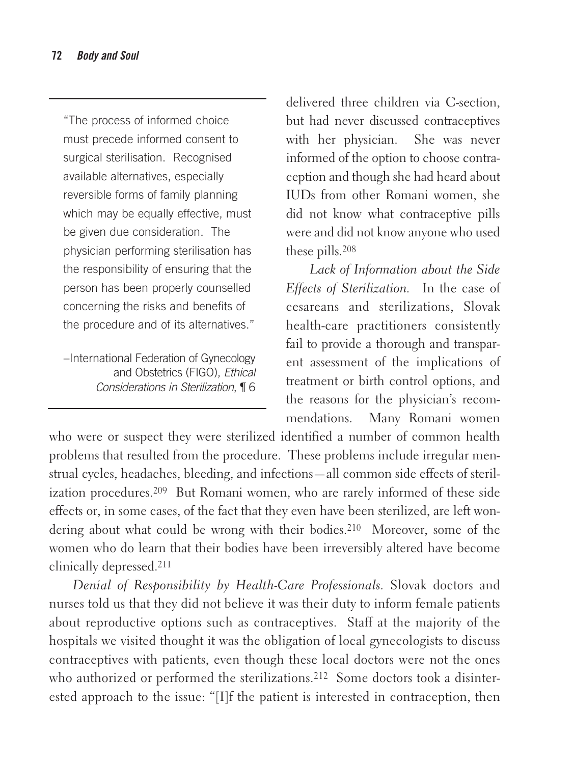> "The process of informed choice must precede informed consent to surgical sterilisation. Recognised available alternatives, especially reversible forms of family planning which may be equally effective, must be given due consideration. The physician performing sterilisation has the responsibility of ensuring that the person has been properly counselled concerning the risks and benefits of the procedure and of its alternatives."
>
> –International Federation of Gynecology and Obstetrics (FIGO), *Ethical Considerations in Sterilization*, ¶ 6

delivered three children via C-section, but had never discussed contraceptives with her physician. She was never informed of the option to choose contraception and though she had heard about IUDs from other Romani women, she did not know what contraceptive pills were and did not know anyone who used these pills.[208]

*Lack of Information about the Side Effects of Sterilization.* In the case of cesareans and sterilizations, Slovak health-care practitioners consistently fail to provide a thorough and transparent assessment of the implications of treatment or birth control options, and the reasons for the physician's recommendations. Many Romani women who were or suspect they were sterilized identified a number of common health problems that resulted from the procedure. These problems include irregular menstrual cycles, headaches, bleeding, and infections—all common side effects of sterilization procedures.[209] But Romani women, who are rarely informed of these side effects or, in some cases, of the fact that they even have been sterilized, are left wondering about what could be wrong with their bodies.[210] Moreover, some of the women who do learn that their bodies have been irreversibly altered have become clinically depressed.[211]

*Denial of Responsibility by Health-Care Professionals.* Slovak doctors and nurses told us that they did not believe it was their duty to inform female patients about reproductive options such as contraceptives. Staff at the majority of the hospitals we visited thought it was the obligation of local gynecologists to discuss contraceptives with patients, even though these local doctors were not the ones who authorized or performed the sterilizations.[212] Some doctors took a disinterested approach to the issue: "[I]f the patient is interested in contraception, then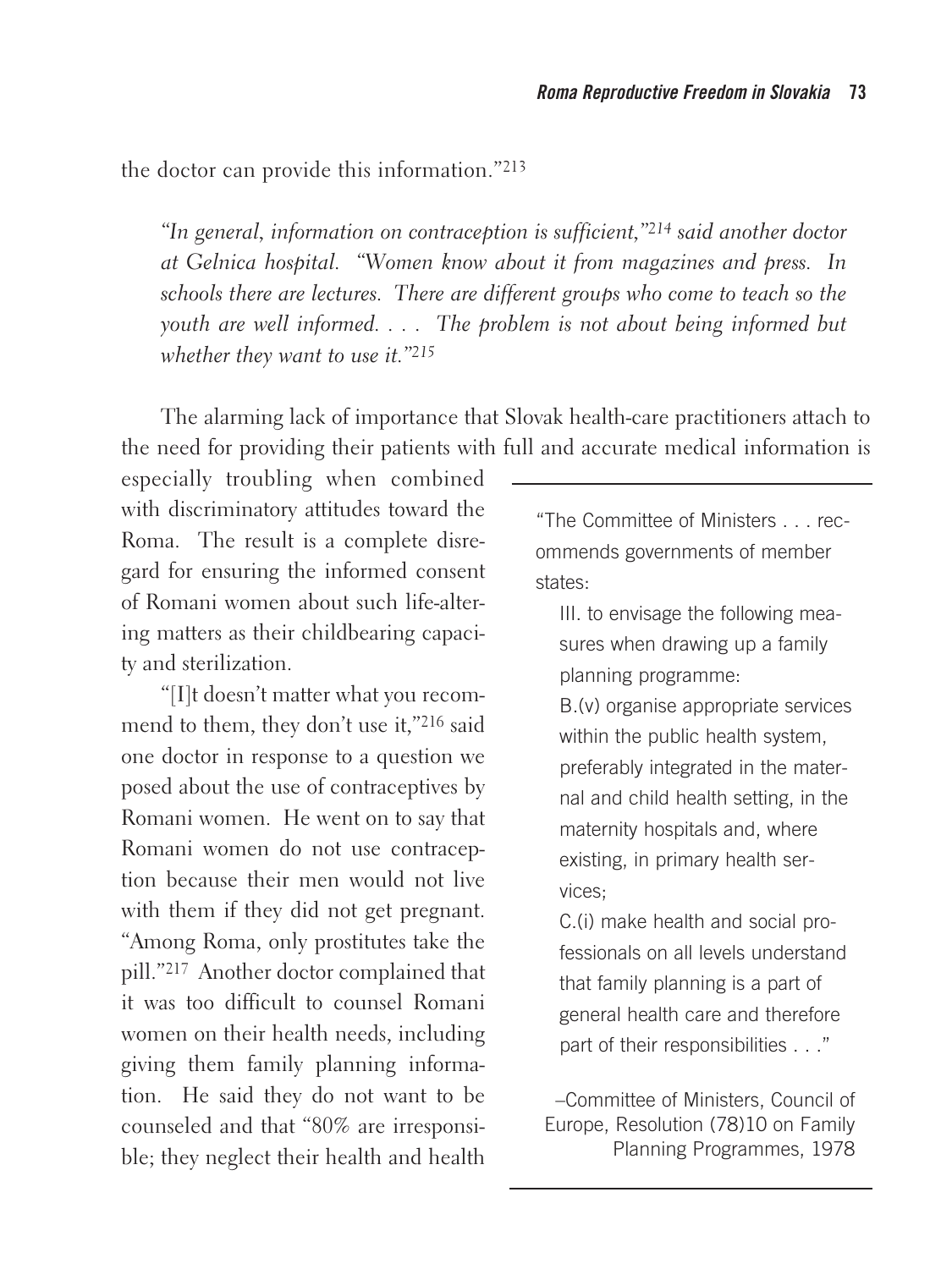the doctor can provide this information."[213]

> *"In general, information on contraception is sufficient,"[214] said another doctor at Gelnica hospital. "Women know about it from magazines and press. In schools there are lectures. There are different groups who come to teach so the youth are well informed. . . . The problem is not about being informed but whether they want to use it."[215]*

The alarming lack of importance that Slovak health-care practitioners attach to the need for providing their patients with full and accurate medical information is especially troubling when combined with discriminatory attitudes toward the Roma. The result is a complete disregard for ensuring the informed consent of Romani women about such life-altering matters as their childbearing capacity and sterilization.

"[I]t doesn't matter what you recommend to them, they don't use it,"[216] said one doctor in response to a question we posed about the use of contraceptives by Romani women. He went on to say that Romani women do not use contraception because their men would not live with them if they did not get pregnant. "Among Roma, only prostitutes take the pill."[217] Another doctor complained that it was too difficult to counsel Romani women on their health needs, including giving them family planning information. He said they do not want to be counseled and that "80% are irresponsible; they neglect their health and health

---

"The Committee of Ministers . . . recommends governments of member states:

III. to envisage the following measures when drawing up a family planning programme:

B.(v) organise appropriate services within the public health system, preferably integrated in the maternal and child health setting, in the maternity hospitals and, where existing, in primary health services;

C.(i) make health and social professionals on all levels understand that family planning is a part of general health care and therefore part of their responsibilities . . ."

–Committee of Ministers, Council of Europe, Resolution (78)10 on Family Planning Programmes, 1978

---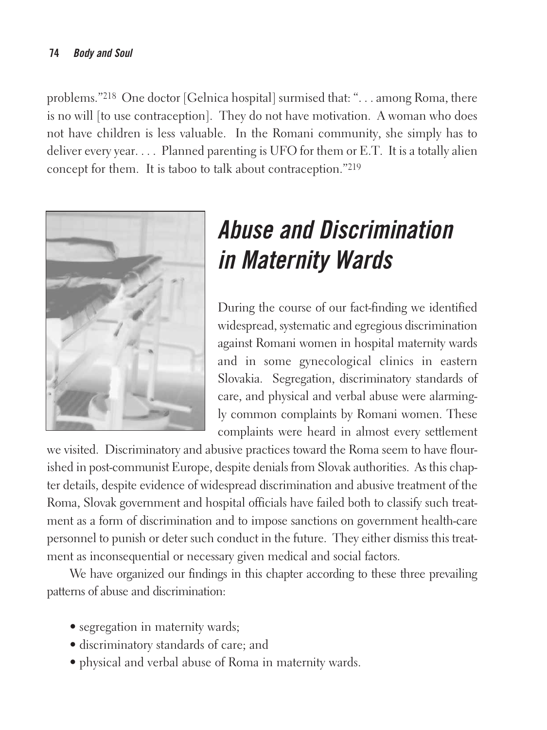problems."[218] One doctor [Gelnica hospital] surmised that: ". . . among Roma, there is no will [to use contraception]. They do not have motivation. A woman who does not have children is less valuable. In the Romani community, she simply has to deliver every year. . . . Planned parenting is UFO for them or E.T. It is a totally alien concept for them. It is taboo to talk about contraception."[219]

## *Abuse and Discrimination in Maternity Wards*

During the course of our fact-finding we identified widespread, systematic and egregious discrimination against Romani women in hospital maternity wards and in some gynecological clinics in eastern Slovakia. Segregation, discriminatory standards of care, and physical and verbal abuse were alarmingly common complaints by Romani women. These complaints were heard in almost every settlement we visited. Discriminatory and abusive practices toward the Roma seem to have flourished in post-communist Europe, despite denials from Slovak authorities. As this chapter details, despite evidence of widespread discrimination and abusive treatment of the Roma, Slovak government and hospital officials have failed both to classify such treatment as a form of discrimination and to impose sanctions on government health-care personnel to punish or deter such conduct in the future. They either dismiss this treatment as inconsequential or necessary given medical and social factors.

We have organized our findings in this chapter according to these three prevailing patterns of abuse and discrimination:

- segregation in maternity wards;
- discriminatory standards of care; and
- physical and verbal abuse of Roma in maternity wards.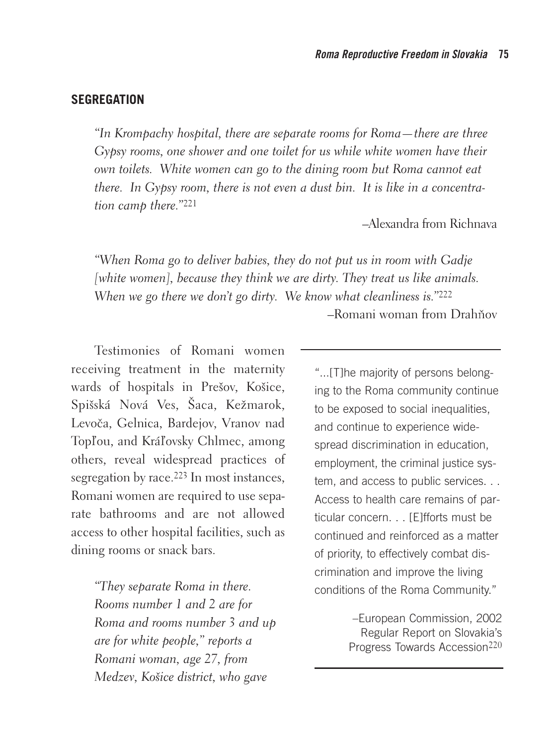## SEGREGATION

*"In Krompachy hospital, there are separate rooms for Roma—there are three Gypsy rooms, one shower and one toilet for us while white women have their own toilets. White women can go to the dining room but Roma cannot eat there. In Gypsy room, there is not even a dust bin. It is like in a concentration camp there."*[221]

–Alexandra from Richnava

*"When Roma go to deliver babies, they do not put us in room with Gadje [white women], because they think we are dirty. They treat us like animals. When we go there we don't go dirty. We know what cleanliness is."*[222]

–Romani woman from Drahňov

Testimonies of Romani women receiving treatment in the maternity wards of hospitals in Prešov, Košice, Spišská Nová Ves, Šaca, Kežmarok, Levoča, Gelnica, Bardejov, Vranov nad Topľou, and Kráľovsky Chlmec, among others, reveal widespread practices of segregation by race.[223] In most instances, Romani women are required to use separate bathrooms and are not allowed access to other hospital facilities, such as dining rooms or snack bars.

*"They separate Roma in there. Rooms number 1 and 2 are for Roma and rooms number 3 and up are for white people,"* reports a *Romani woman, age 27, from Medzev, Košice district, who gave*

---

"...[T]he majority of persons belonging to the Roma community continue to be exposed to social inequalities, and continue to experience widespread discrimination in education, employment, the criminal justice system, and access to public services. . . Access to health care remains of particular concern. . . [E]fforts must be continued and reinforced as a matter of priority, to effectively combat discrimination and improve the living conditions of the Roma Community."

–European Commission, 2002 Regular Report on Slovakia's Progress Towards Accession[220]

---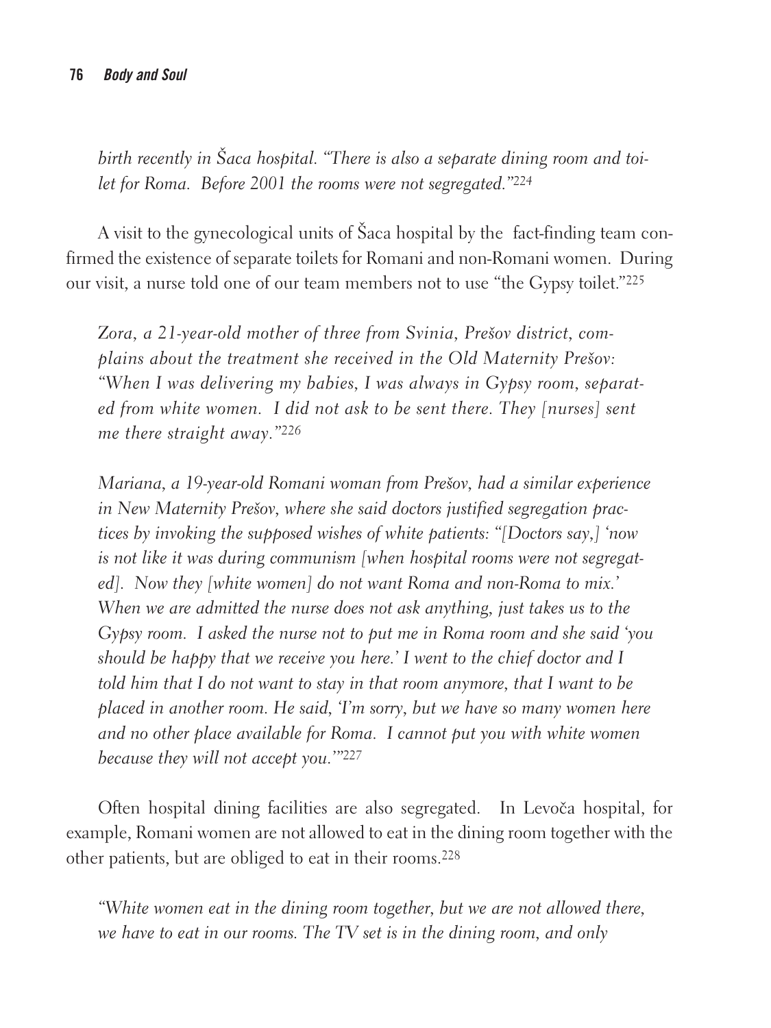*birth recently in Šaca hospital. "There is also a separate dining room and toilet for Roma. Before 2001 the rooms were not segregated."*[224]

A visit to the gynecological units of Šaca hospital by the fact-finding team confirmed the existence of separate toilets for Romani and non-Romani women. During our visit, a nurse told one of our team members not to use "the Gypsy toilet."[225]

*Zora, a 21-year-old mother of three from Svinia, Prešov district, complains about the treatment she received in the Old Maternity Prešov: "When I was delivering my babies, I was always in Gypsy room, separated from white women. I did not ask to be sent there. They [nurses] sent me there straight away."*[226]

*Mariana, a 19-year-old Romani woman from Prešov, had a similar experience in New Maternity Prešov, where she said doctors justified segregation practices by invoking the supposed wishes of white patients: "[Doctors say,] 'now is not like it was during communism [when hospital rooms were not segregated]. Now they [white women] do not want Roma and non-Roma to mix.' When we are admitted the nurse does not ask anything, just takes us to the Gypsy room. I asked the nurse not to put me in Roma room and she said 'you should be happy that we receive you here.' I went to the chief doctor and I told him that I do not want to stay in that room anymore, that I want to be placed in another room. He said, 'I'm sorry, but we have so many women here and no other place available for Roma. I cannot put you with white women because they will not accept you.'"*[227]

Often hospital dining facilities are also segregated. In Levoča hospital, for example, Romani women are not allowed to eat in the dining room together with the other patients, but are obliged to eat in their rooms.[228]

*"White women eat in the dining room together, but we are not allowed there, we have to eat in our rooms. The TV set is in the dining room, and only*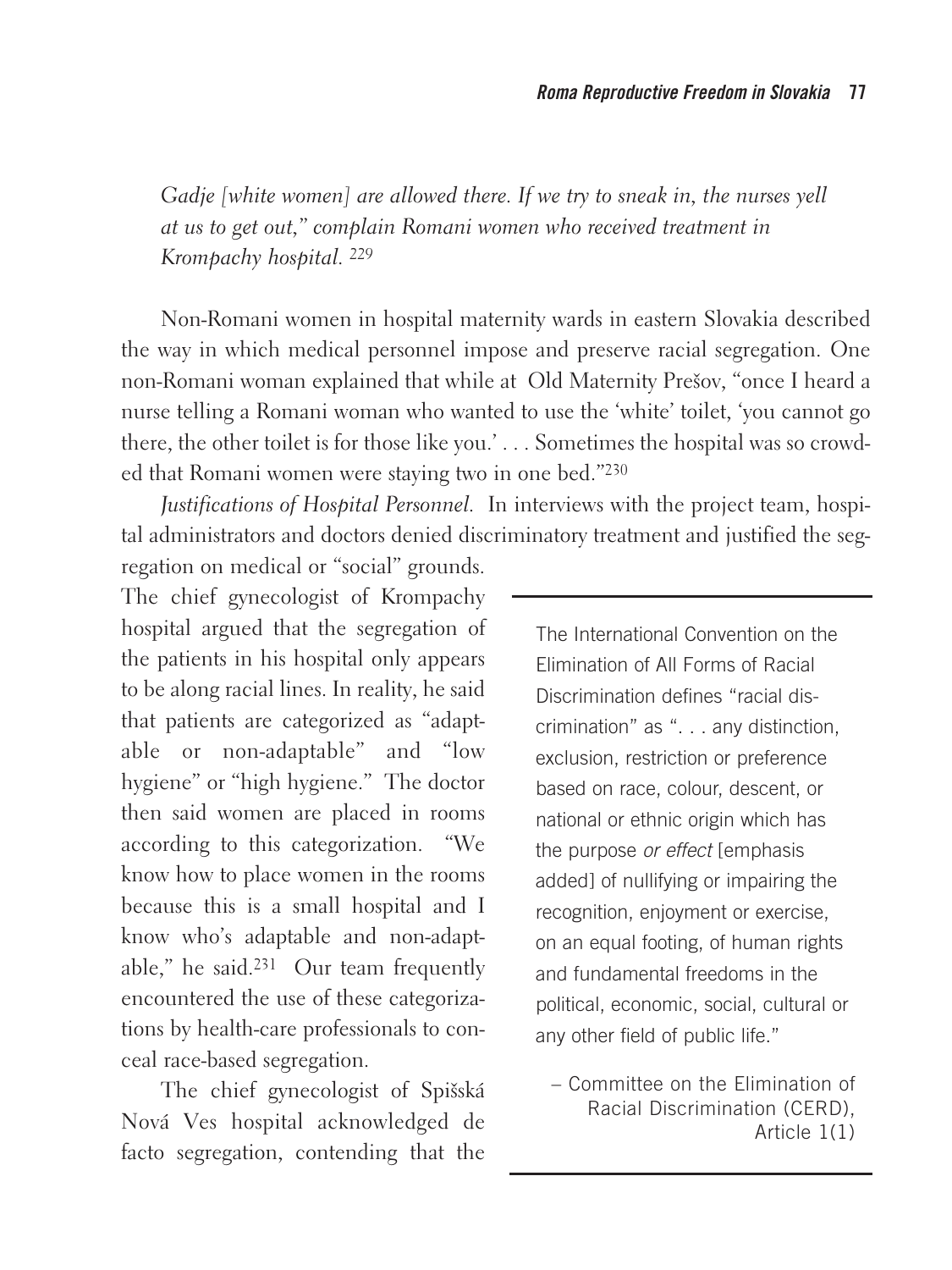*Gadje [white women] are allowed there. If we try to sneak in, the nurses yell at us to get out," complain Romani women who received treatment in Krompachy hospital.* [229]

Non-Romani women in hospital maternity wards in eastern Slovakia described the way in which medical personnel impose and preserve racial segregation. One non-Romani woman explained that while at Old Maternity Prešov, "once I heard a nurse telling a Romani woman who wanted to use the 'white' toilet, 'you cannot go there, the other toilet is for those like you.' . . . Sometimes the hospital was so crowded that Romani women were staying two in one bed."[230]

*Justifications of Hospital Personnel.* In interviews with the project team, hospital administrators and doctors denied discriminatory treatment and justified the segregation on medical or "social" grounds. The chief gynecologist of Krompachy hospital argued that the segregation of the patients in his hospital only appears to be along racial lines. In reality, he said that patients are categorized as "adaptable or non-adaptable" and "low hygiene" or "high hygiene." The doctor then said women are placed in rooms according to this categorization. "We know how to place women in the rooms because this is a small hospital and I know who's adaptable and non-adaptable," he said.[231] Our team frequently encountered the use of these categorizations by health-care professionals to conceal race-based segregation.

> The International Convention on the Elimination of All Forms of Racial Discrimination defines "racial discrimination" as ". . . any distinction, exclusion, restriction or preference based on race, colour, descent, or national or ethnic origin which has the purpose *or effect* [emphasis added] of nullifying or impairing the recognition, enjoyment or exercise, on an equal footing, of human rights and fundamental freedoms in the political, economic, social, cultural or any other field of public life."
>
> – Committee on the Elimination of Racial Discrimination (CERD), Article 1(1)

The chief gynecologist of Spišská Nová Ves hospital acknowledged de facto segregation, contending that the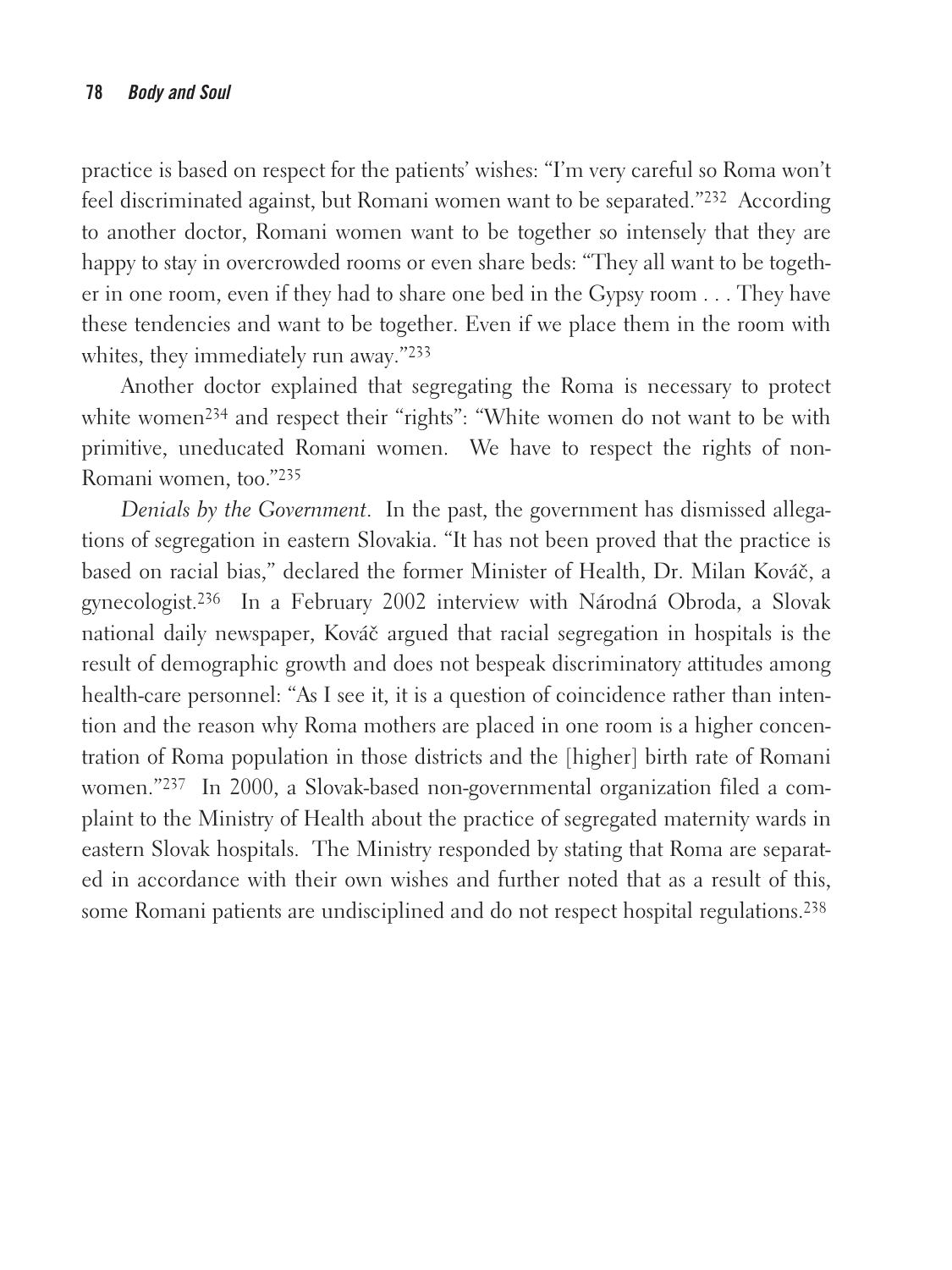practice is based on respect for the patients' wishes: "I'm very careful so Roma won't feel discriminated against, but Romani women want to be separated."[232] According to another doctor, Romani women want to be together so intensely that they are happy to stay in overcrowded rooms or even share beds: "They all want to be together in one room, even if they had to share one bed in the Gypsy room . . . They have these tendencies and want to be together. Even if we place them in the room with whites, they immediately run away."[233]

Another doctor explained that segregating the Roma is necessary to protect white women[234] and respect their "rights": "White women do not want to be with primitive, uneducated Romani women. We have to respect the rights of non-Romani women, too."[235]

*Denials by the Government*. In the past, the government has dismissed allegations of segregation in eastern Slovakia. "It has not been proved that the practice is based on racial bias," declared the former Minister of Health, Dr. Milan Kováč, a gynecologist.[236] In a February 2002 interview with Národná Obroda, a Slovak national daily newspaper, Kováč argued that racial segregation in hospitals is the result of demographic growth and does not bespeak discriminatory attitudes among health-care personnel: "As I see it, it is a question of coincidence rather than intention and the reason why Roma mothers are placed in one room is a higher concentration of Roma population in those districts and the [higher] birth rate of Romani women."[237] In 2000, a Slovak-based non-governmental organization filed a complaint to the Ministry of Health about the practice of segregated maternity wards in eastern Slovak hospitals. The Ministry responded by stating that Roma are separated in accordance with their own wishes and further noted that as a result of this, some Romani patients are undisciplined and do not respect hospital regulations.[238]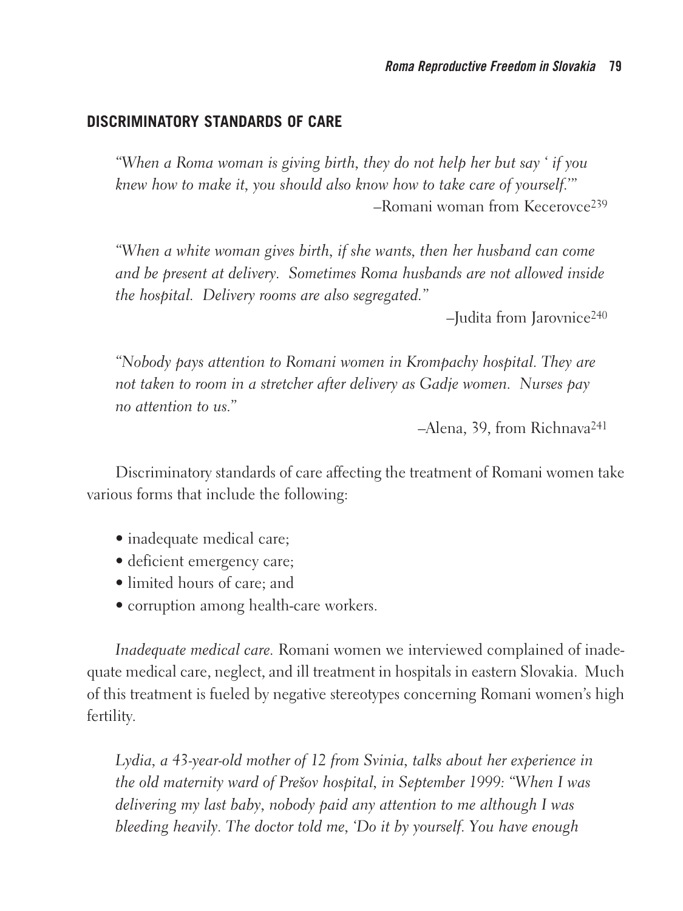## DISCRIMINATORY STANDARDS OF CARE

> *"When a Roma woman is giving birth, they do not help her but say ' if you knew how to make it, you should also know how to take care of yourself.'"*
>
> –Romani woman from Kecerovce[239]

> *"When a white woman gives birth, if she wants, then her husband can come and be present at delivery. Sometimes Roma husbands are not allowed inside the hospital. Delivery rooms are also segregated."*
>
> –Judita from Jarovnice[240]

> *"Nobody pays attention to Romani women in Krompachy hospital. They are not taken to room in a stretcher after delivery as Gadje women. Nurses pay no attention to us."*
>
> –Alena, 39, from Richnava[241]

Discriminatory standards of care affecting the treatment of Romani women take various forms that include the following:

- inadequate medical care;
- deficient emergency care;
- limited hours of care; and
- corruption among health-care workers.

*Inadequate medical care.* Romani women we interviewed complained of inadequate medical care, neglect, and ill treatment in hospitals in eastern Slovakia. Much of this treatment is fueled by negative stereotypes concerning Romani women's high fertility.

> *Lydia, a 43-year-old mother of 12 from Svinia, talks about her experience in the old maternity ward of Prešov hospital, in September 1999: "When I was delivering my last baby, nobody paid any attention to me although I was bleeding heavily. The doctor told me, 'Do it by yourself. You have enough*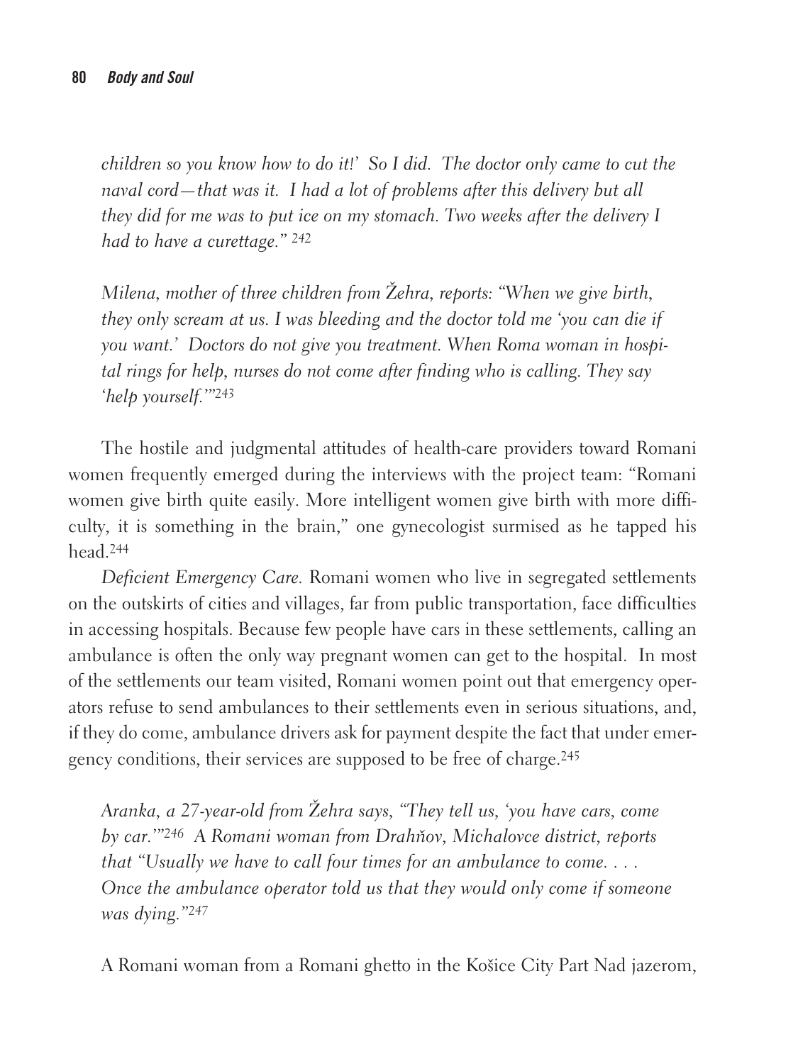*children so you know how to do it!' So I did. The doctor only came to cut the naval cord—that was it. I had a lot of problems after this delivery but all they did for me was to put ice on my stomach. Two weeks after the delivery I had to have a curettage."* [242]

*Milena, mother of three children from Žehra, reports: "When we give birth, they only scream at us. I was bleeding and the doctor told me 'you can die if you want.' Doctors do not give you treatment. When Roma woman in hospital rings for help, nurses do not come after finding who is calling. They say 'help yourself.'"*[243]

The hostile and judgmental attitudes of health-care providers toward Romani women frequently emerged during the interviews with the project team: "Romani women give birth quite easily. More intelligent women give birth with more difficulty, it is something in the brain," one gynecologist surmised as he tapped his head.[244]

*Deficient Emergency Care.* Romani women who live in segregated settlements on the outskirts of cities and villages, far from public transportation, face difficulties in accessing hospitals. Because few people have cars in these settlements, calling an ambulance is often the only way pregnant women can get to the hospital. In most of the settlements our team visited, Romani women point out that emergency operators refuse to send ambulances to their settlements even in serious situations, and, if they do come, ambulance drivers ask for payment despite the fact that under emergency conditions, their services are supposed to be free of charge.[245]

*Aranka, a 27-year-old from Žehra says, "They tell us, 'you have cars, come by car.'"*[246] *A Romani woman from Drahňov, Michalovce district, reports that "Usually we have to call four times for an ambulance to come. . . . Once the ambulance operator told us that they would only come if someone was dying."*[247]

A Romani woman from a Romani ghetto in the Košice City Part Nad jazerom,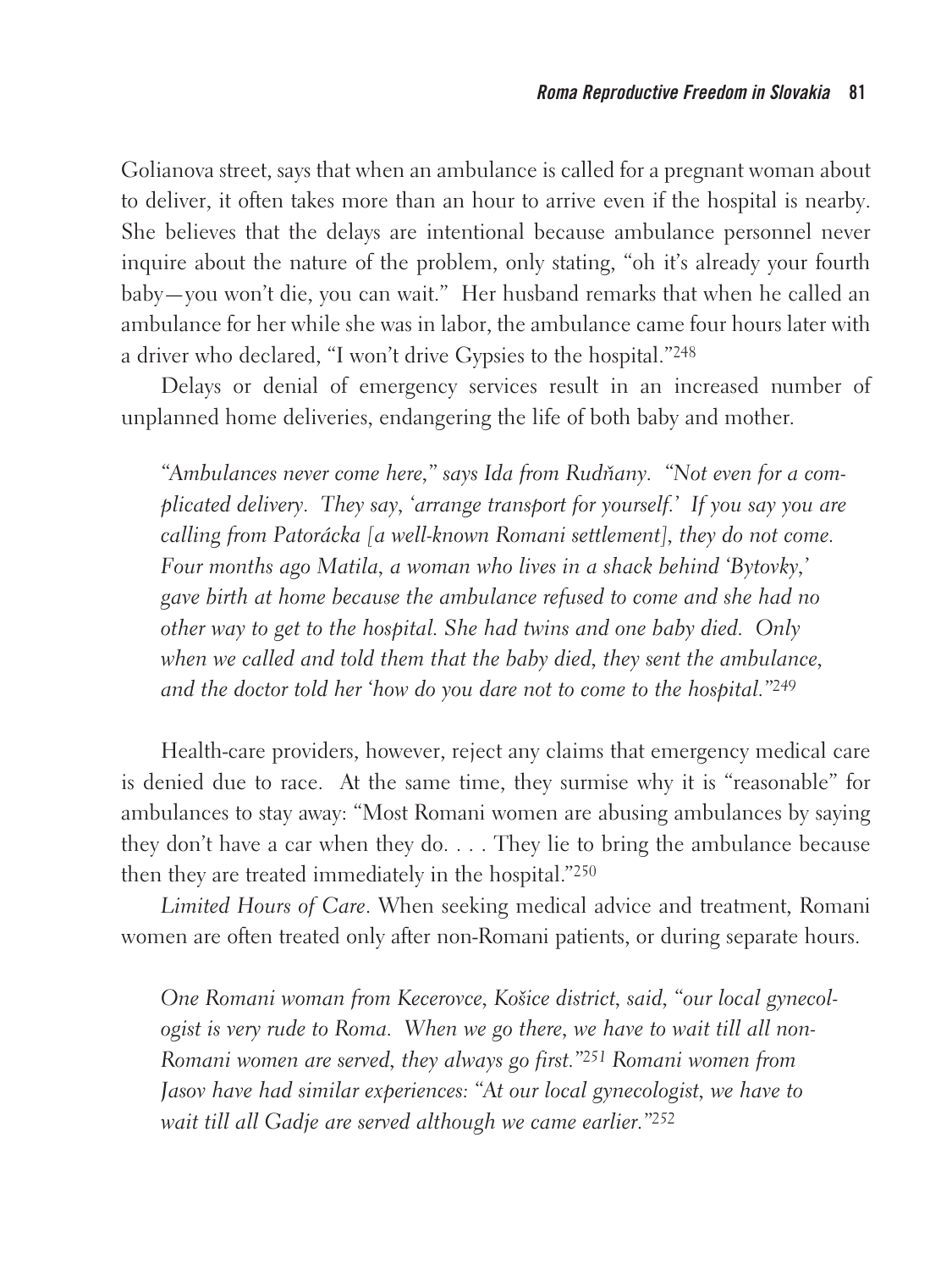Golianova street, says that when an ambulance is called for a pregnant woman about to deliver, it often takes more than an hour to arrive even if the hospital is nearby. She believes that the delays are intentional because ambulance personnel never inquire about the nature of the problem, only stating, "oh it's already your fourth baby—you won't die, you can wait." Her husband remarks that when he called an ambulance for her while she was in labor, the ambulance came four hours later with a driver who declared, "I won't drive Gypsies to the hospital."[248]

Delays or denial of emergency services result in an increased number of unplanned home deliveries, endangering the life of both baby and mother.

> *"Ambulances never come here," says Ida from Rudňany. "Not even for a complicated delivery. They say, 'arrange transport for yourself.' If you say you are calling from Patorácka [a well-known Romani settlement], they do not come. Four months ago Matila, a woman who lives in a shack behind 'Bytovky,' gave birth at home because the ambulance refused to come and she had no other way to get to the hospital. She had twins and one baby died. Only when we called and told them that the baby died, they sent the ambulance, and the doctor told her 'how do you dare not to come to the hospital."[249]*

Health-care providers, however, reject any claims that emergency medical care is denied due to race. At the same time, they surmise why it is "reasonable" for ambulances to stay away: "Most Romani women are abusing ambulances by saying they don't have a car when they do. . . . They lie to bring the ambulance because then they are treated immediately in the hospital."[250]

*Limited Hours of Care*. When seeking medical advice and treatment, Romani women are often treated only after non-Romani patients, or during separate hours.

> *One Romani woman from Kecerovce, Košice district, said, "our local gynecologist is very rude to Roma. When we go there, we have to wait till all non-Romani women are served, they always go first."[251] Romani women from Jasov have had similar experiences: "At our local gynecologist, we have to wait till all Gadje are served although we came earlier."[252]*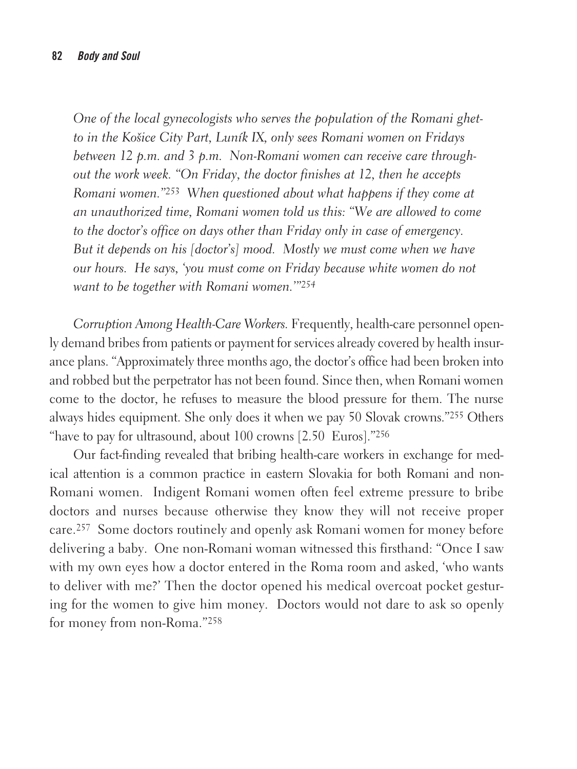*One of the local gynecologists who serves the population of the Romani ghetto in the Košice City Part, Luník IX, only sees Romani women on Fridays between 12 p.m. and 3 p.m. Non-Romani women can receive care throughout the work week. "On Friday, the doctor finishes at 12, then he accepts Romani women."*[253] *When questioned about what happens if they come at an unauthorized time, Romani women told us this: "We are allowed to come to the doctor's office on days other than Friday only in case of emergency. But it depends on his [doctor's] mood. Mostly we must come when we have our hours. He says, 'you must come on Friday because white women do not want to be together with Romani women.'"*[254]

*Corruption Among Health-Care Workers.* Frequently, health-care personnel openly demand bribes from patients or payment for services already covered by health insurance plans. "Approximately three months ago, the doctor's office had been broken into and robbed but the perpetrator has not been found. Since then, when Romani women come to the doctor, he refuses to measure the blood pressure for them. The nurse always hides equipment. She only does it when we pay 50 Slovak crowns."[255] Others "have to pay for ultrasound, about 100 crowns [2.50 Euros]."[256]

Our fact-finding revealed that bribing health-care workers in exchange for medical attention is a common practice in eastern Slovakia for both Romani and non-Romani women. Indigent Romani women often feel extreme pressure to bribe doctors and nurses because otherwise they know they will not receive proper care.[257] Some doctors routinely and openly ask Romani women for money before delivering a baby. One non-Romani woman witnessed this firsthand: "Once I saw with my own eyes how a doctor entered in the Roma room and asked, 'who wants to deliver with me?' Then the doctor opened his medical overcoat pocket gesturing for the women to give him money. Doctors would not dare to ask so openly for money from non-Roma."[258]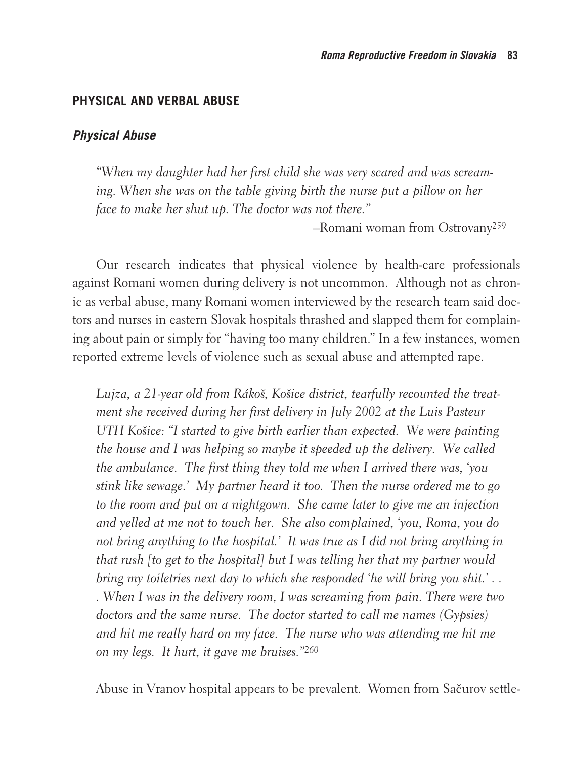## PHYSICAL AND VERBAL ABUSE

### *Physical Abuse*

> *"When my daughter had her first child she was very scared and was screaming. When she was on the table giving birth the nurse put a pillow on her face to make her shut up. The doctor was not there."*
>
> –Romani woman from Ostrovany[259]

Our research indicates that physical violence by health-care professionals against Romani women during delivery is not uncommon. Although not as chronic as verbal abuse, many Romani women interviewed by the research team said doctors and nurses in eastern Slovak hospitals thrashed and slapped them for complaining about pain or simply for "having too many children." In a few instances, women reported extreme levels of violence such as sexual abuse and attempted rape.

> *Lujza, a 21-year old from Rákoš, Košice district, tearfully recounted the treatment she received during her first delivery in July 2002 at the Luis Pasteur UTH Košice: "I started to give birth earlier than expected. We were painting the house and I was helping so maybe it speeded up the delivery. We called the ambulance. The first thing they told me when I arrived there was, 'you stink like sewage.' My partner heard it too. Then the nurse ordered me to go to the room and put on a nightgown. She came later to give me an injection and yelled at me not to touch her. She also complained, 'you, Roma, you do not bring anything to the hospital.' It was true as I did not bring anything in that rush [to get to the hospital] but I was telling her that my partner would bring my toiletries next day to which she responded 'he will bring you shit.' . . . When I was in the delivery room, I was screaming from pain. There were two doctors and the same nurse. The doctor started to call me names (Gypsies) and hit me really hard on my face. The nurse who was attending me hit me on my legs. It hurt, it gave me bruises."*[260]

Abuse in Vranov hospital appears to be prevalent. Women from Sačurov settle-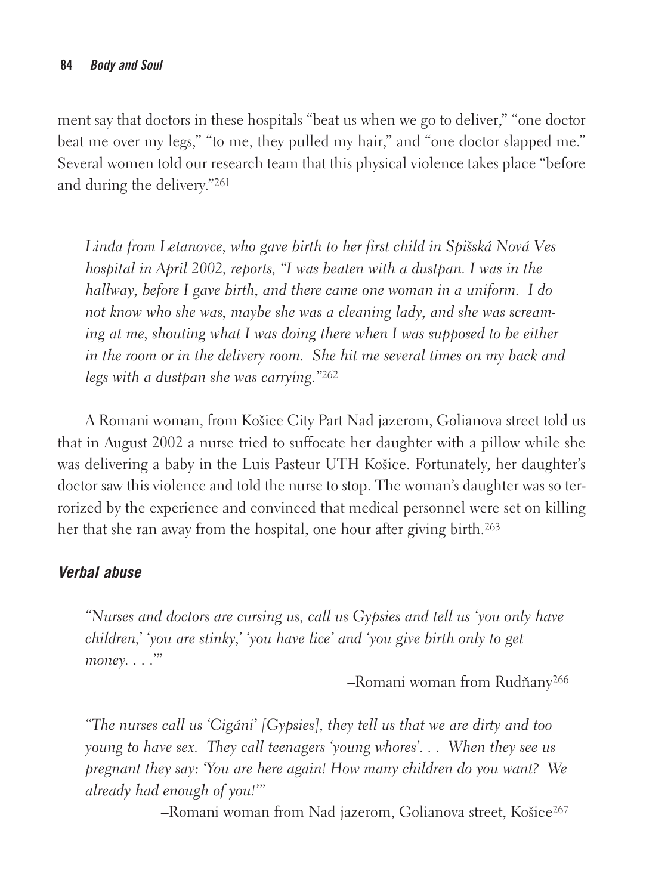ment say that doctors in these hospitals "beat us when we go to deliver," "one doctor beat me over my legs," "to me, they pulled my hair," and "one doctor slapped me." Several women told our research team that this physical violence takes place "before and during the delivery."[261]

> *Linda from Letanovce, who gave birth to her first child in Spišská Nová Ves hospital in April 2002, reports, "I was beaten with a dustpan. I was in the hallway, before I gave birth, and there came one woman in a uniform. I do not know who she was, maybe she was a cleaning lady, and she was screaming at me, shouting what I was doing there when I was supposed to be either in the room or in the delivery room. She hit me several times on my back and legs with a dustpan she was carrying."*[262]

A Romani woman, from Košice City Part Nad jazerom, Golianova street told us that in August 2002 a nurse tried to suffocate her daughter with a pillow while she was delivering a baby in the Luis Pasteur UTH Košice. Fortunately, her daughter's doctor saw this violence and told the nurse to stop. The woman's daughter was so terrorized by the experience and convinced that medical personnel were set on killing her that she ran away from the hospital, one hour after giving birth.[263]

### *Verbal abuse*

> *"Nurses and doctors are cursing us, call us Gypsies and tell us 'you only have children,' 'you are stinky,' 'you have lice' and 'you give birth only to get money. . . .'"*
>
> –Romani woman from Rudňany[266]

> *"The nurses call us 'Cigáni' [Gypsies], they tell us that we are dirty and too young to have sex. They call teenagers 'young whores'. . . When they see us pregnant they say: 'You are here again! How many children do you want? We already had enough of you!'"*
>
> –Romani woman from Nad jazerom, Golianova street, Košice[267]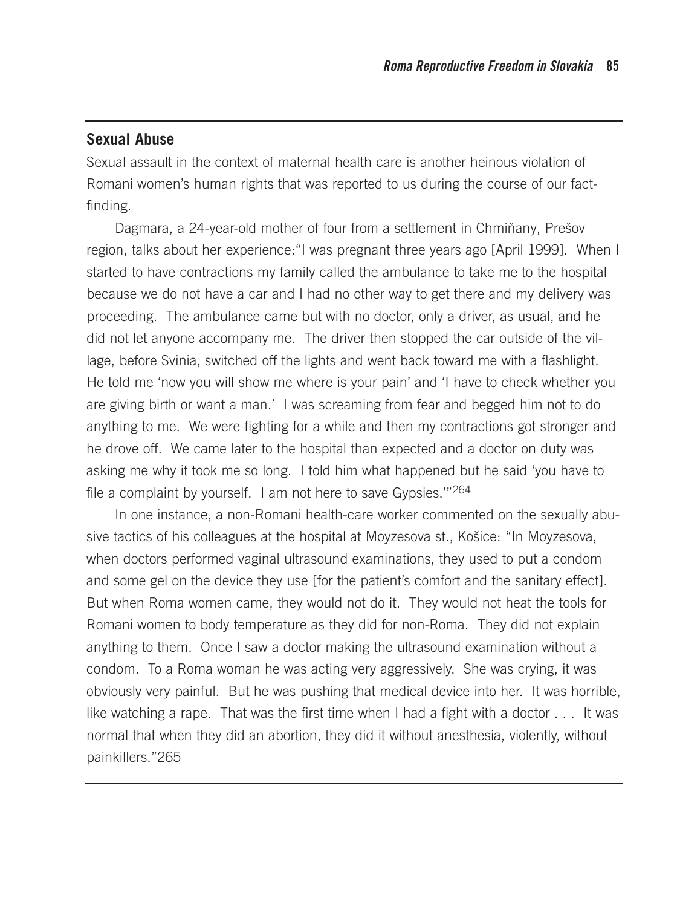## Sexual Abuse

Sexual assault in the context of maternal health care is another heinous violation of Romani women's human rights that was reported to us during the course of our fact-finding.

Dagmara, a 24-year-old mother of four from a settlement in Chmiňany, Prešov region, talks about her experience:"I was pregnant three years ago [April 1999]. When I started to have contractions my family called the ambulance to take me to the hospital because we do not have a car and I had no other way to get there and my delivery was proceeding. The ambulance came but with no doctor, only a driver, as usual, and he did not let anyone accompany me. The driver then stopped the car outside of the village, before Svinia, switched off the lights and went back toward me with a flashlight. He told me 'now you will show me where is your pain' and 'I have to check whether you are giving birth or want a man.' I was screaming from fear and begged him not to do anything to me. We were fighting for a while and then my contractions got stronger and he drove off. We came later to the hospital than expected and a doctor on duty was asking me why it took me so long. I told him what happened but he said 'you have to file a complaint by yourself. I am not here to save Gypsies.'"[264]

In one instance, a non-Romani health-care worker commented on the sexually abusive tactics of his colleagues at the hospital at Moyzesova st., Košice: "In Moyzesova, when doctors performed vaginal ultrasound examinations, they used to put a condom and some gel on the device they use [for the patient's comfort and the sanitary effect]. But when Roma women came, they would not do it. They would not heat the tools for Romani women to body temperature as they did for non-Roma. They did not explain anything to them. Once I saw a doctor making the ultrasound examination without a condom. To a Roma woman he was acting very aggressively. She was crying, it was obviously very painful. But he was pushing that medical device into her. It was horrible, like watching a rape. That was the first time when I had a fight with a doctor . . . It was normal that when they did an abortion, they did it without anesthesia, violently, without painkillers."[265]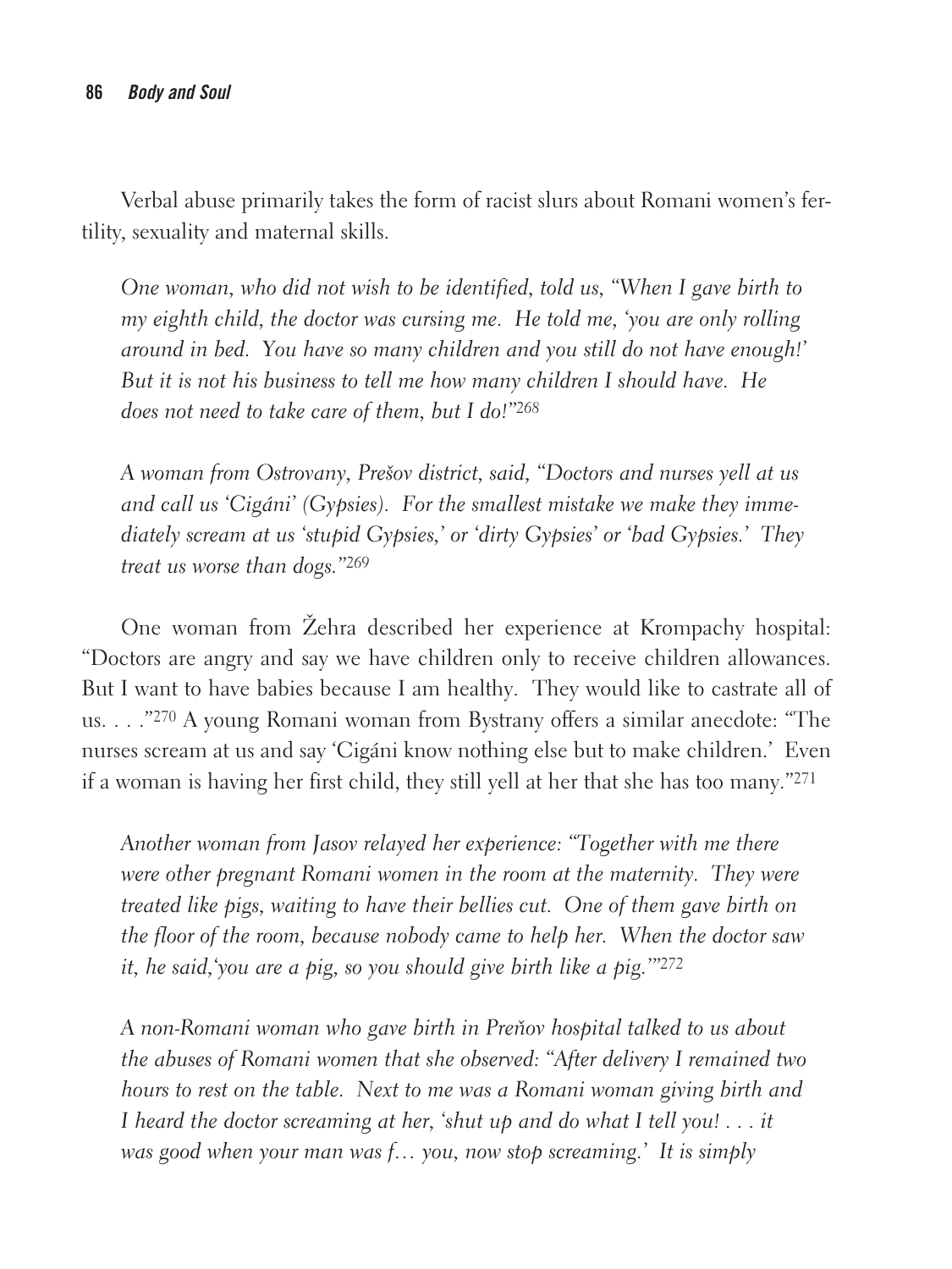Verbal abuse primarily takes the form of racist slurs about Romani women's fertility, sexuality and maternal skills.

*One woman, who did not wish to be identified, told us, "When I gave birth to my eighth child, the doctor was cursing me. He told me, 'you are only rolling around in bed. You have so many children and you still do not have enough!' But it is not his business to tell me how many children I should have. He does not need to take care of them, but I do!"*[268]

*A woman from Ostrovany, Prešov district, said, "Doctors and nurses yell at us and call us 'Cigáni' (Gypsies). For the smallest mistake we make they immediately scream at us 'stupid Gypsies,' or 'dirty Gypsies' or 'bad Gypsies.' They treat us worse than dogs."*[269]

One woman from Žehra described her experience at Krompachy hospital: "Doctors are angry and say we have children only to receive children allowances. But I want to have babies because I am healthy. They would like to castrate all of us. . . ."[270] A young Romani woman from Bystrany offers a similar anecdote: "The nurses scream at us and say 'Cigáni know nothing else but to make children.' Even if a woman is having her first child, they still yell at her that she has too many."[271]

*Another woman from Jasov relayed her experience: "Together with me there were other pregnant Romani women in the room at the maternity. They were treated like pigs, waiting to have their bellies cut. One of them gave birth on the floor of the room, because nobody came to help her. When the doctor saw it, he said,'you are a pig, so you should give birth like a pig.'"*[272]

*A non-Romani woman who gave birth in Preňov hospital talked to us about the abuses of Romani women that she observed: "After delivery I remained two hours to rest on the table. Next to me was a Romani woman giving birth and I heard the doctor screaming at her, 'shut up and do what I tell you! . . . it was good when your man was f… you, now stop screaming.' It is simply*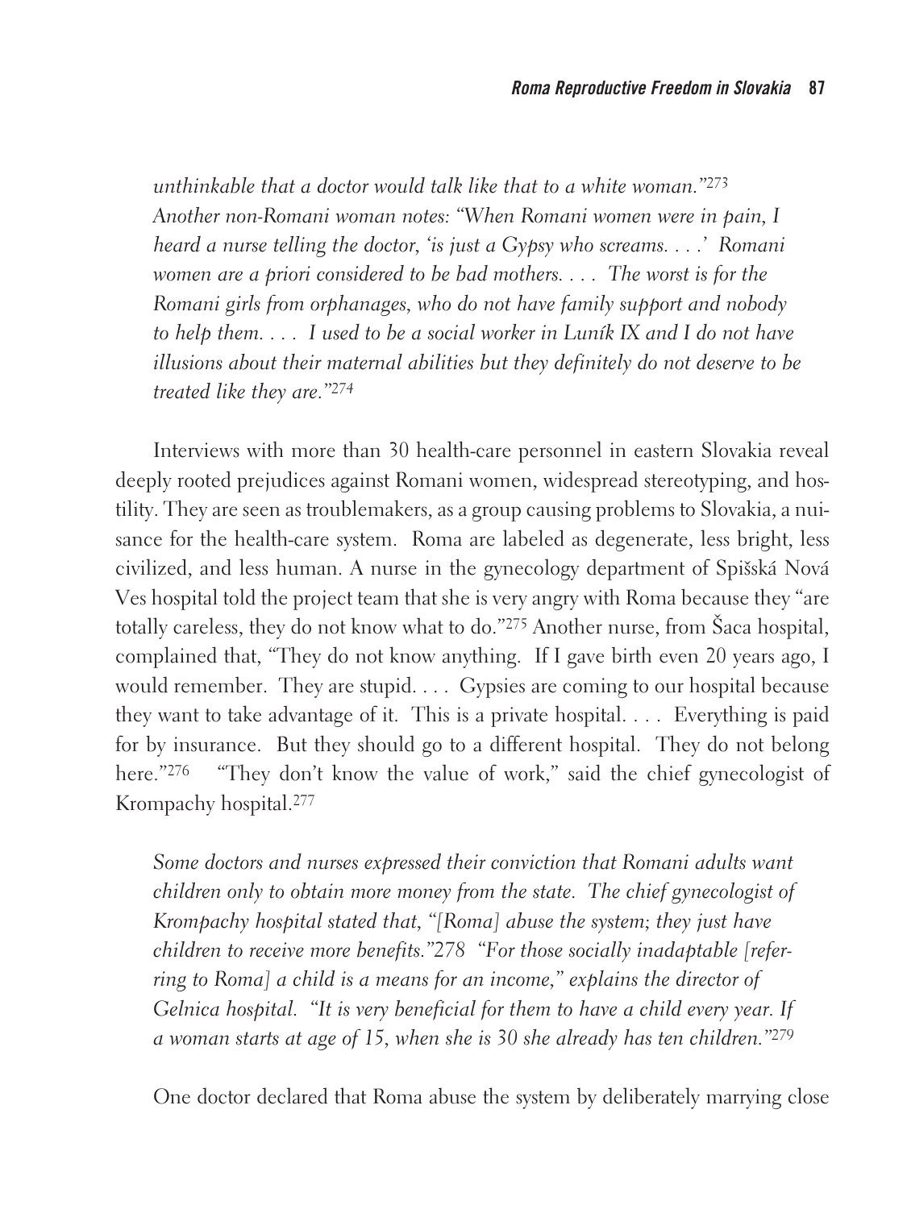*unthinkable that a doctor would talk like that to a white woman."*[273] *Another non-Romani woman notes: "When Romani women were in pain, I heard a nurse telling the doctor, 'is just a Gypsy who screams. . . .' Romani women are a priori considered to be bad mothers. . . . The worst is for the Romani girls from orphanages, who do not have family support and nobody to help them. . . . I used to be a social worker in Luník IX and I do not have illusions about their maternal abilities but they definitely do not deserve to be treated like they are."*[274]

Interviews with more than 30 health-care personnel in eastern Slovakia reveal deeply rooted prejudices against Romani women, widespread stereotyping, and hostility. They are seen as troublemakers, as a group causing problems to Slovakia, a nuisance for the health-care system. Roma are labeled as degenerate, less bright, less civilized, and less human. A nurse in the gynecology department of Spišská Nová Ves hospital told the project team that she is very angry with Roma because they "are totally careless, they do not know what to do."[275] Another nurse, from Šaca hospital, complained that, "They do not know anything. If I gave birth even 20 years ago, I would remember. They are stupid. . . . Gypsies are coming to our hospital because they want to take advantage of it. This is a private hospital. . . . Everything is paid for by insurance. But they should go to a different hospital. They do not belong here."[276] "They don't know the value of work," said the chief gynecologist of Krompachy hospital.[277]

*Some doctors and nurses expressed their conviction that Romani adults want children only to obtain more money from the state. The chief gynecologist of Krompachy hospital stated that, "[Roma] abuse the system; they just have children to receive more benefits."278 "For those socially inadaptable [referring to Roma] a child is a means for an income," explains the director of Gelnica hospital. "It is very beneficial for them to have a child every year. If a woman starts at age of 15, when she is 30 she already has ten children."*[279]

One doctor declared that Roma abuse the system by deliberately marrying close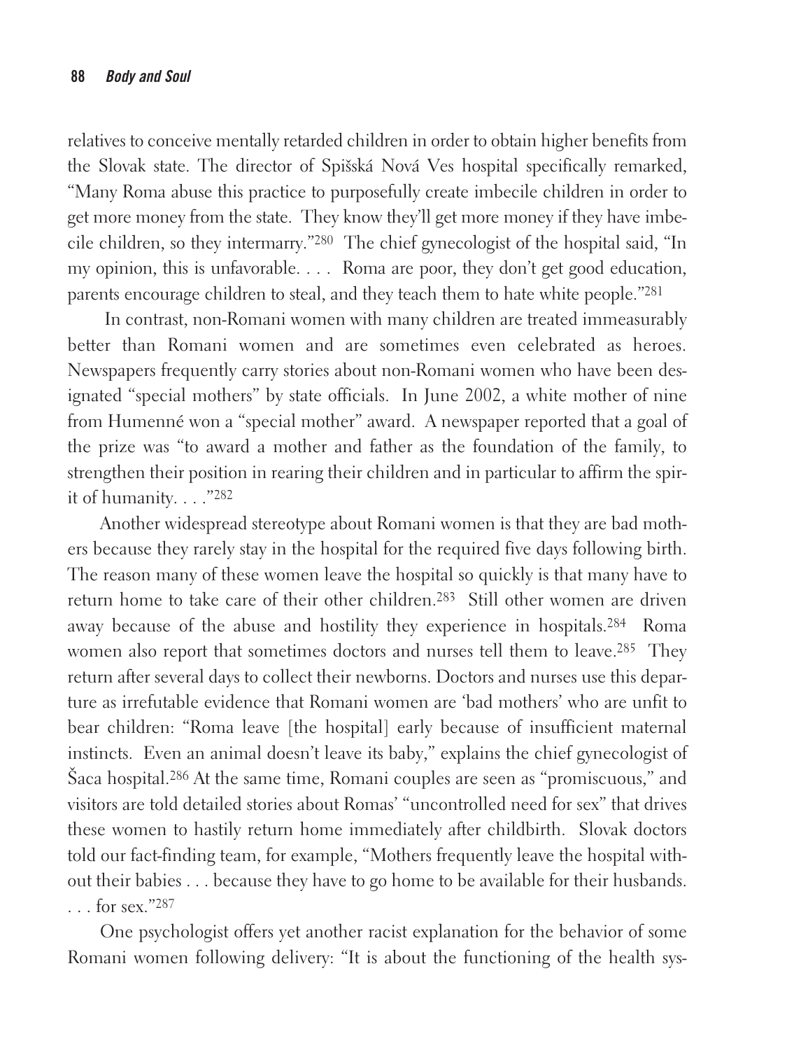relatives to conceive mentally retarded children in order to obtain higher benefits from the Slovak state. The director of Spišská Nová Ves hospital specifically remarked, "Many Roma abuse this practice to purposefully create imbecile children in order to get more money from the state. They know they'll get more money if they have imbecile children, so they intermarry."[280] The chief gynecologist of the hospital said, "In my opinion, this is unfavorable. . . . Roma are poor, they don't get good education, parents encourage children to steal, and they teach them to hate white people."[281]

In contrast, non-Romani women with many children are treated immeasurably better than Romani women and are sometimes even celebrated as heroes. Newspapers frequently carry stories about non-Romani women who have been designated "special mothers" by state officials. In June 2002, a white mother of nine from Humenné won a "special mother" award. A newspaper reported that a goal of the prize was "to award a mother and father as the foundation of the family, to strengthen their position in rearing their children and in particular to affirm the spirit of humanity. . . ."[282]

Another widespread stereotype about Romani women is that they are bad mothers because they rarely stay in the hospital for the required five days following birth. The reason many of these women leave the hospital so quickly is that many have to return home to take care of their other children.[283] Still other women are driven away because of the abuse and hostility they experience in hospitals.[284] Roma women also report that sometimes doctors and nurses tell them to leave.[285] They return after several days to collect their newborns. Doctors and nurses use this departure as irrefutable evidence that Romani women are 'bad mothers' who are unfit to bear children: "Roma leave [the hospital] early because of insufficient maternal instincts. Even an animal doesn't leave its baby," explains the chief gynecologist of Šaca hospital.[286] At the same time, Romani couples are seen as "promiscuous," and visitors are told detailed stories about Romas' "uncontrolled need for sex" that drives these women to hastily return home immediately after childbirth. Slovak doctors told our fact-finding team, for example, "Mothers frequently leave the hospital without their babies . . . because they have to go home to be available for their husbands. . . . for sex."[287]

One psychologist offers yet another racist explanation for the behavior of some Romani women following delivery: "It is about the functioning of the health sys-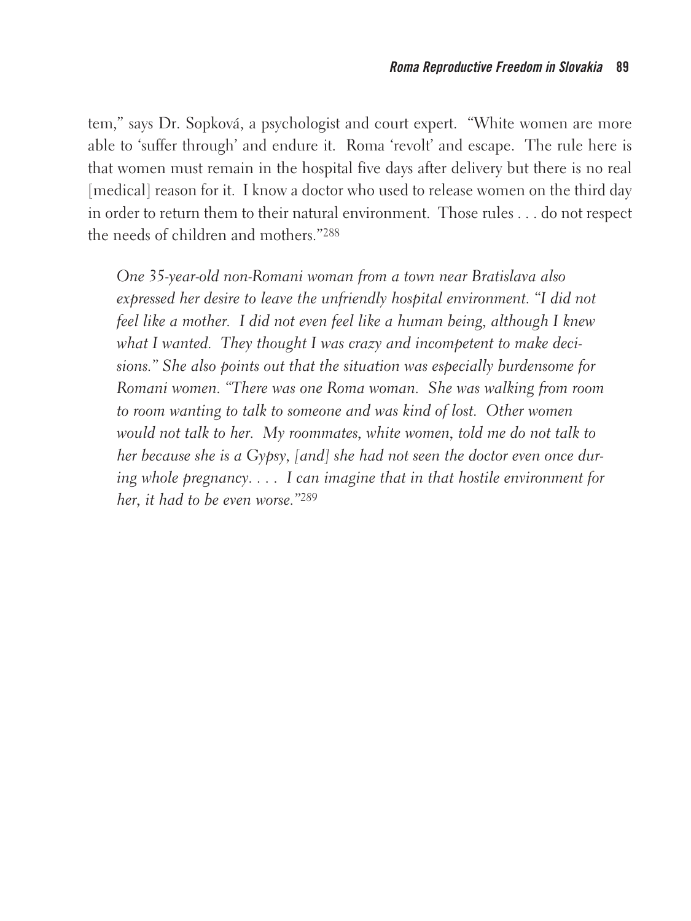tem," says Dr. Sopková, a psychologist and court expert. "White women are more able to 'suffer through' and endure it. Roma 'revolt' and escape. The rule here is that women must remain in the hospital five days after delivery but there is no real [medical] reason for it. I know a doctor who used to release women on the third day in order to return them to their natural environment. Those rules . . . do not respect the needs of children and mothers."[288]

> *One 35-year-old non-Romani woman from a town near Bratislava also expressed her desire to leave the unfriendly hospital environment. "I did not feel like a mother. I did not even feel like a human being, although I knew what I wanted. They thought I was crazy and incompetent to make decisions." She also points out that the situation was especially burdensome for Romani women. "There was one Roma woman. She was walking from room to room wanting to talk to someone and was kind of lost. Other women would not talk to her. My roommates, white women, told me do not talk to her because she is a Gypsy, [and] she had not seen the doctor even once during whole pregnancy. . . . I can imagine that in that hostile environment for her, it had to be even worse."*[289]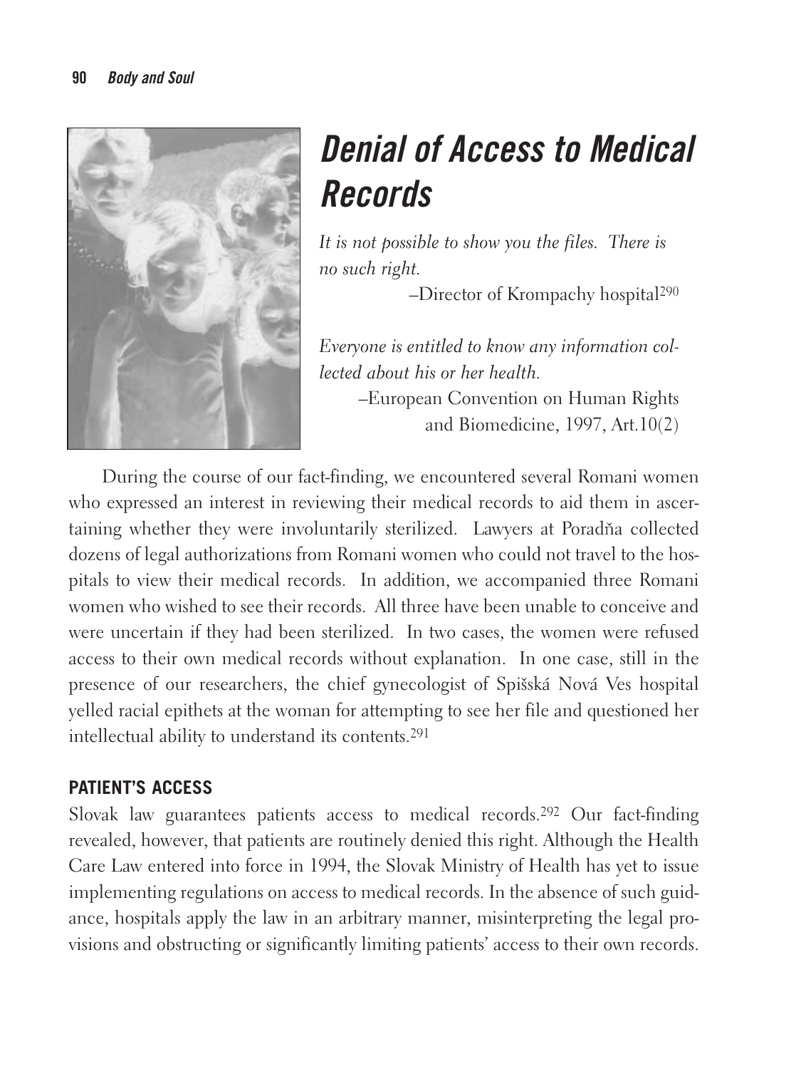# Denial of Access to Medical Records

*It is not possible to show you the files. There is no such right.*

–Director of Krompachy hospital[290]

*Everyone is entitled to know any information collected about his or her health.*

–European Convention on Human Rights and Biomedicine, 1997, Art.10(2)

During the course of our fact-finding, we encountered several Romani women who expressed an interest in reviewing their medical records to aid them in ascertaining whether they were involuntarily sterilized. Lawyers at Poradňa collected dozens of legal authorizations from Romani women who could not travel to the hospitals to view their medical records. In addition, we accompanied three Romani women who wished to see their records. All three have been unable to conceive and were uncertain if they had been sterilized. In two cases, the women were refused access to their own medical records without explanation. In one case, still in the presence of our researchers, the chief gynecologist of Spišská Nová Ves hospital yelled racial epithets at the woman for attempting to see her file and questioned her intellectual ability to understand its contents.[291]

## PATIENT'S ACCESS

Slovak law guarantees patients access to medical records.[292] Our fact-finding revealed, however, that patients are routinely denied this right. Although the Health Care Law entered into force in 1994, the Slovak Ministry of Health has yet to issue implementing regulations on access to medical records. In the absence of such guidance, hospitals apply the law in an arbitrary manner, misinterpreting the legal provisions and obstructing or significantly limiting patients' access to their own records.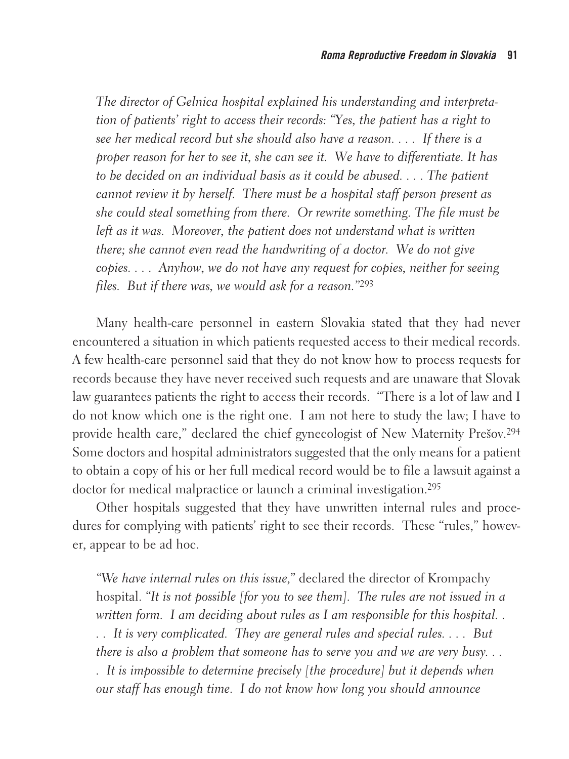*The director of Gelnica hospital explained his understanding and interpretation of patients' right to access their records: "Yes, the patient has a right to see her medical record but she should also have a reason. . . . If there is a proper reason for her to see it, she can see it. We have to differentiate. It has to be decided on an individual basis as it could be abused. . . . The patient cannot review it by herself. There must be a hospital staff person present as she could steal something from there. Or rewrite something. The file must be left as it was. Moreover, the patient does not understand what is written there; she cannot even read the handwriting of a doctor. We do not give copies. . . . Anyhow, we do not have any request for copies, neither for seeing files. But if there was, we would ask for a reason."*[293]

Many health-care personnel in eastern Slovakia stated that they had never encountered a situation in which patients requested access to their medical records. A few health-care personnel said that they do not know how to process requests for records because they have never received such requests and are unaware that Slovak law guarantees patients the right to access their records. "There is a lot of law and I do not know which one is the right one. I am not here to study the law; I have to provide health care," declared the chief gynecologist of New Maternity Prešov.[294] Some doctors and hospital administrators suggested that the only means for a patient to obtain a copy of his or her full medical record would be to file a lawsuit against a doctor for medical malpractice or launch a criminal investigation.[295]

Other hospitals suggested that they have unwritten internal rules and procedures for complying with patients' right to see their records. These "rules," however, appear to be ad hoc.

"*We have internal rules on this issue*," declared the director of Krompachy hospital. "*It is not possible [for you to see them]. The rules are not issued in a written form. I am deciding about rules as I am responsible for this hospital. . . . It is very complicated. They are general rules and special rules. . . . But there is also a problem that someone has to serve you and we are very busy. . . . It is impossible to determine precisely [the procedure] but it depends when our staff has enough time. I do not know how long you should announce*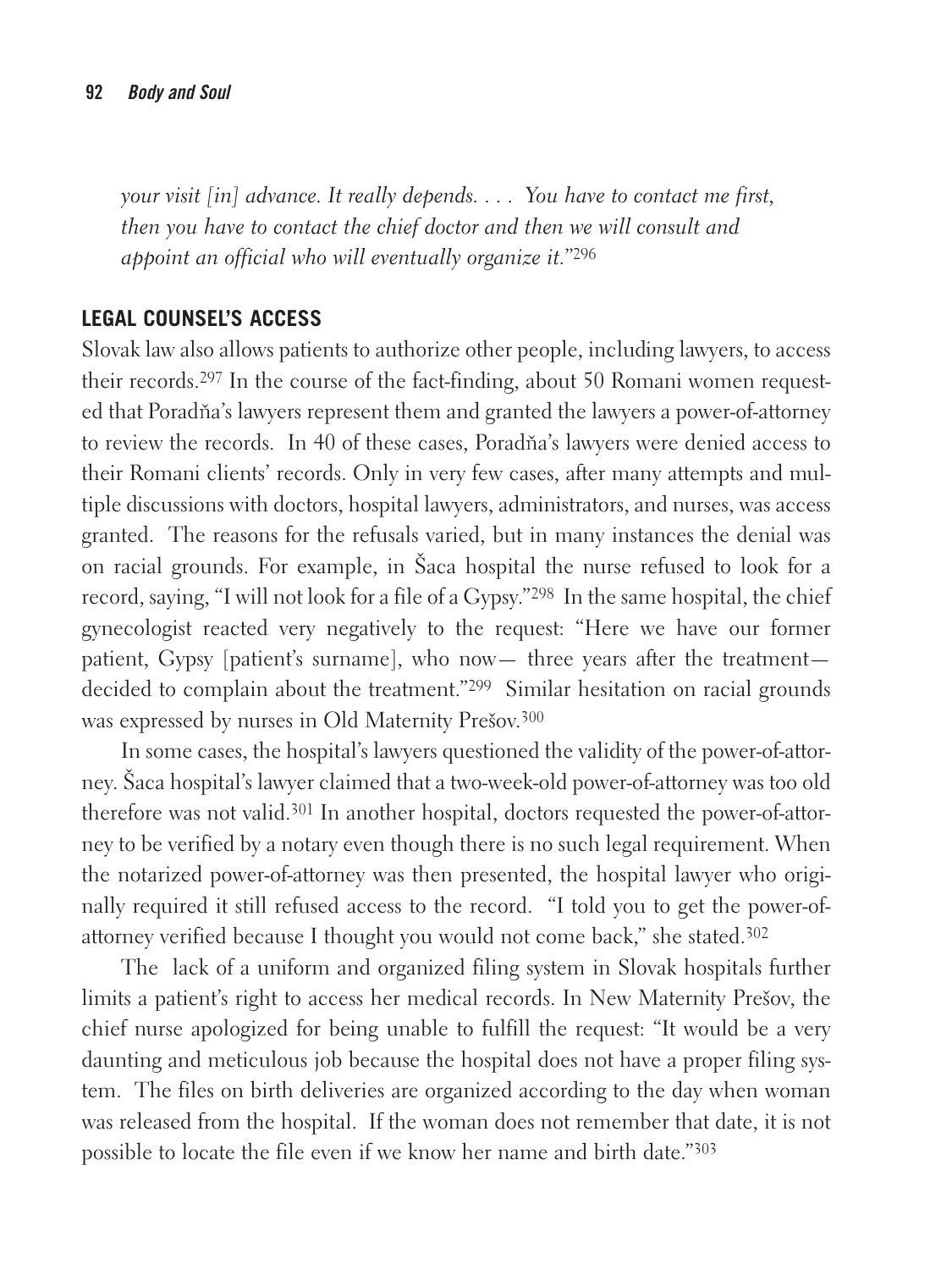*your visit [in] advance. It really depends. . . . You have to contact me first, then you have to contact the chief doctor and then we will consult and appoint an official who will eventually organize it.*"[296]

## LEGAL COUNSEL'S ACCESS

Slovak law also allows patients to authorize other people, including lawyers, to access their records.[297] In the course of the fact-finding, about 50 Romani women requested that Poradňa's lawyers represent them and granted the lawyers a power-of-attorney to review the records. In 40 of these cases, Poradňa's lawyers were denied access to their Romani clients' records. Only in very few cases, after many attempts and multiple discussions with doctors, hospital lawyers, administrators, and nurses, was access granted. The reasons for the refusals varied, but in many instances the denial was on racial grounds. For example, in Šaca hospital the nurse refused to look for a record, saying, "I will not look for a file of a Gypsy."[298] In the same hospital, the chief gynecologist reacted very negatively to the request: "Here we have our former patient, Gypsy [patient's surname], who now— three years after the treatment— decided to complain about the treatment."[299] Similar hesitation on racial grounds was expressed by nurses in Old Maternity Prešov.[300]

In some cases, the hospital's lawyers questioned the validity of the power-of-attorney. Šaca hospital's lawyer claimed that a two-week-old power-of-attorney was too old therefore was not valid.[301] In another hospital, doctors requested the power-of-attorney to be verified by a notary even though there is no such legal requirement. When the notarized power-of-attorney was then presented, the hospital lawyer who originally required it still refused access to the record. "I told you to get the power-of-attorney verified because I thought you would not come back," she stated.[302]

The lack of a uniform and organized filing system in Slovak hospitals further limits a patient's right to access her medical records. In New Maternity Prešov, the chief nurse apologized for being unable to fulfill the request: "It would be a very daunting and meticulous job because the hospital does not have a proper filing system. The files on birth deliveries are organized according to the day when woman was released from the hospital. If the woman does not remember that date, it is not possible to locate the file even if we know her name and birth date."[303]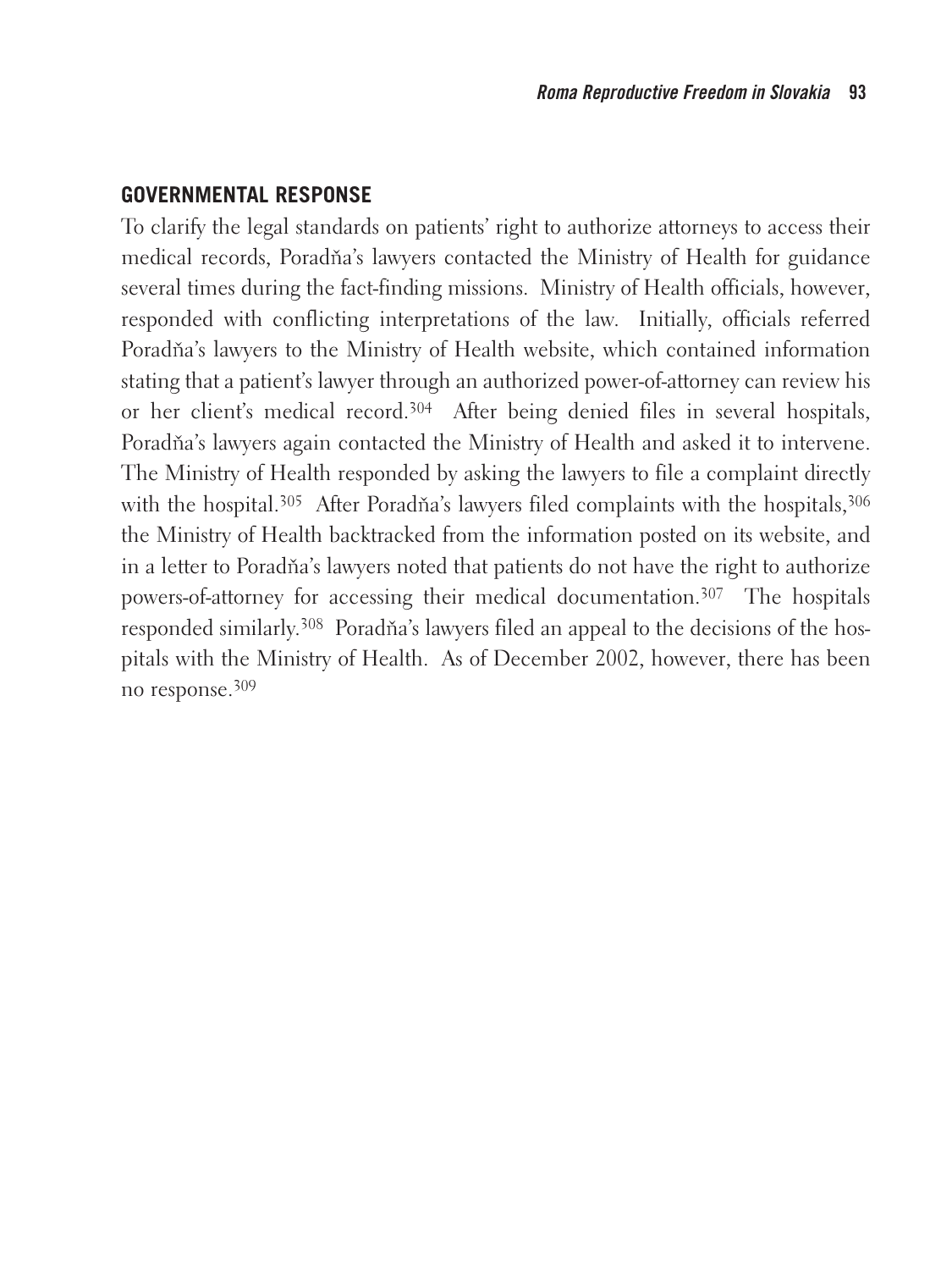## GOVERNMENTAL RESPONSE

To clarify the legal standards on patients' right to authorize attorneys to access their medical records, Poradňa's lawyers contacted the Ministry of Health for guidance several times during the fact-finding missions. Ministry of Health officials, however, responded with conflicting interpretations of the law. Initially, officials referred Poradňa's lawyers to the Ministry of Health website, which contained information stating that a patient's lawyer through an authorized power-of-attorney can review his or her client's medical record.[304] After being denied files in several hospitals, Poradňa's lawyers again contacted the Ministry of Health and asked it to intervene. The Ministry of Health responded by asking the lawyers to file a complaint directly with the hospital.[305] After Poradňa's lawyers filed complaints with the hospitals,[306] the Ministry of Health backtracked from the information posted on its website, and in a letter to Poradňa's lawyers noted that patients do not have the right to authorize powers-of-attorney for accessing their medical documentation.[307] The hospitals responded similarly.[308] Poradňa's lawyers filed an appeal to the decisions of the hospitals with the Ministry of Health. As of December 2002, however, there has been no response.[309]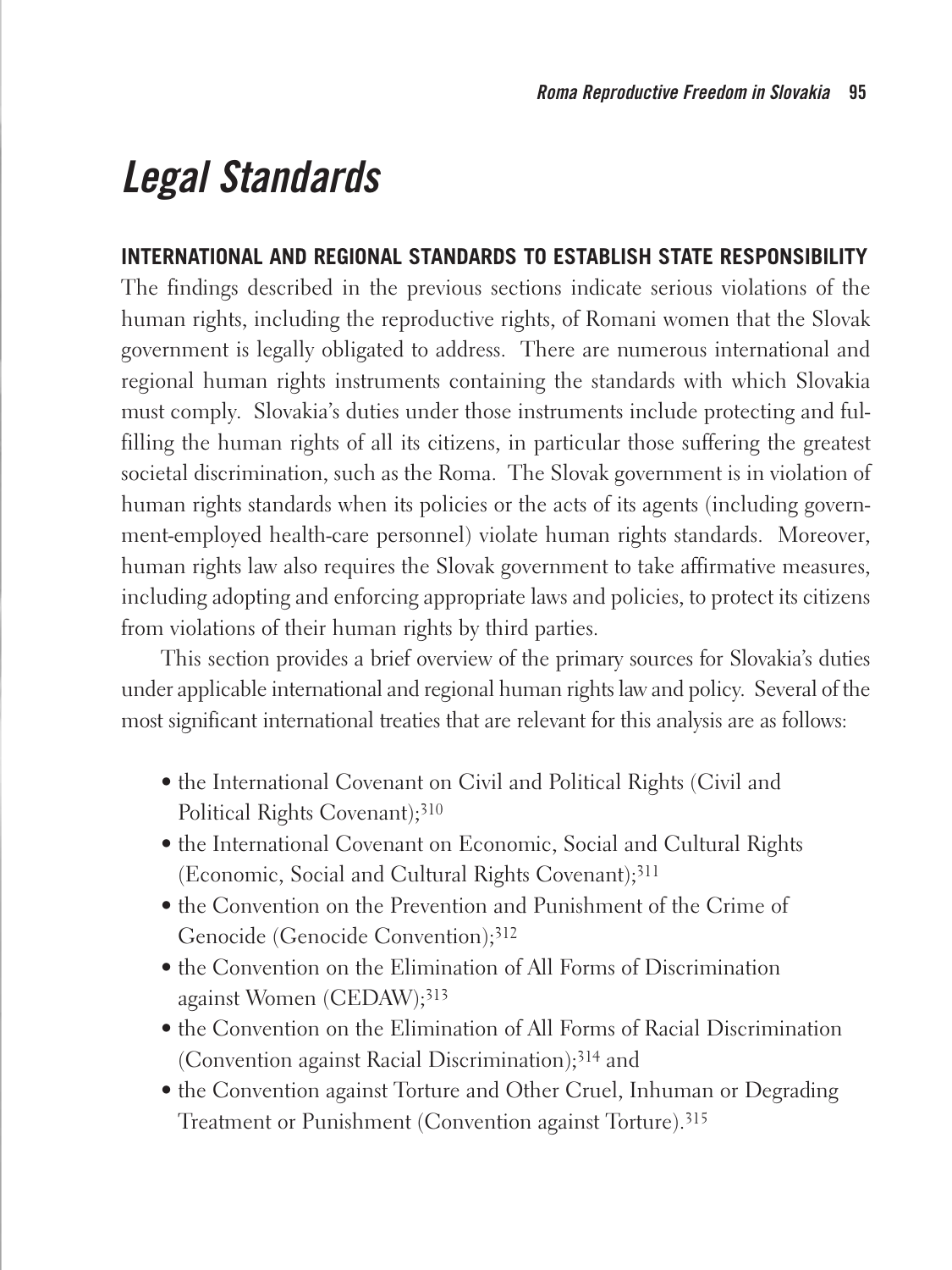# *Legal Standards*

## INTERNATIONAL AND REGIONAL STANDARDS TO ESTABLISH STATE RESPONSIBILITY

The findings described in the previous sections indicate serious violations of the human rights, including the reproductive rights, of Romani women that the Slovak government is legally obligated to address. There are numerous international and regional human rights instruments containing the standards with which Slovakia must comply. Slovakia's duties under those instruments include protecting and fulfilling the human rights of all its citizens, in particular those suffering the greatest societal discrimination, such as the Roma. The Slovak government is in violation of human rights standards when its policies or the acts of its agents (including government-employed health-care personnel) violate human rights standards. Moreover, human rights law also requires the Slovak government to take affirmative measures, including adopting and enforcing appropriate laws and policies, to protect its citizens from violations of their human rights by third parties.

This section provides a brief overview of the primary sources for Slovakia's duties under applicable international and regional human rights law and policy. Several of the most significant international treaties that are relevant for this analysis are as follows:

- the International Covenant on Civil and Political Rights (Civil and Political Rights Covenant);[310]
- the International Covenant on Economic, Social and Cultural Rights (Economic, Social and Cultural Rights Covenant);[311]
- the Convention on the Prevention and Punishment of the Crime of Genocide (Genocide Convention);[312]
- the Convention on the Elimination of All Forms of Discrimination against Women (CEDAW);[313]
- the Convention on the Elimination of All Forms of Racial Discrimination (Convention against Racial Discrimination);[314] and
- the Convention against Torture and Other Cruel, Inhuman or Degrading Treatment or Punishment (Convention against Torture).[315]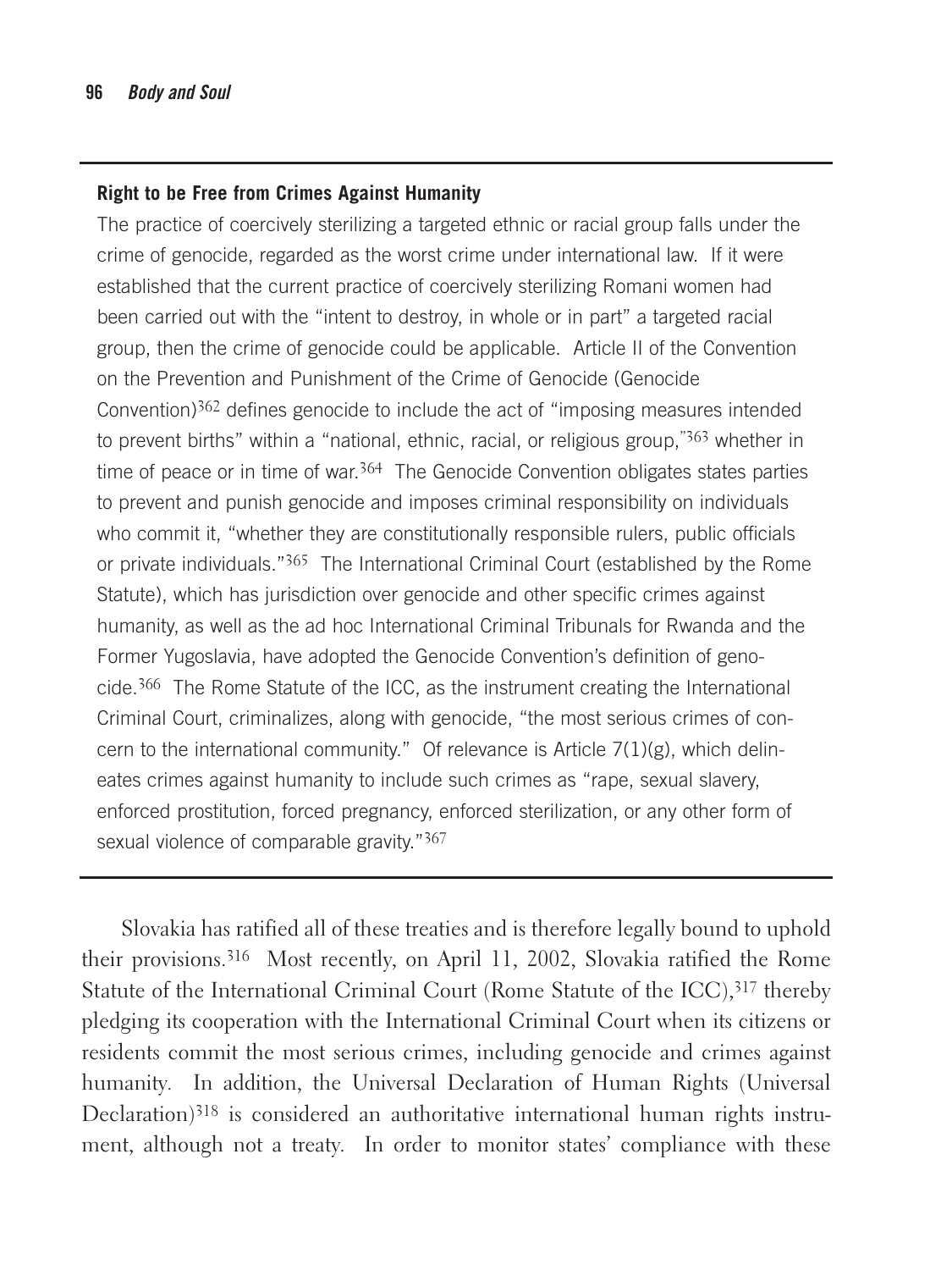**Right to be Free from Crimes Against Humanity**

The practice of coercively sterilizing a targeted ethnic or racial group falls under the crime of genocide, regarded as the worst crime under international law. If it were established that the current practice of coercively sterilizing Romani women had been carried out with the "intent to destroy, in whole or in part" a targeted racial group, then the crime of genocide could be applicable. Article II of the Convention on the Prevention and Punishment of the Crime of Genocide (Genocide Convention)[362] defines genocide to include the act of "imposing measures intended to prevent births" within a "national, ethnic, racial, or religious group,"[363] whether in time of peace or in time of war.[364] The Genocide Convention obligates states parties to prevent and punish genocide and imposes criminal responsibility on individuals who commit it, "whether they are constitutionally responsible rulers, public officials or private individuals."[365] The International Criminal Court (established by the Rome Statute), which has jurisdiction over genocide and other specific crimes against humanity, as well as the ad hoc International Criminal Tribunals for Rwanda and the Former Yugoslavia, have adopted the Genocide Convention's definition of genocide.[366] The Rome Statute of the ICC, as the instrument creating the International Criminal Court, criminalizes, along with genocide, "the most serious crimes of concern to the international community." Of relevance is Article 7(1)(g), which delineates crimes against humanity to include such crimes as "rape, sexual slavery, enforced prostitution, forced pregnancy, enforced sterilization, or any other form of sexual violence of comparable gravity."[367]

---

Slovakia has ratified all of these treaties and is therefore legally bound to uphold their provisions.[316] Most recently, on April 11, 2002, Slovakia ratified the Rome Statute of the International Criminal Court (Rome Statute of the ICC),[317] thereby pledging its cooperation with the International Criminal Court when its citizens or residents commit the most serious crimes, including genocide and crimes against humanity. In addition, the Universal Declaration of Human Rights (Universal Declaration)[318] is considered an authoritative international human rights instrument, although not a treaty. In order to monitor states' compliance with these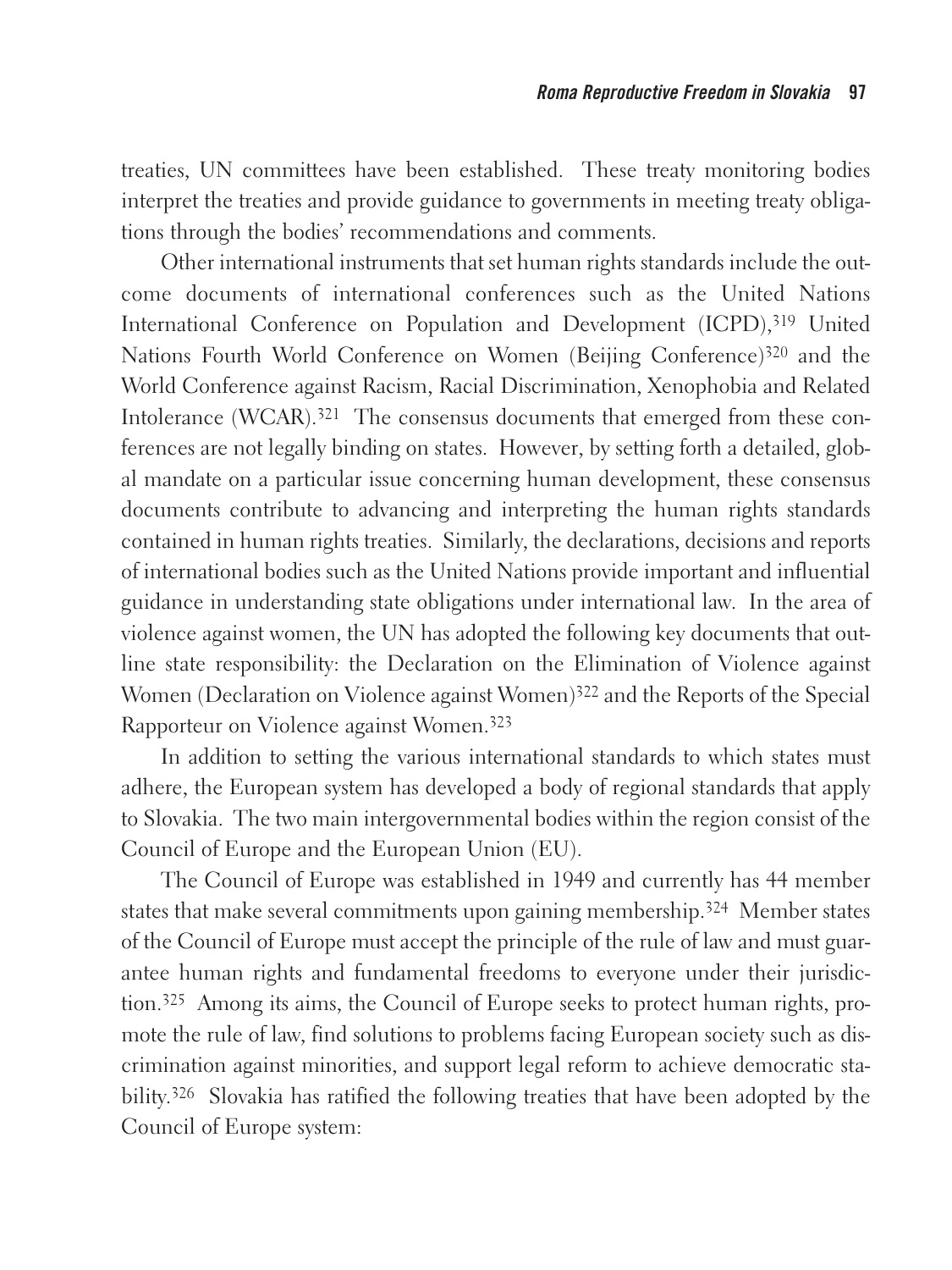treaties, UN committees have been established. These treaty monitoring bodies interpret the treaties and provide guidance to governments in meeting treaty obligations through the bodies' recommendations and comments.

Other international instruments that set human rights standards include the outcome documents of international conferences such as the United Nations International Conference on Population and Development (ICPD),[319] United Nations Fourth World Conference on Women (Beijing Conference)[320] and the World Conference against Racism, Racial Discrimination, Xenophobia and Related Intolerance (WCAR).[321] The consensus documents that emerged from these conferences are not legally binding on states. However, by setting forth a detailed, global mandate on a particular issue concerning human development, these consensus documents contribute to advancing and interpreting the human rights standards contained in human rights treaties. Similarly, the declarations, decisions and reports of international bodies such as the United Nations provide important and influential guidance in understanding state obligations under international law. In the area of violence against women, the UN has adopted the following key documents that outline state responsibility: the Declaration on the Elimination of Violence against Women (Declaration on Violence against Women)[322] and the Reports of the Special Rapporteur on Violence against Women.[323]

In addition to setting the various international standards to which states must adhere, the European system has developed a body of regional standards that apply to Slovakia. The two main intergovernmental bodies within the region consist of the Council of Europe and the European Union (EU).

The Council of Europe was established in 1949 and currently has 44 member states that make several commitments upon gaining membership.[324] Member states of the Council of Europe must accept the principle of the rule of law and must guarantee human rights and fundamental freedoms to everyone under their jurisdiction.[325] Among its aims, the Council of Europe seeks to protect human rights, promote the rule of law, find solutions to problems facing European society such as discrimination against minorities, and support legal reform to achieve democratic stability.[326] Slovakia has ratified the following treaties that have been adopted by the Council of Europe system: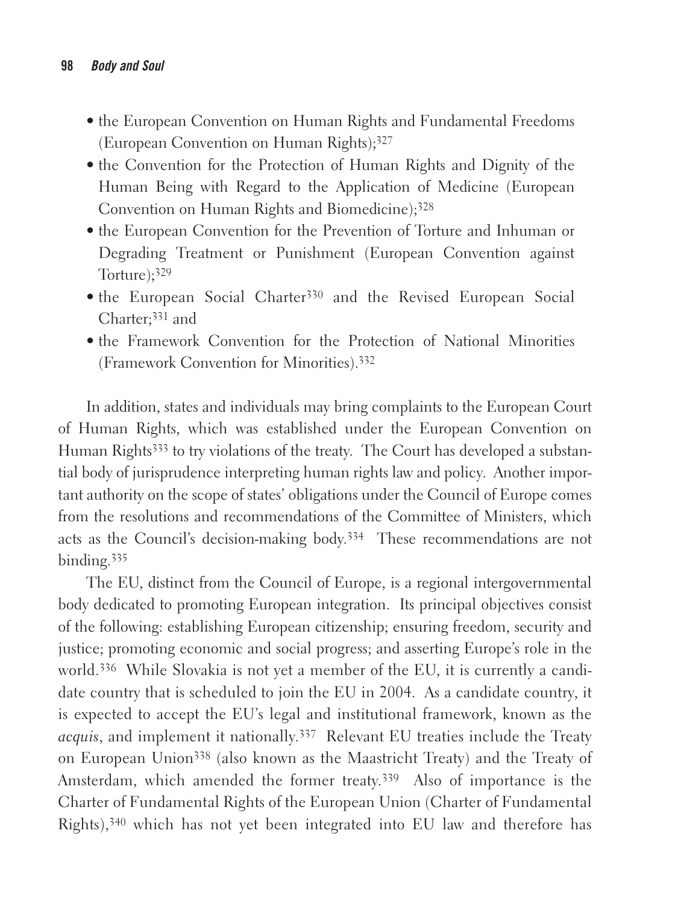- the European Convention on Human Rights and Fundamental Freedoms (European Convention on Human Rights);[327]
- the Convention for the Protection of Human Rights and Dignity of the Human Being with Regard to the Application of Medicine (European Convention on Human Rights and Biomedicine);[328]
- the European Convention for the Prevention of Torture and Inhuman or Degrading Treatment or Punishment (European Convention against Torture);[329]
- the European Social Charter[330] and the Revised European Social Charter;[331] and
- the Framework Convention for the Protection of National Minorities (Framework Convention for Minorities).[332]

In addition, states and individuals may bring complaints to the European Court of Human Rights, which was established under the European Convention on Human Rights[333] to try violations of the treaty. The Court has developed a substantial body of jurisprudence interpreting human rights law and policy. Another important authority on the scope of states' obligations under the Council of Europe comes from the resolutions and recommendations of the Committee of Ministers, which acts as the Council's decision-making body.[334] These recommendations are not binding.[335]

The EU, distinct from the Council of Europe, is a regional intergovernmental body dedicated to promoting European integration. Its principal objectives consist of the following: establishing European citizenship; ensuring freedom, security and justice; promoting economic and social progress; and asserting Europe's role in the world.[336] While Slovakia is not yet a member of the EU, it is currently a candidate country that is scheduled to join the EU in 2004. As a candidate country, it is expected to accept the EU's legal and institutional framework, known as the *acquis*, and implement it nationally.[337] Relevant EU treaties include the Treaty on European Union[338] (also known as the Maastricht Treaty) and the Treaty of Amsterdam, which amended the former treaty.[339] Also of importance is the Charter of Fundamental Rights of the European Union (Charter of Fundamental Rights),[340] which has not yet been integrated into EU law and therefore has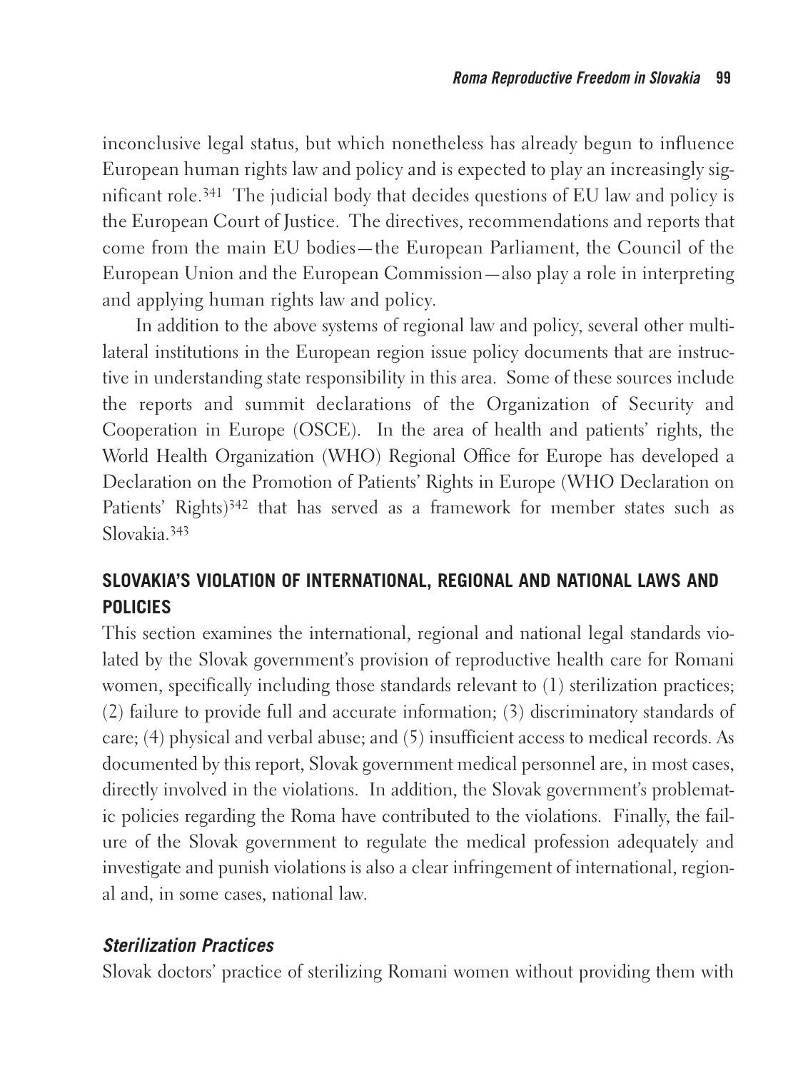inconclusive legal status, but which nonetheless has already begun to influence European human rights law and policy and is expected to play an increasingly significant role.[341] The judicial body that decides questions of EU law and policy is the European Court of Justice. The directives, recommendations and reports that come from the main EU bodies—the European Parliament, the Council of the European Union and the European Commission—also play a role in interpreting and applying human rights law and policy.

In addition to the above systems of regional law and policy, several other multilateral institutions in the European region issue policy documents that are instructive in understanding state responsibility in this area. Some of these sources include the reports and summit declarations of the Organization of Security and Cooperation in Europe (OSCE). In the area of health and patients' rights, the World Health Organization (WHO) Regional Office for Europe has developed a Declaration on the Promotion of Patients' Rights in Europe (WHO Declaration on Patients' Rights)[342] that has served as a framework for member states such as Slovakia.[343]

## SLOVAKIA'S VIOLATION OF INTERNATIONAL, REGIONAL AND NATIONAL LAWS AND POLICIES

This section examines the international, regional and national legal standards violated by the Slovak government's provision of reproductive health care for Romani women, specifically including those standards relevant to (1) sterilization practices; (2) failure to provide full and accurate information; (3) discriminatory standards of care; (4) physical and verbal abuse; and (5) insufficient access to medical records. As documented by this report, Slovak government medical personnel are, in most cases, directly involved in the violations. In addition, the Slovak government's problematic policies regarding the Roma have contributed to the violations. Finally, the failure of the Slovak government to regulate the medical profession adequately and investigate and punish violations is also a clear infringement of international, regional and, in some cases, national law.

### *Sterilization Practices*

Slovak doctors' practice of sterilizing Romani women without providing them with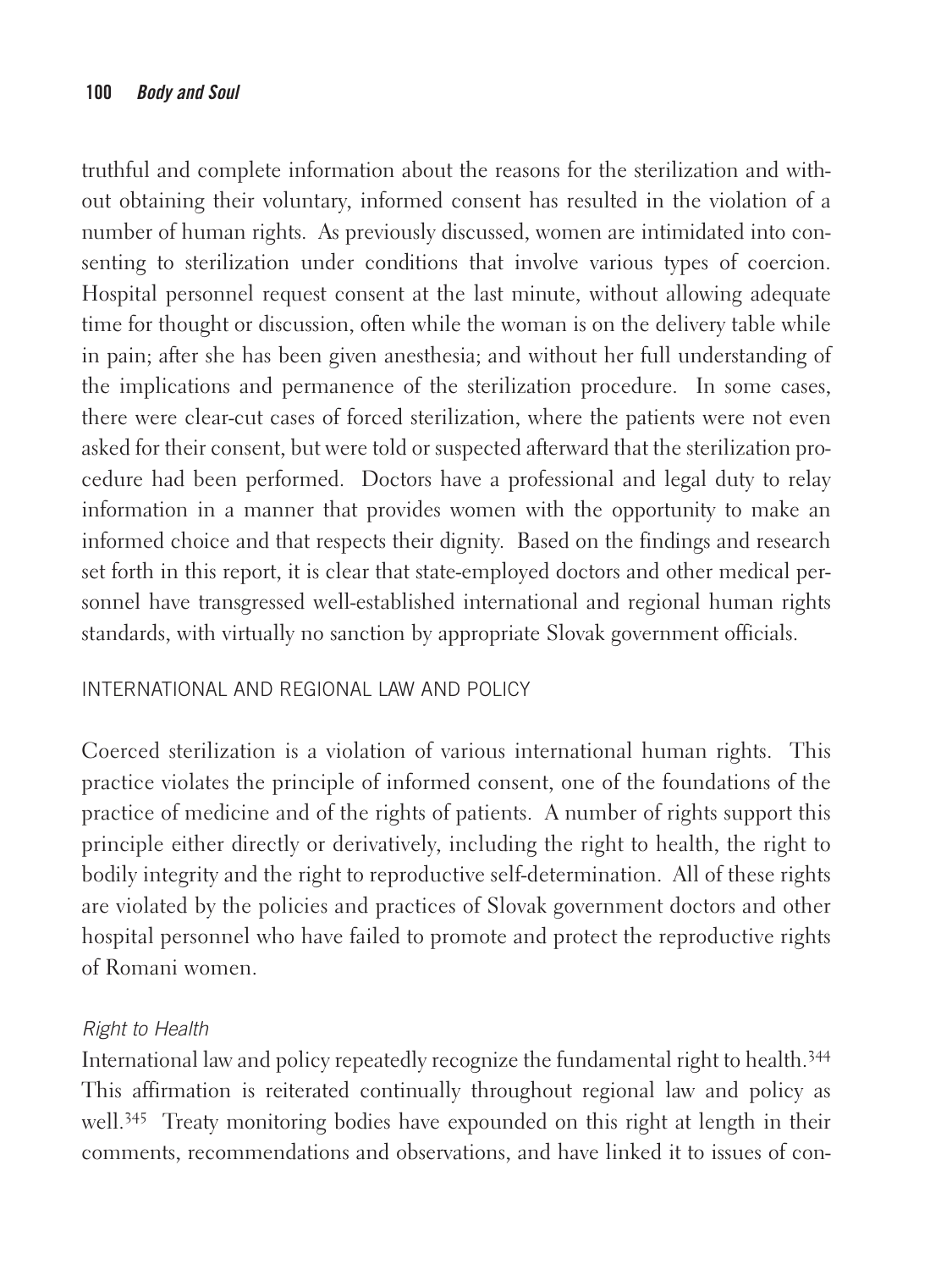truthful and complete information about the reasons for the sterilization and without obtaining their voluntary, informed consent has resulted in the violation of a number of human rights. As previously discussed, women are intimidated into consenting to sterilization under conditions that involve various types of coercion. Hospital personnel request consent at the last minute, without allowing adequate time for thought or discussion, often while the woman is on the delivery table while in pain; after she has been given anesthesia; and without her full understanding of the implications and permanence of the sterilization procedure. In some cases, there were clear-cut cases of forced sterilization, where the patients were not even asked for their consent, but were told or suspected afterward that the sterilization procedure had been performed. Doctors have a professional and legal duty to relay information in a manner that provides women with the opportunity to make an informed choice and that respects their dignity. Based on the findings and research set forth in this report, it is clear that state-employed doctors and other medical personnel have transgressed well-established international and regional human rights standards, with virtually no sanction by appropriate Slovak government officials.

## INTERNATIONAL AND REGIONAL LAW AND POLICY

Coerced sterilization is a violation of various international human rights. This practice violates the principle of informed consent, one of the foundations of the practice of medicine and of the rights of patients. A number of rights support this principle either directly or derivatively, including the right to health, the right to bodily integrity and the right to reproductive self-determination. All of these rights are violated by the policies and practices of Slovak government doctors and other hospital personnel who have failed to promote and protect the reproductive rights of Romani women.

### *Right to Health*

International law and policy repeatedly recognize the fundamental right to health.[344] This affirmation is reiterated continually throughout regional law and policy as well.[345] Treaty monitoring bodies have expounded on this right at length in their comments, recommendations and observations, and have linked it to issues of con-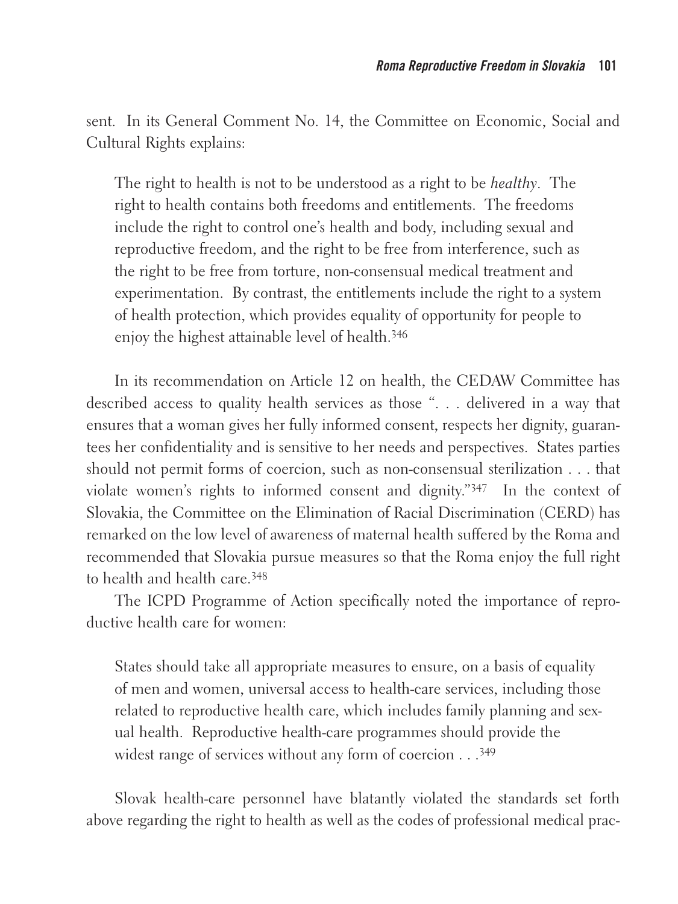sent. In its General Comment No. 14, the Committee on Economic, Social and Cultural Rights explains:

> The right to health is not to be understood as a right to be *healthy*. The right to health contains both freedoms and entitlements. The freedoms include the right to control one's health and body, including sexual and reproductive freedom, and the right to be free from interference, such as the right to be free from torture, non-consensual medical treatment and experimentation. By contrast, the entitlements include the right to a system of health protection, which provides equality of opportunity for people to enjoy the highest attainable level of health.[346]

In its recommendation on Article 12 on health, the CEDAW Committee has described access to quality health services as those ". . . delivered in a way that ensures that a woman gives her fully informed consent, respects her dignity, guarantees her confidentiality and is sensitive to her needs and perspectives. States parties should not permit forms of coercion, such as non-consensual sterilization . . . that violate women's rights to informed consent and dignity."[347] In the context of Slovakia, the Committee on the Elimination of Racial Discrimination (CERD) has remarked on the low level of awareness of maternal health suffered by the Roma and recommended that Slovakia pursue measures so that the Roma enjoy the full right to health and health care.[348]

The ICPD Programme of Action specifically noted the importance of reproductive health care for women:

> States should take all appropriate measures to ensure, on a basis of equality of men and women, universal access to health-care services, including those related to reproductive health care, which includes family planning and sexual health. Reproductive health-care programmes should provide the widest range of services without any form of coercion . . .[349]

Slovak health-care personnel have blatantly violated the standards set forth above regarding the right to health as well as the codes of professional medical prac-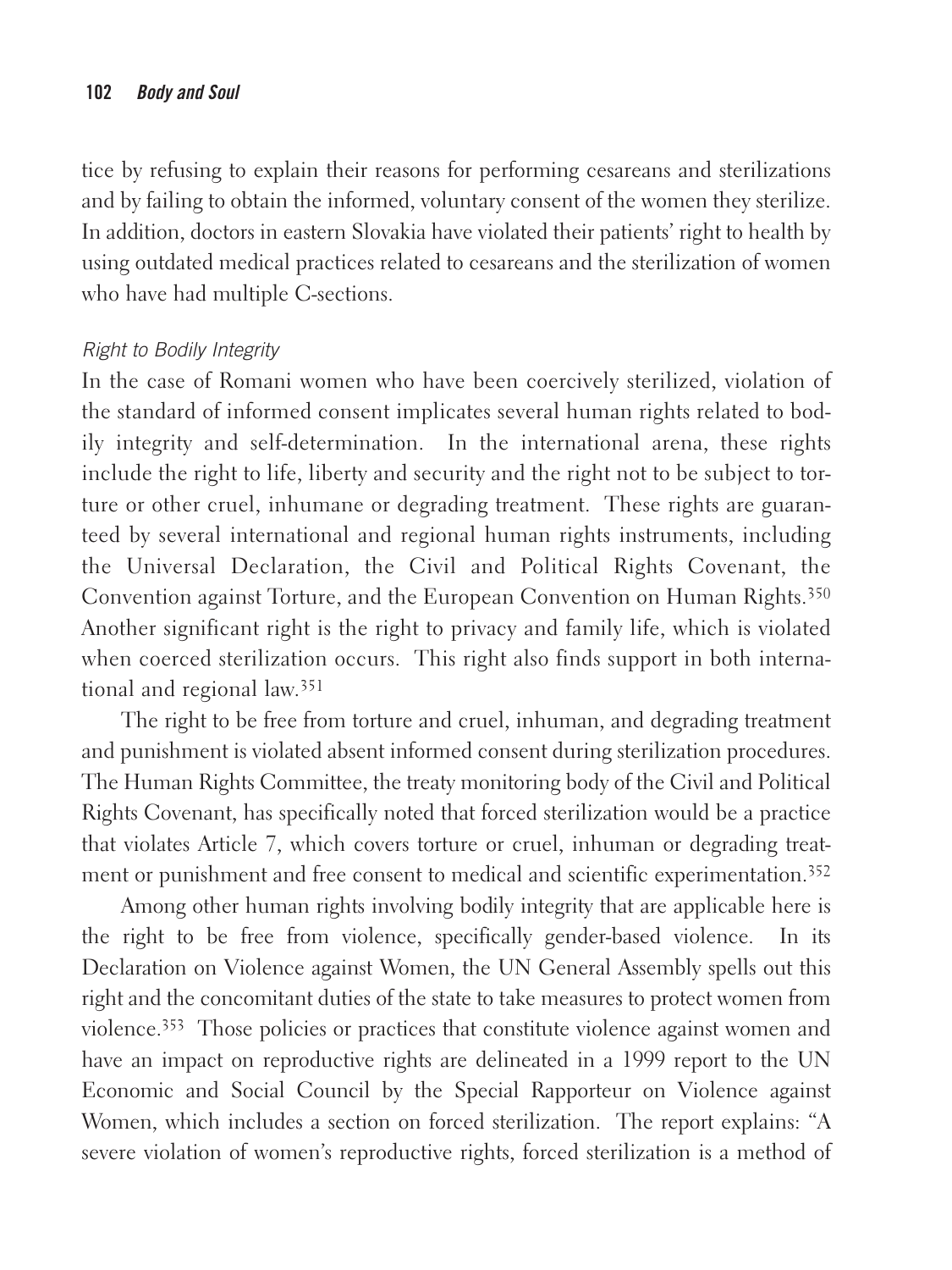tice by refusing to explain their reasons for performing cesareans and sterilizations and by failing to obtain the informed, voluntary consent of the women they sterilize. In addition, doctors in eastern Slovakia have violated their patients' right to health by using outdated medical practices related to cesareans and the sterilization of women who have had multiple C-sections.

*Right to Bodily Integrity*

In the case of Romani women who have been coercively sterilized, violation of the standard of informed consent implicates several human rights related to bodily integrity and self-determination. In the international arena, these rights include the right to life, liberty and security and the right not to be subject to torture or other cruel, inhumane or degrading treatment. These rights are guaranteed by several international and regional human rights instruments, including the Universal Declaration, the Civil and Political Rights Covenant, the Convention against Torture, and the European Convention on Human Rights.[350] Another significant right is the right to privacy and family life, which is violated when coerced sterilization occurs. This right also finds support in both international and regional law.[351]

The right to be free from torture and cruel, inhuman, and degrading treatment and punishment is violated absent informed consent during sterilization procedures. The Human Rights Committee, the treaty monitoring body of the Civil and Political Rights Covenant, has specifically noted that forced sterilization would be a practice that violates Article 7, which covers torture or cruel, inhuman or degrading treatment or punishment and free consent to medical and scientific experimentation.[352]

Among other human rights involving bodily integrity that are applicable here is the right to be free from violence, specifically gender-based violence. In its Declaration on Violence against Women, the UN General Assembly spells out this right and the concomitant duties of the state to take measures to protect women from violence.[353] Those policies or practices that constitute violence against women and have an impact on reproductive rights are delineated in a 1999 report to the UN Economic and Social Council by the Special Rapporteur on Violence against Women, which includes a section on forced sterilization. The report explains: "A severe violation of women's reproductive rights, forced sterilization is a method of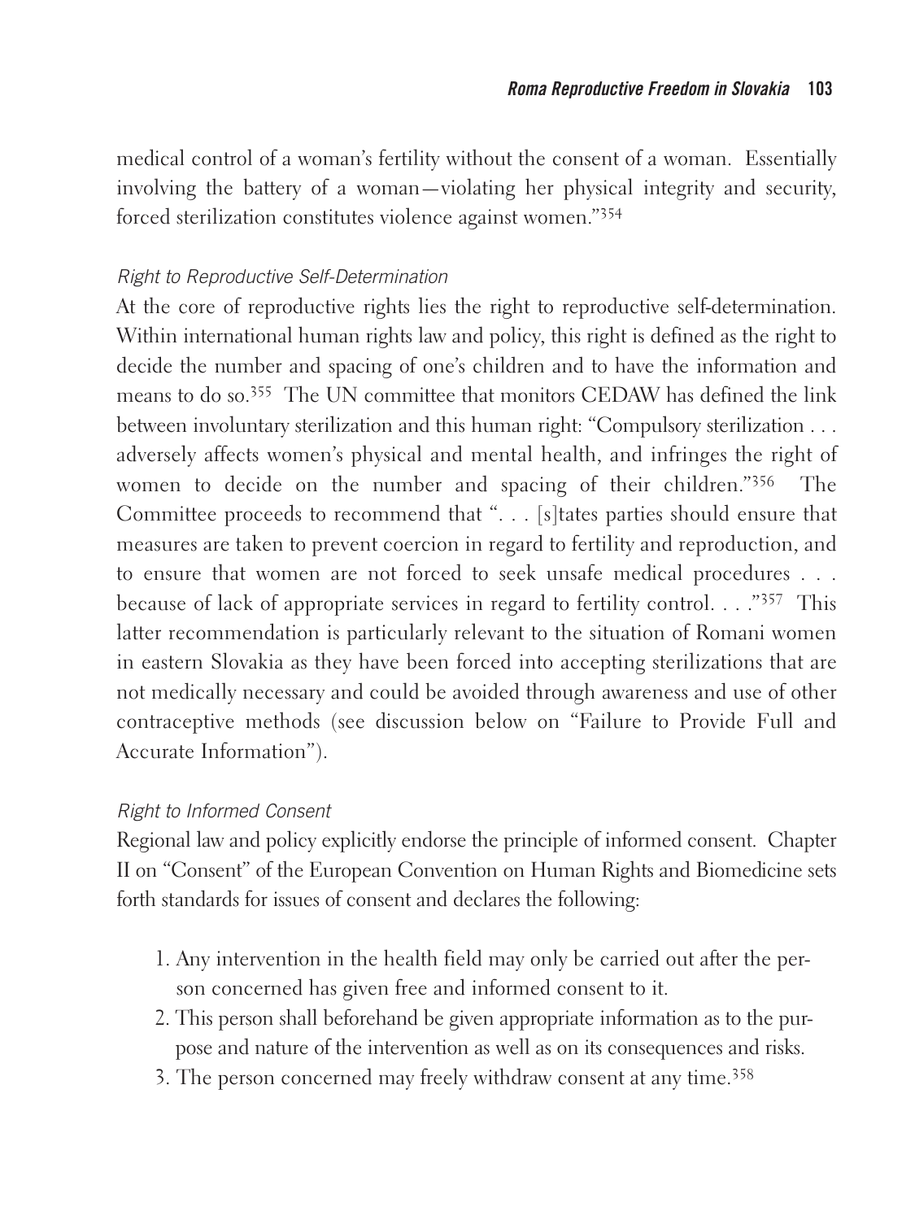medical control of a woman's fertility without the consent of a woman. Essentially involving the battery of a woman—violating her physical integrity and security, forced sterilization constitutes violence against women."[354]

### *Right to Reproductive Self-Determination*

At the core of reproductive rights lies the right to reproductive self-determination. Within international human rights law and policy, this right is defined as the right to decide the number and spacing of one's children and to have the information and means to do so.[355] The UN committee that monitors CEDAW has defined the link between involuntary sterilization and this human right: "Compulsory sterilization . . . adversely affects women's physical and mental health, and infringes the right of women to decide on the number and spacing of their children."[356] The Committee proceeds to recommend that ". . . [s]tates parties should ensure that measures are taken to prevent coercion in regard to fertility and reproduction, and to ensure that women are not forced to seek unsafe medical procedures . . . because of lack of appropriate services in regard to fertility control. . . ."[357] This latter recommendation is particularly relevant to the situation of Romani women in eastern Slovakia as they have been forced into accepting sterilizations that are not medically necessary and could be avoided through awareness and use of other contraceptive methods (see discussion below on "Failure to Provide Full and Accurate Information").

### *Right to Informed Consent*

Regional law and policy explicitly endorse the principle of informed consent. Chapter II on "Consent" of the European Convention on Human Rights and Biomedicine sets forth standards for issues of consent and declares the following:

1. Any intervention in the health field may only be carried out after the person concerned has given free and informed consent to it.
2. This person shall beforehand be given appropriate information as to the purpose and nature of the intervention as well as on its consequences and risks.
3. The person concerned may freely withdraw consent at any time.[358]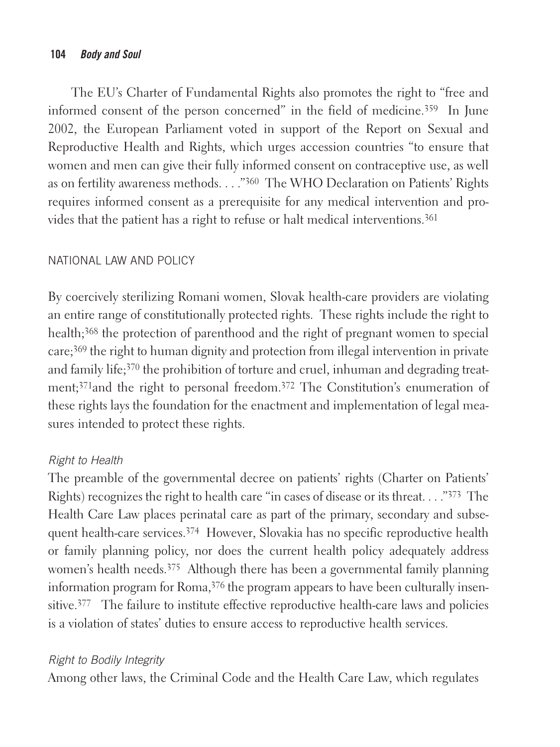The EU's Charter of Fundamental Rights also promotes the right to "free and informed consent of the person concerned" in the field of medicine.[359] In June 2002, the European Parliament voted in support of the Report on Sexual and Reproductive Health and Rights, which urges accession countries "to ensure that women and men can give their fully informed consent on contraceptive use, as well as on fertility awareness methods. . . ."[360] The WHO Declaration on Patients' Rights requires informed consent as a prerequisite for any medical intervention and provides that the patient has a right to refuse or halt medical interventions.[361]

## NATIONAL LAW AND POLICY

By coercively sterilizing Romani women, Slovak health-care providers are violating an entire range of constitutionally protected rights. These rights include the right to health;[368] the protection of parenthood and the right of pregnant women to special care;[369] the right to human dignity and protection from illegal intervention in private and family life;[370] the prohibition of torture and cruel, inhuman and degrading treatment;[371] and the right to personal freedom.[372] The Constitution's enumeration of these rights lays the foundation for the enactment and implementation of legal measures intended to protect these rights.

### *Right to Health*

The preamble of the governmental decree on patients' rights (Charter on Patients' Rights) recognizes the right to health care "in cases of disease or its threat. . . ."[373] The Health Care Law places perinatal care as part of the primary, secondary and subsequent health-care services.[374] However, Slovakia has no specific reproductive health or family planning policy, nor does the current health policy adequately address women's health needs.[375] Although there has been a governmental family planning information program for Roma,[376] the program appears to have been culturally insensitive.[377] The failure to institute effective reproductive health-care laws and policies is a violation of states' duties to ensure access to reproductive health services.

### *Right to Bodily Integrity*

Among other laws, the Criminal Code and the Health Care Law, which regulates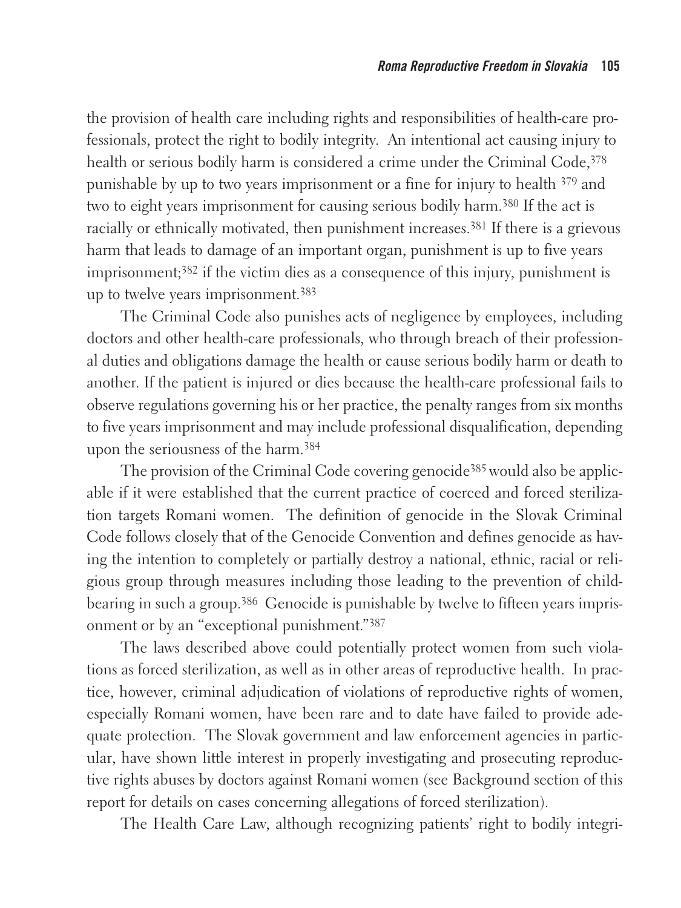the provision of health care including rights and responsibilities of health-care professionals, protect the right to bodily integrity. An intentional act causing injury to health or serious bodily harm is considered a crime under the Criminal Code,[378] punishable by up to two years imprisonment or a fine for injury to health [379] and two to eight years imprisonment for causing serious bodily harm.[380] If the act is racially or ethnically motivated, then punishment increases.[381] If there is a grievous harm that leads to damage of an important organ, punishment is up to five years imprisonment;[382] if the victim dies as a consequence of this injury, punishment is up to twelve years imprisonment.[383]

The Criminal Code also punishes acts of negligence by employees, including doctors and other health-care professionals, who through breach of their professional duties and obligations damage the health or cause serious bodily harm or death to another. If the patient is injured or dies because the health-care professional fails to observe regulations governing his or her practice, the penalty ranges from six months to five years imprisonment and may include professional disqualification, depending upon the seriousness of the harm.[384]

The provision of the Criminal Code covering genocide[385] would also be applicable if it were established that the current practice of coerced and forced sterilization targets Romani women. The definition of genocide in the Slovak Criminal Code follows closely that of the Genocide Convention and defines genocide as having the intention to completely or partially destroy a national, ethnic, racial or religious group through measures including those leading to the prevention of childbearing in such a group.[386] Genocide is punishable by twelve to fifteen years imprisonment or by an "exceptional punishment."[387]

The laws described above could potentially protect women from such violations as forced sterilization, as well as in other areas of reproductive health. In practice, however, criminal adjudication of violations of reproductive rights of women, especially Romani women, have been rare and to date have failed to provide adequate protection. The Slovak government and law enforcement agencies in particular, have shown little interest in properly investigating and prosecuting reproductive rights abuses by doctors against Romani women (see Background section of this report for details on cases concerning allegations of forced sterilization).

The Health Care Law, although recognizing patients' right to bodily integri-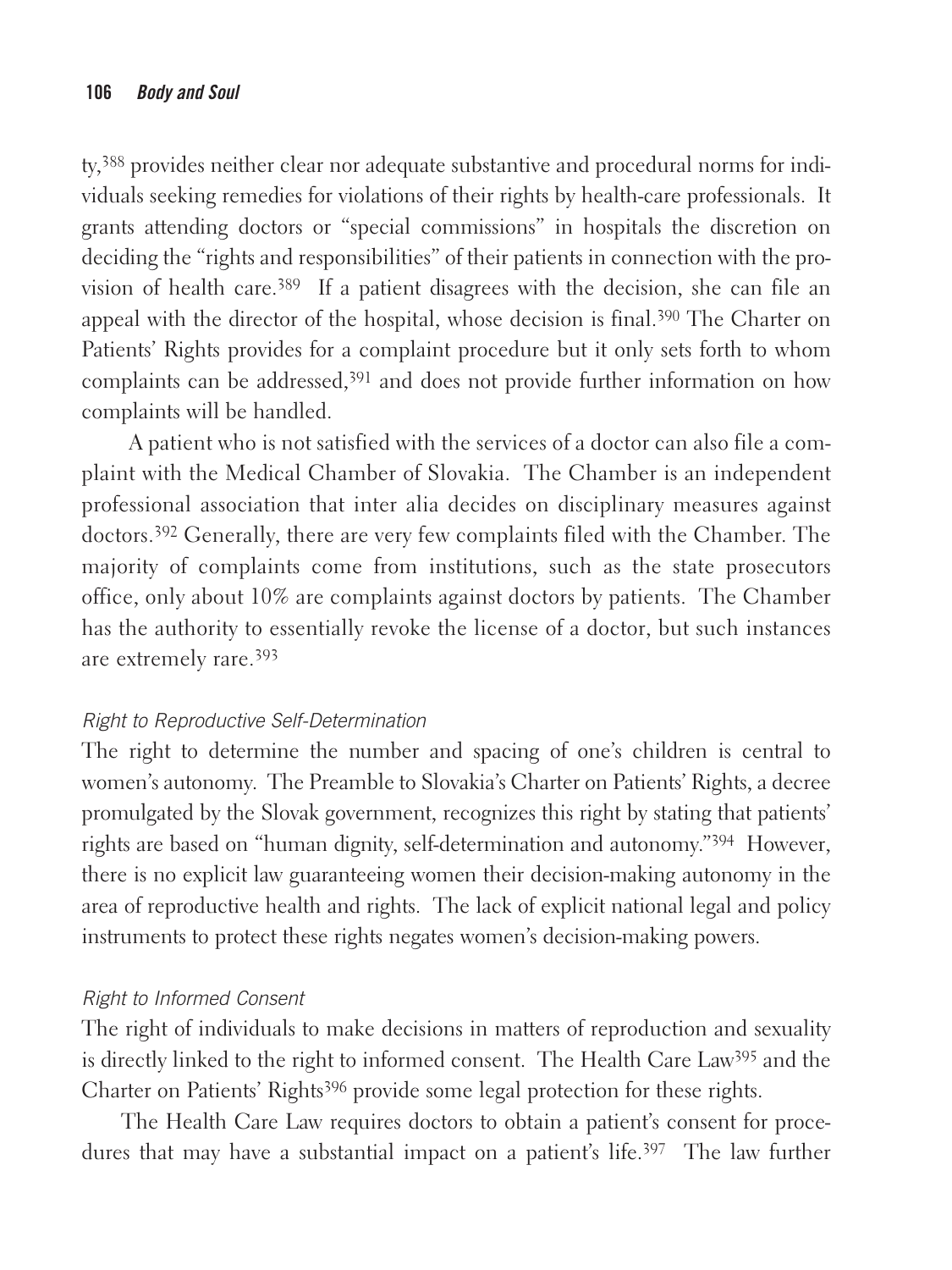ty,[388] provides neither clear nor adequate substantive and procedural norms for individuals seeking remedies for violations of their rights by health-care professionals. It grants attending doctors or "special commissions" in hospitals the discretion on deciding the "rights and responsibilities" of their patients in connection with the provision of health care.[389] If a patient disagrees with the decision, she can file an appeal with the director of the hospital, whose decision is final.[390] The Charter on Patients' Rights provides for a complaint procedure but it only sets forth to whom complaints can be addressed,[391] and does not provide further information on how complaints will be handled.

A patient who is not satisfied with the services of a doctor can also file a complaint with the Medical Chamber of Slovakia. The Chamber is an independent professional association that inter alia decides on disciplinary measures against doctors.[392] Generally, there are very few complaints filed with the Chamber. The majority of complaints come from institutions, such as the state prosecutors office, only about 10% are complaints against doctors by patients. The Chamber has the authority to essentially revoke the license of a doctor, but such instances are extremely rare.[393]

*Right to Reproductive Self-Determination*

The right to determine the number and spacing of one's children is central to women's autonomy. The Preamble to Slovakia's Charter on Patients' Rights, a decree promulgated by the Slovak government, recognizes this right by stating that patients' rights are based on "human dignity, self-determination and autonomy."[394] However, there is no explicit law guaranteeing women their decision-making autonomy in the area of reproductive health and rights. The lack of explicit national legal and policy instruments to protect these rights negates women's decision-making powers.

*Right to Informed Consent*

The right of individuals to make decisions in matters of reproduction and sexuality is directly linked to the right to informed consent. The Health Care Law[395] and the Charter on Patients' Rights[396] provide some legal protection for these rights.

The Health Care Law requires doctors to obtain a patient's consent for procedures that may have a substantial impact on a patient's life.[397] The law further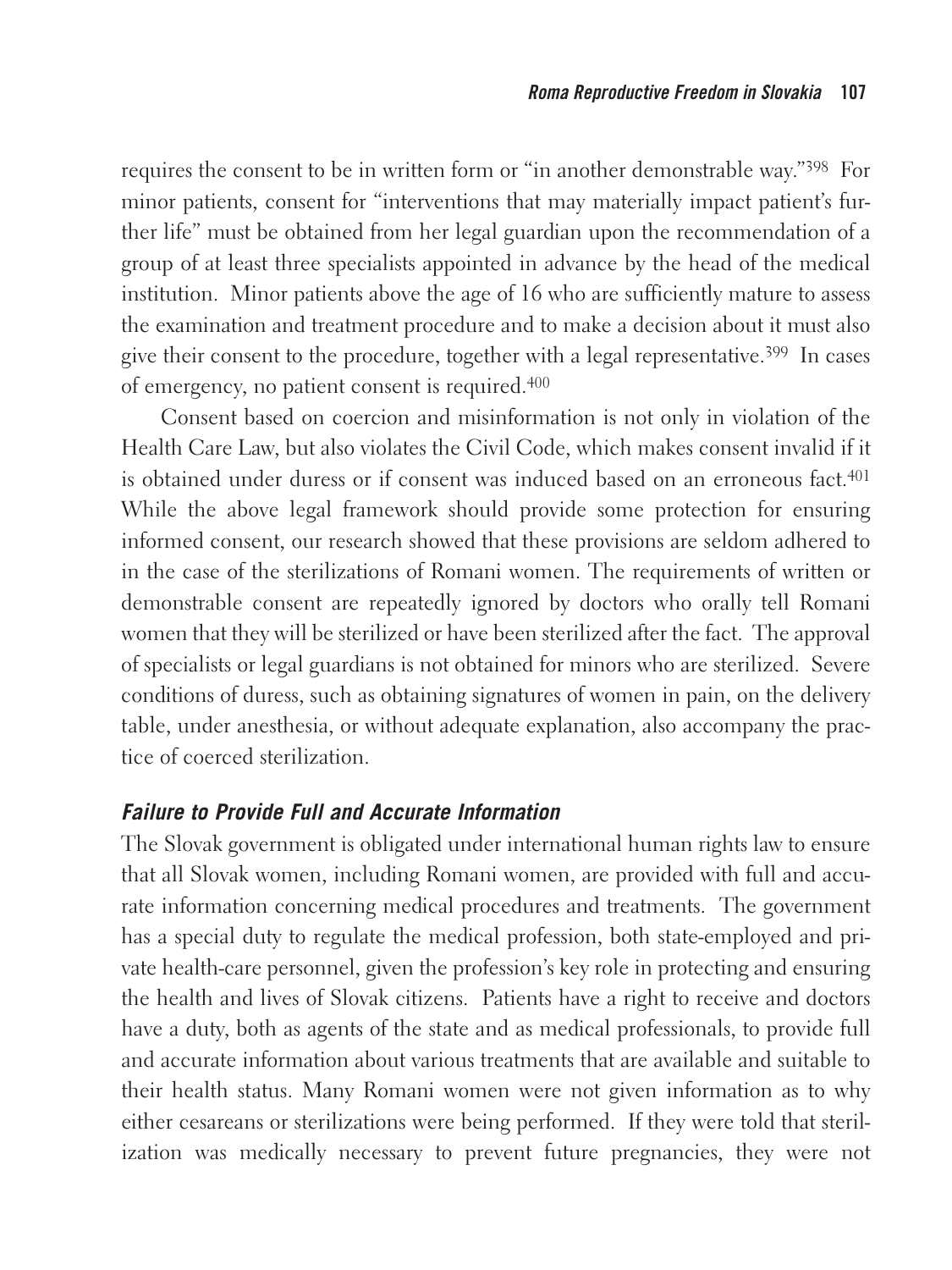requires the consent to be in written form or "in another demonstrable way."[398] For minor patients, consent for "interventions that may materially impact patient's further life" must be obtained from her legal guardian upon the recommendation of a group of at least three specialists appointed in advance by the head of the medical institution. Minor patients above the age of 16 who are sufficiently mature to assess the examination and treatment procedure and to make a decision about it must also give their consent to the procedure, together with a legal representative.[399] In cases of emergency, no patient consent is required.[400]

Consent based on coercion and misinformation is not only in violation of the Health Care Law, but also violates the Civil Code, which makes consent invalid if it is obtained under duress or if consent was induced based on an erroneous fact.[401] While the above legal framework should provide some protection for ensuring informed consent, our research showed that these provisions are seldom adhered to in the case of the sterilizations of Romani women. The requirements of written or demonstrable consent are repeatedly ignored by doctors who orally tell Romani women that they will be sterilized or have been sterilized after the fact. The approval of specialists or legal guardians is not obtained for minors who are sterilized. Severe conditions of duress, such as obtaining signatures of women in pain, on the delivery table, under anesthesia, or without adequate explanation, also accompany the practice of coerced sterilization.

### *Failure to Provide Full and Accurate Information*

The Slovak government is obligated under international human rights law to ensure that all Slovak women, including Romani women, are provided with full and accurate information concerning medical procedures and treatments. The government has a special duty to regulate the medical profession, both state-employed and private health-care personnel, given the profession's key role in protecting and ensuring the health and lives of Slovak citizens. Patients have a right to receive and doctors have a duty, both as agents of the state and as medical professionals, to provide full and accurate information about various treatments that are available and suitable to their health status. Many Romani women were not given information as to why either cesareans or sterilizations were being performed. If they were told that sterilization was medically necessary to prevent future pregnancies, they were not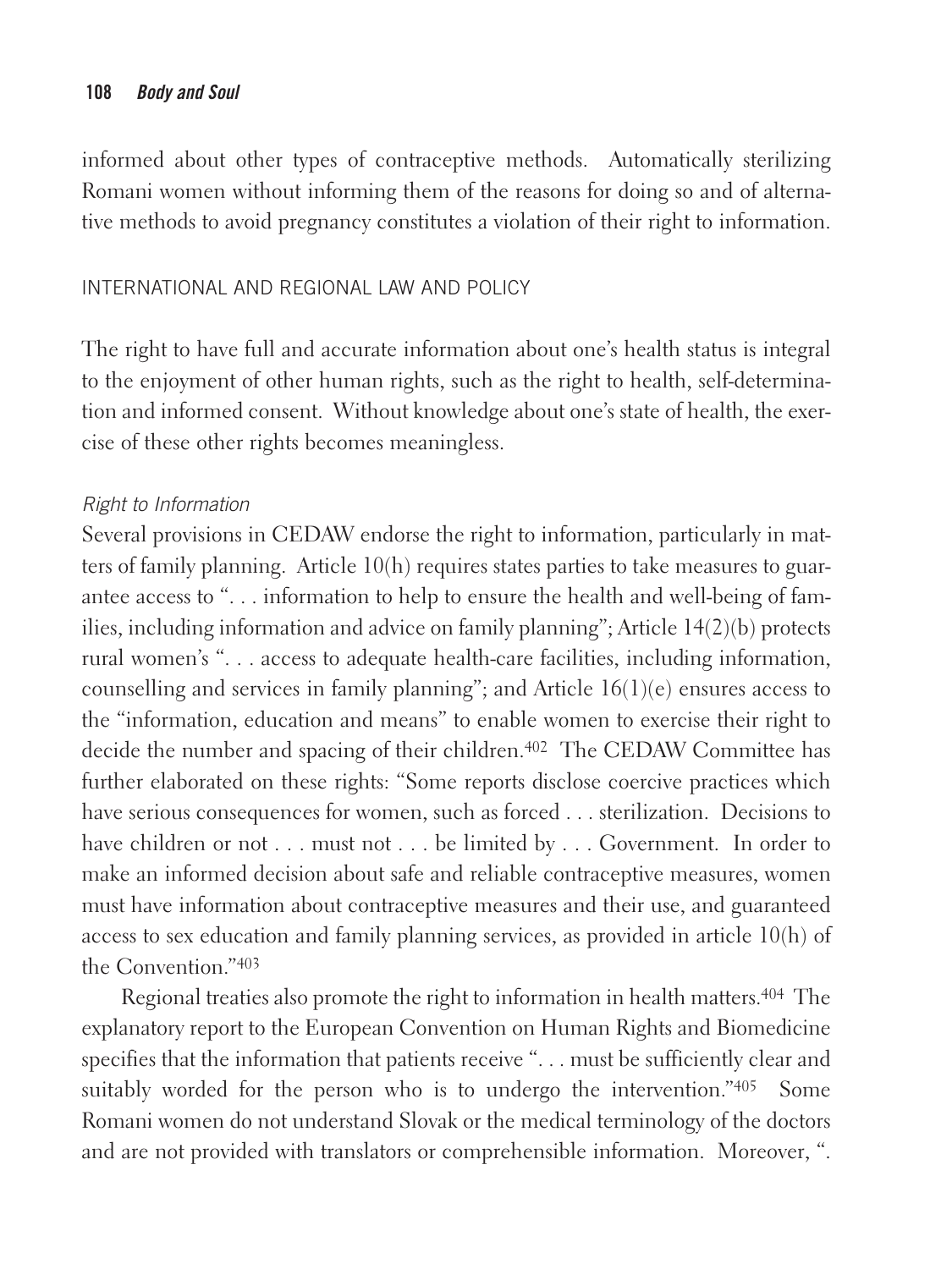informed about other types of contraceptive methods. Automatically sterilizing Romani women without informing them of the reasons for doing so and of alternative methods to avoid pregnancy constitutes a violation of their right to information.

## INTERNATIONAL AND REGIONAL LAW AND POLICY

The right to have full and accurate information about one's health status is integral to the enjoyment of other human rights, such as the right to health, self-determination and informed consent. Without knowledge about one's state of health, the exercise of these other rights becomes meaningless.

### *Right to Information*

Several provisions in CEDAW endorse the right to information, particularly in matters of family planning. Article 10(h) requires states parties to take measures to guarantee access to ". . . information to help to ensure the health and well-being of families, including information and advice on family planning"; Article 14(2)(b) protects rural women's ". . . access to adequate health-care facilities, including information, counselling and services in family planning"; and Article 16(1)(e) ensures access to the "information, education and means" to enable women to exercise their right to decide the number and spacing of their children.[402] The CEDAW Committee has further elaborated on these rights: "Some reports disclose coercive practices which have serious consequences for women, such as forced . . . sterilization. Decisions to have children or not . . . must not . . . be limited by . . . Government. In order to make an informed decision about safe and reliable contraceptive measures, women must have information about contraceptive measures and their use, and guaranteed access to sex education and family planning services, as provided in article 10(h) of the Convention."[403]

Regional treaties also promote the right to information in health matters.[404] The explanatory report to the European Convention on Human Rights and Biomedicine specifies that the information that patients receive ". . . must be sufficiently clear and suitably worded for the person who is to undergo the intervention."[405] Some Romani women do not understand Slovak or the medical terminology of the doctors and are not provided with translators or comprehensible information. Moreover, ".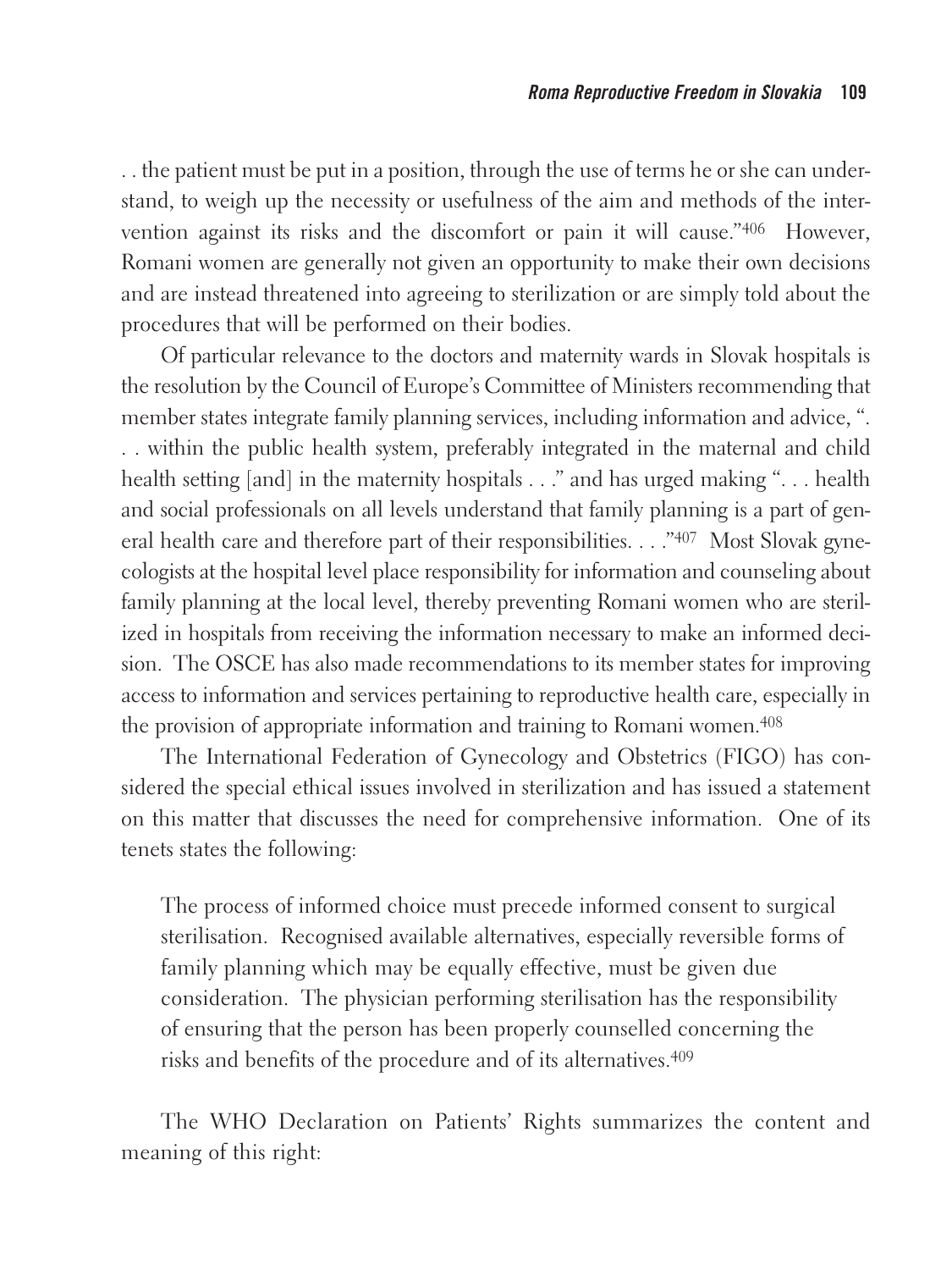. . the patient must be put in a position, through the use of terms he or she can understand, to weigh up the necessity or usefulness of the aim and methods of the intervention against its risks and the discomfort or pain it will cause."[406] However, Romani women are generally not given an opportunity to make their own decisions and are instead threatened into agreeing to sterilization or are simply told about the procedures that will be performed on their bodies.

Of particular relevance to the doctors and maternity wards in Slovak hospitals is the resolution by the Council of Europe's Committee of Ministers recommending that member states integrate family planning services, including information and advice, ". . . within the public health system, preferably integrated in the maternal and child health setting [and] in the maternity hospitals . . ." and has urged making ". . . health and social professionals on all levels understand that family planning is a part of general health care and therefore part of their responsibilities. . . ."[407] Most Slovak gynecologists at the hospital level place responsibility for information and counseling about family planning at the local level, thereby preventing Romani women who are sterilized in hospitals from receiving the information necessary to make an informed decision. The OSCE has also made recommendations to its member states for improving access to information and services pertaining to reproductive health care, especially in the provision of appropriate information and training to Romani women.[408]

The International Federation of Gynecology and Obstetrics (FIGO) has considered the special ethical issues involved in sterilization and has issued a statement on this matter that discusses the need for comprehensive information. One of its tenets states the following:

> The process of informed choice must precede informed consent to surgical sterilisation. Recognised available alternatives, especially reversible forms of family planning which may be equally effective, must be given due consideration. The physician performing sterilisation has the responsibility of ensuring that the person has been properly counselled concerning the risks and benefits of the procedure and of its alternatives.[409]

The WHO Declaration on Patients' Rights summarizes the content and meaning of this right: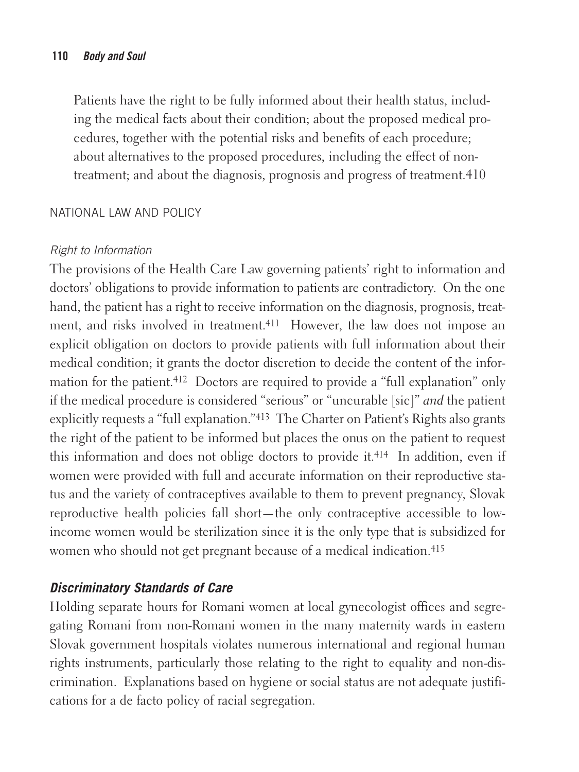> Patients have the right to be fully informed about their health status, including the medical facts about their condition; about the proposed medical procedures, together with the potential risks and benefits of each procedure; about alternatives to the proposed procedures, including the effect of non-treatment; and about the diagnosis, prognosis and progress of treatment.410

### NATIONAL LAW AND POLICY

#### *Right to Information*

The provisions of the Health Care Law governing patients' right to information and doctors' obligations to provide information to patients are contradictory. On the one hand, the patient has a right to receive information on the diagnosis, prognosis, treatment, and risks involved in treatment.[411] However, the law does not impose an explicit obligation on doctors to provide patients with full information about their medical condition; it grants the doctor discretion to decide the content of the information for the patient.[412] Doctors are required to provide a "full explanation" only if the medical procedure is considered "serious" or "uncurable [sic]" *and* the patient explicitly requests a "full explanation."[413] The Charter on Patient's Rights also grants the right of the patient to be informed but places the onus on the patient to request this information and does not oblige doctors to provide it.[414] In addition, even if women were provided with full and accurate information on their reproductive status and the variety of contraceptives available to them to prevent pregnancy, Slovak reproductive health policies fall short—the only contraceptive accessible to low-income women would be sterilization since it is the only type that is subsidized for women who should not get pregnant because of a medical indication.[415]

## *Discriminatory Standards of Care*

Holding separate hours for Romani women at local gynecologist offices and segregating Romani from non-Romani women in the many maternity wards in eastern Slovak government hospitals violates numerous international and regional human rights instruments, particularly those relating to the right to equality and non-discrimination. Explanations based on hygiene or social status are not adequate justifications for a de facto policy of racial segregation.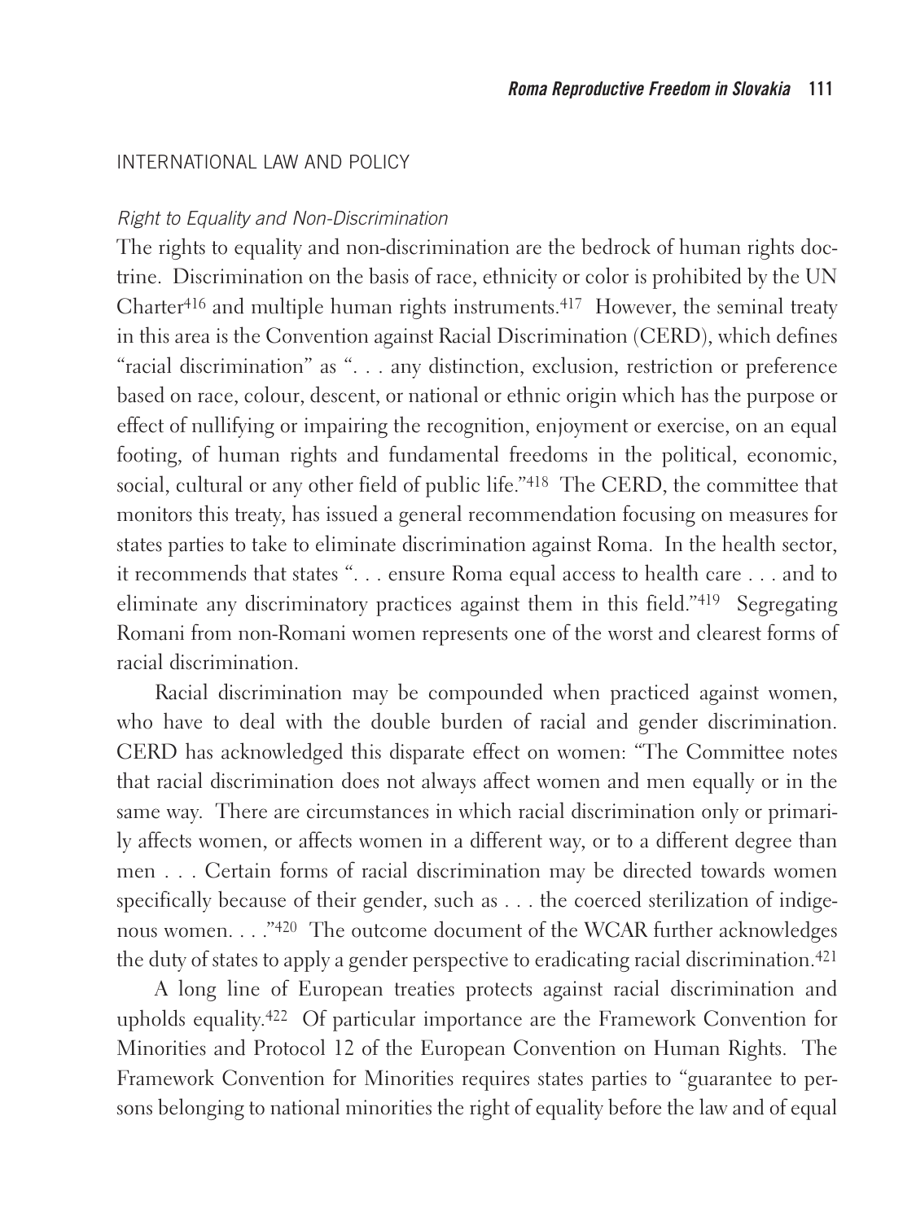## INTERNATIONAL LAW AND POLICY

### *Right to Equality and Non-Discrimination*

The rights to equality and non-discrimination are the bedrock of human rights doctrine. Discrimination on the basis of race, ethnicity or color is prohibited by the UN Charter[416] and multiple human rights instruments.[417] However, the seminal treaty in this area is the Convention against Racial Discrimination (CERD), which defines "racial discrimination" as ". . . any distinction, exclusion, restriction or preference based on race, colour, descent, or national or ethnic origin which has the purpose or effect of nullifying or impairing the recognition, enjoyment or exercise, on an equal footing, of human rights and fundamental freedoms in the political, economic, social, cultural or any other field of public life."[418] The CERD, the committee that monitors this treaty, has issued a general recommendation focusing on measures for states parties to take to eliminate discrimination against Roma. In the health sector, it recommends that states ". . . ensure Roma equal access to health care . . . and to eliminate any discriminatory practices against them in this field."[419] Segregating Romani from non-Romani women represents one of the worst and clearest forms of racial discrimination.

Racial discrimination may be compounded when practiced against women, who have to deal with the double burden of racial and gender discrimination. CERD has acknowledged this disparate effect on women: "The Committee notes that racial discrimination does not always affect women and men equally or in the same way. There are circumstances in which racial discrimination only or primarily affects women, or affects women in a different way, or to a different degree than men . . . Certain forms of racial discrimination may be directed towards women specifically because of their gender, such as . . . the coerced sterilization of indigenous women. . . ."[420] The outcome document of the WCAR further acknowledges the duty of states to apply a gender perspective to eradicating racial discrimination.[421]

A long line of European treaties protects against racial discrimination and upholds equality.[422] Of particular importance are the Framework Convention for Minorities and Protocol 12 of the European Convention on Human Rights. The Framework Convention for Minorities requires states parties to "guarantee to persons belonging to national minorities the right of equality before the law and of equal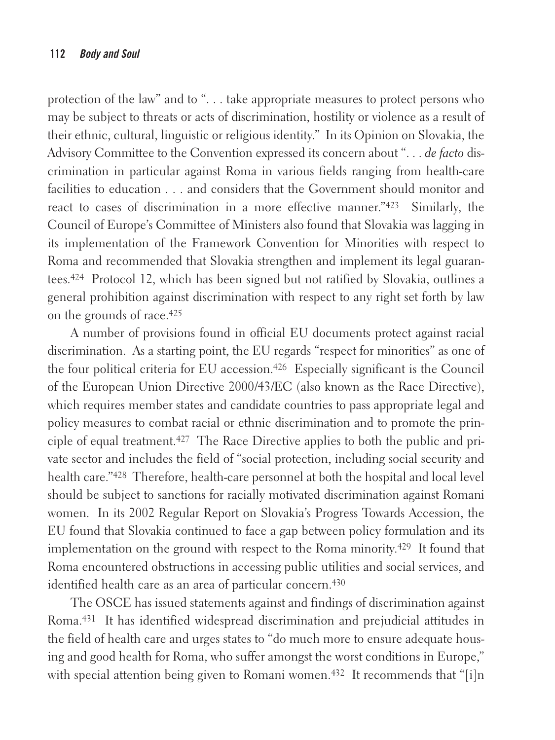protection of the law" and to ". . . take appropriate measures to protect persons who may be subject to threats or acts of discrimination, hostility or violence as a result of their ethnic, cultural, linguistic or religious identity." In its Opinion on Slovakia, the Advisory Committee to the Convention expressed its concern about ". . . *de facto* discrimination in particular against Roma in various fields ranging from health-care facilities to education . . . and considers that the Government should monitor and react to cases of discrimination in a more effective manner."[423] Similarly, the Council of Europe's Committee of Ministers also found that Slovakia was lagging in its implementation of the Framework Convention for Minorities with respect to Roma and recommended that Slovakia strengthen and implement its legal guarantees.[424] Protocol 12, which has been signed but not ratified by Slovakia, outlines a general prohibition against discrimination with respect to any right set forth by law on the grounds of race.[425]

A number of provisions found in official EU documents protect against racial discrimination. As a starting point, the EU regards "respect for minorities" as one of the four political criteria for EU accession.[426] Especially significant is the Council of the European Union Directive 2000/43/EC (also known as the Race Directive), which requires member states and candidate countries to pass appropriate legal and policy measures to combat racial or ethnic discrimination and to promote the principle of equal treatment.[427] The Race Directive applies to both the public and private sector and includes the field of "social protection, including social security and health care."[428] Therefore, health-care personnel at both the hospital and local level should be subject to sanctions for racially motivated discrimination against Romani women. In its 2002 Regular Report on Slovakia's Progress Towards Accession, the EU found that Slovakia continued to face a gap between policy formulation and its implementation on the ground with respect to the Roma minority.[429] It found that Roma encountered obstructions in accessing public utilities and social services, and identified health care as an area of particular concern.[430]

The OSCE has issued statements against and findings of discrimination against Roma.[431] It has identified widespread discrimination and prejudicial attitudes in the field of health care and urges states to "do much more to ensure adequate housing and good health for Roma, who suffer amongst the worst conditions in Europe," with special attention being given to Romani women.[432] It recommends that "[i]n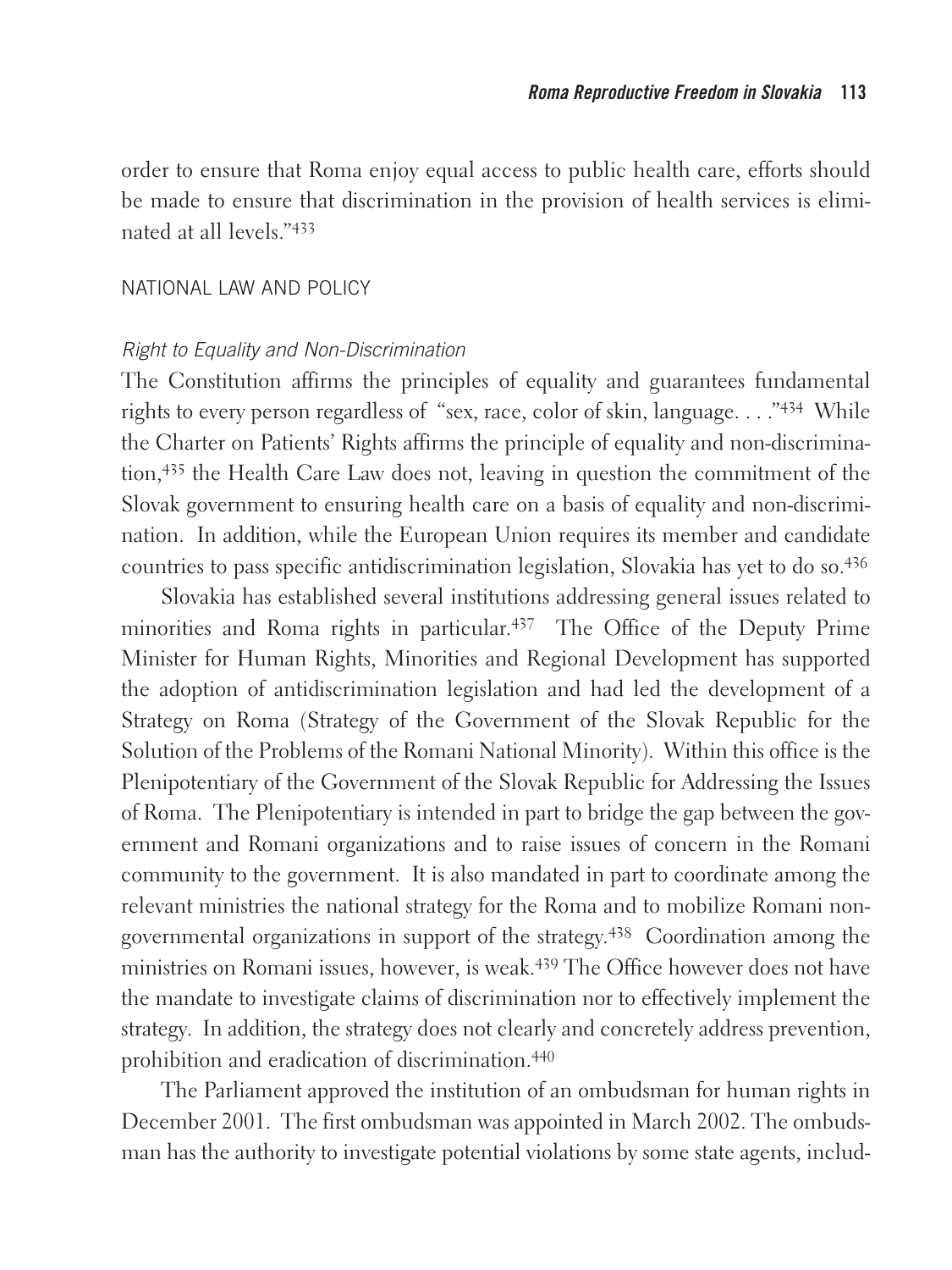order to ensure that Roma enjoy equal access to public health care, efforts should be made to ensure that discrimination in the provision of health services is eliminated at all levels."[433]

## NATIONAL LAW AND POLICY

### *Right to Equality and Non-Discrimination*

The Constitution affirms the principles of equality and guarantees fundamental rights to every person regardless of "sex, race, color of skin, language. . . ."[434] While the Charter on Patients' Rights affirms the principle of equality and non-discrimination,[435] the Health Care Law does not, leaving in question the commitment of the Slovak government to ensuring health care on a basis of equality and non-discrimination. In addition, while the European Union requires its member and candidate countries to pass specific antidiscrimination legislation, Slovakia has yet to do so.[436]

Slovakia has established several institutions addressing general issues related to minorities and Roma rights in particular.[437] The Office of the Deputy Prime Minister for Human Rights, Minorities and Regional Development has supported the adoption of antidiscrimination legislation and had led the development of a Strategy on Roma (Strategy of the Government of the Slovak Republic for the Solution of the Problems of the Romani National Minority). Within this office is the Plenipotentiary of the Government of the Slovak Republic for Addressing the Issues of Roma. The Plenipotentiary is intended in part to bridge the gap between the government and Romani organizations and to raise issues of concern in the Romani community to the government. It is also mandated in part to coordinate among the relevant ministries the national strategy for the Roma and to mobilize Romani non-governmental organizations in support of the strategy.[438] Coordination among the ministries on Romani issues, however, is weak.[439] The Office however does not have the mandate to investigate claims of discrimination nor to effectively implement the strategy. In addition, the strategy does not clearly and concretely address prevention, prohibition and eradication of discrimination.[440]

The Parliament approved the institution of an ombudsman for human rights in December 2001. The first ombudsman was appointed in March 2002. The ombudsman has the authority to investigate potential violations by some state agents, includ-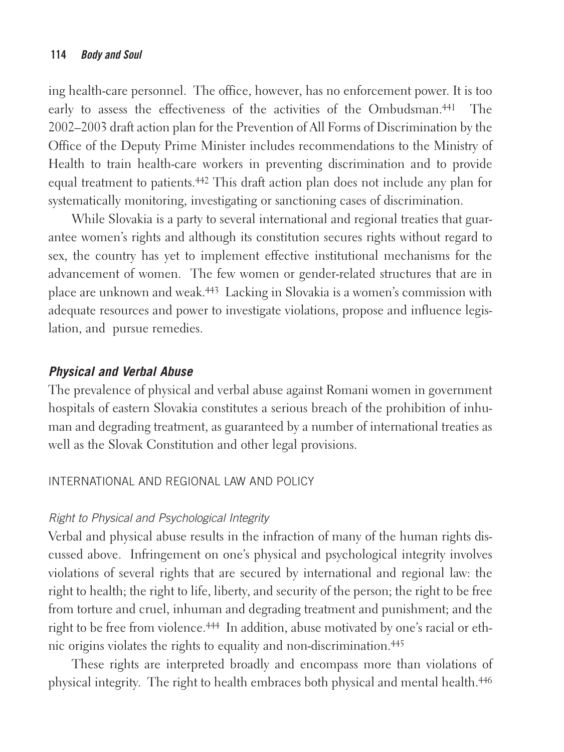ing health-care personnel. The office, however, has no enforcement power. It is too early to assess the effectiveness of the activities of the Ombudsman.[441] The 2002–2003 draft action plan for the Prevention of All Forms of Discrimination by the Office of the Deputy Prime Minister includes recommendations to the Ministry of Health to train health-care workers in preventing discrimination and to provide equal treatment to patients.[442] This draft action plan does not include any plan for systematically monitoring, investigating or sanctioning cases of discrimination.

While Slovakia is a party to several international and regional treaties that guarantee women's rights and although its constitution secures rights without regard to sex, the country has yet to implement effective institutional mechanisms for the advancement of women. The few women or gender-related structures that are in place are unknown and weak.[443] Lacking in Slovakia is a women's commission with adequate resources and power to investigate violations, propose and influence legislation, and pursue remedies.

## *Physical and Verbal Abuse*

The prevalence of physical and verbal abuse against Romani women in government hospitals of eastern Slovakia constitutes a serious breach of the prohibition of inhuman and degrading treatment, as guaranteed by a number of international treaties as well as the Slovak Constitution and other legal provisions.

### INTERNATIONAL AND REGIONAL LAW AND POLICY

#### *Right to Physical and Psychological Integrity*

Verbal and physical abuse results in the infraction of many of the human rights discussed above. Infringement on one's physical and psychological integrity involves violations of several rights that are secured by international and regional law: the right to health; the right to life, liberty, and security of the person; the right to be free from torture and cruel, inhuman and degrading treatment and punishment; and the right to be free from violence.[444] In addition, abuse motivated by one's racial or ethnic origins violates the rights to equality and non-discrimination.[445]

These rights are interpreted broadly and encompass more than violations of physical integrity. The right to health embraces both physical and mental health.[446]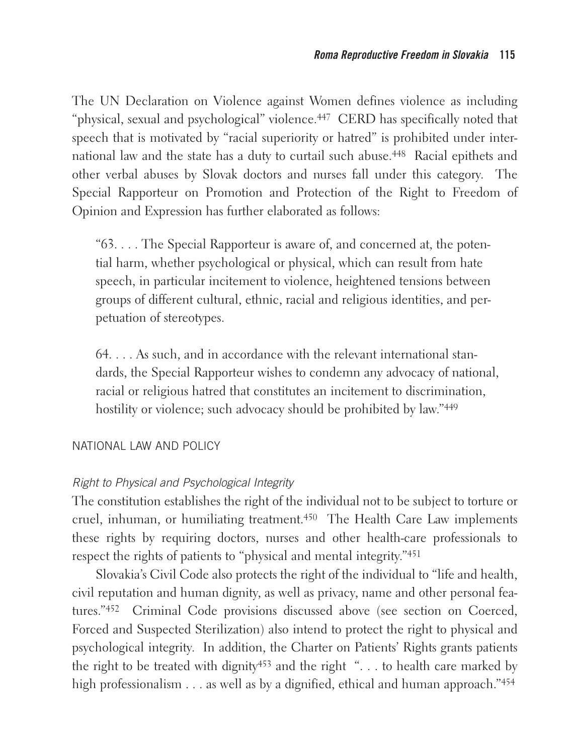The UN Declaration on Violence against Women defines violence as including "physical, sexual and psychological" violence.[447] CERD has specifically noted that speech that is motivated by "racial superiority or hatred" is prohibited under international law and the state has a duty to curtail such abuse.[448] Racial epithets and other verbal abuses by Slovak doctors and nurses fall under this category. The Special Rapporteur on Promotion and Protection of the Right to Freedom of Opinion and Expression has further elaborated as follows:

> "63. . . . The Special Rapporteur is aware of, and concerned at, the potential harm, whether psychological or physical, which can result from hate speech, in particular incitement to violence, heightened tensions between groups of different cultural, ethnic, racial and religious identities, and perpetuation of stereotypes.
>
> 64. . . . As such, and in accordance with the relevant international standards, the Special Rapporteur wishes to condemn any advocacy of national, racial or religious hatred that constitutes an incitement to discrimination, hostility or violence; such advocacy should be prohibited by law."[449]

## NATIONAL LAW AND POLICY

### *Right to Physical and Psychological Integrity*

The constitution establishes the right of the individual not to be subject to torture or cruel, inhuman, or humiliating treatment.[450] The Health Care Law implements these rights by requiring doctors, nurses and other health-care professionals to respect the rights of patients to "physical and mental integrity."[451]

Slovakia's Civil Code also protects the right of the individual to "life and health, civil reputation and human dignity, as well as privacy, name and other personal features."[452] Criminal Code provisions discussed above (see section on Coerced, Forced and Suspected Sterilization) also intend to protect the right to physical and psychological integrity. In addition, the Charter on Patients' Rights grants patients the right to be treated with dignity[453] and the right ". . . to health care marked by high professionalism . . . as well as by a dignified, ethical and human approach."[454]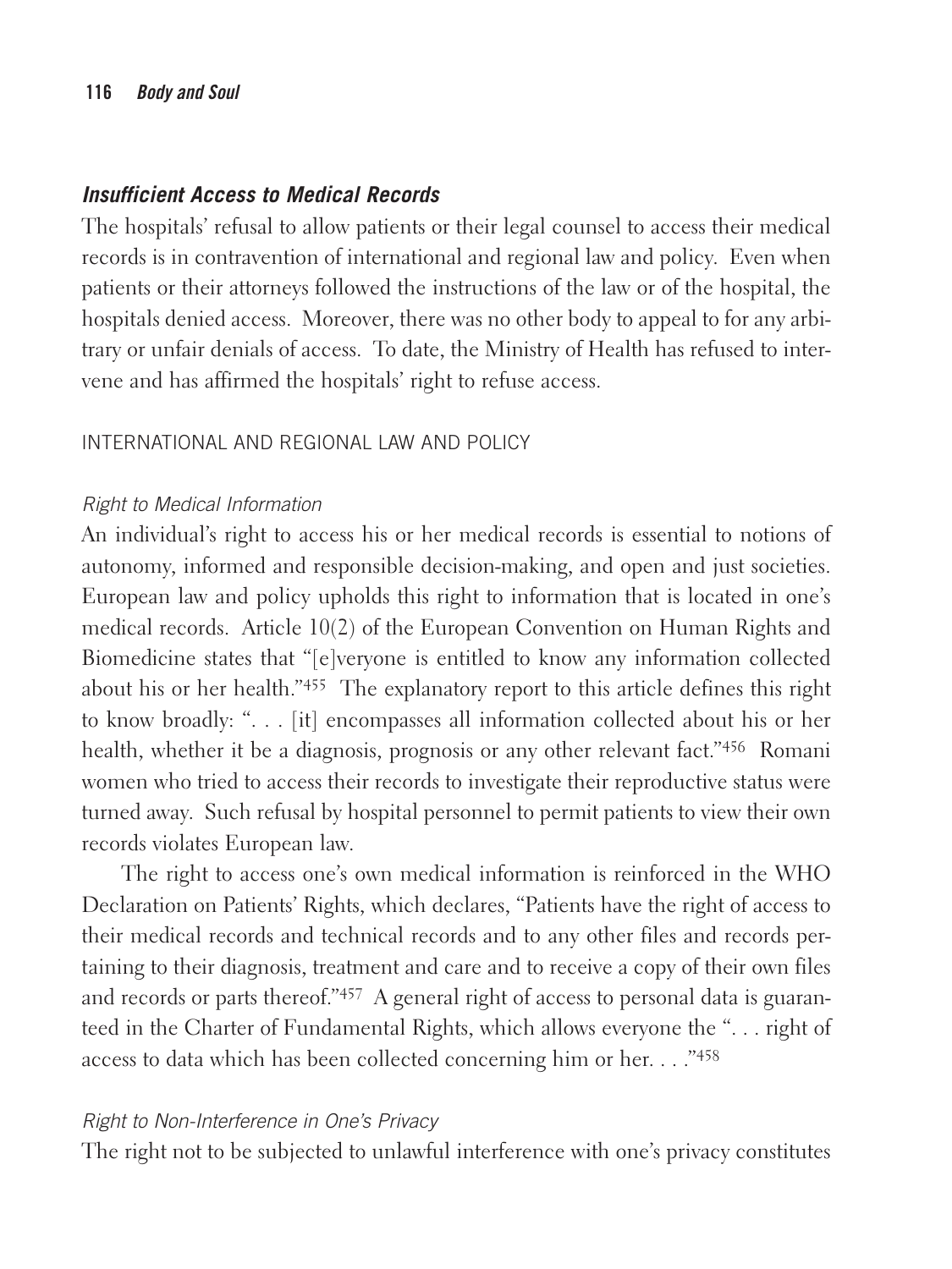## *Insufficient Access to Medical Records*

The hospitals' refusal to allow patients or their legal counsel to access their medical records is in contravention of international and regional law and policy. Even when patients or their attorneys followed the instructions of the law or of the hospital, the hospitals denied access. Moreover, there was no other body to appeal to for any arbitrary or unfair denials of access. To date, the Ministry of Health has refused to intervene and has affirmed the hospitals' right to refuse access.

### INTERNATIONAL AND REGIONAL LAW AND POLICY

#### *Right to Medical Information*

An individual's right to access his or her medical records is essential to notions of autonomy, informed and responsible decision-making, and open and just societies. European law and policy upholds this right to information that is located in one's medical records. Article 10(2) of the European Convention on Human Rights and Biomedicine states that "[e]veryone is entitled to know any information collected about his or her health."[455] The explanatory report to this article defines this right to know broadly: ". . . [it] encompasses all information collected about his or her health, whether it be a diagnosis, prognosis or any other relevant fact."[456] Romani women who tried to access their records to investigate their reproductive status were turned away. Such refusal by hospital personnel to permit patients to view their own records violates European law.

The right to access one's own medical information is reinforced in the WHO Declaration on Patients' Rights, which declares, "Patients have the right of access to their medical records and technical records and to any other files and records pertaining to their diagnosis, treatment and care and to receive a copy of their own files and records or parts thereof."[457] A general right of access to personal data is guaranteed in the Charter of Fundamental Rights, which allows everyone the ". . . right of access to data which has been collected concerning him or her. . . ."[458]

#### *Right to Non-Interference in One's Privacy*

The right not to be subjected to unlawful interference with one's privacy constitutes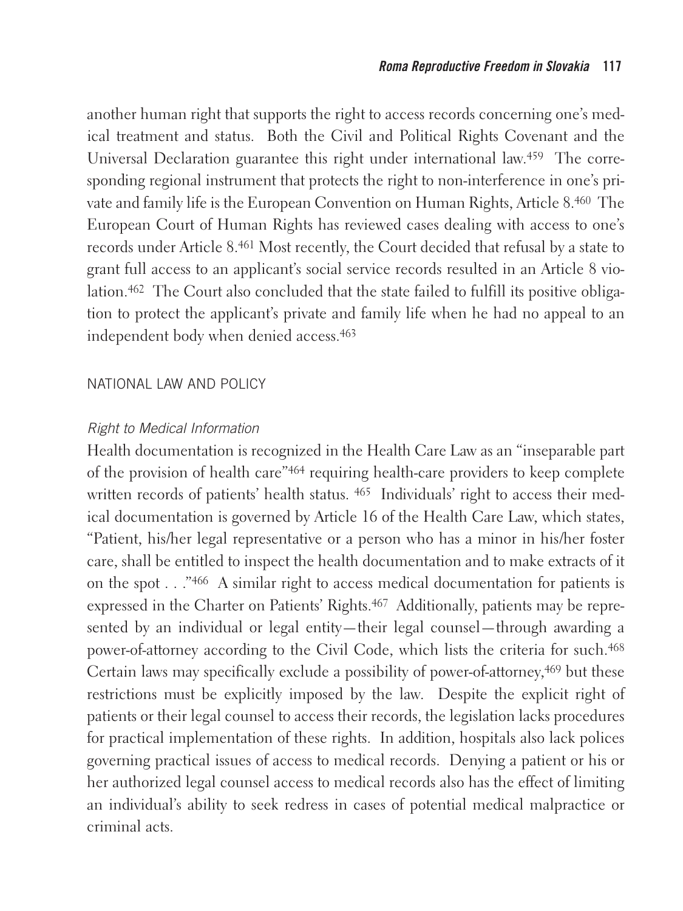another human right that supports the right to access records concerning one's medical treatment and status. Both the Civil and Political Rights Covenant and the Universal Declaration guarantee this right under international law.[459] The corresponding regional instrument that protects the right to non-interference in one's private and family life is the European Convention on Human Rights, Article 8.[460] The European Court of Human Rights has reviewed cases dealing with access to one's records under Article 8.[461] Most recently, the Court decided that refusal by a state to grant full access to an applicant's social service records resulted in an Article 8 violation.[462] The Court also concluded that the state failed to fulfill its positive obligation to protect the applicant's private and family life when he had no appeal to an independent body when denied access.[463]

## NATIONAL LAW AND POLICY

### *Right to Medical Information*

Health documentation is recognized in the Health Care Law as an "inseparable part of the provision of health care"[464] requiring health-care providers to keep complete written records of patients' health status.[465] Individuals' right to access their medical documentation is governed by Article 16 of the Health Care Law, which states, "Patient, his/her legal representative or a person who has a minor in his/her foster care, shall be entitled to inspect the health documentation and to make extracts of it on the spot . . ."[466] A similar right to access medical documentation for patients is expressed in the Charter on Patients' Rights.[467] Additionally, patients may be represented by an individual or legal entity—their legal counsel—through awarding a power-of-attorney according to the Civil Code, which lists the criteria for such.[468] Certain laws may specifically exclude a possibility of power-of-attorney,[469] but these restrictions must be explicitly imposed by the law. Despite the explicit right of patients or their legal counsel to access their records, the legislation lacks procedures for practical implementation of these rights. In addition, hospitals also lack polices governing practical issues of access to medical records. Denying a patient or his or her authorized legal counsel access to medical records also has the effect of limiting an individual's ability to seek redress in cases of potential medical malpractice or criminal acts.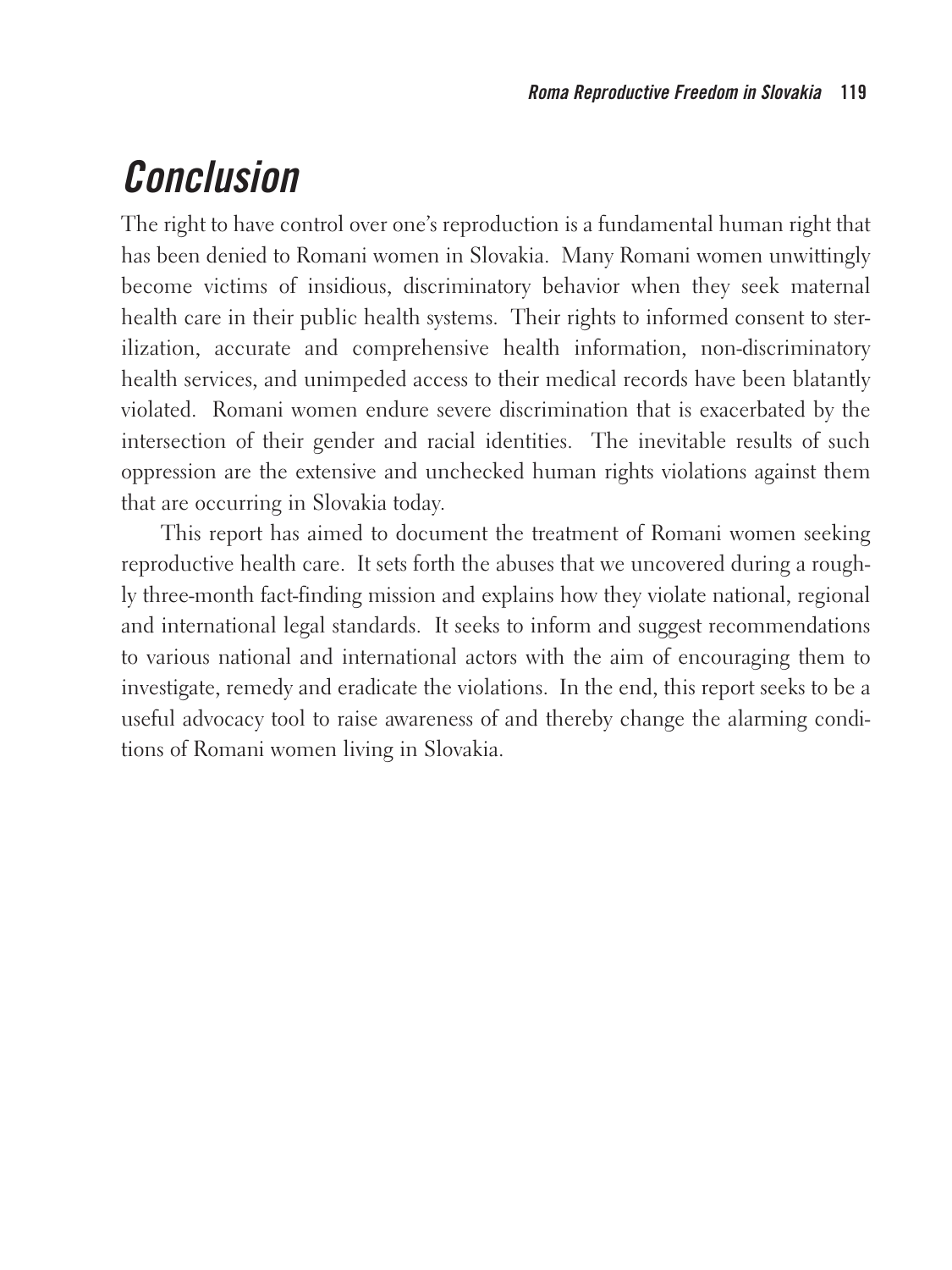# *Conclusion*

The right to have control over one's reproduction is a fundamental human right that has been denied to Romani women in Slovakia. Many Romani women unwittingly become victims of insidious, discriminatory behavior when they seek maternal health care in their public health systems. Their rights to informed consent to sterilization, accurate and comprehensive health information, non-discriminatory health services, and unimpeded access to their medical records have been blatantly violated. Romani women endure severe discrimination that is exacerbated by the intersection of their gender and racial identities. The inevitable results of such oppression are the extensive and unchecked human rights violations against them that are occurring in Slovakia today.

This report has aimed to document the treatment of Romani women seeking reproductive health care. It sets forth the abuses that we uncovered during a roughly three-month fact-finding mission and explains how they violate national, regional and international legal standards. It seeks to inform and suggest recommendations to various national and international actors with the aim of encouraging them to investigate, remedy and eradicate the violations. In the end, this report seeks to be a useful advocacy tool to raise awareness of and thereby change the alarming conditions of Romani women living in Slovakia.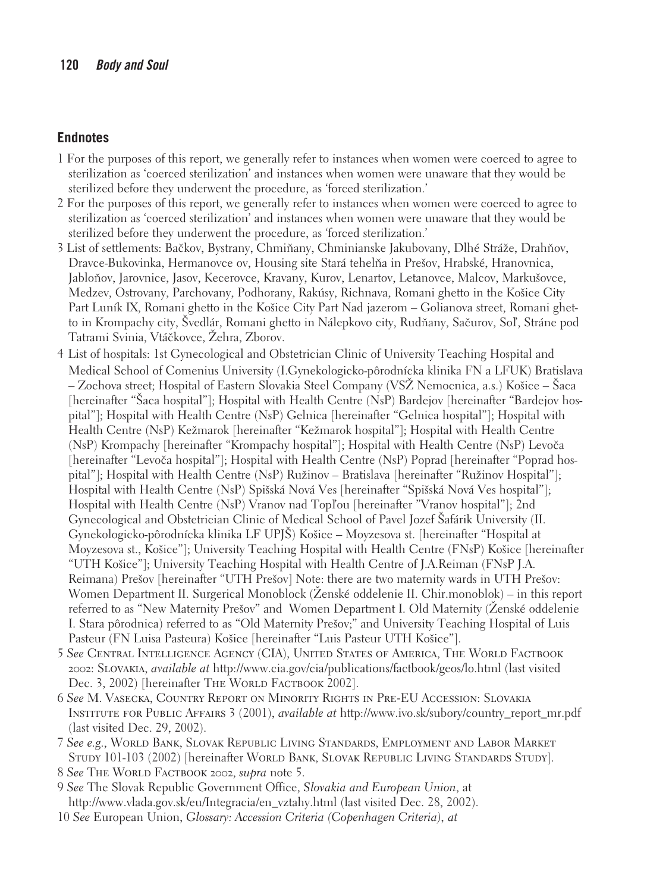## Endnotes

1 For the purposes of this report, we generally refer to instances when women were coerced to agree to sterilization as 'coerced sterilization' and instances when women were unaware that they would be sterilized before they underwent the procedure, as 'forced sterilization.'

2 For the purposes of this report, we generally refer to instances when women were coerced to agree to sterilization as 'coerced sterilization' and instances when women were unaware that they would be sterilized before they underwent the procedure, as 'forced sterilization.'

3 List of settlements: Bačkov, Bystrany, Chmiňany, Chminianske Jakubovany, Dlhé Stráže, Drahňov, Dravce-Bukovinka, Hermanovce ov, Housing site Stará tehelňa in Prešov, Hrabské, Hranovnica, Jabloňov, Jarovnice, Jasov, Kecerovce, Kravany, Kurov, Lenartov, Letanovce, Malcov, Markušovce, Medzev, Ostrovany, Parchovany, Podhorany, Rakúsy, Richnava, Romani ghetto in the Košice City Part Luník IX, Romani ghetto in the Košice City Part Nad jazerom – Golianova street, Romani ghetto in Krompachy city, Švedlár, Romani ghetto in Nálepkovo city, Rudňany, Sačurov, Soľ, Stráne pod Tatrami Svinia, Vtáčkovce, Žehra, Zborov.

4 List of hospitals: 1st Gynecological and Obstetrician Clinic of University Teaching Hospital and Medical School of Comenius University (I.Gynekologicko-pôrodnícka klinika FN a LFUK) Bratislava – Zochova street; Hospital of Eastern Slovakia Steel Company (VSŽ Nemocnica, a.s.) Košice – Šaca [hereinafter "Šaca hospital"]; Hospital with Health Centre (NsP) Bardejov [hereinafter "Bardejov hospital"]; Hospital with Health Centre (NsP) Gelnica [hereinafter "Gelnica hospital"]; Hospital with Health Centre (NsP) Kežmarok [hereinafter "Kežmarok hospital"]; Hospital with Health Centre (NsP) Krompachy [hereinafter "Krompachy hospital"]; Hospital with Health Centre (NsP) Levoča [hereinafter "Levoča hospital"]; Hospital with Health Centre (NsP) Poprad [hereinafter "Poprad hospital"]; Hospital with Health Centre (NsP) Ružinov – Bratislava [hereinafter "Ružinov Hospital"]; Hospital with Health Centre (NsP) Spišská Nová Ves [hereinafter "Spišská Nová Ves hospital"]; Hospital with Health Centre (NsP) Vranov nad Topľou [hereinafter "Vranov hospital"]; 2nd Gynecological and Obstetrician Clinic of Medical School of Pavel Jozef Šafárik University (II. Gynekologicko-pôrodnícka klinika LF UPJŠ) Košice – Moyzesova st. [hereinafter "Hospital at Moyzesova st., Košice"]; University Teaching Hospital with Health Centre (FNsP) Košice [hereinafter "UTH Košice"]; University Teaching Hospital with Health Centre of J.A.Reiman (FNsP J.A. Reimana) Prešov [hereinafter "UTH Prešov] Note: there are two maternity wards in UTH Prešov: Women Department II. Surgerical Monoblock (Ženské oddelenie II. Chir.monoblok) – in this report referred to as "New Maternity Prešov" and Women Department I. Old Maternity (Ženské oddelenie I. Stara pôrodnica) referred to as "Old Maternity Prešov;" and University Teaching Hospital of Luis Pasteur (FN Luisa Pasteura) Košice [hereinafter "Luis Pasteur UTH Košice"].

5 *See* Central Intelligence Agency (CIA), United States of America, The World Factbook 2002: Slovakia, *available at* http://www.cia.gov/cia/publications/factbook/geos/lo.html (last visited Dec. 3, 2002) [hereinafter The World Factbook 2002].

6 *See* M. Vasecka, Country Report on Minority Rights in Pre-EU Accession: Slovakia Institute for Public Affairs 3 (2001), *available at* http://www.ivo.sk/subory/country_report_mr.pdf (last visited Dec. 29, 2002).

7 *See e.g.*, World Bank, Slovak Republic Living Standards, Employment and Labor Market Study 101-103 (2002) [hereinafter World Bank, Slovak Republic Living Standards Study].

8 *See* The World Factbook 2002, *supra* note 5.

9 *See* The Slovak Republic Government Office, *Slovakia and European Union*, at http://www.vlada.gov.sk/eu/Integracia/en_vztahy.html (last visited Dec. 28, 2002).

10 *See* European Union, *Glossary: Accession Criteria (Copenhagen Criteria)*, *at*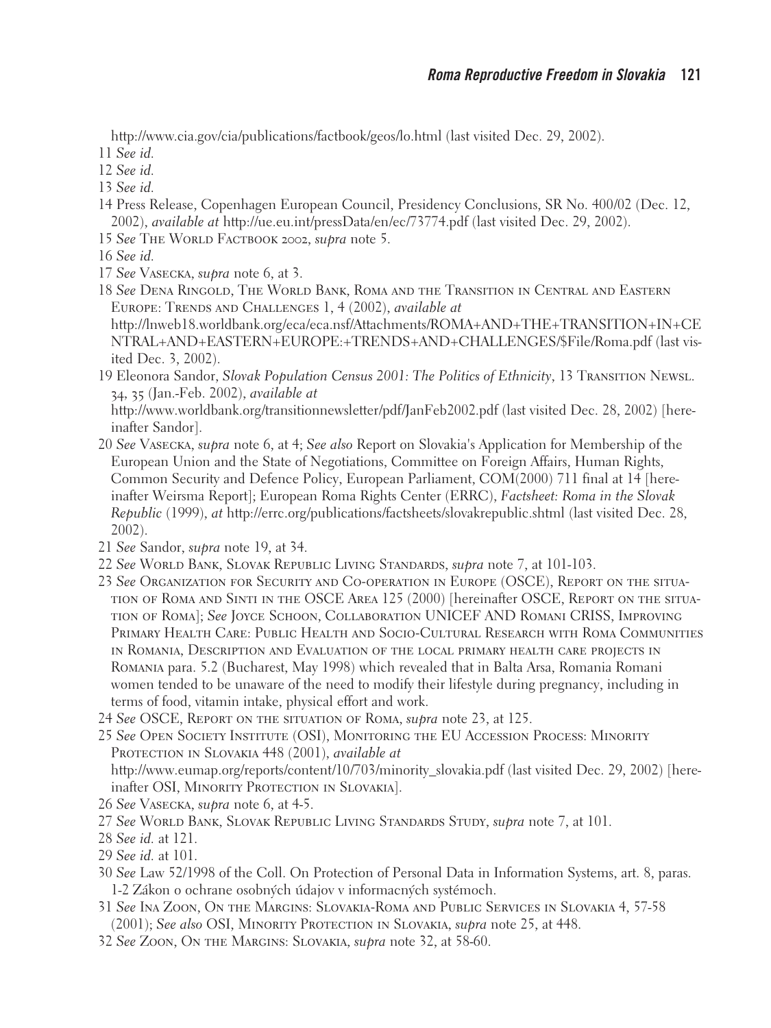http://www.cia.gov/cia/publications/factbook/geos/lo.html (last visited Dec. 29, 2002).

11 *See id.*

12 *See id.*

13 *See id.*

14 Press Release, Copenhagen European Council, Presidency Conclusions, SR No. 400/02 (Dec. 12, 2002), *available at* http://ue.eu.int/pressData/en/ec/73774.pdf (last visited Dec. 29, 2002).

15 *See* The World Factbook 2002, *supra* note 5.

16 *See id.*

17 *See* Vasecka, *supra* note 6, at 3.

18 *See* Dena Ringold, The World Bank, Roma and the Transition in Central and Eastern Europe: Trends and Challenges 1, 4 (2002), *available at* http://lnweb18.worldbank.org/eca/eca.nsf/Attachments/ROMA+AND+THE+TRANSITION+IN+CENTRAL+AND+EASTERN+EUROPE:+TRENDS+AND+CHALLENGES/$File/Roma.pdf (last visited Dec. 3, 2002).

19 Eleonora Sandor, *Slovak Population Census 2001: The Politics of Ethnicity*, 13 Transition Newsl. 34, 35 (Jan.-Feb. 2002), *available at* http://www.worldbank.org/transitionnewsletter/pdf/JanFeb2002.pdf (last visited Dec. 28, 2002) [hereinafter Sandor].

20 *See* Vasecka, *supra* note 6, at 4; *See also* Report on Slovakia's Application for Membership of the European Union and the State of Negotiations, Committee on Foreign Affairs, Human Rights, Common Security and Defence Policy, European Parliament, COM(2000) 711 final at 14 [hereinafter Weirsma Report]; European Roma Rights Center (ERRC), *Factsheet: Roma in the Slovak Republic* (1999), *at* http://errc.org/publications/factsheets/slovakrepublic.shtml (last visited Dec. 28, 2002).

21 *See* Sandor, *supra* note 19, at 34.

22 *See* World Bank, Slovak Republic Living Standards, *supra* note 7, at 101-103.

23 *See* Organization for Security and Co-operation in Europe (OSCE), Report on the situation of Roma and Sinti in the OSCE Area 125 (2000) [hereinafter OSCE, Report on the situation of Roma]; *See* Joyce Schoon, Collaboration UNICEF AND Romani CRISS, Improving Primary Health Care: Public Health and Socio-Cultural Research with Roma Communities in Romania, Description and Evaluation of the local primary health care projects in Romania para. 5.2 (Bucharest, May 1998) which revealed that in Balta Arsa, Romania Romani women tended to be unaware of the need to modify their lifestyle during pregnancy, including in terms of food, vitamin intake, physical effort and work.

24 *See* OSCE, Report on the situation of Roma, *supra* note 23, at 125.

25 *See* Open Society Institute (OSI), Monitoring the EU Accession Process: Minority Protection in Slovakia 448 (2001), *available at* http://www.eumap.org/reports/content/10/703/minority_slovakia.pdf (last visited Dec. 29, 2002) [hereinafter OSI, Minority Protection in Slovakia].

26 *See* Vasecka, *supra* note 6, at 4-5.

27 *See* World Bank, Slovak Republic Living Standards Study, *supra* note 7, at 101.

28 *See id.* at 121.

29 *See id.* at 101.

30 *See* Law 52/1998 of the Coll. On Protection of Personal Data in Information Systems, art. 8, paras. 1-2 Zákon o ochrane osobných údajov v informacných systémoch.

31 *See* Ina Zoon, On the Margins: Slovakia-Roma and Public Services in Slovakia 4, 57-58 (2001); *See also* OSI, Minority Protection in Slovakia, *supra* note 25, at 448.

32 *See* Zoon, On the Margins: Slovakia, *supra* note 32, at 58-60.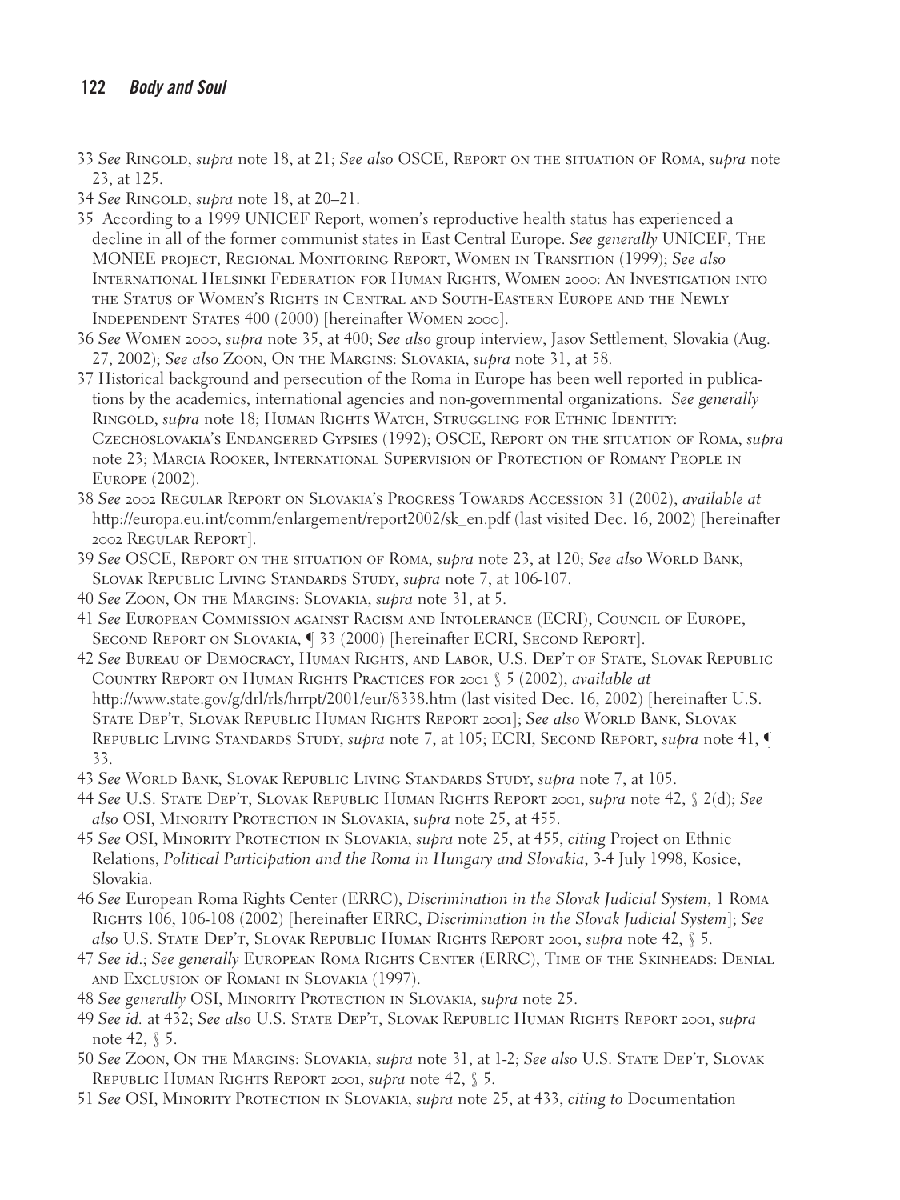33 *See* Ringold, *supra* note 18, at 21; *See also* OSCE, Report on the situation of Roma, *supra* note 23, at 125.

34 *See* Ringold, *supra* note 18, at 20–21.

35 According to a 1999 UNICEF Report, women's reproductive health status has experienced a decline in all of the former communist states in East Central Europe. *See generally* UNICEF, The MONEE project, Regional Monitoring Report, Women in Transition (1999); *See also* International Helsinki Federation for Human Rights, Women 2000: An Investigation into the Status of Women's Rights in Central and South-Eastern Europe and the Newly Independent States 400 (2000) [hereinafter Women 2000].

36 *See* Women 2000, *supra* note 35, at 400; *See also* group interview, Jasov Settlement, Slovakia (Aug. 27, 2002); *See also* Zoon, On the Margins: Slovakia, *supra* note 31, at 58.

37 Historical background and persecution of the Roma in Europe has been well reported in publications by the academics, international agencies and non-governmental organizations. *See generally* Ringold, *supra* note 18; Human Rights Watch, Struggling for Ethnic Identity: Czechoslovakia's Endangered Gypsies (1992); OSCE, Report on the situation of Roma, *supra* note 23; Marcia Rooker, International Supervision of Protection of Romany People in Europe (2002).

38 *See* 2002 Regular Report on Slovakia's Progress Towards Accession 31 (2002), *available at* http://europa.eu.int/comm/enlargement/report2002/sk_en.pdf (last visited Dec. 16, 2002) [hereinafter 2002 Regular Report].

39 *See* OSCE, Report on the situation of Roma, *supra* note 23, at 120; *See also* World Bank, Slovak Republic Living Standards Study, *supra* note 7, at 106-107.

40 *See* Zoon, On the Margins: Slovakia, *supra* note 31, at 5.

41 *See* European Commission against Racism and Intolerance (ECRI), Council of Europe, Second Report on Slovakia, ¶ 33 (2000) [hereinafter ECRI, Second Report].

42 *See* Bureau of Democracy, Human Rights, and Labor, U.S. Dep't of State, Slovak Republic Country Report on Human Rights Practices for 2001 § 5 (2002), *available at* http://www.state.gov/g/drl/rls/hrrpt/2001/eur/8338.htm (last visited Dec. 16, 2002) [hereinafter U.S. State Dep't, Slovak Republic Human Rights Report 2001]; *See also* World Bank, Slovak Republic Living Standards Study, *supra* note 7, at 105; ECRI, Second Report, *supra* note 41, ¶ 33.

43 *See* World Bank, Slovak Republic Living Standards Study, *supra* note 7, at 105.

44 *See* U.S. State Dep't, Slovak Republic Human Rights Report 2001, *supra* note 42, § 2(d); *See also* OSI, Minority Protection in Slovakia, *supra* note 25, at 455.

45 *See* OSI, Minority Protection in Slovakia, *supra* note 25, at 455, *citing* Project on Ethnic Relations, *Political Participation and the Roma in Hungary and Slovakia*, 3-4 July 1998, Kosice, Slovakia.

46 *See* European Roma Rights Center (ERRC), *Discrimination in the Slovak Judicial System*, 1 Roma Rights 106, 106-108 (2002) [hereinafter ERRC, *Discrimination in the Slovak Judicial System*]; *See also* U.S. State Dep't, Slovak Republic Human Rights Report 2001, *supra* note 42, § 5.

47 *See id*.; *See generally* European Roma Rights Center (ERRC), Time of the Skinheads: Denial and Exclusion of Romani in Slovakia (1997).

48 *See generally* OSI, Minority Protection in Slovakia, *supra* note 25.

49 *See id.* at 432; *See also* U.S. State Dep't, Slovak Republic Human Rights Report 2001, *supra* note 42, § 5.

50 *See* Zoon, On the Margins: Slovakia, *supra* note 31, at 1-2; *See also* U.S. State Dep't, Slovak Republic Human Rights Report 2001, *supra* note 42, § 5.

51 *See* OSI, Minority Protection in Slovakia, *supra* note 25, at 433, *citing to* Documentation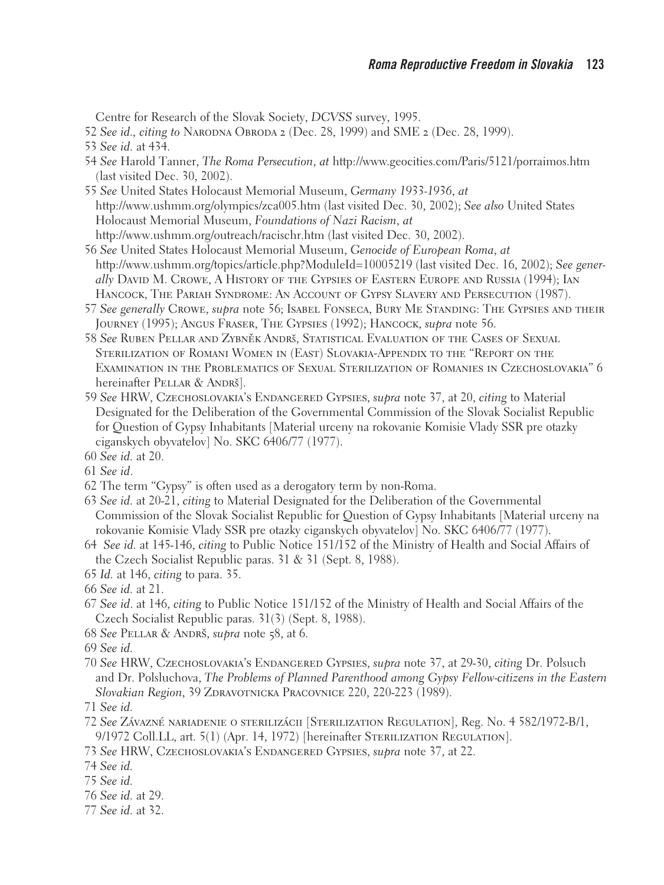Centre for Research of the Slovak Society, *DCVSS* survey, 1995.

52 *See id.*, *citing to* Narodna Obroda 2 (Dec. 28, 1999) and SME 2 (Dec. 28, 1999).

53 *See id.* at 434.

54 *See* Harold Tanner, *The Roma Persecution*, *at* http://www.geocities.com/Paris/5121/porraimos.htm (last visited Dec. 30, 2002).

55 *See* United States Holocaust Memorial Museum, *Germany 1933-1936*, *at* http://www.ushmm.org/olympics/zca005.htm (last visited Dec. 30, 2002); *See also* United States Holocaust Memorial Museum, *Foundations of Nazi Racism*, *at* http://www.ushmm.org/outreach/racischr.htm (last visited Dec. 30, 2002).

56 *See* United States Holocaust Memorial Museum, *Genocide of European Roma*, *at* http://www.ushmm.org/topics/article.php?ModuleId=10005219 (last visited Dec. 16, 2002); *See generally* David M. Crowe, A History of the Gypsies of Eastern Europe and Russia (1994); Ian Hancock, The Pariah Syndrome: An Account of Gypsy Slavery and Persecution (1987).

57 *See generally* Crowe, *supra* note 56; Isabel Fonseca, Bury Me Standing: The Gypsies and their Journey (1995); Angus Fraser, The Gypsies (1992); Hancock, *supra* note 56.

58 *See* Ruben Pellar and Zybněk Andrš, Statistical Evaluation of the Cases of Sexual Sterilization of Romani Women in (East) Slovakia-Appendix to the "Report on the Examination in the Problematics of Sexual Sterilization of Romanies in Czechoslovakia" 6 hereinafter Pellar & Andrš].

59 *See* HRW, Czechoslovakia's Endangered Gypsies, *supra* note 37, at 20, *citing* to Material Designated for the Deliberation of the Governmental Commission of the Slovak Socialist Republic for Question of Gypsy Inhabitants [Material urceny na rokovanie Komisie Vlady SSR pre otazky ciganskych obyvatelov] No. SKC 6406/77 (1977).

60 *See id.* at 20.

61 *See id*.

62 The term "Gypsy" is often used as a derogatory term by non-Roma.

63 *See id.* at 20-21, *citing* to Material Designated for the Deliberation of the Governmental Commission of the Slovak Socialist Republic for Question of Gypsy Inhabitants [Material urceny na rokovanie Komisie Vlady SSR pre otazky ciganskych obyvatelov] No. SKC 6406/77 (1977).

64 *See id.* at 145-146, *citing* to Public Notice 151/152 of the Ministry of Health and Social Affairs of the Czech Socialist Republic paras. 31 & 31 (Sept. 8, 1988).

65 *Id.* at 146, *citing* to para. 35.

66 *See id.* at 21.

67 *See id*. at 146, *citing* to Public Notice 151/152 of the Ministry of Health and Social Affairs of the Czech Socialist Republic paras. 31(3) (Sept. 8, 1988).

68 *See* Pellar & Andrš, *supra* note 58, at 6.

69 *See id.*

70 *See* HRW, Czechoslovakia's Endangered Gypsies, *supra* note 37, at 29-30, *citing* Dr. Polsuch and Dr. Polsluchova, *The Problems of Planned Parenthood among Gypsy Fellow-citizens in the Eastern Slovakian Region*, 39 Zdravotnicka Pracovnice 220, 220-223 (1989).

71 *See id.*

72 *See* Závazné nariadenie o sterilizácii [Sterilization Regulation], Reg. No. 4 582/1972-B/1, 9/1972 Coll.LL, art. 5(1) (Apr. 14, 1972) [hereinafter Sterilization Regulation].

73 *See* HRW, Czechoslovakia's Endangered Gypsies, *supra* note 37, at 22.

74 *See id.*

75 *See id.*

76 *See id.* at 29.

77 *See id.* at 32.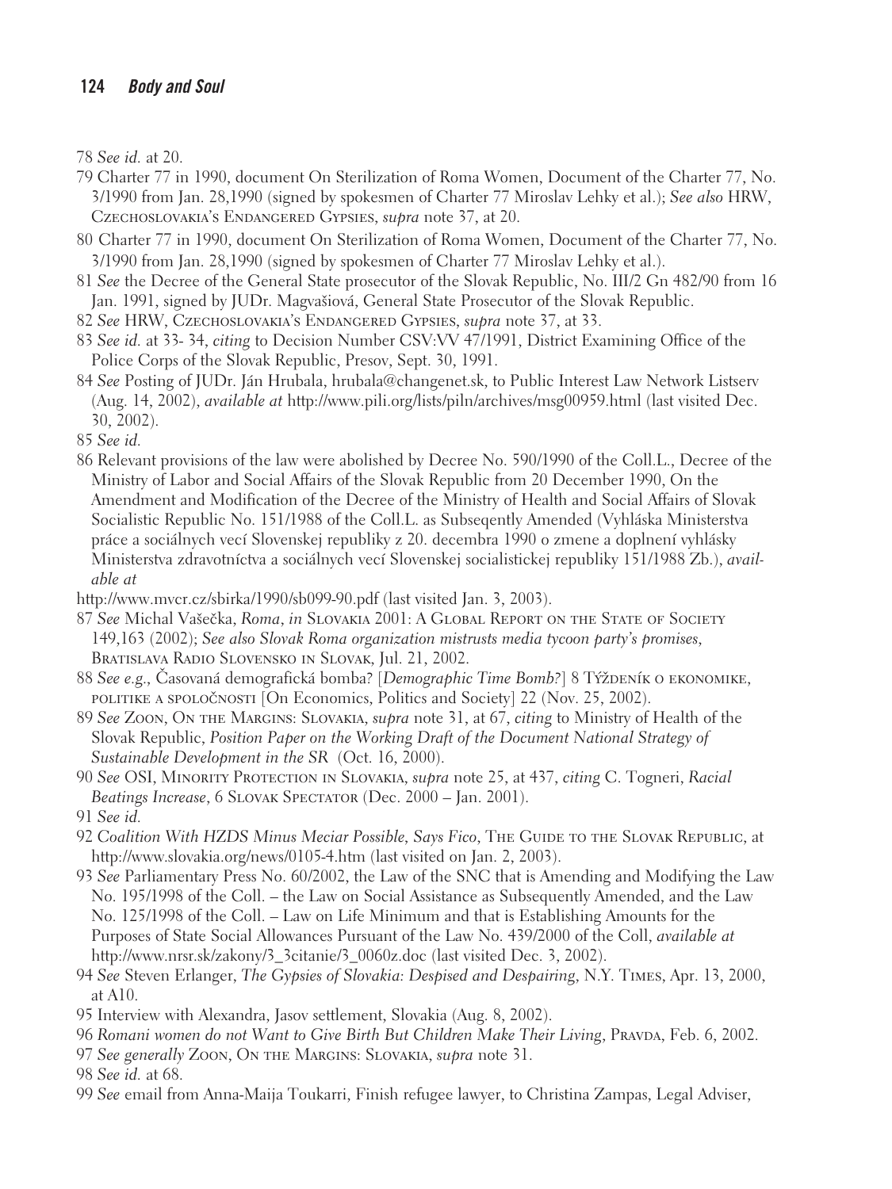78 *See id.* at 20.

79 Charter 77 in 1990, document On Sterilization of Roma Women, Document of the Charter 77, No. 3/1990 from Jan. 28,1990 (signed by spokesmen of Charter 77 Miroslav Lehky et al.); *See also* HRW, Czechoslovakia's Endangered Gypsies, *supra* note 37, at 20.

80 Charter 77 in 1990, document On Sterilization of Roma Women, Document of the Charter 77, No. 3/1990 from Jan. 28,1990 (signed by spokesmen of Charter 77 Miroslav Lehky et al.).

81 *See* the Decree of the General State prosecutor of the Slovak Republic, No. III/2 Gn 482/90 from 16 Jan. 1991, signed by JUDr. Magvašiová, General State Prosecutor of the Slovak Republic.

82 *See* HRW, Czechoslovakia's Endangered Gypsies, *supra* note 37, at 33.

83 *See id.* at 33- 34, *citing* to Decision Number CSV:VV 47/1991, District Examining Office of the Police Corps of the Slovak Republic, Presov, Sept. 30, 1991.

84 *See* Posting of JUDr. Ján Hrubala, hrubala@changenet.sk, to Public Interest Law Network Listserv (Aug. 14, 2002), *available at* http://www.pili.org/lists/piln/archives/msg00959.html (last visited Dec. 30, 2002).

85 *See id.*

86 Relevant provisions of the law were abolished by Decree No. 590/1990 of the Coll.L., Decree of the Ministry of Labor and Social Affairs of the Slovak Republic from 20 December 1990, On the Amendment and Modification of the Decree of the Ministry of Health and Social Affairs of Slovak Socialistic Republic No. 151/1988 of the Coll.L. as Subseqently Amended (Vyhláska Ministerstva práce a sociálnych vecí Slovenskej republiky z 20. decembra 1990 o zmene a doplnení vyhlásky Ministerstva zdravotníctva a sociálnych vecí Slovenskej socialistickej republiky 151/1988 Zb.), *available at*
http://www.mvcr.cz/sbirka/1990/sb099-90.pdf (last visited Jan. 3, 2003).

87 *See* Michal Vašečka, *Roma*, *in* Slovakia 2001: A Global Report on the State of Society 149,163 (2002); *See also Slovak Roma organization mistrusts media tycoon party's promises*, Bratislava Radio Slovensko in Slovak, Jul. 21, 2002.

88 *See e.g.*, Časovaná demografická bomba? [*Demographic Time Bomb?*] 8 Týždeník o ekonomike, politike a spoločnosti [On Economics, Politics and Society] 22 (Nov. 25, 2002).

89 *See* Zoon, On the Margins: Slovakia, *supra* note 31, at 67, *citing* to Ministry of Health of the Slovak Republic, *Position Paper on the Working Draft of the Document National Strategy of Sustainable Development in the SR* (Oct. 16, 2000).

90 *See* OSI, Minority Protection in Slovakia, *supra* note 25, at 437, *citing* C. Togneri, *Racial Beatings Increase*, 6 Slovak Spectator (Dec. 2000 – Jan. 2001).

91 *See id.*

92 *Coalition With HZDS Minus Meciar Possible, Says Fico*, The Guide to the Slovak Republic, at http://www.slovakia.org/news/0105-4.htm (last visited on Jan. 2, 2003).

93 *See* Parliamentary Press No. 60/2002, the Law of the SNC that is Amending and Modifying the Law No. 195/1998 of the Coll. – the Law on Social Assistance as Subsequently Amended, and the Law No. 125/1998 of the Coll. – Law on Life Minimum and that is Establishing Amounts for the Purposes of State Social Allowances Pursuant of the Law No. 439/2000 of the Coll, *available at* http://www.nrsr.sk/zakony/3_3citanie/3_0060z.doc (last visited Dec. 3, 2002).

94 *See* Steven Erlanger, *The Gypsies of Slovakia: Despised and Despairing*, N.Y. Times, Apr. 13, 2000, at A10.

95 Interview with Alexandra, Jasov settlement, Slovakia (Aug. 8, 2002).

96 *Romani women do not Want to Give Birth But Children Make Their Living*, Pravda, Feb. 6, 2002.

97 *See generally* Zoon, On the Margins: Slovakia, *supra* note 31.

98 *See id.* at 68.

99 *See* email from Anna-Maija Toukarri, Finish refugee lawyer, to Christina Zampas, Legal Adviser,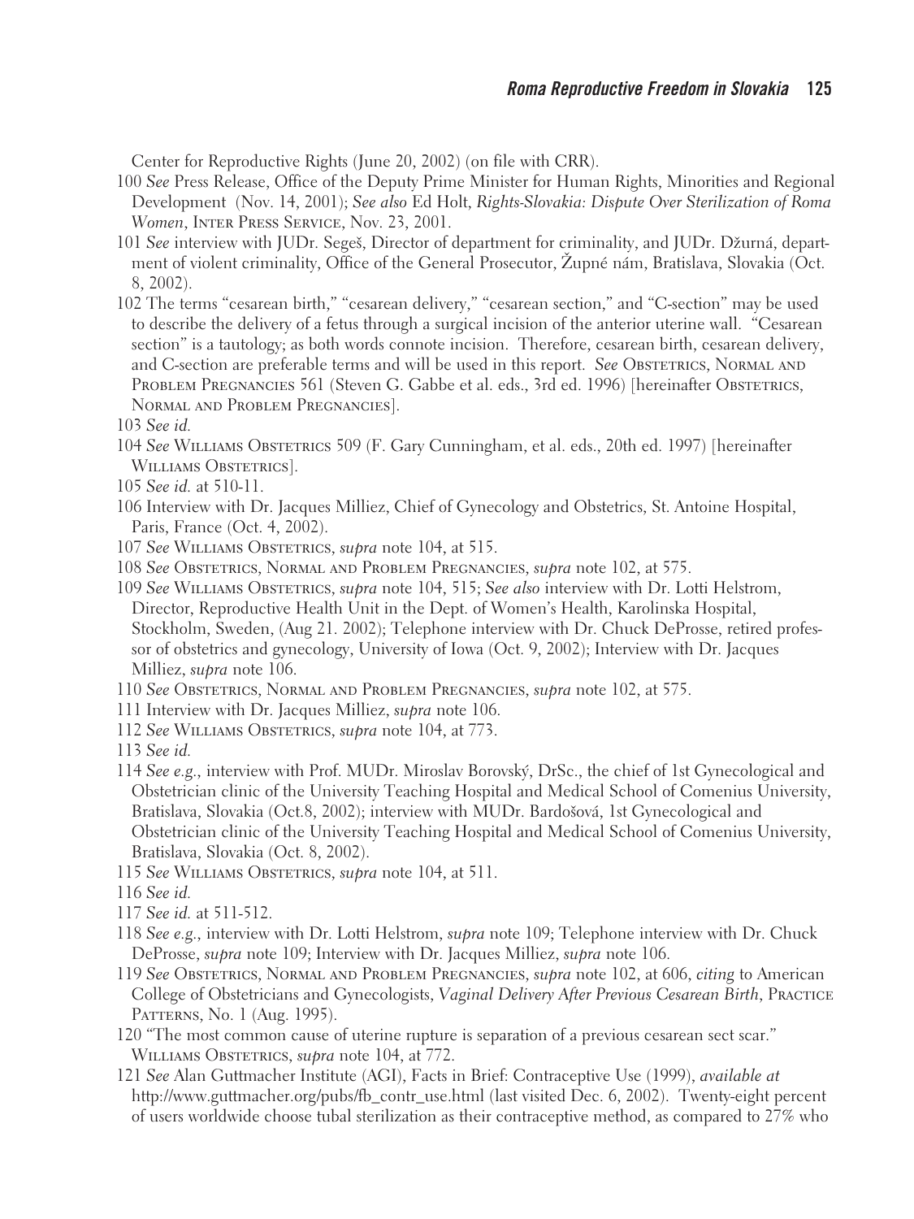Center for Reproductive Rights (June 20, 2002) (on file with CRR).

100 *See* Press Release, Office of the Deputy Prime Minister for Human Rights, Minorities and Regional Development (Nov. 14, 2001); *See also* Ed Holt, *Rights-Slovakia: Dispute Over Sterilization of Roma Women*, Inter Press Service, Nov. 23, 2001.

101 *See* interview with JUDr. Segeš, Director of department for criminality, and JUDr. Džurná, department of violent criminality, Office of the General Prosecutor, Župné nám, Bratislava, Slovakia (Oct. 8, 2002).

102 The terms "cesarean birth," "cesarean delivery," "cesarean section," and "C-section" may be used to describe the delivery of a fetus through a surgical incision of the anterior uterine wall. "Cesarean section" is a tautology; as both words connote incision. Therefore, cesarean birth, cesarean delivery, and C-section are preferable terms and will be used in this report. *See* Obstetrics, Normal and Problem Pregnancies 561 (Steven G. Gabbe et al. eds., 3rd ed. 1996) [hereinafter Obstetrics, Normal and Problem Pregnancies].

103 *See id.*

104 *See* Williams Obstetrics 509 (F. Gary Cunningham, et al. eds., 20th ed. 1997) [hereinafter Williams Obstetrics].

105 *See id.* at 510-11.

106 Interview with Dr. Jacques Milliez, Chief of Gynecology and Obstetrics, St. Antoine Hospital, Paris, France (Oct. 4, 2002).

107 *See* Williams Obstetrics, *supra* note 104, at 515.

108 *See* Obstetrics, Normal and Problem Pregnancies, *supra* note 102, at 575.

109 *See* Williams Obstetrics, *supra* note 104, 515; *See also* interview with Dr. Lotti Helstrom, Director, Reproductive Health Unit in the Dept. of Women's Health, Karolinska Hospital, Stockholm, Sweden, (Aug 21. 2002); Telephone interview with Dr. Chuck DeProsse, retired professor of obstetrics and gynecology, University of Iowa (Oct. 9, 2002); Interview with Dr. Jacques Milliez, *supra* note 106.

110 *See* Obstetrics, Normal and Problem Pregnancies, *supra* note 102, at 575.

111 Interview with Dr. Jacques Milliez, *supra* note 106.

112 *See* Williams Obstetrics, *supra* note 104, at 773.

113 *See id.*

114 *See e.g.*, interview with Prof. MUDr. Miroslav Borovský, DrSc., the chief of 1st Gynecological and Obstetrician clinic of the University Teaching Hospital and Medical School of Comenius University, Bratislava, Slovakia (Oct.8, 2002); interview with MUDr. Bardošová, 1st Gynecological and Obstetrician clinic of the University Teaching Hospital and Medical School of Comenius University, Bratislava, Slovakia (Oct. 8, 2002).

115 *See* Williams Obstetrics, *supra* note 104, at 511.

116 *See id.*

117 *See id.* at 511-512.

118 *See e.g.*, interview with Dr. Lotti Helstrom, *supra* note 109; Telephone interview with Dr. Chuck DeProsse, *supra* note 109; Interview with Dr. Jacques Milliez, *supra* note 106.

119 *See* Obstetrics, Normal and Problem Pregnancies, *supra* note 102, at 606, *citing* to American College of Obstetricians and Gynecologists, *Vaginal Delivery After Previous Cesarean Birth*, Practice Patterns, No. 1 (Aug. 1995).

120 "The most common cause of uterine rupture is separation of a previous cesarean sect scar." Williams Obstetrics, *supra* note 104, at 772.

121 *See* Alan Guttmacher Institute (AGI), Facts in Brief: Contraceptive Use (1999), *available at* http://www.guttmacher.org/pubs/fb_contr_use.html (last visited Dec. 6, 2002). Twenty-eight percent of users worldwide choose tubal sterilization as their contraceptive method, as compared to 27% who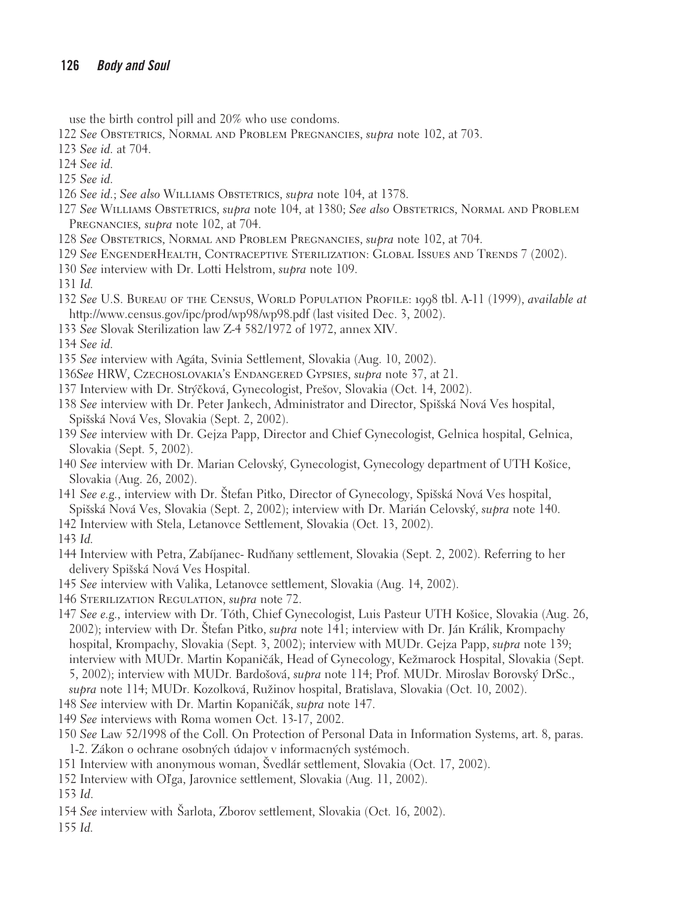use the birth control pill and 20% who use condoms.

122 *See* Obstetrics, Normal and Problem Pregnancies, *supra* note 102, at 703.

123 *See id.* at 704.

124 *See id.*

125 *See id.*

126 *See id.*; *See also* Williams Obstetrics, *supra* note 104, at 1378.

127 *See* Williams Obstetrics, *supra* note 104, at 1380; *See also* Obstetrics, Normal and Problem Pregnancies, *supra* note 102, at 704.

128 *See* Obstetrics, Normal and Problem Pregnancies, *supra* note 102, at 704.

129 *See* EngenderHealth, Contraceptive Sterilization: Global Issues and Trends 7 (2002).

130 *See* interview with Dr. Lotti Helstrom, *supra* note 109.

131 *Id.*

132 *See* U.S. Bureau of the Census, World Population Profile: 1998 tbl. A-11 (1999), *available at* http://www.census.gov/ipc/prod/wp98/wp98.pdf (last visited Dec. 3, 2002).

133 *See* Slovak Sterilization law Z-4 582/1972 of 1972, annex XIV.

134 *See id.*

135 *See* interview with Agáta, Svinia Settlement, Slovakia (Aug. 10, 2002).

136*See* HRW, Czechoslovakia's Endangered Gypsies, *supra* note 37, at 21.

137 Interview with Dr. Strýčková, Gynecologist, Prešov, Slovakia (Oct. 14, 2002).

138 *See* interview with Dr. Peter Jankech, Administrator and Director, Spišská Nová Ves hospital, Spišská Nová Ves, Slovakia (Sept. 2, 2002).

139 *See* interview with Dr. Gejza Papp, Director and Chief Gynecologist, Gelnica hospital, Gelnica, Slovakia (Sept. 5, 2002).

140 *See* interview with Dr. Marian Celovský, Gynecologist, Gynecology department of UTH Košice, Slovakia (Aug. 26, 2002).

141 *See e.g.*, interview with Dr. Štefan Pitko, Director of Gynecology, Spišská Nová Ves hospital, Spišská Nová Ves, Slovakia (Sept. 2, 2002); interview with Dr. Marián Celovský, *supra* note 140.

142 Interview with Stela, Letanovce Settlement, Slovakia (Oct. 13, 2002).

143 *Id.*

144 Interview with Petra, Zabíjanec- Rudňany settlement, Slovakia (Sept. 2, 2002). Referring to her delivery Spišská Nová Ves Hospital.

145 *See* interview with Valika, Letanovce settlement, Slovakia (Aug. 14, 2002).

146 Sterilization Regulation, *supra* note 72.

147 *See e.g.*, interview with Dr. Tóth, Chief Gynecologist, Luis Pasteur UTH Košice, Slovakia (Aug. 26, 2002); interview with Dr. Štefan Pitko, *supra* note 141; interview with Dr. Ján Králik, Krompachy hospital, Krompachy, Slovakia (Sept. 3, 2002); interview with MUDr. Gejza Papp, *supra* note 139; interview with MUDr. Martin Kopaničák, Head of Gynecology, Kežmarock Hospital, Slovakia (Sept. 5, 2002); interview with MUDr. Bardošová, *supra* note 114; Prof. MUDr. Miroslav Borovský DrSc., *supra* note 114; MUDr. Kozolková, Ružinov hospital, Bratislava, Slovakia (Oct. 10, 2002).

148 *See* interview with Dr. Martin Kopaničák, *supra* note 147.

149 *See* interviews with Roma women Oct. 13-17, 2002.

150 *See* Law 52/1998 of the Coll. On Protection of Personal Data in Information Systems, art. 8, paras. 1-2. Zákon o ochrane osobných údajov v informacných systémoch.

151 Interview with anonymous woman, Švedlár settlement, Slovakia (Oct. 17, 2002).

152 Interview with Oľga, Jarovnice settlement, Slovakia (Aug. 11, 2002).

153 *Id.*

154 *See* interview with Šarlota, Zborov settlement, Slovakia (Oct. 16, 2002).

155 *Id.*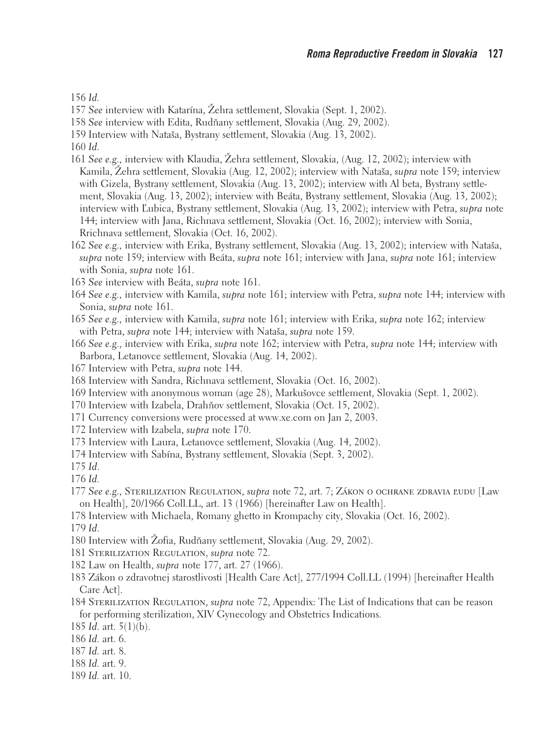156 *Id.*

157 *See* interview with Katarína, Žehra settlement, Slovakia (Sept. 1, 2002).

158 *See* interview with Edita, Rudňany settlement, Slovakia (Aug. 29, 2002).

159 Interview with Nataša, Bystrany settlement, Slovakia (Aug. 13, 2002).

160 *Id.*

161 *See e.g.*, interview with Klaudia, Žehra settlement, Slovakia, (Aug. 12, 2002); interview with Kamila, Žehra settlement, Slovakia (Aug. 12, 2002); interview with Nataša, *supra* note 159; interview with Gizela, Bystrany settlement, Slovakia (Aug. 13, 2002); interview with Al beta, Bystrany settlement, Slovakia (Aug. 13, 2002); interview with Beáta, Bystrany settlement, Slovakia (Aug. 13, 2002); interview with Ľubica, Bystrany settlement, Slovakia (Aug. 13, 2002); interview with Petra, *supra* note 144; interview with Jana, Richnava settlement, Slovakia (Oct. 16, 2002); interview with Sonia, Rrichnava settlement, Slovakia (Oct. 16, 2002).

162 *See e.g.*, interview with Erika, Bystrany settlement, Slovakia (Aug. 13, 2002); interview with Nataša, *supra* note 159; interview with Beáta, *supra* note 161; interview with Jana, *supra* note 161; interview with Sonia, *supra* note 161.

163 *See* interview with Beáta, *supra* note 161.

164 *See e.g.*, interview with Kamila, *supra* note 161; interview with Petra, *supra* note 144; interview with Sonia, *supra* note 161.

165 *See e.g.*, interview with Kamila, *supra* note 161; interview with Erika, *supra* note 162; interview with Petra, *supra* note 144; interview with Nataša, *supra* note 159.

166 *See e.g.*, interview with Erika, *supra* note 162; interview with Petra, *supra* note 144; interview with Barbora, Letanovce settlement, Slovakia (Aug. 14, 2002).

167 Interview with Petra, *supra* note 144.

168 Interview with Sandra, Richnava settlement, Slovakia (Oct. 16, 2002).

169 Interview with anonymous woman (age 28), Markušovce settlement, Slovakia (Sept. 1, 2002).

170 Interview with Izabela, Drahňov settlement, Slovakia (Oct. 15, 2002).

171 Currency conversions were processed at www.xe.com on Jan 2, 2003.

172 Interview with Izabela, *supra* note 170.

173 Interview with Laura, Letanovce settlement, Slovakia (Aug. 14, 2002).

174 Interview with Sabína, Bystrany settlement, Slovakia (Sept. 3, 2002).

175 *Id.*

176 *Id.*

177 *See e.g.*, Sterilization Regulation, *supra* note 72, art. 7; Zákon o ochrane zdravia ľudu [Law on Health], 20/1966 Coll.LL, art. 13 (1966) [hereinafter Law on Health].

178 Interview with Michaela, Romany ghetto in Krompachy city, Slovakia (Oct. 16, 2002).

179 *Id.*

180 Interview with Žofia, Rudňany settlement, Slovakia (Aug. 29, 2002).

181 Sterilization Regulation, *supra* note 72.

182 Law on Health, *supra* note 177, art. 27 (1966).

183 Zákon o zdravotnej starostlivosti [Health Care Act], 277/1994 Coll.LL (1994) [hereinafter Health Care Act].

184 Sterilization Regulation, *supra* note 72, Appendix: The List of Indications that can be reason for performing sterilization, XIV Gynecology and Obstetrics Indications.

185 *Id.* art. 5(1)(b).

186 *Id.* art. 6.

187 *Id.* art. 8.

188 *Id.* art. 9.

189 *Id.* art. 10.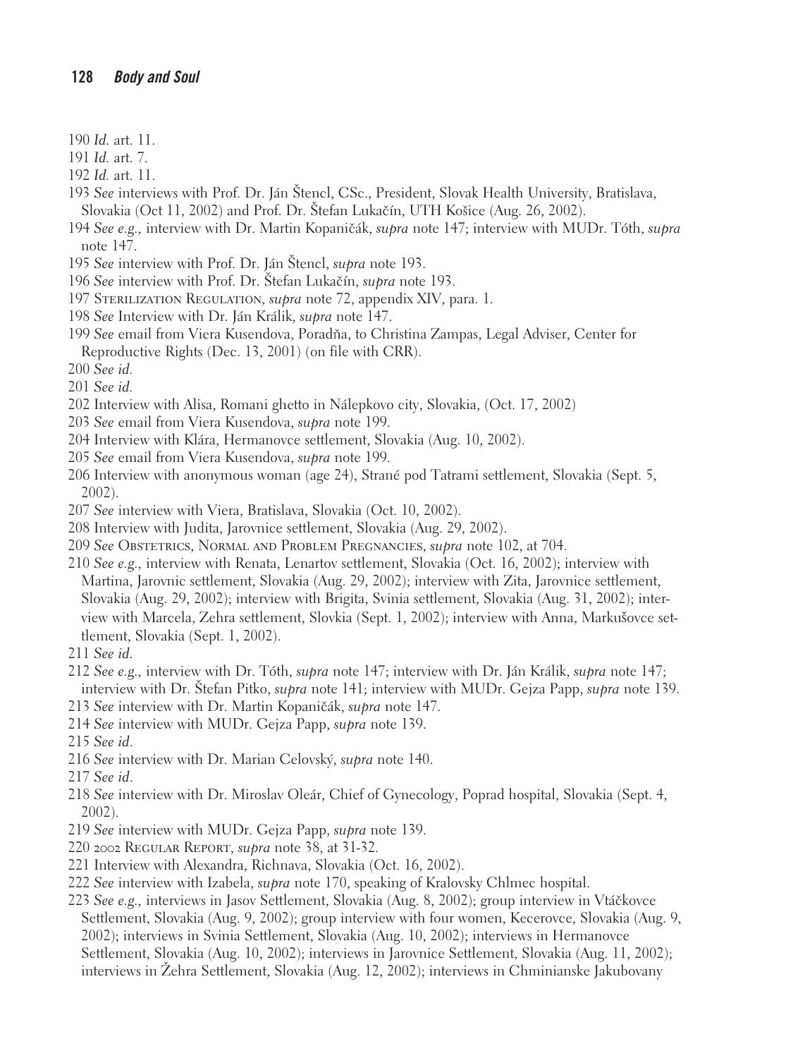190 *Id.* art. 11.

191 *Id.* art. 7.

192 *Id.* art. 11.

193 *See* interviews with Prof. Dr. Ján Štencl, CSc., President, Slovak Health University, Bratislava, Slovakia (Oct 11, 2002) and Prof. Dr. Štefan Lukačín, UTH Košice (Aug. 26, 2002).

194 *See e.g.*, interview with Dr. Martin Kopaničák, *supra* note 147; interview with MUDr. Tóth, *supra* note 147.

195 *See* interview with Prof. Dr. Ján Štencl, *supra* note 193.

196 *See* interview with Prof. Dr. Štefan Lukačín, *supra* note 193.

197 Sterilization Regulation, *supra* note 72, appendix XIV, para. 1.

198 *See* Interview with Dr. Ján Králik, *supra* note 147.

199 *See* email from Viera Kusendova, Poradňa, to Christina Zampas, Legal Adviser, Center for Reproductive Rights (Dec. 13, 2001) (on file with CRR).

200 *See id.*

201 *See id.*

202 Interview with Alisa, Romani ghetto in Nálepkovo city, Slovakia, (Oct. 17, 2002)

203 *See* email from Viera Kusendova, *supra* note 199.

204 Interview with Klára, Hermanovce settlement, Slovakia (Aug. 10, 2002).

205 *See* email from Viera Kusendova, *supra* note 199.

206 Interview with anonymous woman (age 24), Strané pod Tatrami settlement, Slovakia (Sept. 5, 2002).

207 *See* interview with Viera, Bratislava, Slovakia (Oct. 10, 2002).

208 Interview with Judita, Jarovnice settlement, Slovakia (Aug. 29, 2002).

209 *See* Obstetrics, Normal and Problem Pregnancies, *supra* note 102, at 704.

210 *See e.g.*, interview with Renata, Lenartov settlement, Slovakia (Oct. 16, 2002); interview with Martina, Jarovnic settlement, Slovakia (Aug. 29, 2002); interview with Zita, Jarovnice settlement, Slovakia (Aug. 29, 2002); interview with Brigita, Svinia settlement, Slovakia (Aug. 31, 2002); interview with Marcela, Zehra settlement, Slovkia (Sept. 1, 2002); interview with Anna, Markušovce settlement, Slovakia (Sept. 1, 2002).

211 *See id.*

212 *See e.g.*, interview with Dr. Tóth, *supra* note 147; interview with Dr. Ján Králik, *supra* note 147; interview with Dr. Štefan Pitko, *supra* note 141; interview with MUDr. Gejza Papp, *supra* note 139.

213 *See* interview with Dr. Martin Kopaničák, *supra* note 147.

214 *See* interview with MUDr. Gejza Papp, *supra* note 139.

215 *See id*.

216 *See* interview with Dr. Marian Celovský, *supra* note 140.

217 *See id*.

218 *See* interview with Dr. Miroslav Oleár, Chief of Gynecology, Poprad hospital, Slovakia (Sept. 4, 2002).

219 *See* interview with MUDr. Gejza Papp, *supra* note 139.

220 2002 Regular Report, *supra* note 38, at 31-32.

221 Interview with Alexandra, Richnava, Slovakia (Oct. 16, 2002).

222 *See* interview with Izabela, *supra* note 170, speaking of Kralovsky Chlmec hospital.

223 *See e.g.*, interviews in Jasov Settlement, Slovakia (Aug. 8, 2002); group interview in Vtáčkovce Settlement, Slovakia (Aug. 9, 2002); group interview with four women, Kecerovce, Slovakia (Aug. 9, 2002); interviews in Svinia Settlement, Slovakia (Aug. 10, 2002); interviews in Hermanovce Settlement, Slovakia (Aug. 10, 2002); interviews in Jarovnice Settlement, Slovakia (Aug. 11, 2002); interviews in Žehra Settlement, Slovakia (Aug. 12, 2002); interviews in Chminianske Jakubovany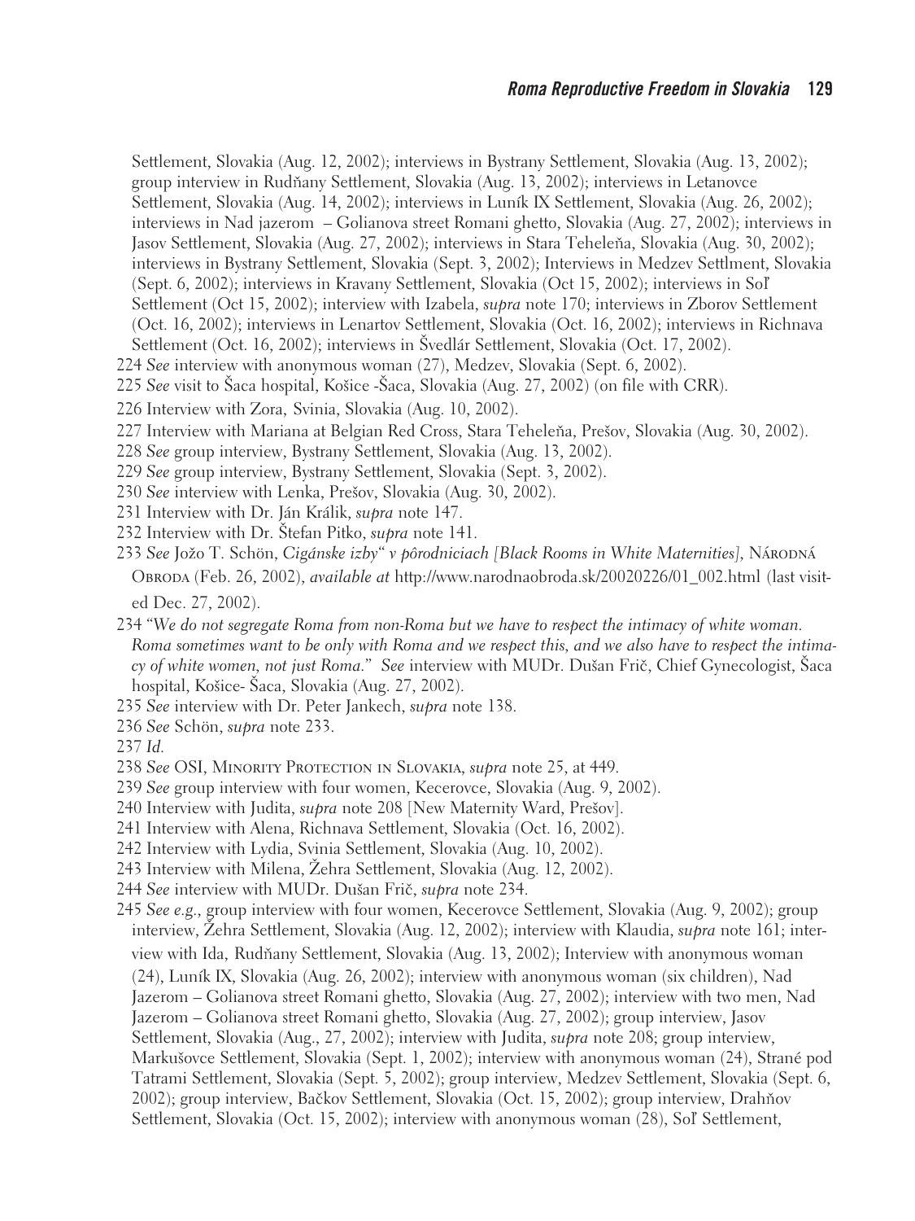Settlement, Slovakia (Aug. 12, 2002); interviews in Bystrany Settlement, Slovakia (Aug. 13, 2002); group interview in Rudňany Settlement, Slovakia (Aug. 13, 2002); interviews in Letanovce Settlement, Slovakia (Aug. 14, 2002); interviews in Luník IX Settlement, Slovakia (Aug. 26, 2002); interviews in Nad jazerom – Golianova street Romani ghetto, Slovakia (Aug. 27, 2002); interviews in Jasov Settlement, Slovakia (Aug. 27, 2002); interviews in Stara Teheleňa, Slovakia (Aug. 30, 2002); interviews in Bystrany Settlement, Slovakia (Sept. 3, 2002); Interviews in Medzev Settlment, Slovakia (Sept. 6, 2002); interviews in Kravany Settlement, Slovakia (Oct 15, 2002); interviews in Soľ Settlement (Oct 15, 2002); interview with Izabela, *supra* note 170; interviews in Zborov Settlement (Oct. 16, 2002); interviews in Lenartov Settlement, Slovakia (Oct. 16, 2002); interviews in Richnava Settlement (Oct. 16, 2002); interviews in Švedlár Settlement, Slovakia (Oct. 17, 2002).

224 *See* interview with anonymous woman (27), Medzev, Slovakia (Sept. 6, 2002).

225 *See* visit to Šaca hospital, Košice -Šaca, Slovakia (Aug. 27, 2002) (on file with CRR).

226 Interview with Zora, Svinia, Slovakia (Aug. 10, 2002).

227 Interview with Mariana at Belgian Red Cross, Stara Teheleňa, Prešov, Slovakia (Aug. 30, 2002).

228 *See* group interview, Bystrany Settlement, Slovakia (Aug. 13, 2002).

229 *See* group interview, Bystrany Settlement, Slovakia (Sept. 3, 2002).

230 *See* interview with Lenka, Prešov, Slovakia (Aug. 30, 2002).

231 Interview with Dr. Ján Králik, *supra* note 147.

232 Interview with Dr. Štefan Pitko, *supra* note 141.

233 *See* Jožo T. Schön, *Cigánske izby" v pôrodniciach [Black Rooms in White Maternities]*, Národná Obroda (Feb. 26, 2002), *available at* http://www.narodnaobroda.sk/20020226/01_002.html (last visited Dec. 27, 2002).

234 *"We do not segregate Roma from non-Roma but we have to respect the intimacy of white woman. Roma sometimes want to be only with Roma and we respect this, and we also have to respect the intimacy of white women, not just Roma." See* interview with MUDr. Dušan Frič, Chief Gynecologist, Šaca hospital, Košice- Šaca, Slovakia (Aug. 27, 2002).

235 *See* interview with Dr. Peter Jankech, *supra* note 138.

236 *See* Schön, *supra* note 233.

237 *Id.*

238 *See* OSI, Minority Protection in Slovakia, *supra* note 25, at 449.

239 *See* group interview with four women, Kecerovce, Slovakia (Aug. 9, 2002).

240 Interview with Judita, *supra* note 208 [New Maternity Ward, Prešov].

241 Interview with Alena, Richnava Settlement, Slovakia (Oct. 16, 2002).

242 Interview with Lydia, Svinia Settlement, Slovakia (Aug. 10, 2002).

243 Interview with Milena, Žehra Settlement, Slovakia (Aug. 12, 2002).

244 *See* interview with MUDr. Dušan Frič, *supra* note 234.

245 *See e.g.*, group interview with four women, Kecerovce Settlement, Slovakia (Aug. 9, 2002); group interview, Žehra Settlement, Slovakia (Aug. 12, 2002); interview with Klaudia, *supra* note 161; interview with Ida, Rudňany Settlement, Slovakia (Aug. 13, 2002); Interview with anonymous woman (24), Luník IX, Slovakia (Aug. 26, 2002); interview with anonymous woman (six children), Nad Jazerom – Golianova street Romani ghetto, Slovakia (Aug. 27, 2002); interview with two men, Nad Jazerom – Golianova street Romani ghetto, Slovakia (Aug. 27, 2002); group interview, Jasov Settlement, Slovakia (Aug., 27, 2002); interview with Judita, *supra* note 208; group interview, Markušovce Settlement, Slovakia (Sept. 1, 2002); interview with anonymous woman (24), Strané pod Tatrami Settlement, Slovakia (Sept. 5, 2002); group interview, Medzev Settlement, Slovakia (Sept. 6, 2002); group interview, Bačkov Settlement, Slovakia (Oct. 15, 2002); group interview, Drahňov Settlement, Slovakia (Oct. 15, 2002); interview with anonymous woman (28), Soľ Settlement,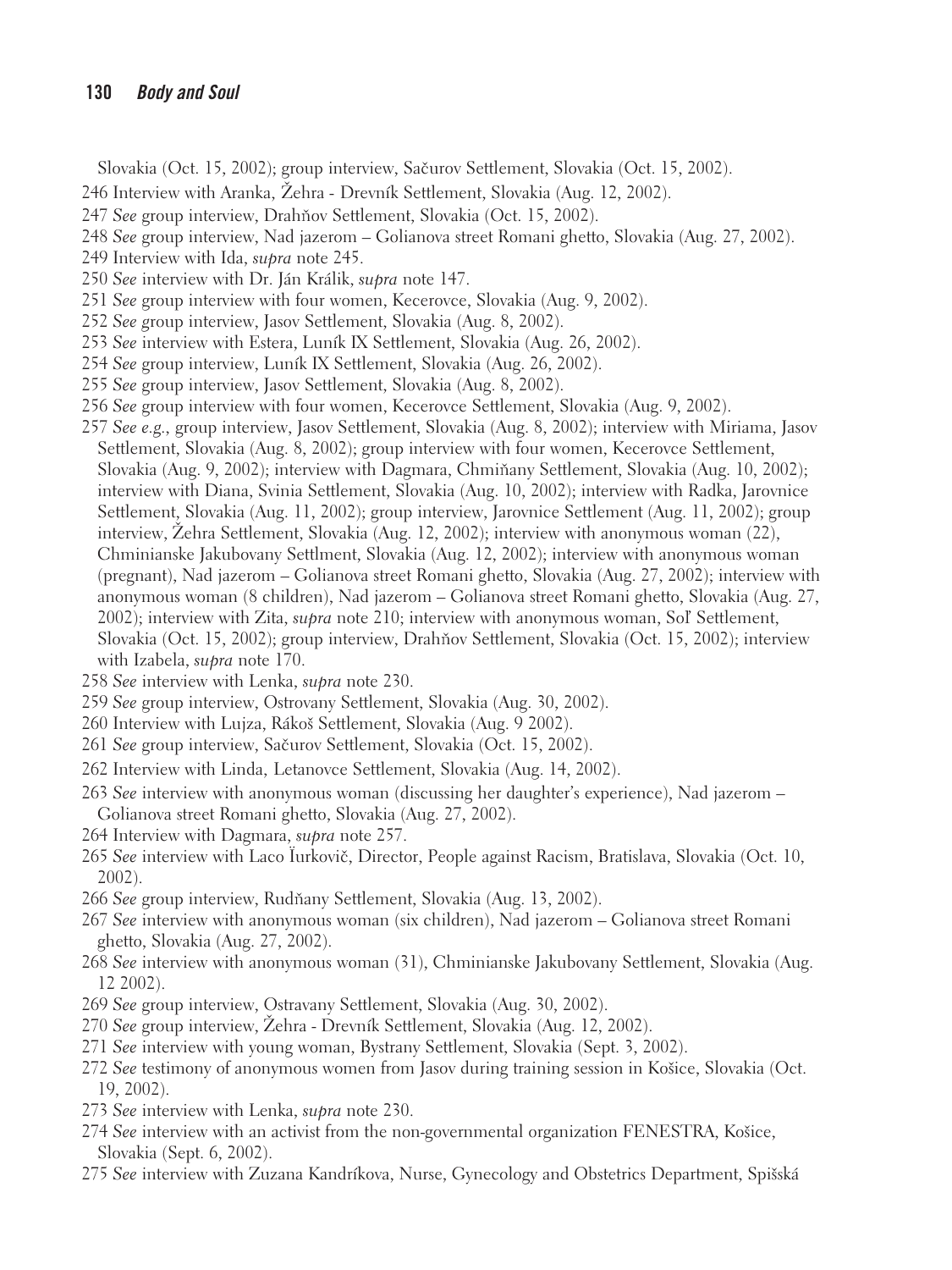Slovakia (Oct. 15, 2002); group interview, Sačurov Settlement, Slovakia (Oct. 15, 2002).

246 Interview with Aranka, Žehra - Drevník Settlement, Slovakia (Aug. 12, 2002).

247 *See* group interview, Drahňov Settlement, Slovakia (Oct. 15, 2002).

248 *See* group interview, Nad jazerom – Golianova street Romani ghetto, Slovakia (Aug. 27, 2002).

249 Interview with Ida, *supra* note 245.

250 *See* interview with Dr. Ján Králik, *supra* note 147.

251 *See* group interview with four women, Kecerovce, Slovakia (Aug. 9, 2002).

252 *See* group interview, Jasov Settlement, Slovakia (Aug. 8, 2002).

253 *See* interview with Estera, Luník IX Settlement, Slovakia (Aug. 26, 2002).

254 *See* group interview, Luník IX Settlement, Slovakia (Aug. 26, 2002).

255 *See* group interview, Jasov Settlement, Slovakia (Aug. 8, 2002).

256 *See* group interview with four women, Kecerovce Settlement, Slovakia (Aug. 9, 2002).

257 *See e.g.*, group interview, Jasov Settlement, Slovakia (Aug. 8, 2002); interview with Miriama, Jasov Settlement, Slovakia (Aug. 8, 2002); group interview with four women, Kecerovce Settlement, Slovakia (Aug. 9, 2002); interview with Dagmara, Chmiňany Settlement, Slovakia (Aug. 10, 2002); interview with Diana, Svinia Settlement, Slovakia (Aug. 10, 2002); interview with Radka, Jarovnice Settlement, Slovakia (Aug. 11, 2002); group interview, Jarovnice Settlement (Aug. 11, 2002); group interview, Žehra Settlement, Slovakia (Aug. 12, 2002); interview with anonymous woman (22), Chminianske Jakubovany Settlment, Slovakia (Aug. 12, 2002); interview with anonymous woman (pregnant), Nad jazerom – Golianova street Romani ghetto, Slovakia (Aug. 27, 2002); interview with anonymous woman (8 children), Nad jazerom – Golianova street Romani ghetto, Slovakia (Aug. 27, 2002); interview with Zita, *supra* note 210; interview with anonymous woman, Soľ Settlement, Slovakia (Oct. 15, 2002); group interview, Drahňov Settlement, Slovakia (Oct. 15, 2002); interview with Izabela, *supra* note 170.

258 *See* interview with Lenka, *supra* note 230.

259 *See* group interview, Ostrovany Settlement, Slovakia (Aug. 30, 2002).

260 Interview with Lujza, Rákoš Settlement, Slovakia (Aug. 9 2002).

261 *See* group interview, Sačurov Settlement, Slovakia (Oct. 15, 2002).

262 Interview with Linda, Letanovce Settlement, Slovakia (Aug. 14, 2002).

263 *See* interview with anonymous woman (discussing her daughter's experience), Nad jazerom – Golianova street Romani ghetto, Slovakia (Aug. 27, 2002).

264 Interview with Dagmara, *supra* note 257.

265 *See* interview with Laco Ïurkovič, Director, People against Racism, Bratislava, Slovakia (Oct. 10, 2002).

266 *See* group interview, Rudňany Settlement, Slovakia (Aug. 13, 2002).

267 *See* interview with anonymous woman (six children), Nad jazerom – Golianova street Romani ghetto, Slovakia (Aug. 27, 2002).

268 *See* interview with anonymous woman (31), Chminianske Jakubovany Settlement, Slovakia (Aug. 12 2002).

269 *See* group interview, Ostravany Settlement, Slovakia (Aug. 30, 2002).

270 *See* group interview, Žehra - Drevník Settlement, Slovakia (Aug. 12, 2002).

271 *See* interview with young woman, Bystrany Settlement, Slovakia (Sept. 3, 2002).

272 *See* testimony of anonymous women from Jasov during training session in Košice, Slovakia (Oct. 19, 2002).

273 *See* interview with Lenka, *supra* note 230.

274 *See* interview with an activist from the non-governmental organization FENESTRA, Košice, Slovakia (Sept. 6, 2002).

275 *See* interview with Zuzana Kandríkova, Nurse, Gynecology and Obstetrics Department, Spišská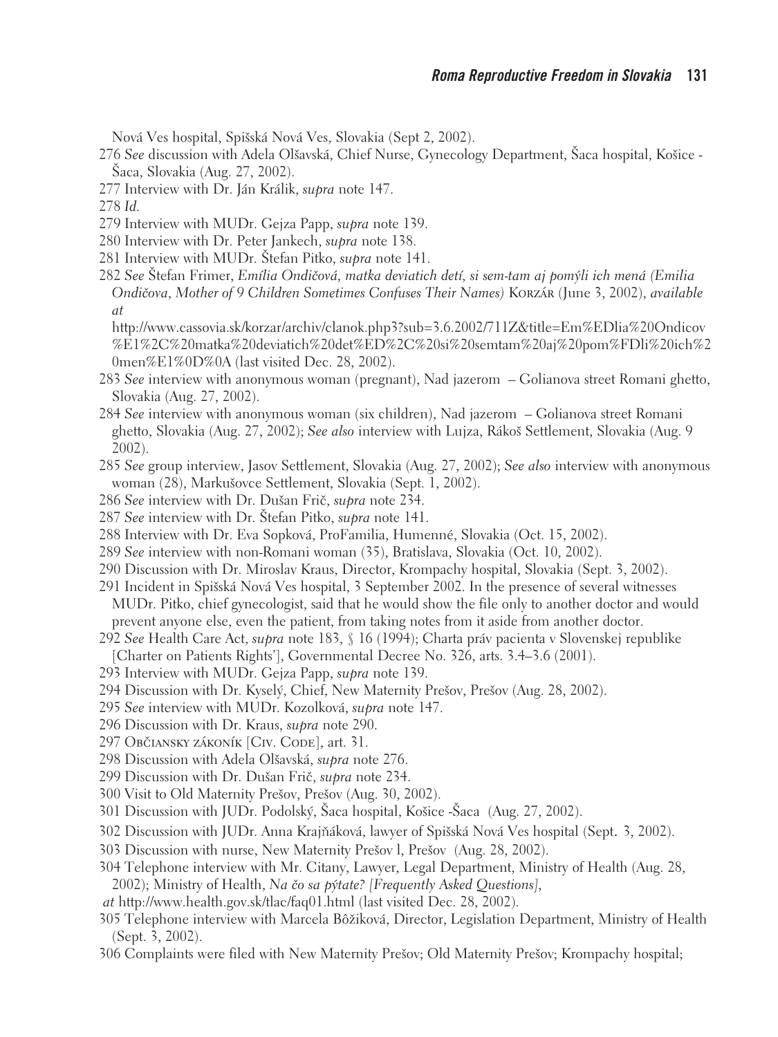Nová Ves hospital, Spišská Nová Ves, Slovakia (Sept 2, 2002).

276 *See* discussion with Adela Olšavská, Chief Nurse, Gynecology Department, Šaca hospital, Košice - Šaca, Slovakia (Aug. 27, 2002).

277 Interview with Dr. Ján Králik, *supra* note 147.

278 *Id.*

279 Interview with MUDr. Gejza Papp, *supra* note 139.

280 Interview with Dr. Peter Jankech, *supra* note 138.

281 Interview with MUDr. Štefan Pitko, *supra* note 141.

282 *See* Štefan Frimer, *Emília Ondičová, matka deviatich detí, si sem-tam aj pomýli ich mená (Emilia Ondičova, Mother of 9 Children Sometimes Confuses Their Names)* KORZÁR (June 3, 2002), *available at* http://www.cassovia.sk/korzar/archiv/clanok.php3?sub=3.6.2002/711Z&title=Em%EDlia%20Ondicov%E1%2C%20matka%20deviatich%20det%ED%2C%20si%20semtam%20aj%20pom%FDli%20ich%20men%E1%0D%0A (last visited Dec. 28, 2002).

283 *See* interview with anonymous woman (pregnant), Nad jazerom – Golianova street Romani ghetto, Slovakia (Aug. 27, 2002).

284 *See* interview with anonymous woman (six children), Nad jazerom – Golianova street Romani ghetto, Slovakia (Aug. 27, 2002); *See also* interview with Lujza, Rákoš Settlement, Slovakia (Aug. 9 2002).

285 *See* group interview, Jasov Settlement, Slovakia (Aug. 27, 2002); *See also* interview with anonymous woman (28), Markušovce Settlement, Slovakia (Sept. 1, 2002).

286 *See* interview with Dr. Dušan Frič, *supra* note 234.

287 *See* interview with Dr. Štefan Pitko, *supra* note 141.

288 Interview with Dr. Eva Sopková, ProFamilia, Humenné, Slovakia (Oct. 15, 2002).

289 *See* interview with non-Romani woman (35), Bratislava, Slovakia (Oct. 10, 2002).

290 Discussion with Dr. Miroslav Kraus, Director, Krompachy hospital, Slovakia (Sept. 3, 2002).

291 Incident in Spišská Nová Ves hospital, 3 September 2002. In the presence of several witnesses MUDr. Pitko, chief gynecologist, said that he would show the file only to another doctor and would prevent anyone else, even the patient, from taking notes from it aside from another doctor.

292 *See* Health Care Act, *supra* note 183, § 16 (1994); Charta práv pacienta v Slovenskej republike [Charter on Patients Rights'], Governmental Decree No. 326, arts. 3.4–3.6 (2001).

293 Interview with MUDr. Gejza Papp, *supra* note 139.

294 Discussion with Dr. Kyselý, Chief, New Maternity Prešov, Prešov (Aug. 28, 2002).

295 *See* interview with MUDr. Kozolková, *supra* note 147.

296 Discussion with Dr. Kraus, *supra* note 290.

297 OBČIANSKY ZÁKONÍK [CIV. CODE], art. 31.

298 Discussion with Adela Olšavská, *supra* note 276.

299 Discussion with Dr. Dušan Frič, *supra* note 234.

300 Visit to Old Maternity Prešov, Prešov (Aug. 30, 2002).

301 Discussion with JUDr. Podolský, Šaca hospital, Košice -Šaca (Aug. 27, 2002).

302 Discussion with JUDr. Anna Krajňáková, lawyer of Spišská Nová Ves hospital (Sept. 3, 2002).

303 Discussion with nurse, New Maternity Prešov l, Prešov (Aug. 28, 2002).

304 Telephone interview with Mr. Citany, Lawyer, Legal Department, Ministry of Health (Aug. 28, 2002); Ministry of Health, *Na čo sa pýtate? [Frequently Asked Questions]*, *at* http://www.health.gov.sk/tlac/faq01.html (last visited Dec. 28, 2002).

305 Telephone interview with Marcela Bôžiková, Director, Legislation Department, Ministry of Health (Sept. 3, 2002).

306 Complaints were filed with New Maternity Prešov; Old Maternity Prešov; Krompachy hospital;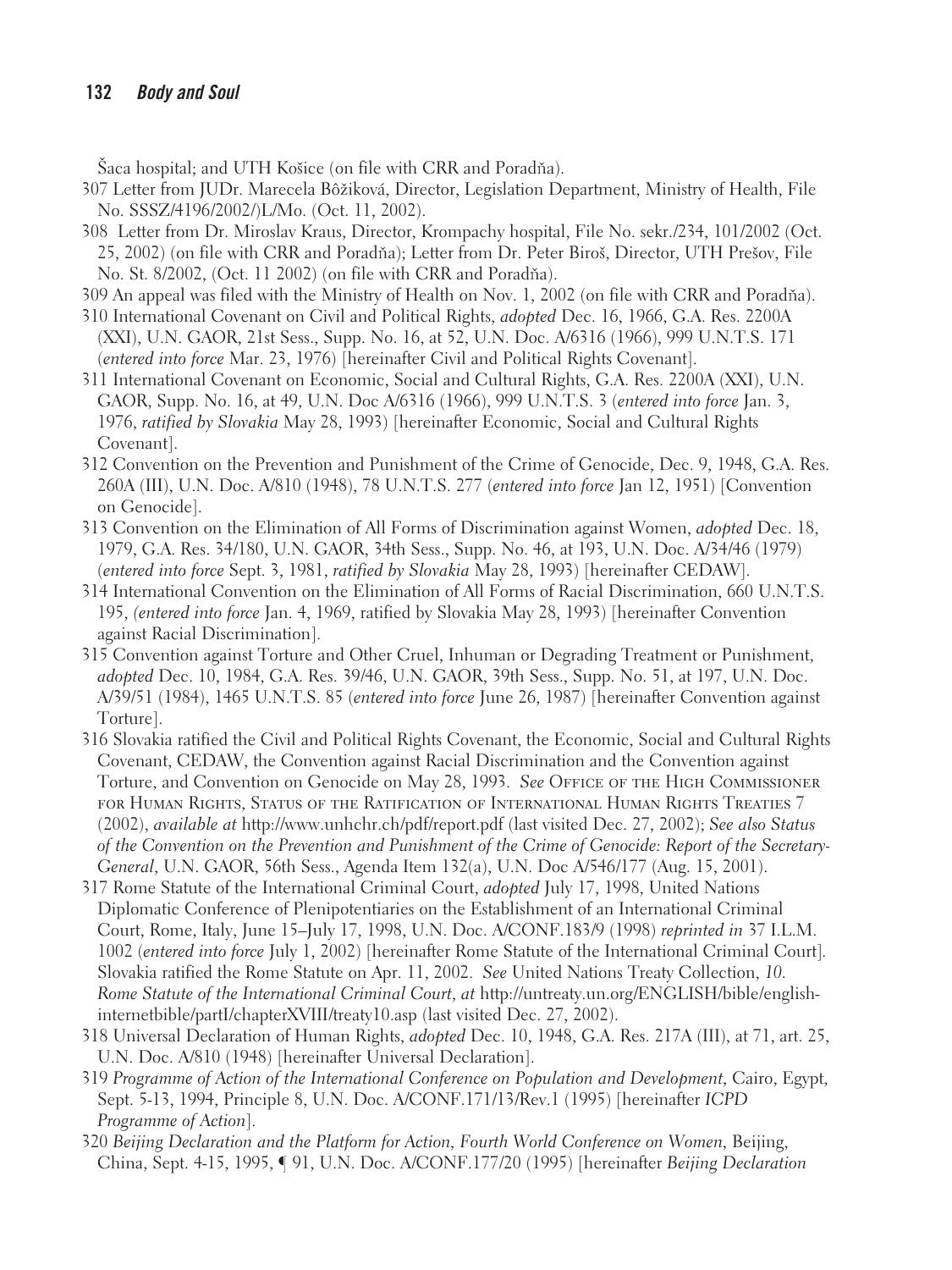Šaca hospital; and UTH Košice (on file with CRR and Poradňa).

307 Letter from JUDr. Marecela Bôžiková, Director, Legislation Department, Ministry of Health, File No. SSSZ/4196/2002/)L/Mo. (Oct. 11, 2002).

308 Letter from Dr. Miroslav Kraus, Director, Krompachy hospital, File No. sekr./234, 101/2002 (Oct. 25, 2002) (on file with CRR and Poradňa); Letter from Dr. Peter Biroš, Director, UTH Prešov, File No. St. 8/2002, (Oct. 11 2002) (on file with CRR and Poradňa).

309 An appeal was filed with the Ministry of Health on Nov. 1, 2002 (on file with CRR and Poradňa).

310 International Covenant on Civil and Political Rights, *adopted* Dec. 16, 1966, G.A. Res. 2200A (XXI), U.N. GAOR, 21st Sess., Supp. No. 16, at 52, U.N. Doc. A/6316 (1966), 999 U.N.T.S. 171 (*entered into force* Mar. 23, 1976) [hereinafter Civil and Political Rights Covenant].

311 International Covenant on Economic, Social and Cultural Rights, G.A. Res. 2200A (XXI), U.N. GAOR, Supp. No. 16, at 49, U.N. Doc A/6316 (1966), 999 U.N.T.S. 3 (*entered into force* Jan. 3, 1976, *ratified by Slovakia* May 28, 1993) [hereinafter Economic, Social and Cultural Rights Covenant].

312 Convention on the Prevention and Punishment of the Crime of Genocide, Dec. 9, 1948, G.A. Res. 260A (III), U.N. Doc. A/810 (1948), 78 U.N.T.S. 277 (*entered into force* Jan 12, 1951) [Convention on Genocide].

313 Convention on the Elimination of All Forms of Discrimination against Women, *adopted* Dec. 18, 1979, G.A. Res. 34/180, U.N. GAOR, 34th Sess., Supp. No. 46, at 193, U.N. Doc. A/34/46 (1979) (*entered into force* Sept. 3, 1981, *ratified by Slovakia* May 28, 1993) [hereinafter CEDAW].

314 International Convention on the Elimination of All Forms of Racial Discrimination, 660 U.N.T.S. 195, *(entered into force* Jan. 4, 1969, ratified by Slovakia May 28, 1993) [hereinafter Convention against Racial Discrimination].

315 Convention against Torture and Other Cruel, Inhuman or Degrading Treatment or Punishment, *adopted* Dec. 10, 1984, G.A. Res. 39/46, U.N. GAOR, 39th Sess., Supp. No. 51, at 197, U.N. Doc. A/39/51 (1984), 1465 U.N.T.S. 85 (*entered into force* June 26, 1987) [hereinafter Convention against Torture].

316 Slovakia ratified the Civil and Political Rights Covenant, the Economic, Social and Cultural Rights Covenant, CEDAW, the Convention against Racial Discrimination and the Convention against Torture, and Convention on Genocide on May 28, 1993. *See* Office of the High Commissioner for Human Rights, Status of the Ratification of International Human Rights Treaties 7 (2002), *available at* http://www.unhchr.ch/pdf/report.pdf (last visited Dec. 27, 2002); *See also Status of the Convention on the Prevention and Punishment of the Crime of Genocide: Report of the Secretary-General*, U.N. GAOR, 56th Sess., Agenda Item 132(a), U.N. Doc A/546/177 (Aug. 15, 2001).

317 Rome Statute of the International Criminal Court, *adopted* July 17, 1998, United Nations Diplomatic Conference of Plenipotentiaries on the Establishment of an International Criminal Court, Rome, Italy, June 15–July 17, 1998, U.N. Doc. A/CONF.183/9 (1998) *reprinted in* 37 I.L.M. 1002 (*entered into force* July 1, 2002) [hereinafter Rome Statute of the International Criminal Court]. Slovakia ratified the Rome Statute on Apr. 11, 2002. *See* United Nations Treaty Collection, *10. Rome Statute of the International Criminal Court*, *at* http://untreaty.un.org/ENGLISH/bible/englishinternetbible/partI/chapterXVIII/treaty10.asp (last visited Dec. 27, 2002).

318 Universal Declaration of Human Rights, *adopted* Dec. 10, 1948, G.A. Res. 217A (III), at 71, art. 25, U.N. Doc. A/810 (1948) [hereinafter Universal Declaration].

319 *Programme of Action of the International Conference on Population and Development*, Cairo, Egypt, Sept. 5-13, 1994, Principle 8, U.N. Doc. A/CONF.171/13/Rev.1 (1995) [hereinafter *ICPD Programme of Action*].

320 *Beijing Declaration and the Platform for Action, Fourth World Conference on Women*, Beijing, China, Sept. 4-15, 1995, ¶ 91, U.N. Doc. A/CONF.177/20 (1995) [hereinafter *Beijing Declaration*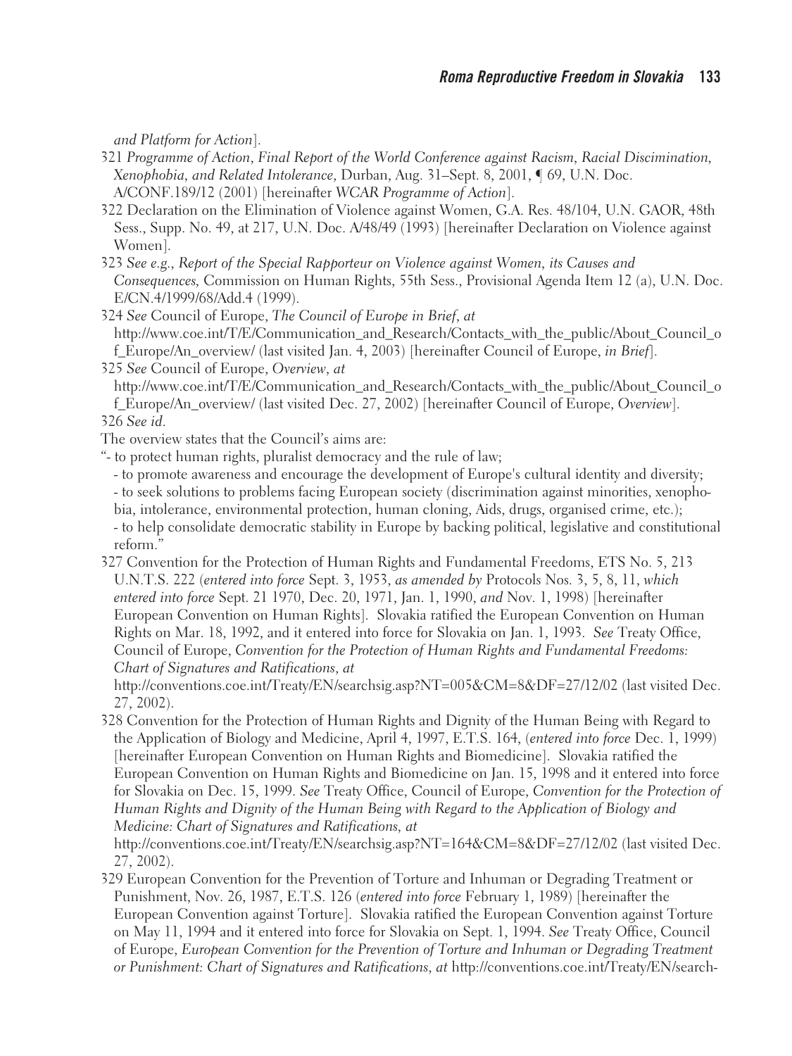*and Platform for Action*].

321 *Programme of Action*, *Final Report of the World Conference against Racism, Racial Discimination, Xenophobia, and Related Intolerance*, Durban, Aug. 31–Sept. 8, 2001, ¶ 69, U.N. Doc. A/CONF.189/12 (2001) [hereinafter *WCAR Programme of Action*].

322 Declaration on the Elimination of Violence against Women, G.A. Res. 48/104, U.N. GAOR, 48th Sess., Supp. No. 49, at 217, U.N. Doc. A/48/49 (1993) [hereinafter Declaration on Violence against Women].

323 *See e.g.*, *Report of the Special Rapporteur on Violence against Women, its Causes and Consequences*, Commission on Human Rights, 55th Sess., Provisional Agenda Item 12 (a), U.N. Doc. E/CN.4/1999/68/Add.4 (1999).

324 *See* Council of Europe, *The Council of Europe in Brief*, *at* http://www.coe.int/T/E/Communication_and_Research/Contacts_with_the_public/About_Council_of_Europe/An_overview/ (last visited Jan. 4, 2003) [hereinafter Council of Europe, *in Brief*].

325 *See* Council of Europe, *Overview*, *at* http://www.coe.int/T/E/Communication_and_Research/Contacts_with_the_public/About_Council_of_Europe/An_overview/ (last visited Dec. 27, 2002) [hereinafter Council of Europe, *Overview*].

326 *See id.*

The overview states that the Council's aims are:

"- to protect human rights, pluralist democracy and the rule of law;
- to promote awareness and encourage the development of Europe's cultural identity and diversity;
- to seek solutions to problems facing European society (discrimination against minorities, xenophobia, intolerance, environmental protection, human cloning, Aids, drugs, organised crime, etc.);
- to help consolidate democratic stability in Europe by backing political, legislative and constitutional reform."

327 Convention for the Protection of Human Rights and Fundamental Freedoms, ETS No. 5, 213 U.N.T.S. 222 (*entered into force* Sept. 3, 1953, *as amended by* Protocols Nos. 3, 5, 8, 11, *which entered into force* Sept. 21 1970, Dec. 20, 1971, Jan. 1, 1990, *and* Nov. 1, 1998) [hereinafter European Convention on Human Rights]. Slovakia ratified the European Convention on Human Rights on Mar. 18, 1992, and it entered into force for Slovakia on Jan. 1, 1993. *See* Treaty Office, Council of Europe, *Convention for the Protection of Human Rights and Fundamental Freedoms: Chart of Signatures and Ratifications*, *at* http://conventions.coe.int/Treaty/EN/searchsig.asp?NT=005&CM=8&DF=27/12/02 (last visited Dec. 27, 2002).

328 Convention for the Protection of Human Rights and Dignity of the Human Being with Regard to the Application of Biology and Medicine, April 4, 1997, E.T.S. 164, (*entered into force* Dec. 1, 1999) [hereinafter European Convention on Human Rights and Biomedicine]. Slovakia ratified the European Convention on Human Rights and Biomedicine on Jan. 15, 1998 and it entered into force for Slovakia on Dec. 15, 1999. *See* Treaty Office, Council of Europe, *Convention for the Protection of Human Rights and Dignity of the Human Being with Regard to the Application of Biology and Medicine: Chart of Signatures and Ratifications*, *at* http://conventions.coe.int/Treaty/EN/searchsig.asp?NT=164&CM=8&DF=27/12/02 (last visited Dec. 27, 2002).

329 European Convention for the Prevention of Torture and Inhuman or Degrading Treatment or Punishment, Nov. 26, 1987, E.T.S. 126 (*entered into force* February 1, 1989) [hereinafter the European Convention against Torture]. Slovakia ratified the European Convention against Torture on May 11, 1994 and it entered into force for Slovakia on Sept. 1, 1994. *See* Treaty Office, Council of Europe, *European Convention for the Prevention of Torture and Inhuman or Degrading Treatment or Punishment: Chart of Signatures and Ratifications*, *at* http://conventions.coe.int/Treaty/EN/search-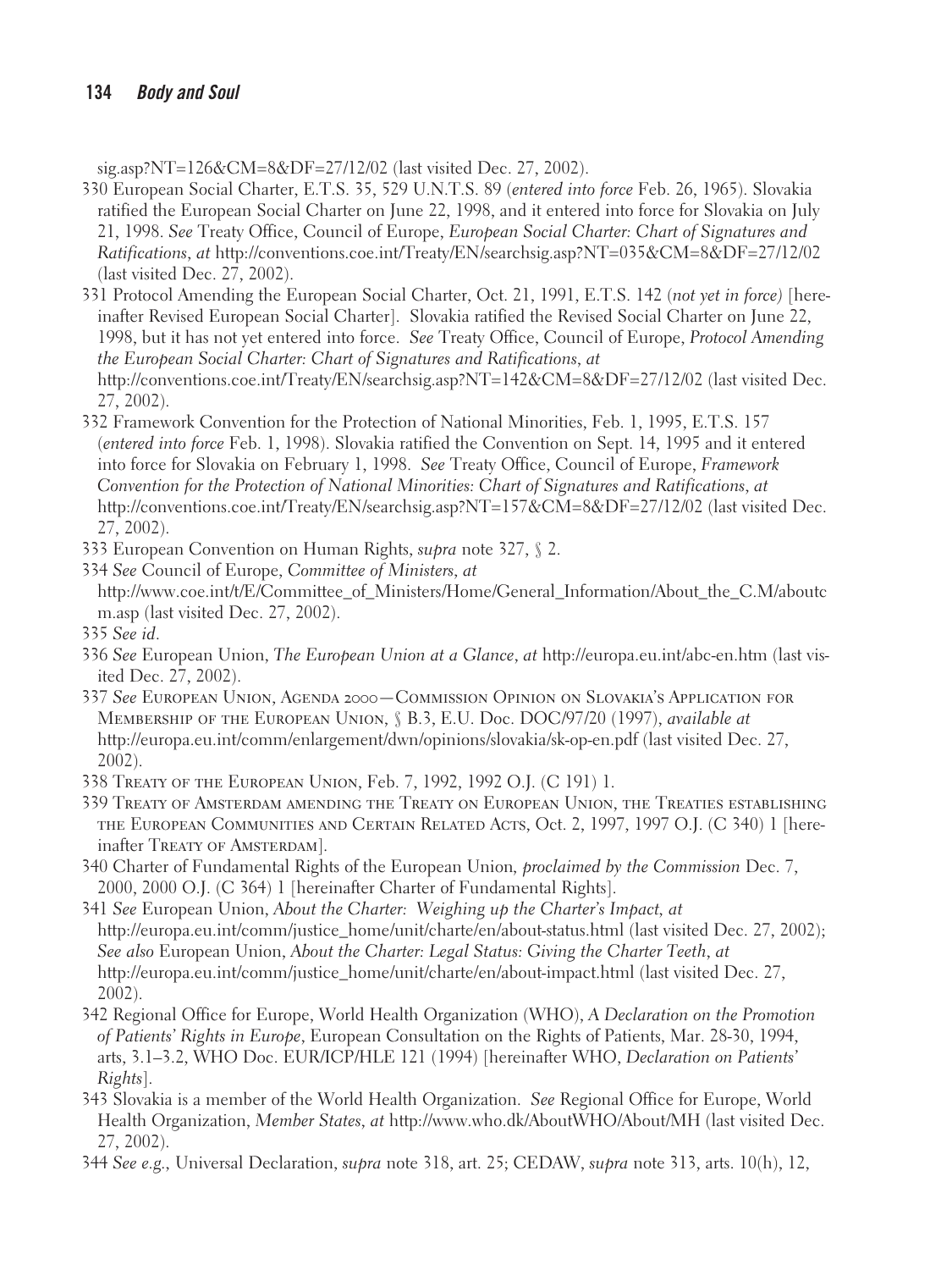sig.asp?NT=126&CM=8&DF=27/12/02 (last visited Dec. 27, 2002).

330 European Social Charter, E.T.S. 35, 529 U.N.T.S. 89 (*entered into force* Feb. 26, 1965). Slovakia ratified the European Social Charter on June 22, 1998, and it entered into force for Slovakia on July 21, 1998. *See* Treaty Office, Council of Europe, *European Social Charter: Chart of Signatures and Ratifications*, *at* http://conventions.coe.int/Treaty/EN/searchsig.asp?NT=035&CM=8&DF=27/12/02 (last visited Dec. 27, 2002).

331 Protocol Amending the European Social Charter, Oct. 21, 1991, E.T.S. 142 (*not yet in force*) [hereinafter Revised European Social Charter]. Slovakia ratified the Revised Social Charter on June 22, 1998, but it has not yet entered into force. *See* Treaty Office, Council of Europe, *Protocol Amending the European Social Charter: Chart of Signatures and Ratifications*, *at* http://conventions.coe.int/Treaty/EN/searchsig.asp?NT=142&CM=8&DF=27/12/02 (last visited Dec. 27, 2002).

332 Framework Convention for the Protection of National Minorities, Feb. 1, 1995, E.T.S. 157 (*entered into force* Feb. 1, 1998). Slovakia ratified the Convention on Sept. 14, 1995 and it entered into force for Slovakia on February 1, 1998. *See* Treaty Office, Council of Europe, *Framework Convention for the Protection of National Minorities: Chart of Signatures and Ratifications*, *at* http://conventions.coe.int/Treaty/EN/searchsig.asp?NT=157&CM=8&DF=27/12/02 (last visited Dec. 27, 2002).

333 European Convention on Human Rights, *supra* note 327, § 2.

334 *See* Council of Europe, *Committee of Ministers*, *at* http://www.coe.int/t/E/Committee_of_Ministers/Home/General_Information/About_the_C.M/aboutcm.asp (last visited Dec. 27, 2002).

335 *See id*.

336 *See* European Union, *The European Union at a Glance*, *at* http://europa.eu.int/abc-en.htm (last visited Dec. 27, 2002).

337 *See* European Union, Agenda 2000—Commission Opinion on Slovakia's Application for Membership of the European Union, § B.3, E.U. Doc. DOC/97/20 (1997), *available at* http://europa.eu.int/comm/enlargement/dwn/opinions/slovakia/sk-op-en.pdf (last visited Dec. 27, 2002).

338 Treaty of the European Union, Feb. 7, 1992, 1992 O.J. (C 191) 1.

339 Treaty of Amsterdam amending the Treaty on European Union, the Treaties establishing the European Communities and Certain Related Acts, Oct. 2, 1997, 1997 O.J. (C 340) 1 [hereinafter Treaty of Amsterdam].

340 Charter of Fundamental Rights of the European Union, *proclaimed by the Commission* Dec. 7, 2000, 2000 O.J. (C 364) 1 [hereinafter Charter of Fundamental Rights].

341 *See* European Union, *About the Charter: Weighing up the Charter's Impact*, *at* http://europa.eu.int/comm/justice_home/unit/charte/en/about-status.html (last visited Dec. 27, 2002); *See also* European Union, *About the Charter: Legal Status: Giving the Charter Teeth*, *at* http://europa.eu.int/comm/justice_home/unit/charte/en/about-impact.html (last visited Dec. 27, 2002).

342 Regional Office for Europe, World Health Organization (WHO), *A Declaration on the Promotion of Patients' Rights in Europe*, European Consultation on the Rights of Patients, Mar. 28-30, 1994, arts, 3.1–3.2, WHO Doc. EUR/ICP/HLE 121 (1994) [hereinafter WHO, *Declaration on Patients' Rights*].

343 Slovakia is a member of the World Health Organization. *See* Regional Office for Europe, World Health Organization, *Member States*, *at* http://www.who.dk/AboutWHO/About/MH (last visited Dec. 27, 2002).

344 *See e.g.*, Universal Declaration, *supra* note 318, art. 25; CEDAW, *supra* note 313, arts. 10(h), 12,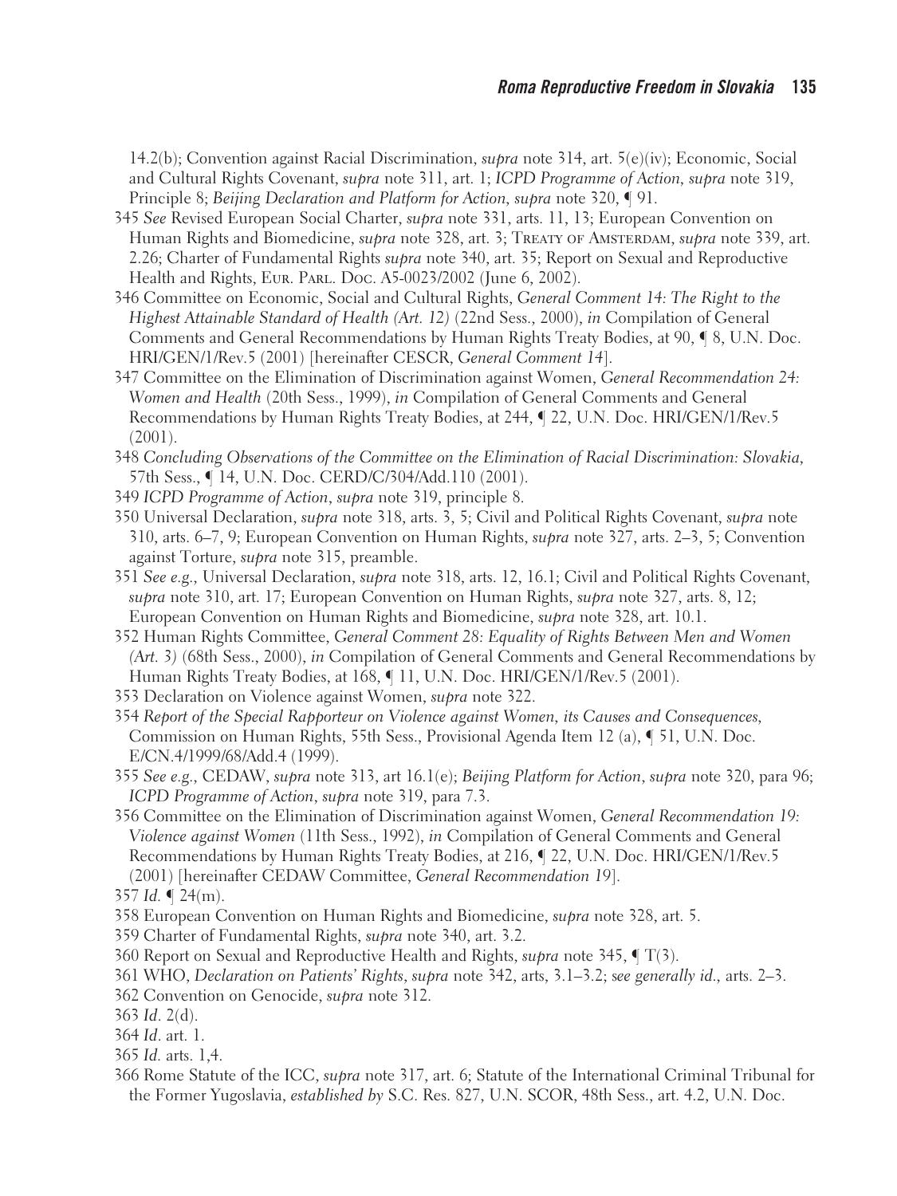14.2(b); Convention against Racial Discrimination, *supra* note 314, art. 5(e)(iv); Economic, Social and Cultural Rights Covenant, *supra* note 311, art. 1; *ICPD Programme of Action*, *supra* note 319, Principle 8; *Beijing Declaration and Platform for Action*, *supra* note 320, ¶ 91.

345 *See* Revised European Social Charter, *supra* note 331, arts. 11, 13; European Convention on Human Rights and Biomedicine, *supra* note 328, art. 3; TREATY OF AMSTERDAM, *supra* note 339, art. 2.26; Charter of Fundamental Rights *supra* note 340, art. 35; Report on Sexual and Reproductive Health and Rights, EUR. PARL. DOC. A5-0023/2002 (June 6, 2002).

346 Committee on Economic, Social and Cultural Rights, *General Comment 14: The Right to the Highest Attainable Standard of Health (Art. 12)* (22nd Sess., 2000), *in* Compilation of General Comments and General Recommendations by Human Rights Treaty Bodies, at 90, ¶ 8, U.N. Doc. HRI/GEN/1/Rev.5 (2001) [hereinafter CESCR, *General Comment 14*].

347 Committee on the Elimination of Discrimination against Women, *General Recommendation 24: Women and Health* (20th Sess., 1999), *in* Compilation of General Comments and General Recommendations by Human Rights Treaty Bodies, at 244, ¶ 22, U.N. Doc. HRI/GEN/1/Rev.5 (2001).

348 *Concluding Observations of the Committee on the Elimination of Racial Discrimination: Slovakia*, 57th Sess., ¶ 14, U.N. Doc. CERD/C/304/Add.110 (2001).

349 *ICPD Programme of Action*, *supra* note 319, principle 8.

350 Universal Declaration, *supra* note 318, arts. 3, 5; Civil and Political Rights Covenant, *supra* note 310, arts. 6–7, 9; European Convention on Human Rights, *supra* note 327, arts. 2–3, 5; Convention against Torture, *supra* note 315, preamble.

351 *See e.g.*, Universal Declaration, *supra* note 318, arts. 12, 16.1; Civil and Political Rights Covenant, *supra* note 310, art. 17; European Convention on Human Rights, *supra* note 327, arts. 8, 12; European Convention on Human Rights and Biomedicine, *supra* note 328, art. 10.1.

352 Human Rights Committee, *General Comment 28: Equality of Rights Between Men and Women (Art. 3)* (68th Sess., 2000), *in* Compilation of General Comments and General Recommendations by Human Rights Treaty Bodies, at 168, ¶ 11, U.N. Doc. HRI/GEN/1/Rev.5 (2001).

353 Declaration on Violence against Women, *supra* note 322.

354 *Report of the Special Rapporteur on Violence against Women, its Causes and Consequences*, Commission on Human Rights, 55th Sess., Provisional Agenda Item 12 (a), ¶ 51, U.N. Doc. E/CN.4/1999/68/Add.4 (1999).

355 *See e.g.*, CEDAW, *supra* note 313, art 16.1(e); *Beijing Platform for Action*, *supra* note 320, para 96; *ICPD Programme of Action*, *supra* note 319, para 7.3.

356 Committee on the Elimination of Discrimination against Women, *General Recommendation 19: Violence against Women* (11th Sess., 1992), *in* Compilation of General Comments and General Recommendations by Human Rights Treaty Bodies, at 216, ¶ 22, U.N. Doc. HRI/GEN/1/Rev.5 (2001) [hereinafter CEDAW Committee, *General Recommendation 19*].

357 *Id.* ¶ 24(m).

358 European Convention on Human Rights and Biomedicine, *supra* note 328, art. 5.

359 Charter of Fundamental Rights, *supra* note 340, art. 3.2.

360 Report on Sexual and Reproductive Health and Rights, *supra* note 345, ¶ T(3).

361 WHO, *Declaration on Patients' Rights*, *supra* note 342, arts, 3.1–3.2; *see generally id.*, arts. 2–3.

362 Convention on Genocide, *supra* note 312.

363 *Id.* 2(d).

364 *Id.* art. 1.

365 *Id.* arts. 1,4.

366 Rome Statute of the ICC, *supra* note 317, art. 6; Statute of the International Criminal Tribunal for the Former Yugoslavia, *established by* S.C. Res. 827, U.N. SCOR, 48th Sess., art. 4.2, U.N. Doc.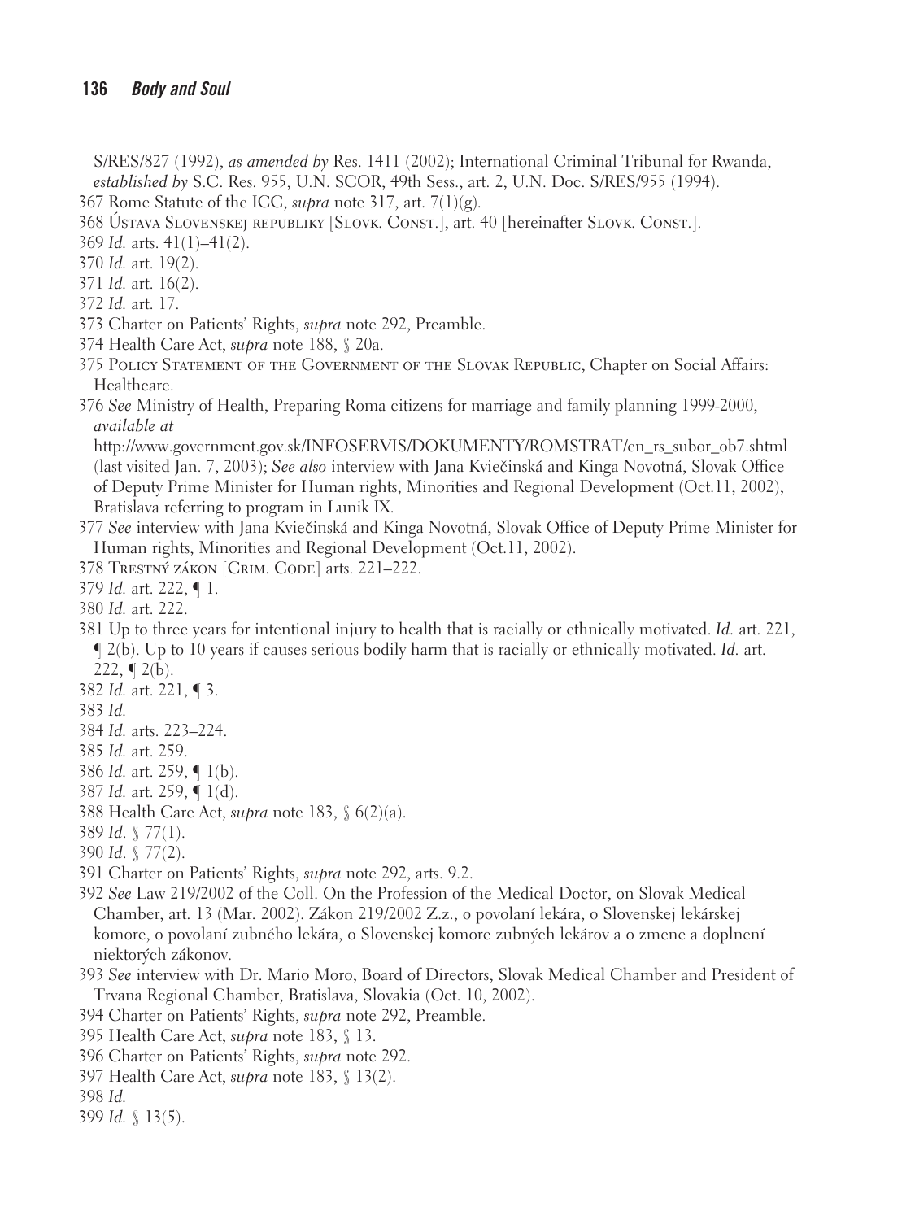S/RES/827 (1992), *as amended by* Res. 1411 (2002); International Criminal Tribunal for Rwanda, *established by* S.C. Res. 955, U.N. SCOR, 49th Sess., art. 2, U.N. Doc. S/RES/955 (1994).

367 Rome Statute of the ICC, *supra* note 317, art. 7(1)(g).

368 Ústava Slovenskej republiky [Slovk. Const.], art. 40 [hereinafter Slovk. Const.].

369 *Id.* arts. 41(1)–41(2).

370 *Id.* art. 19(2).

371 *Id.* art. 16(2).

372 *Id.* art. 17.

373 Charter on Patients' Rights, *supra* note 292, Preamble.

374 Health Care Act, *supra* note 188, § 20a.

375 Policy Statement of the Government of the Slovak Republic, Chapter on Social Affairs: Healthcare.

376 *See* Ministry of Health, Preparing Roma citizens for marriage and family planning 1999-2000, *available at* http://www.government.gov.sk/INFOSERVIS/DOKUMENTY/ROMSTRAT/en_rs_subor_ob7.shtml (last visited Jan. 7, 2003); *See also* interview with Jana Kviečinská and Kinga Novotná, Slovak Office of Deputy Prime Minister for Human rights, Minorities and Regional Development (Oct.11, 2002), Bratislava referring to program in Lunik IX.

377 *See* interview with Jana Kviečinská and Kinga Novotná, Slovak Office of Deputy Prime Minister for Human rights, Minorities and Regional Development (Oct.11, 2002).

378 Trestný zákon [Crim. Code] arts. 221–222.

379 *Id.* art. 222, ¶ 1.

380 *Id.* art. 222.

381 Up to three years for intentional injury to health that is racially or ethnically motivated. *Id.* art. 221, ¶ 2(b). Up to 10 years if causes serious bodily harm that is racially or ethnically motivated. *Id.* art. 222, ¶ 2(b).

382 *Id.* art. 221, ¶ 3.

383 *Id.*

384 *Id.* arts. 223–224.

385 *Id.* art. 259.

386 *Id.* art. 259, ¶ 1(b).

387 *Id.* art. 259, ¶ 1(d).

388 Health Care Act, *supra* note 183, § 6(2)(a).

389 *Id*. § 77(1).

390 *Id*. § 77(2).

391 Charter on Patients' Rights, *supra* note 292, arts. 9.2.

392 *See* Law 219/2002 of the Coll. On the Profession of the Medical Doctor, on Slovak Medical Chamber, art. 13 (Mar. 2002). Zákon 219/2002 Z.z., o povolaní lekára, o Slovenskej lekárskej komore, o povolaní zubného lekára, o Slovenskej komore zubných lekárov a o zmene a doplnení niektorých zákonov.

393 *See* interview with Dr. Mario Moro, Board of Directors, Slovak Medical Chamber and President of Trvana Regional Chamber, Bratislava, Slovakia (Oct. 10, 2002).

394 Charter on Patients' Rights, *supra* note 292, Preamble.

395 Health Care Act, *supra* note 183, § 13.

396 Charter on Patients' Rights, *supra* note 292.

397 Health Care Act, *supra* note 183, § 13(2).

398 *Id.*

399 *Id.* § 13(5).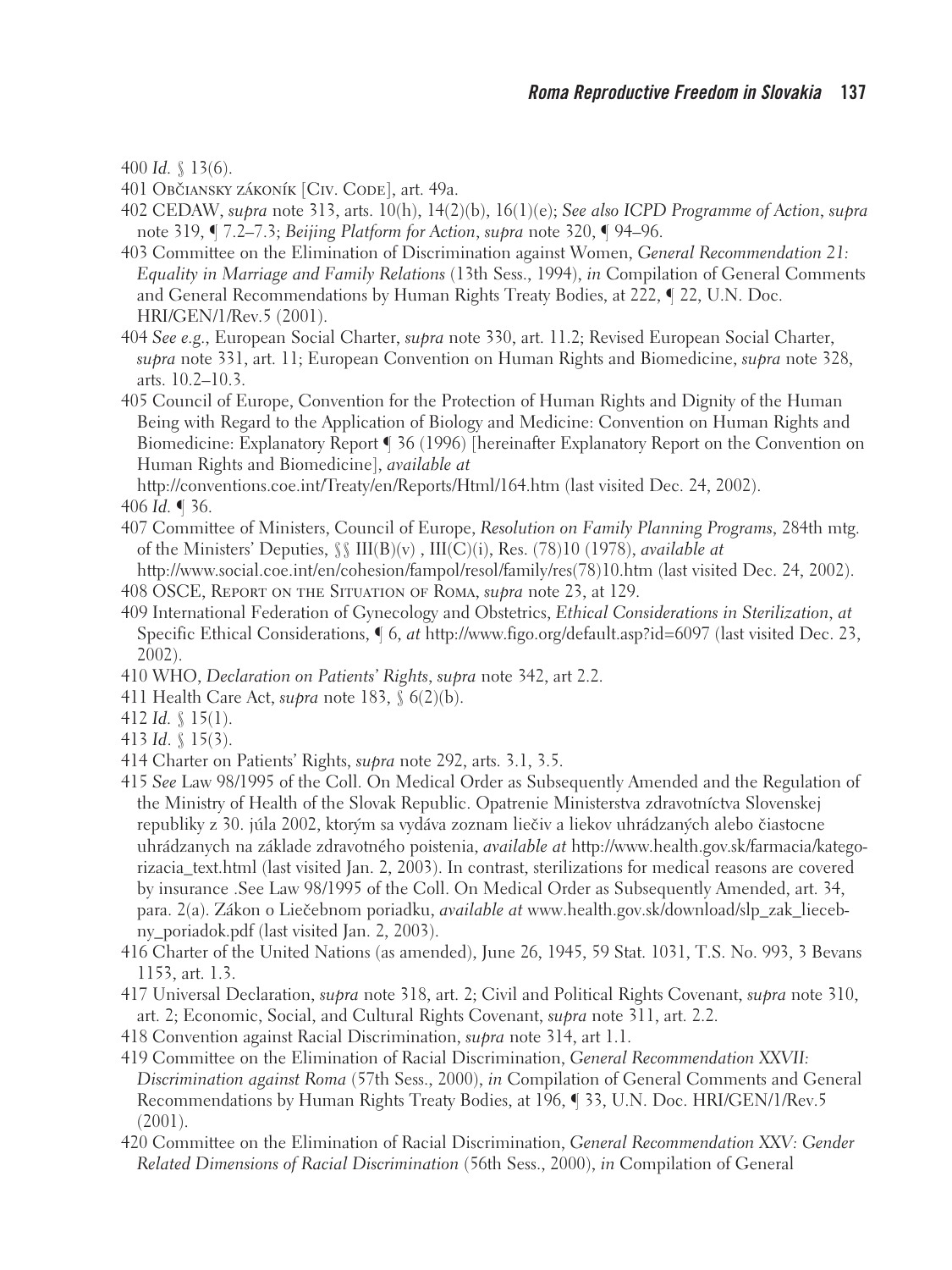400 *Id.* § 13(6).

401 Občiansky zákoník [Civ. Code], art. 49a.

402 CEDAW, *supra* note 313, arts. 10(h), 14(2)(b), 16(1)(e); *See also ICPD Programme of Action*, *supra* note 319, ¶ 7.2–7.3; *Beijing Platform for Action*, *supra* note 320, ¶ 94–96.

403 Committee on the Elimination of Discrimination against Women, *General Recommendation 21: Equality in Marriage and Family Relations* (13th Sess., 1994), *in* Compilation of General Comments and General Recommendations by Human Rights Treaty Bodies, at 222, ¶ 22, U.N. Doc. HRI/GEN/1/Rev.5 (2001).

404 *See e.g.*, European Social Charter, *supra* note 330, art. 11.2; Revised European Social Charter, *supra* note 331, art. 11; European Convention on Human Rights and Biomedicine, *supra* note 328, arts. 10.2–10.3.

405 Council of Europe, Convention for the Protection of Human Rights and Dignity of the Human Being with Regard to the Application of Biology and Medicine: Convention on Human Rights and Biomedicine: Explanatory Report ¶ 36 (1996) [hereinafter Explanatory Report on the Convention on Human Rights and Biomedicine], *available at* http://conventions.coe.int/Treaty/en/Reports/Html/164.htm (last visited Dec. 24, 2002).

406 *Id.* ¶ 36.

407 Committee of Ministers, Council of Europe, *Resolution on Family Planning Programs*, 284th mtg. of the Ministers' Deputies, §§ III(B)(v) , III(C)(i), Res. (78)10 (1978), *available at* http://www.social.coe.int/en/cohesion/fampol/resol/family/res(78)10.htm (last visited Dec. 24, 2002).

408 OSCE, Report on the Situation of Roma, *supra* note 23, at 129.

409 International Federation of Gynecology and Obstetrics, *Ethical Considerations in Sterilization*, *at* Specific Ethical Considerations, ¶ 6, *at* http://www.figo.org/default.asp?id=6097 (last visited Dec. 23, 2002).

410 WHO, *Declaration on Patients' Rights*, *supra* note 342, art 2.2.

411 Health Care Act, *supra* note 183, § 6(2)(b).

412 *Id.* § 15(1).

413 *Id.* § 15(3).

414 Charter on Patients' Rights, *supra* note 292, arts. 3.1, 3.5.

415 *See* Law 98/1995 of the Coll. On Medical Order as Subsequently Amended and the Regulation of the Ministry of Health of the Slovak Republic. Opatrenie Ministerstva zdravotníctva Slovenskej republiky z 30. júla 2002, ktorým sa vydáva zoznam liečiv a liekov uhrádzaných alebo čiastocne uhrádzanych na základe zdravotného poistenia, *available at* http://www.health.gov.sk/farmacia/kategorizacia_text.html (last visited Jan. 2, 2003). In contrast, sterilizations for medical reasons are covered by insurance .See Law 98/1995 of the Coll. On Medical Order as Subsequently Amended, art. 34, para. 2(a). Zákon o Liečebnom poriadku, *available at* www.health.gov.sk/download/slp_zak_liecebny_poriadok.pdf (last visited Jan. 2, 2003).

416 Charter of the United Nations (as amended), June 26, 1945, 59 Stat. 1031, T.S. No. 993, 3 Bevans 1153, art. 1.3.

417 Universal Declaration, *supra* note 318, art. 2; Civil and Political Rights Covenant, *supra* note 310, art. 2; Economic, Social, and Cultural Rights Covenant, *supra* note 311, art. 2.2.

418 Convention against Racial Discrimination, *supra* note 314, art 1.1.

419 Committee on the Elimination of Racial Discrimination, *General Recommendation XXVII: Discrimination against Roma* (57th Sess., 2000), *in* Compilation of General Comments and General Recommendations by Human Rights Treaty Bodies, at 196, ¶ 33, U.N. Doc. HRI/GEN/1/Rev.5 (2001).

420 Committee on the Elimination of Racial Discrimination, *General Recommendation XXV: Gender Related Dimensions of Racial Discrimination* (56th Sess., 2000), *in* Compilation of General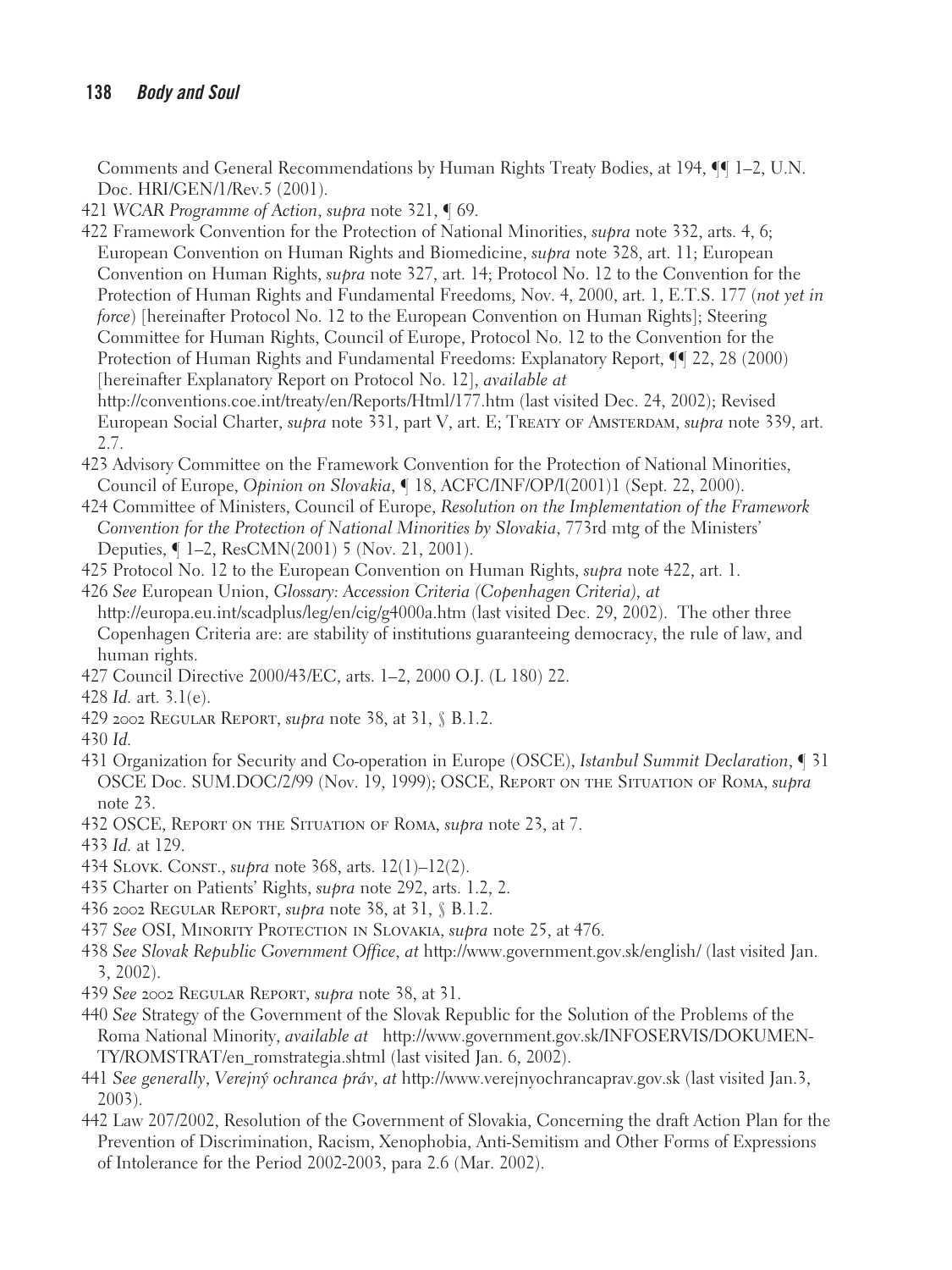Comments and General Recommendations by Human Rights Treaty Bodies, at 194, ¶¶ 1–2, U.N. Doc. HRI/GEN/1/Rev.5 (2001).

421 *WCAR Programme of Action*, *supra* note 321, ¶ 69.

422 Framework Convention for the Protection of National Minorities, *supra* note 332, arts. 4, 6; European Convention on Human Rights and Biomedicine, *supra* note 328, art. 11; European Convention on Human Rights, *supra* note 327, art. 14; Protocol No. 12 to the Convention for the Protection of Human Rights and Fundamental Freedoms, Nov. 4, 2000, art. 1, E.T.S. 177 (*not yet in force*) [hereinafter Protocol No. 12 to the European Convention on Human Rights]; Steering Committee for Human Rights, Council of Europe, Protocol No. 12 to the Convention for the Protection of Human Rights and Fundamental Freedoms: Explanatory Report, ¶¶ 22, 28 (2000) [hereinafter Explanatory Report on Protocol No. 12], *available at* http://conventions.coe.int/treaty/en/Reports/Html/177.htm (last visited Dec. 24, 2002); Revised European Social Charter, *supra* note 331, part V, art. E; TREATY OF AMSTERDAM, *supra* note 339, art. 2.7.

423 Advisory Committee on the Framework Convention for the Protection of National Minorities, Council of Europe, *Opinion on Slovakia*, ¶ 18, ACFC/INF/OP/I(2001)1 (Sept. 22, 2000).

424 Committee of Ministers, Council of Europe, *Resolution on the Implementation of the Framework Convention for the Protection of National Minorities by Slovakia*, 773rd mtg of the Ministers' Deputies, ¶ 1–2, ResCMN(2001) 5 (Nov. 21, 2001).

425 Protocol No. 12 to the European Convention on Human Rights, *supra* note 422, art. 1.

426 *See* European Union, *Glossary: Accession Criteria (Copenhagen Criteria)*, *at* http://europa.eu.int/scadplus/leg/en/cig/g4000a.htm (last visited Dec. 29, 2002). The other three Copenhagen Criteria are: are stability of institutions guaranteeing democracy, the rule of law, and human rights.

427 Council Directive 2000/43/EC, arts. 1–2, 2000 O.J. (L 180) 22.

428 *Id.* art. 3.1(e).

429 2002 REGULAR REPORT, *supra* note 38, at 31, § B.1.2.

430 *Id.*

431 Organization for Security and Co-operation in Europe (OSCE), *Istanbul Summit Declaration*, ¶ 31 OSCE Doc. SUM.DOC/2/99 (Nov. 19, 1999); OSCE, REPORT ON THE SITUATION OF ROMA, *supra* note 23.

432 OSCE, REPORT ON THE SITUATION OF ROMA, *supra* note 23, at 7.

433 *Id.* at 129.

434 SLOVK. CONST., *supra* note 368, arts. 12(1)–12(2).

435 Charter on Patients' Rights, *supra* note 292, arts. 1.2, 2.

436 2002 REGULAR REPORT, *supra* note 38, at 31, § B.1.2.

437 *See* OSI, MINORITY PROTECTION IN SLOVAKIA, *supra* note 25, at 476.

438 *See Slovak Republic Government Office*, *at* http://www.government.gov.sk/english/ (last visited Jan. 3, 2002).

439 *See* 2002 REGULAR REPORT, *supra* note 38, at 31.

440 *See* Strategy of the Government of the Slovak Republic for the Solution of the Problems of the Roma National Minority, *available at* http://www.government.gov.sk/INFOSERVIS/DOKUMENTY/ROMSTRAT/en_romstrategia.shtml (last visited Jan. 6, 2002).

441 *See generally*, *Verejný ochranca práv*, *at* http://www.verejnyochrancaprav.gov.sk (last visited Jan.3, 2003).

442 Law 207/2002, Resolution of the Government of Slovakia, Concerning the draft Action Plan for the Prevention of Discrimination, Racism, Xenophobia, Anti-Semitism and Other Forms of Expressions of Intolerance for the Period 2002-2003, para 2.6 (Mar. 2002).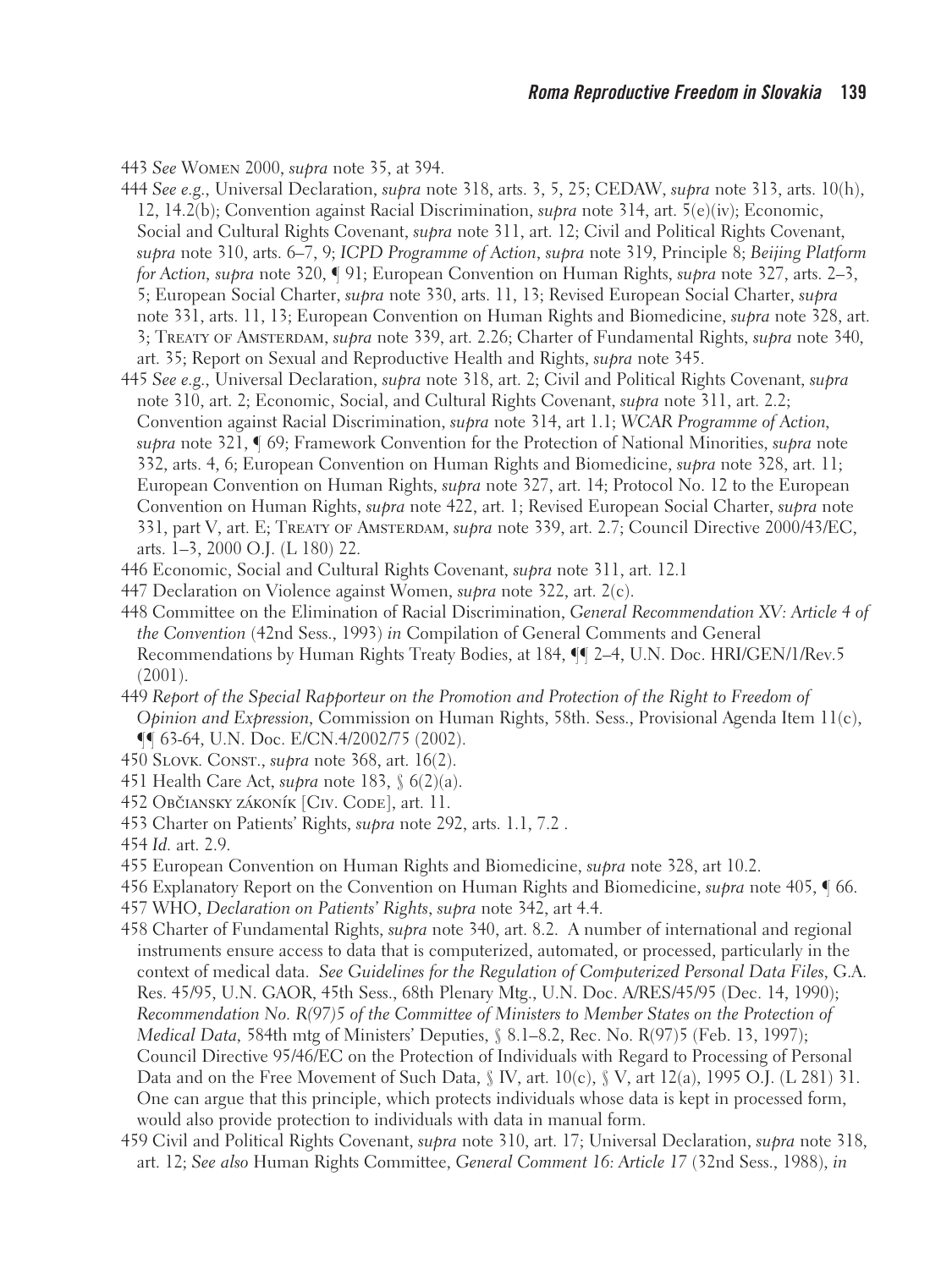443 *See* Women 2000, *supra* note 35, at 394.

444 *See e.g.*, Universal Declaration, *supra* note 318, arts. 3, 5, 25; CEDAW, *supra* note 313, arts. 10(h), 12, 14.2(b); Convention against Racial Discrimination, *supra* note 314, art. 5(e)(iv); Economic, Social and Cultural Rights Covenant, *supra* note 311, art. 12; Civil and Political Rights Covenant, *supra* note 310, arts. 6–7, 9; *ICPD Programme of Action*, *supra* note 319, Principle 8; *Beijing Platform for Action*, *supra* note 320, ¶ 91; European Convention on Human Rights, *supra* note 327, arts. 2–3, 5; European Social Charter, *supra* note 330, arts. 11, 13; Revised European Social Charter, *supra* note 331, arts. 11, 13; European Convention on Human Rights and Biomedicine, *supra* note 328, art. 3; Treaty of Amsterdam, *supra* note 339, art. 2.26; Charter of Fundamental Rights, *supra* note 340, art. 35; Report on Sexual and Reproductive Health and Rights, *supra* note 345.

445 *See e.g.*, Universal Declaration, *supra* note 318, art. 2; Civil and Political Rights Covenant, *supra* note 310, art. 2; Economic, Social, and Cultural Rights Covenant, *supra* note 311, art. 2.2; Convention against Racial Discrimination, *supra* note 314, art 1.1; *WCAR Programme of Action*, *supra* note 321, ¶ 69; Framework Convention for the Protection of National Minorities, *supra* note 332, arts. 4, 6; European Convention on Human Rights and Biomedicine, *supra* note 328, art. 11; European Convention on Human Rights, *supra* note 327, art. 14; Protocol No. 12 to the European Convention on Human Rights, *supra* note 422, art. 1; Revised European Social Charter, *supra* note 331, part V, art. E; Treaty of Amsterdam, *supra* note 339, art. 2.7; Council Directive 2000/43/EC, arts. 1–3, 2000 O.J. (L 180) 22.

446 Economic, Social and Cultural Rights Covenant, *supra* note 311, art. 12.1

447 Declaration on Violence against Women, *supra* note 322, art. 2(c).

448 Committee on the Elimination of Racial Discrimination, *General Recommendation XV: Article 4 of the Convention* (42nd Sess., 1993) *in* Compilation of General Comments and General Recommendations by Human Rights Treaty Bodies, at 184, ¶¶ 2–4, U.N. Doc. HRI/GEN/1/Rev.5 (2001).

449 *Report of the Special Rapporteur on the Promotion and Protection of the Right to Freedom of Opinion and Expression*, Commission on Human Rights, 58th. Sess., Provisional Agenda Item 11(c), ¶¶ 63-64, U.N. Doc. E/CN.4/2002/75 (2002).

450 Slovk. Const., *supra* note 368, art. 16(2).

451 Health Care Act, *supra* note 183, § 6(2)(a).

452 Občiansky zákoník [Civ. Code], art. 11.

453 Charter on Patients' Rights, *supra* note 292, arts. 1.1, 7.2 .

454 *Id.* art. 2.9.

455 European Convention on Human Rights and Biomedicine, *supra* note 328, art 10.2.

456 Explanatory Report on the Convention on Human Rights and Biomedicine, *supra* note 405, ¶ 66.

457 WHO, *Declaration on Patients' Rights*, *supra* note 342, art 4.4.

458 Charter of Fundamental Rights, *supra* note 340, art. 8.2. A number of international and regional instruments ensure access to data that is computerized, automated, or processed, particularly in the context of medical data. *See Guidelines for the Regulation of Computerized Personal Data Files*, G.A. Res. 45/95, U.N. GAOR, 45th Sess., 68th Plenary Mtg., U.N. Doc. A/RES/45/95 (Dec. 14, 1990); *Recommendation No. R(97)5 of the Committee of Ministers to Member States on the Protection of Medical Data*, 584th mtg of Ministers' Deputies, § 8.1–8.2, Rec. No. R(97)5 (Feb. 13, 1997); Council Directive 95/46/EC on the Protection of Individuals with Regard to Processing of Personal Data and on the Free Movement of Such Data, § IV, art. 10(c), § V, art 12(a), 1995 O.J. (L 281) 31. One can argue that this principle, which protects individuals whose data is kept in processed form, would also provide protection to individuals with data in manual form.

459 Civil and Political Rights Covenant, *supra* note 310, art. 17; Universal Declaration, *supra* note 318, art. 12; *See also* Human Rights Committee, *General Comment 16: Article 17* (32nd Sess., 1988), *in*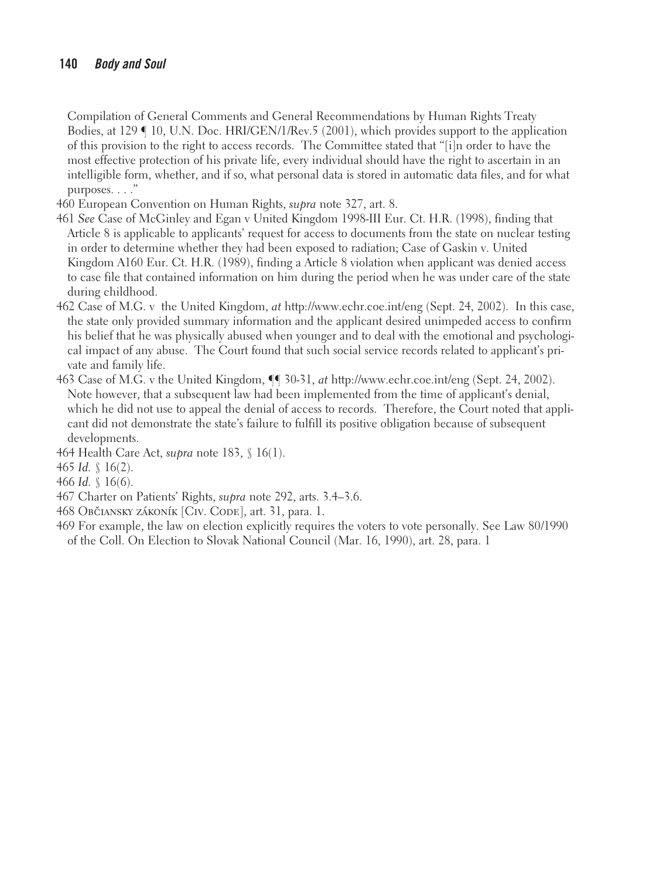Compilation of General Comments and General Recommendations by Human Rights Treaty Bodies, at 129 ¶ 10, U.N. Doc. HRI/GEN/1/Rev.5 (2001), which provides support to the application of this provision to the right to access records. The Committee stated that "[i]n order to have the most effective protection of his private life, every individual should have the right to ascertain in an intelligible form, whether, and if so, what personal data is stored in automatic data files, and for what purposes. . . ."

460 European Convention on Human Rights, *supra* note 327, art. 8.

461 *See* Case of McGinley and Egan v United Kingdom 1998-III Eur. Ct. H.R. (1998), finding that Article 8 is applicable to applicants' request for access to documents from the state on nuclear testing in order to determine whether they had been exposed to radiation; Case of Gaskin v. United Kingdom A160 Eur. Ct. H.R. (1989), finding a Article 8 violation when applicant was denied access to case file that contained information on him during the period when he was under care of the state during childhood.

462 Case of M.G. v the United Kingdom, *at* http://www.echr.coe.int/eng (Sept. 24, 2002). In this case, the state only provided summary information and the applicant desired unimpeded access to confirm his belief that he was physically abused when younger and to deal with the emotional and psychological impact of any abuse. The Court found that such social service records related to applicant's private and family life.

463 Case of M.G. v the United Kingdom, ¶¶ 30-31, *at* http://www.echr.coe.int/eng (Sept. 24, 2002). Note however, that a subsequent law had been implemented from the time of applicant's denial, which he did not use to appeal the denial of access to records. Therefore, the Court noted that applicant did not demonstrate the state's failure to fulfill its positive obligation because of subsequent developments.

464 Health Care Act, *supra* note 183, § 16(1).

465 *Id.* § 16(2).

466 *Id.* § 16(6).

467 Charter on Patients' Rights, *supra* note 292, arts. 3.4–3.6.

468 Občiansky zákoník [Civ. Code], art. 31, para. 1.

469 For example, the law on election explicitly requires the voters to vote personally. See Law 80/1990 of the Coll. On Election to Slovak National Council (Mar. 16, 1990), art. 28, para. 1